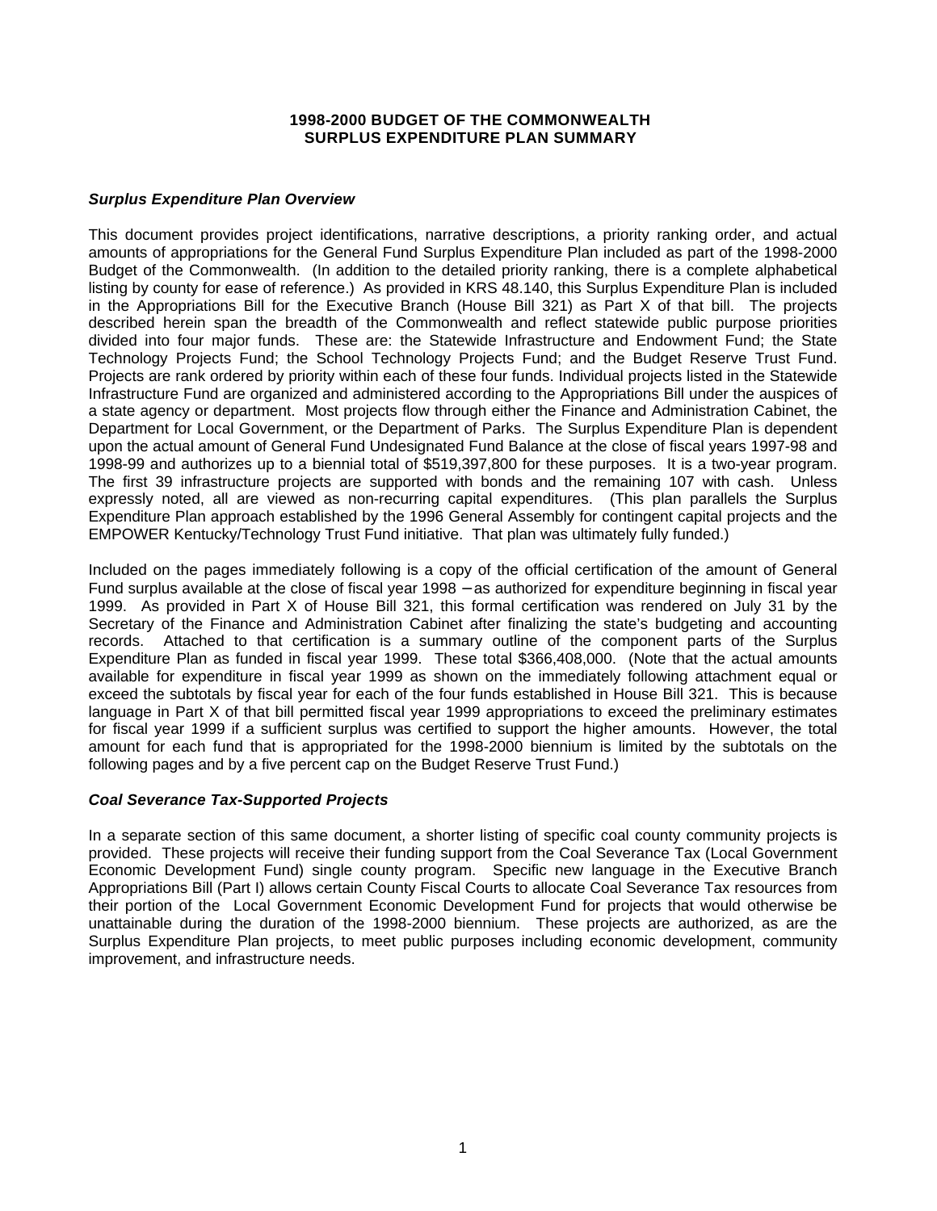# 1998-2000 BUDGET OF THE COMMONWEALTH
# SURPLUS EXPENDITURE PLAN SUMMARY

### *Surplus Expenditure Plan Overview*

This document provides project identifications, narrative descriptions, a priority ranking order, and actual amounts of appropriations for the General Fund Surplus Expenditure Plan included as part of the 1998-2000 Budget of the Commonwealth. (In addition to the detailed priority ranking, there is a complete alphabetical listing by county for ease of reference.) As provided in KRS 48.140, this Surplus Expenditure Plan is included in the Appropriations Bill for the Executive Branch (House Bill 321) as Part X of that bill. The projects described herein span the breadth of the Commonwealth and reflect statewide public purpose priorities divided into four major funds. These are: the Statewide Infrastructure and Endowment Fund; the State Technology Projects Fund; the School Technology Projects Fund; and the Budget Reserve Trust Fund. Projects are rank ordered by priority within each of these four funds. Individual projects listed in the Statewide Infrastructure Fund are organized and administered according to the Appropriations Bill under the auspices of a state agency or department. Most projects flow through either the Finance and Administration Cabinet, the Department for Local Government, or the Department of Parks. The Surplus Expenditure Plan is dependent upon the actual amount of General Fund Undesignated Fund Balance at the close of fiscal years 1997-98 and 1998-99 and authorizes up to a biennial total of $519,397,800 for these purposes. It is a two-year program. The first 39 infrastructure projects are supported with bonds and the remaining 107 with cash. Unless expressly noted, all are viewed as non-recurring capital expenditures. (This plan parallels the Surplus Expenditure Plan approach established by the 1996 General Assembly for contingent capital projects and the EMPOWER Kentucky/Technology Trust Fund initiative. That plan was ultimately fully funded.)

Included on the pages immediately following is a copy of the official certification of the amount of General Fund surplus available at the close of fiscal year 1998 – as authorized for expenditure beginning in fiscal year 1999. As provided in Part X of House Bill 321, this formal certification was rendered on July 31 by the Secretary of the Finance and Administration Cabinet after finalizing the state's budgeting and accounting records. Attached to that certification is a summary outline of the component parts of the Surplus Expenditure Plan as funded in fiscal year 1999. These total $366,408,000. (Note that the actual amounts available for expenditure in fiscal year 1999 as shown on the immediately following attachment equal or exceed the subtotals by fiscal year for each of the four funds established in House Bill 321. This is because language in Part X of that bill permitted fiscal year 1999 appropriations to exceed the preliminary estimates for fiscal year 1999 if a sufficient surplus was certified to support the higher amounts. However, the total amount for each fund that is appropriated for the 1998-2000 biennium is limited by the subtotals on the following pages and by a five percent cap on the Budget Reserve Trust Fund.)

### *Coal Severance Tax-Supported Projects*

In a separate section of this same document, a shorter listing of specific coal county community projects is provided. These projects will receive their funding support from the Coal Severance Tax (Local Government Economic Development Fund) single county program. Specific new language in the Executive Branch Appropriations Bill (Part I) allows certain County Fiscal Courts to allocate Coal Severance Tax resources from their portion of the Local Government Economic Development Fund for projects that would otherwise be unattainable during the duration of the 1998-2000 biennium. These projects are authorized, as are the Surplus Expenditure Plan projects, to meet public purposes including economic development, community improvement, and infrastructure needs.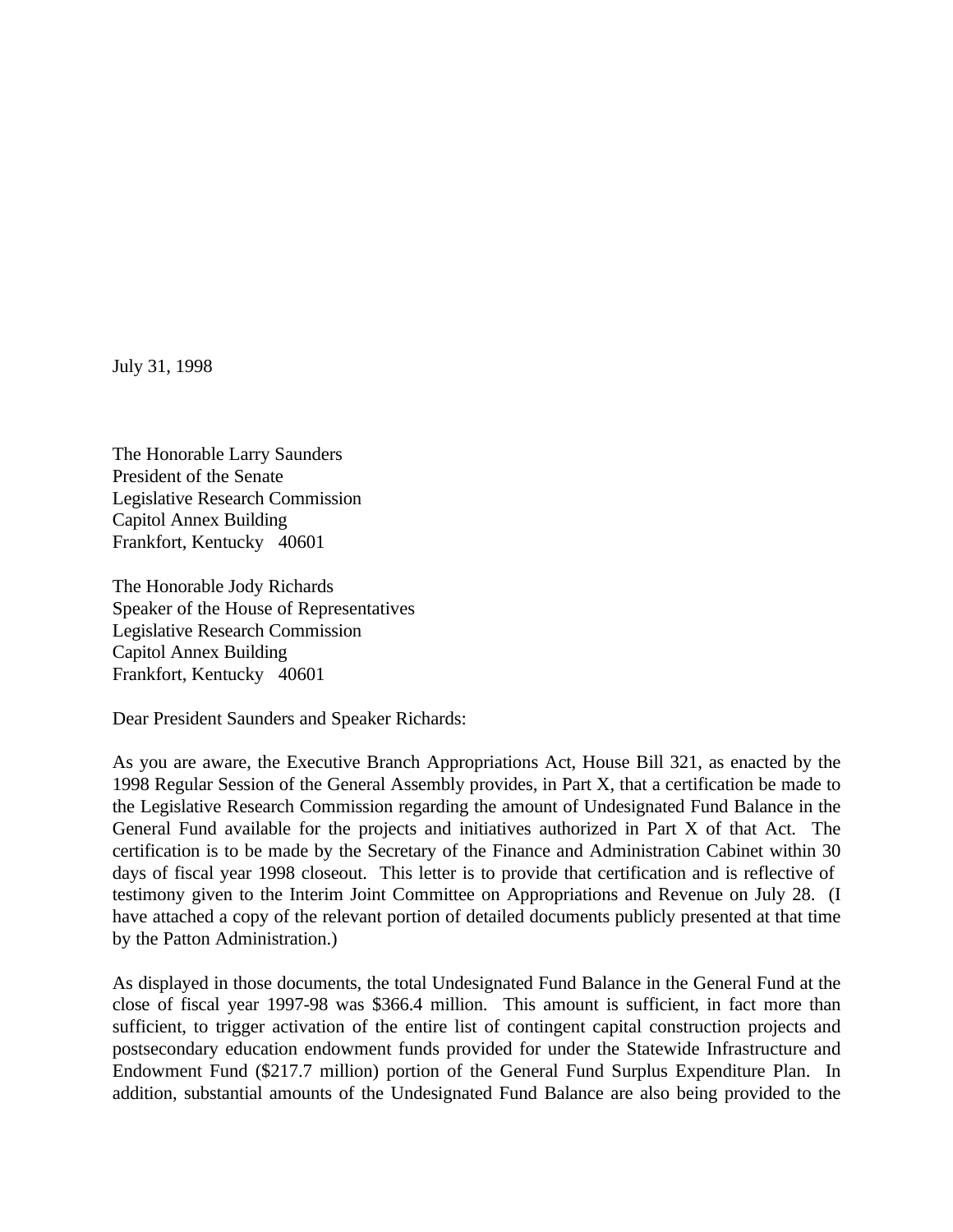July 31, 1998

The Honorable Larry Saunders
President of the Senate
Legislative Research Commission
Capitol Annex Building
Frankfort, Kentucky 40601

The Honorable Jody Richards
Speaker of the House of Representatives
Legislative Research Commission
Capitol Annex Building
Frankfort, Kentucky 40601

Dear President Saunders and Speaker Richards:

As you are aware, the Executive Branch Appropriations Act, House Bill 321, as enacted by the 1998 Regular Session of the General Assembly provides, in Part X, that a certification be made to the Legislative Research Commission regarding the amount of Undesignated Fund Balance in the General Fund available for the projects and initiatives authorized in Part X of that Act. The certification is to be made by the Secretary of the Finance and Administration Cabinet within 30 days of fiscal year 1998 closeout. This letter is to provide that certification and is reflective of testimony given to the Interim Joint Committee on Appropriations and Revenue on July 28. (I have attached a copy of the relevant portion of detailed documents publicly presented at that time by the Patton Administration.)

As displayed in those documents, the total Undesignated Fund Balance in the General Fund at the close of fiscal year 1997-98 was $366.4 million. This amount is sufficient, in fact more than sufficient, to trigger activation of the entire list of contingent capital construction projects and postsecondary education endowment funds provided for under the Statewide Infrastructure and Endowment Fund ($217.7 million) portion of the General Fund Surplus Expenditure Plan. In addition, substantial amounts of the Undesignated Fund Balance are also being provided to the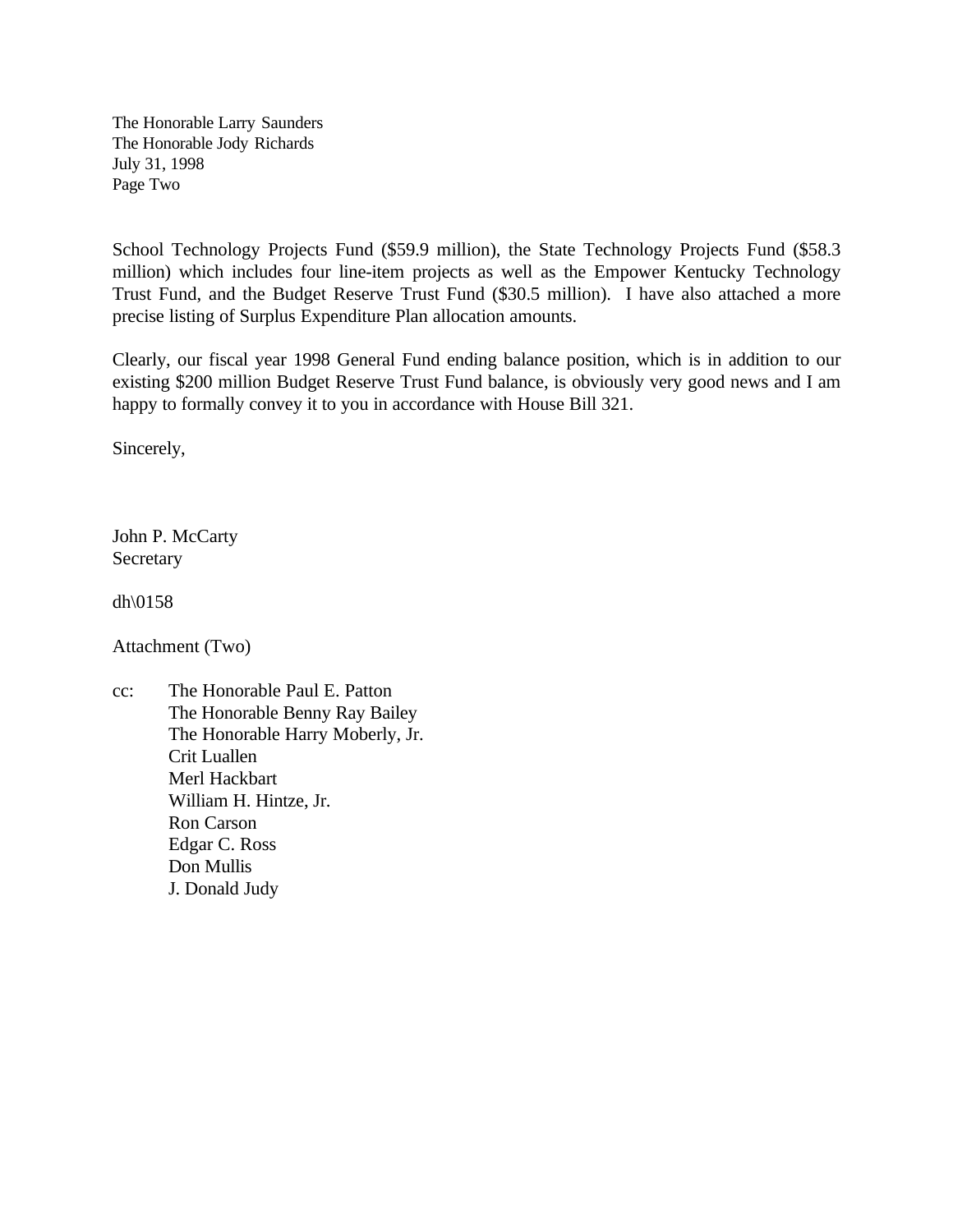The Honorable Larry Saunders
The Honorable Jody Richards
July 31, 1998
Page Two

School Technology Projects Fund ($59.9 million), the State Technology Projects Fund ($58.3 million) which includes four line-item projects as well as the Empower Kentucky Technology Trust Fund, and the Budget Reserve Trust Fund ($30.5 million). I have also attached a more precise listing of Surplus Expenditure Plan allocation amounts.

Clearly, our fiscal year 1998 General Fund ending balance position, which is in addition to our existing $200 million Budget Reserve Trust Fund balance, is obviously very good news and I am happy to formally convey it to you in accordance with House Bill 321.

Sincerely,

John P. McCarty
Secretary

dh\0158

Attachment (Two)

cc: The Honorable Paul E. Patton
The Honorable Benny Ray Bailey
The Honorable Harry Moberly, Jr.
Crit Luallen
Merl Hackbart
William H. Hintze, Jr.
Ron Carson
Edgar C. Ross
Don Mullis
J. Donald Judy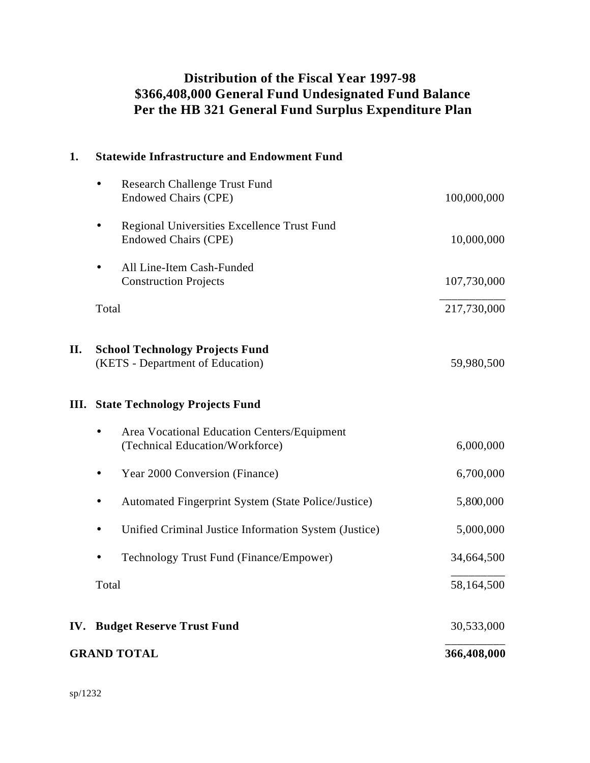# Distribution of the Fiscal Year 1997-98
# $366,408,000 General Fund Undesignated Fund Balance
# Per the HB 321 General Fund Surplus Expenditure Plan

| | | |
|---|---|---|
| **1.** | **Statewide Infrastructure and Endowment Fund** | |
| | • Research Challenge Trust Fund Endowed Chairs (CPE) | 100,000,000 |
| | • Regional Universities Excellence Trust Fund Endowed Chairs (CPE) | 10,000,000 |
| | • All Line-Item Cash-Funded Construction Projects | 107,730,000 |
| | Total | 217,730,000 |
| **II.** | **School Technology Projects Fund** (KETS - Department of Education) | 59,980,500 |
| **III.** | **State Technology Projects Fund** | |
| | • Area Vocational Education Centers/Equipment (Technical Education/Workforce) | 6,000,000 |
| | • Year 2000 Conversion (Finance) | 6,700,000 |
| | • Automated Fingerprint System (State Police/Justice) | 5,800,000 |
| | • Unified Criminal Justice Information System (Justice) | 5,000,000 |
| | • Technology Trust Fund (Finance/Empower) | 34,664,500 |
| | Total | 58,164,500 |
| **IV.** | **Budget Reserve Trust Fund** | 30,533,000 |
| **GRAND TOTAL** | | **366,408,000** |

sp/1232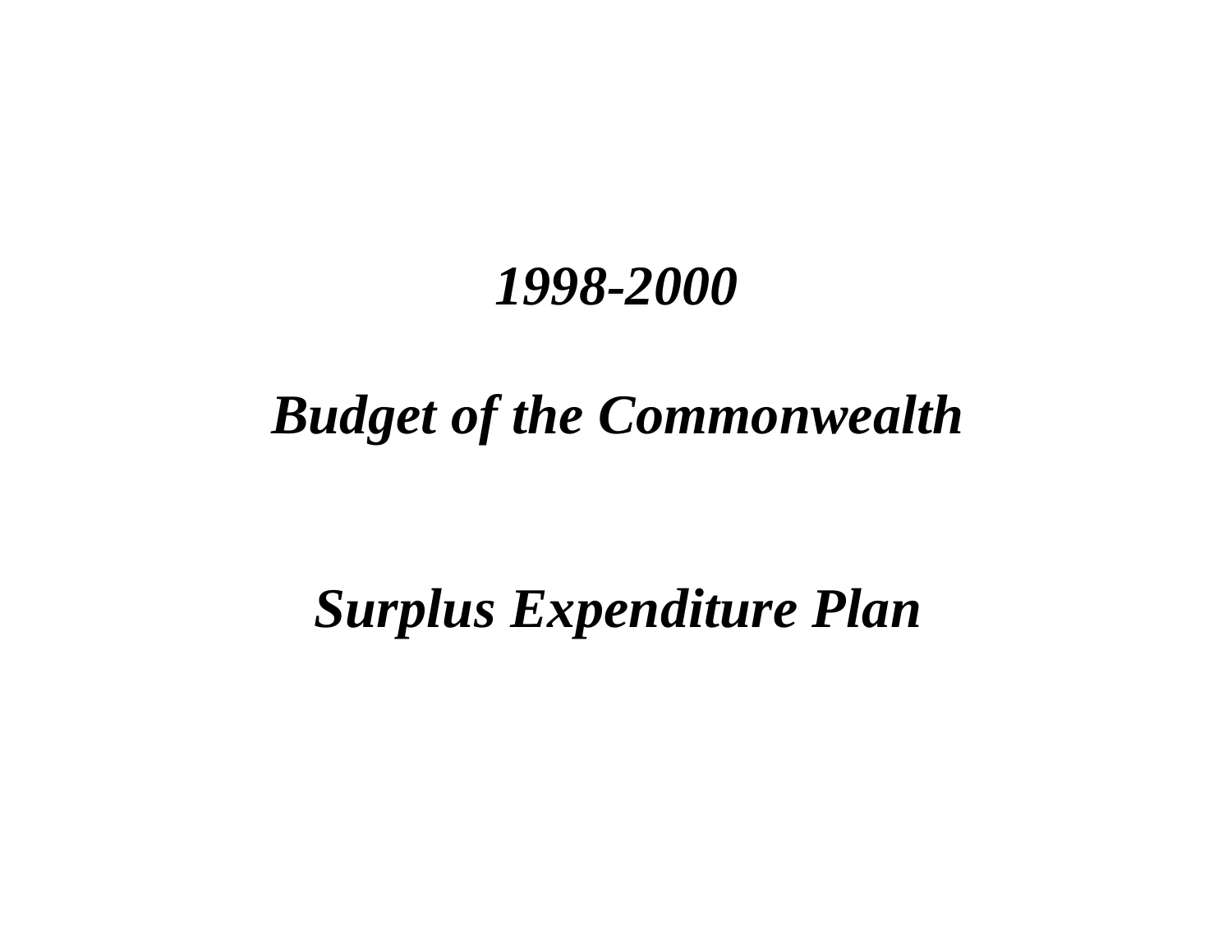# *1998-2000*

# *Budget of the Commonwealth*

# *Surplus Expenditure Plan*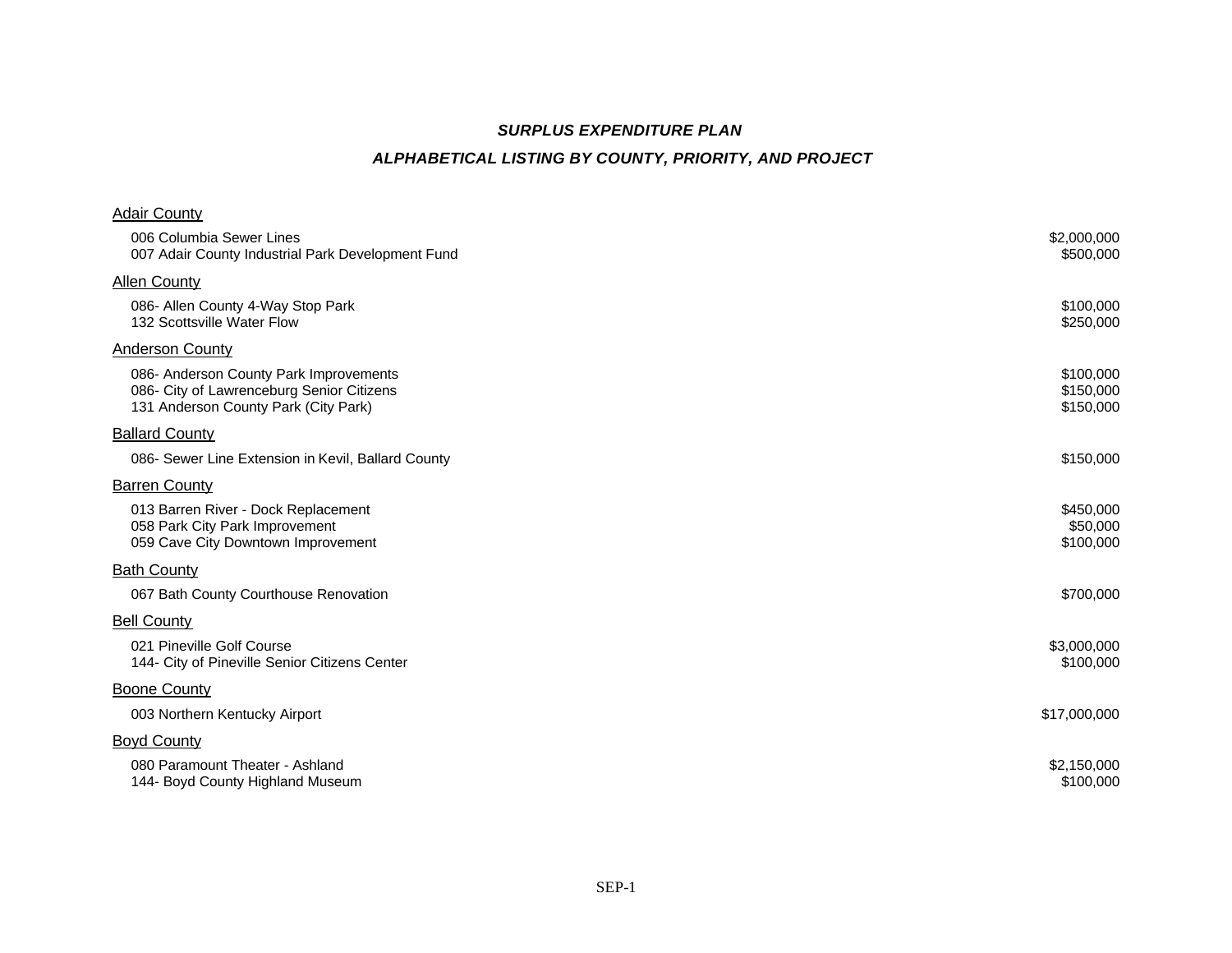## *SURPLUS EXPENDITURE PLAN*

## *ALPHABETICAL LISTING BY COUNTY, PRIORITY, AND PROJECT*

### Adair County

| | |
|---|---|
| 006 Columbia Sewer Lines | $2,000,000 |
| 007 Adair County Industrial Park Development Fund | $500,000 |

### Allen County

| | |
|---|---|
| 086- Allen County 4-Way Stop Park | $100,000 |
| 132 Scottsville Water Flow | $250,000 |

### Anderson County

| | |
|---|---|
| 086- Anderson County Park Improvements | $100,000 |
| 086- City of Lawrenceburg Senior Citizens | $150,000 |
| 131 Anderson County Park (City Park) | $150,000 |

### Ballard County

| | |
|---|---|
| 086- Sewer Line Extension in Kevil, Ballard County | $150,000 |

### Barren County

| | |
|---|---|
| 013 Barren River - Dock Replacement | $450,000 |
| 058 Park City Park Improvement | $50,000 |
| 059 Cave City Downtown Improvement | $100,000 |

### Bath County

| | |
|---|---|
| 067 Bath County Courthouse Renovation | $700,000 |

### Bell County

| | |
|---|---|
| 021 Pineville Golf Course | $3,000,000 |
| 144- City of Pineville Senior Citizens Center | $100,000 |

### Boone County

| | |
|---|---|
| 003 Northern Kentucky Airport | $17,000,000 |

### Boyd County

| | |
|---|---|
| 080 Paramount Theater - Ashland | $2,150,000 |
| 144- Boyd County Highland Museum | $100,000 |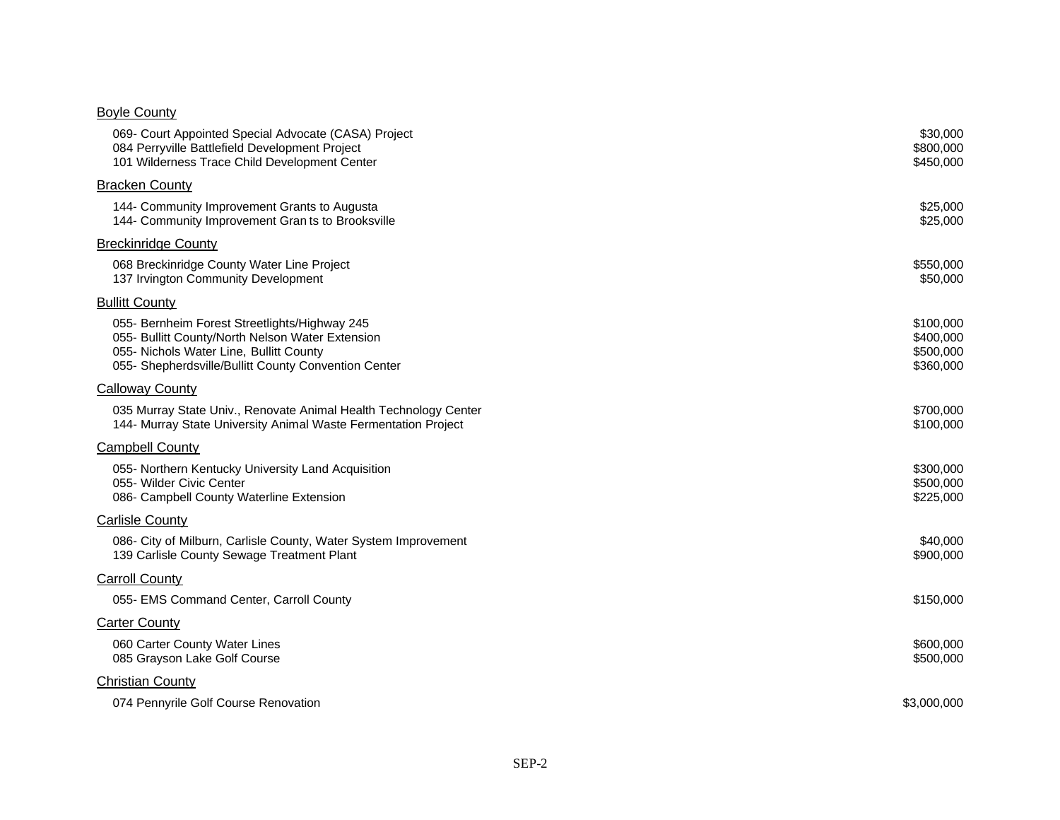Boyle County

| | |
|---|---|
| 069- Court Appointed Special Advocate (CASA) Project | $30,000 |
| 084 Perryville Battlefield Development Project | $800,000 |
| 101 Wilderness Trace Child Development Center | $450,000 |

Bracken County

| | |
|---|---|
| 144- Community Improvement Grants to Augusta | $25,000 |
| 144- Community Improvement Gran ts to Brooksville | $25,000 |

Breckinridge County

| | |
|---|---|
| 068 Breckinridge County Water Line Project | $550,000 |
| 137 Irvington Community Development | $50,000 |

Bullitt County

| | |
|---|---|
| 055- Bernheim Forest Streetlights/Highway 245 | $100,000 |
| 055- Bullitt County/North Nelson Water Extension | $400,000 |
| 055- Nichols Water Line, Bullitt County | $500,000 |
| 055- Shepherdsville/Bullitt County Convention Center | $360,000 |

Calloway County

| | |
|---|---|
| 035 Murray State Univ., Renovate Animal Health Technology Center | $700,000 |
| 144- Murray State University Animal Waste Fermentation Project | $100,000 |

Campbell County

| | |
|---|---|
| 055- Northern Kentucky University Land Acquisition | $300,000 |
| 055- Wilder Civic Center | $500,000 |
| 086- Campbell County Waterline Extension | $225,000 |

Carlisle County

| | |
|---|---|
| 086- City of Milburn, Carlisle County, Water System Improvement | $40,000 |
| 139 Carlisle County Sewage Treatment Plant | $900,000 |

Carroll County

| | |
|---|---|
| 055- EMS Command Center, Carroll County | $150,000 |

Carter County

| | |
|---|---|
| 060 Carter County Water Lines | $600,000 |
| 085 Grayson Lake Golf Course | $500,000 |

Christian County

| | |
|---|---|
| 074 Pennyrile Golf Course Renovation | $3,000,000 |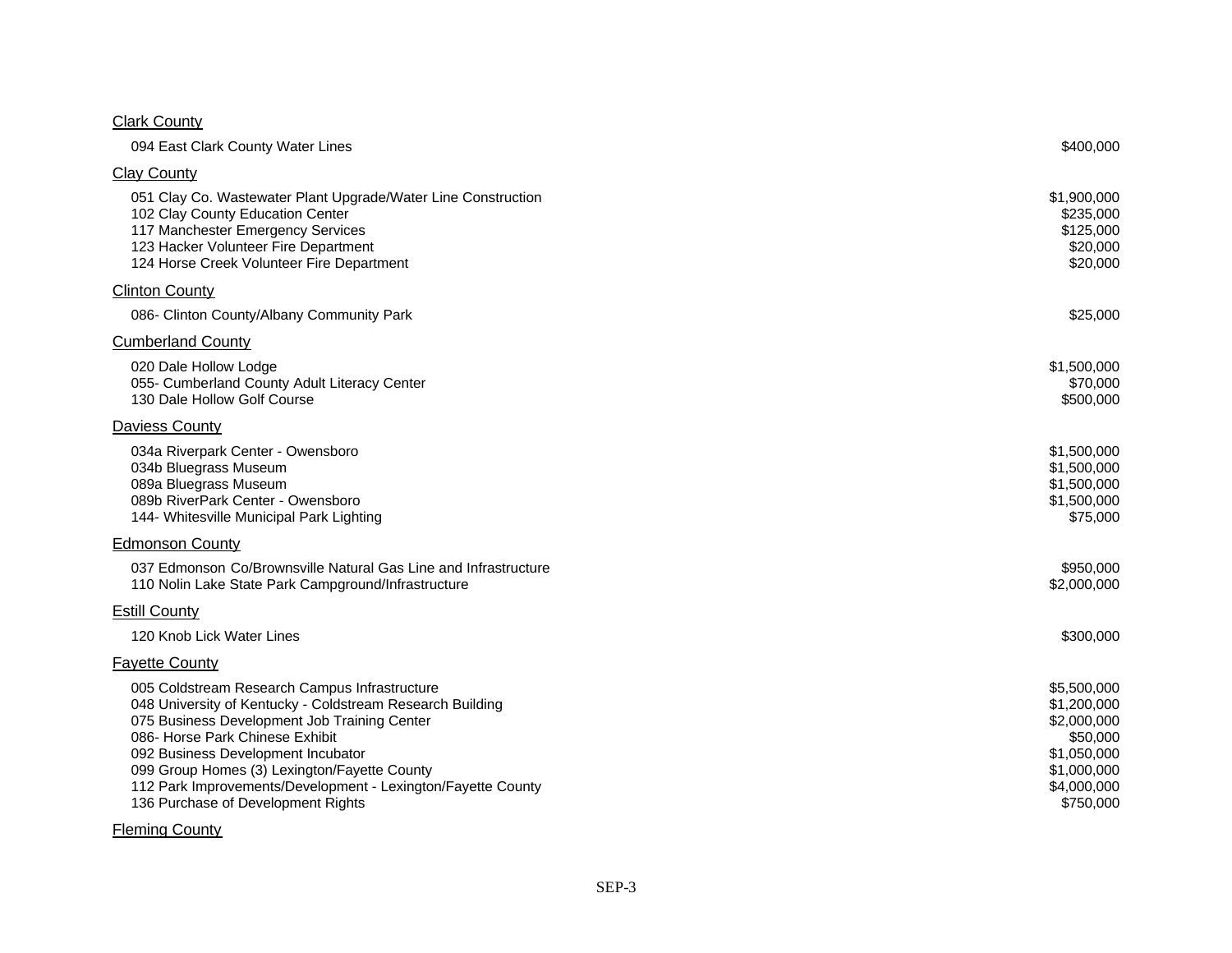Clark County

| | |
|---|---|
| 094 East Clark County Water Lines | $400,000 |

Clay County

| | |
|---|---|
| 051 Clay Co. Wastewater Plant Upgrade/Water Line Construction | $1,900,000 |
| 102 Clay County Education Center | $235,000 |
| 117 Manchester Emergency Services | $125,000 |
| 123 Hacker Volunteer Fire Department | $20,000 |
| 124 Horse Creek Volunteer Fire Department | $20,000 |

Clinton County

| | |
|---|---|
| 086- Clinton County/Albany Community Park | $25,000 |

Cumberland County

| | |
|---|---|
| 020 Dale Hollow Lodge | $1,500,000 |
| 055- Cumberland County Adult Literacy Center | $70,000 |
| 130 Dale Hollow Golf Course | $500,000 |

Daviess County

| | |
|---|---|
| 034a Riverpark Center - Owensboro | $1,500,000 |
| 034b Bluegrass Museum | $1,500,000 |
| 089a Bluegrass Museum | $1,500,000 |
| 089b RiverPark Center - Owensboro | $1,500,000 |
| 144- Whitesville Municipal Park Lighting | $75,000 |

Edmonson County

| | |
|---|---|
| 037 Edmonson Co/Brownsville Natural Gas Line and Infrastructure | $950,000 |
| 110 Nolin Lake State Park Campground/Infrastructure | $2,000,000 |

Estill County

| | |
|---|---|
| 120 Knob Lick Water Lines | $300,000 |

Fayette County

| | |
|---|---|
| 005 Coldstream Research Campus Infrastructure | $5,500,000 |
| 048 University of Kentucky - Coldstream Research Building | $1,200,000 |
| 075 Business Development Job Training Center | $2,000,000 |
| 086- Horse Park Chinese Exhibit | $50,000 |
| 092 Business Development Incubator | $1,050,000 |
| 099 Group Homes (3) Lexington/Fayette County | $1,000,000 |
| 112 Park Improvements/Development - Lexington/Fayette County | $4,000,000 |
| 136 Purchase of Development Rights | $750,000 |

Fleming County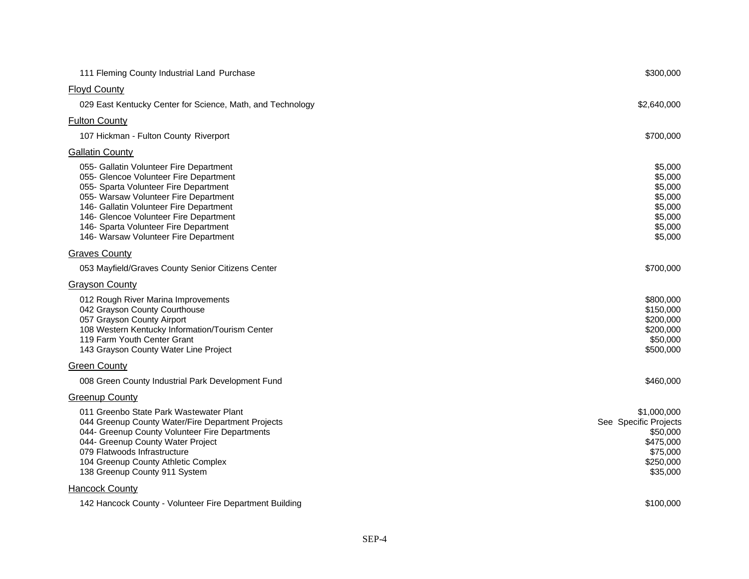| | |
|---|---|
| 111 Fleming County Industrial Land Purchase | $300,000 |
| **Floyd County** | |
| 029 East Kentucky Center for Science, Math, and Technology | $2,640,000 |
| **Fulton County** | |
| 107 Hickman - Fulton County Riverport | $700,000 |
| **Gallatin County** | |
| 055- Gallatin Volunteer Fire Department | $5,000 |
| 055- Glencoe Volunteer Fire Department | $5,000 |
| 055- Sparta Volunteer Fire Department | $5,000 |
| 055- Warsaw Volunteer Fire Department | $5,000 |
| 146- Gallatin Volunteer Fire Department | $5,000 |
| 146- Glencoe Volunteer Fire Department | $5,000 |
| 146- Sparta Volunteer Fire Department | $5,000 |
| 146- Warsaw Volunteer Fire Department | $5,000 |
| **Graves County** | |
| 053 Mayfield/Graves County Senior Citizens Center | $700,000 |
| **Grayson County** | |
| 012 Rough River Marina Improvements | $800,000 |
| 042 Grayson County Courthouse | $150,000 |
| 057 Grayson County Airport | $200,000 |
| 108 Western Kentucky Information/Tourism Center | $200,000 |
| 119 Farm Youth Center Grant | $50,000 |
| 143 Grayson County Water Line Project | $500,000 |
| **Green County** | |
| 008 Green County Industrial Park Development Fund | $460,000 |
| **Greenup County** | |
| 011 Greenbo State Park Wastewater Plant | $1,000,000 |
| 044 Greenup County Water/Fire Department Projects | See Specific Projects |
| 044- Greenup County Volunteer Fire Departments | $50,000 |
| 044- Greenup County Water Project | $475,000 |
| 079 Flatwoods Infrastructure | $75,000 |
| 104 Greenup County Athletic Complex | $250,000 |
| 138 Greenup County 911 System | $35,000 |
| **Hancock County** | |
| 142 Hancock County - Volunteer Fire Department Building | $100,000 |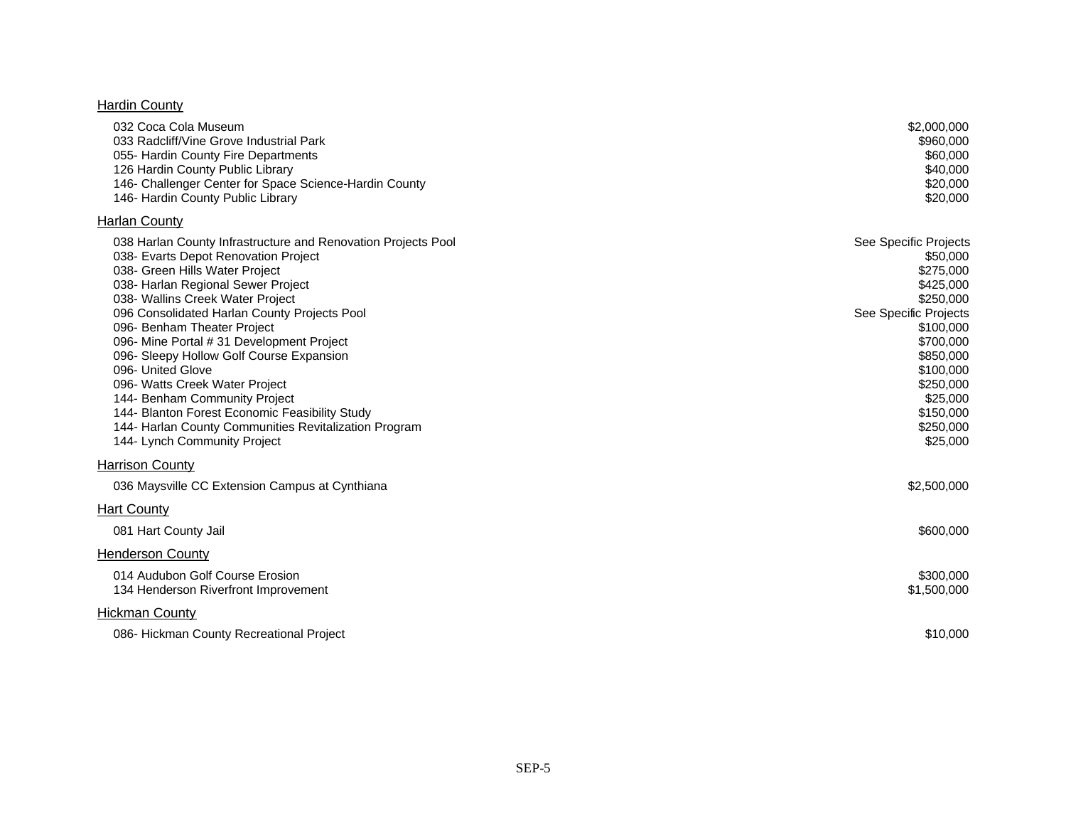Hardin County

| | |
|---|---|
| 032 Coca Cola Museum | $2,000,000 |
| 033 Radcliff/Vine Grove Industrial Park | $960,000 |
| 055- Hardin County Fire Departments | $60,000 |
| 126 Hardin County Public Library | $40,000 |
| 146- Challenger Center for Space Science-Hardin County | $20,000 |
| 146- Hardin County Public Library | $20,000 |

Harlan County

| | |
|---|---|
| 038 Harlan County Infrastructure and Renovation Projects Pool | See Specific Projects |
| 038- Evarts Depot Renovation Project | $50,000 |
| 038- Green Hills Water Project | $275,000 |
| 038- Harlan Regional Sewer Project | $425,000 |
| 038- Wallins Creek Water Project | $250,000 |
| 096 Consolidated Harlan County Projects Pool | See Specific Projects |
| 096- Benham Theater Project | $100,000 |
| 096- Mine Portal # 31 Development Project | $700,000 |
| 096- Sleepy Hollow Golf Course Expansion | $850,000 |
| 096- United Glove | $100,000 |
| 096- Watts Creek Water Project | $250,000 |
| 144- Benham Community Project | $25,000 |
| 144- Blanton Forest Economic Feasibility Study | $150,000 |
| 144- Harlan County Communities Revitalization Program | $250,000 |
| 144- Lynch Community Project | $25,000 |

Harrison County

| | |
|---|---|
| 036 Maysville CC Extension Campus at Cynthiana | $2,500,000 |

Hart County

| | |
|---|---|
| 081 Hart County Jail | $600,000 |

Henderson County

| | |
|---|---|
| 014 Audubon Golf Course Erosion | $300,000 |
| 134 Henderson Riverfront Improvement | $1,500,000 |

Hickman County

| | |
|---|---|
| 086- Hickman County Recreational Project | $10,000 |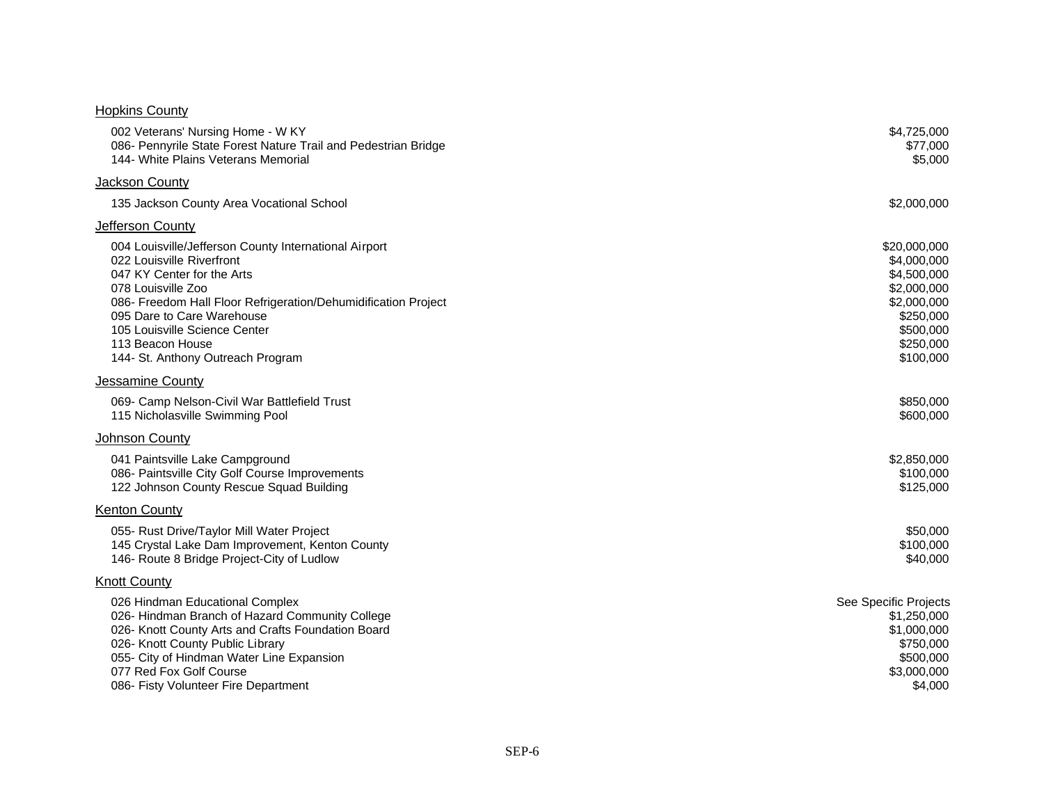<u>Hopkins County</u>

| | |
|---|---|
| 002 Veterans' Nursing Home - W KY | $4,725,000 |
| 086- Pennyrile State Forest Nature Trail and Pedestrian Bridge | $77,000 |
| 144- White Plains Veterans Memorial | $5,000 |

<u>Jackson County</u>

| | |
|---|---|
| 135 Jackson County Area Vocational School | $2,000,000 |

<u>Jefferson County</u>

| | |
|---|---|
| 004 Louisville/Jefferson County International Airport | $20,000,000 |
| 022 Louisville Riverfront | $4,000,000 |
| 047 KY Center for the Arts | $4,500,000 |
| 078 Louisville Zoo | $2,000,000 |
| 086- Freedom Hall Floor Refrigeration/Dehumidification Project | $2,000,000 |
| 095 Dare to Care Warehouse | $250,000 |
| 105 Louisville Science Center | $500,000 |
| 113 Beacon House | $250,000 |
| 144- St. Anthony Outreach Program | $100,000 |

<u>Jessamine County</u>

| | |
|---|---|
| 069- Camp Nelson-Civil War Battlefield Trust | $850,000 |
| 115 Nicholasville Swimming Pool | $600,000 |

<u>Johnson County</u>

| | |
|---|---|
| 041 Paintsville Lake Campground | $2,850,000 |
| 086- Paintsville City Golf Course Improvements | $100,000 |
| 122 Johnson County Rescue Squad Building | $125,000 |

<u>Kenton County</u>

| | |
|---|---|
| 055- Rust Drive/Taylor Mill Water Project | $50,000 |
| 145 Crystal Lake Dam Improvement, Kenton County | $100,000 |
| 146- Route 8 Bridge Project-City of Ludlow | $40,000 |

<u>Knott County</u>

| | |
|---|---|
| 026 Hindman Educational Complex | See Specific Projects |
| 026- Hindman Branch of Hazard Community College | $1,250,000 |
| 026- Knott County Arts and Crafts Foundation Board | $1,000,000 |
| 026- Knott County Public Library | $750,000 |
| 055- City of Hindman Water Line Expansion | $500,000 |
| 077 Red Fox Golf Course | $3,000,000 |
| 086- Fisty Volunteer Fire Department | $4,000 |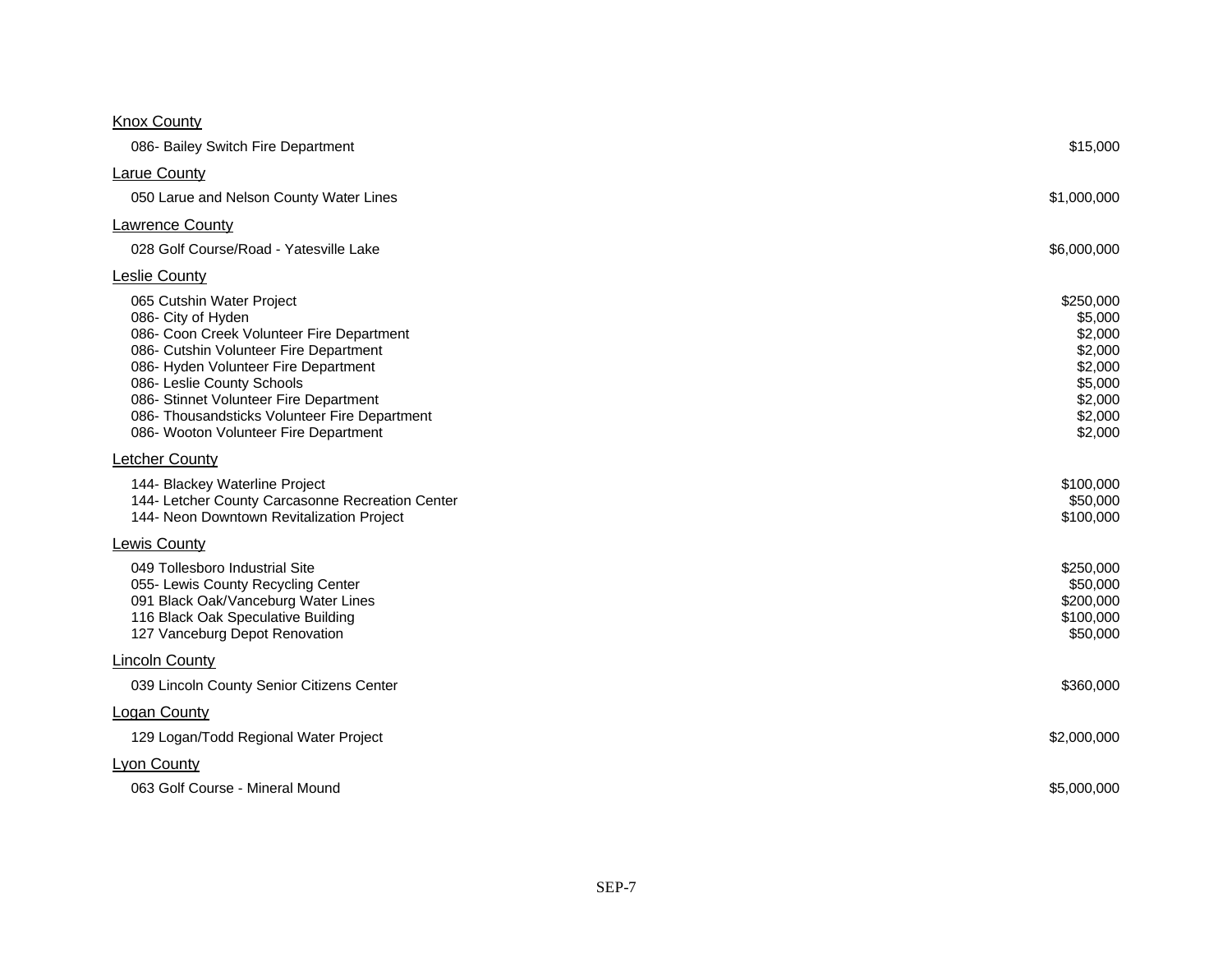Knox County

| | |
|---|---|
| 086- Bailey Switch Fire Department | $15,000 |

Larue County

| | |
|---|---|
| 050 Larue and Nelson County Water Lines | $1,000,000 |

Lawrence County

| | |
|---|---|
| 028 Golf Course/Road - Yatesville Lake | $6,000,000 |

Leslie County

| | |
|---|---|
| 065 Cutshin Water Project | $250,000 |
| 086- City of Hyden | $5,000 |
| 086- Coon Creek Volunteer Fire Department | $2,000 |
| 086- Cutshin Volunteer Fire Department | $2,000 |
| 086- Hyden Volunteer Fire Department | $2,000 |
| 086- Leslie County Schools | $5,000 |
| 086- Stinnet Volunteer Fire Department | $2,000 |
| 086- Thousandsticks Volunteer Fire Department | $2,000 |
| 086- Wooton Volunteer Fire Department | $2,000 |

Letcher County

| | |
|---|---|
| 144- Blackey Waterline Project | $100,000 |
| 144- Letcher County Carcasonne Recreation Center | $50,000 |
| 144- Neon Downtown Revitalization Project | $100,000 |

Lewis County

| | |
|---|---|
| 049 Tollesboro Industrial Site | $250,000 |
| 055- Lewis County Recycling Center | $50,000 |
| 091 Black Oak/Vanceburg Water Lines | $200,000 |
| 116 Black Oak Speculative Building | $100,000 |
| 127 Vanceburg Depot Renovation | $50,000 |

Lincoln County

| | |
|---|---|
| 039 Lincoln County Senior Citizens Center | $360,000 |

Logan County

| | |
|---|---|
| 129 Logan/Todd Regional Water Project | $2,000,000 |

Lyon County

| | |
|---|---|
| 063 Golf Course - Mineral Mound | $5,000,000 |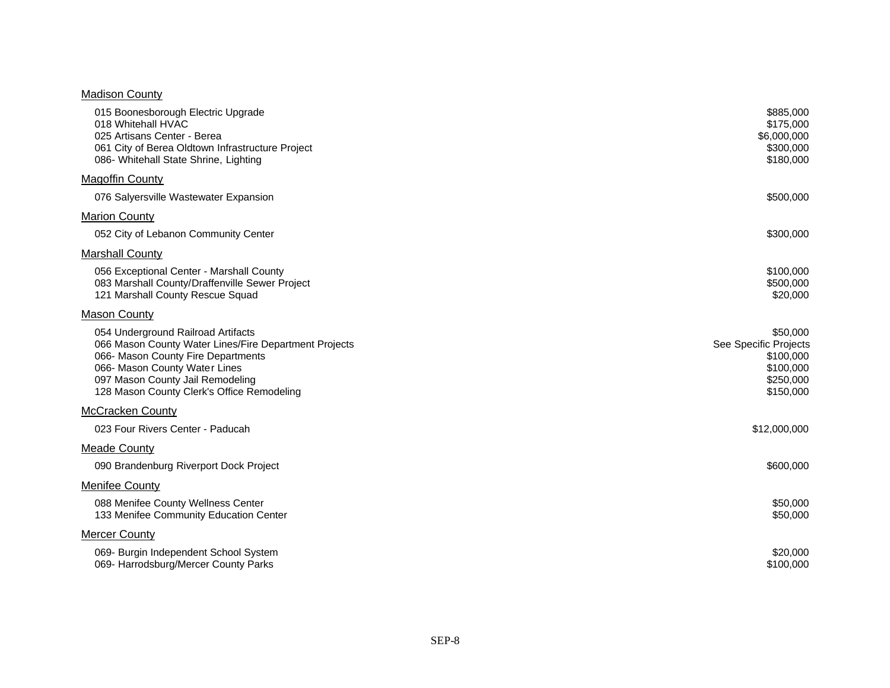Madison County

| | |
|---|---|
| 015 Boonesborough Electric Upgrade | $885,000 |
| 018 Whitehall HVAC | $175,000 |
| 025 Artisans Center - Berea | $6,000,000 |
| 061 City of Berea Oldtown Infrastructure Project | $300,000 |
| 086- Whitehall State Shrine, Lighting | $180,000 |

Magoffin County

| | |
|---|---|
| 076 Salyersville Wastewater Expansion | $500,000 |

Marion County

| | |
|---|---|
| 052 City of Lebanon Community Center | $300,000 |

Marshall County

| | |
|---|---|
| 056 Exceptional Center - Marshall County | $100,000 |
| 083 Marshall County/Draffenville Sewer Project | $500,000 |
| 121 Marshall County Rescue Squad | $20,000 |

Mason County

| | |
|---|---|
| 054 Underground Railroad Artifacts | $50,000 |
| 066 Mason County Water Lines/Fire Department Projects | See Specific Projects |
| 066- Mason County Fire Departments | $100,000 |
| 066- Mason County Water Lines | $100,000 |
| 097 Mason County Jail Remodeling | $250,000 |
| 128 Mason County Clerk's Office Remodeling | $150,000 |

McCracken County

| | |
|---|---|
| 023 Four Rivers Center - Paducah | $12,000,000 |

Meade County

| | |
|---|---|
| 090 Brandenburg Riverport Dock Project | $600,000 |

Menifee County

| | |
|---|---|
| 088 Menifee County Wellness Center | $50,000 |
| 133 Menifee Community Education Center | $50,000 |

Mercer County

| | |
|---|---|
| 069- Burgin Independent School System | $20,000 |
| 069- Harrodsburg/Mercer County Parks | $100,000 |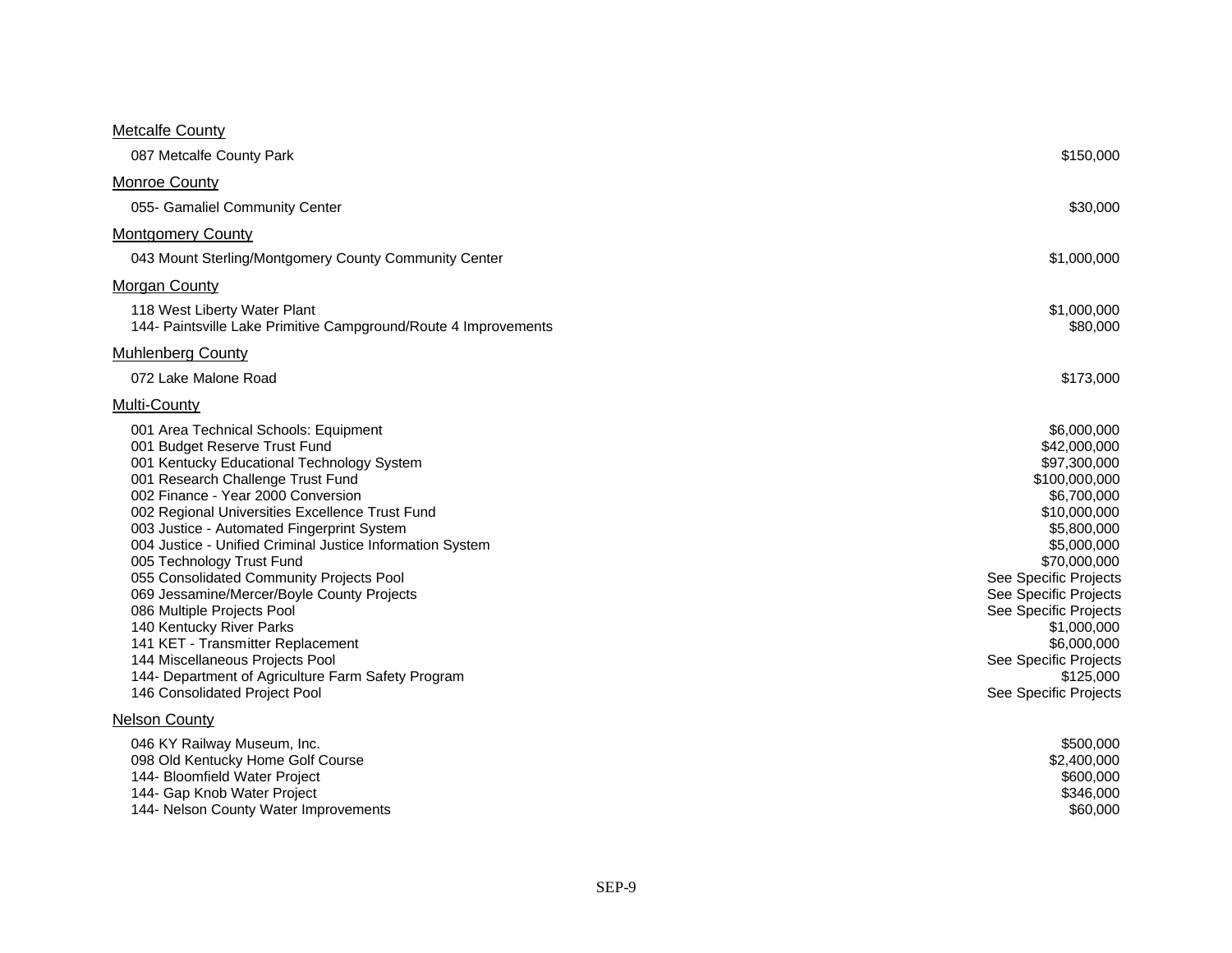<u>Metcalfe County</u>

| | |
|---|---|
| 087 Metcalfe County Park | $150,000 |

<u>Monroe County</u>

| | |
|---|---|
| 055- Gamaliel Community Center | $30,000 |

<u>Montgomery County</u>

| | |
|---|---|
| 043 Mount Sterling/Montgomery County Community Center | $1,000,000 |

<u>Morgan County</u>

| | |
|---|---|
| 118 West Liberty Water Plant | $1,000,000 |
| 144- Paintsville Lake Primitive Campground/Route 4 Improvements | $80,000 |

<u>Muhlenberg County</u>

| | |
|---|---|
| 072 Lake Malone Road | $173,000 |

<u>Multi-County</u>

| | |
|---|---|
| 001 Area Technical Schools: Equipment | $6,000,000 |
| 001 Budget Reserve Trust Fund | $42,000,000 |
| 001 Kentucky Educational Technology System | $97,300,000 |
| 001 Research Challenge Trust Fund | $100,000,000 |
| 002 Finance - Year 2000 Conversion | $6,700,000 |
| 002 Regional Universities Excellence Trust Fund | $10,000,000 |
| 003 Justice - Automated Fingerprint System | $5,800,000 |
| 004 Justice - Unified Criminal Justice Information System | $5,000,000 |
| 005 Technology Trust Fund | $70,000,000 |
| 055 Consolidated Community Projects Pool | See Specific Projects |
| 069 Jessamine/Mercer/Boyle County Projects | See Specific Projects |
| 086 Multiple Projects Pool | See Specific Projects |
| 140 Kentucky River Parks | $1,000,000 |
| 141 KET - Transmitter Replacement | $6,000,000 |
| 144 Miscellaneous Projects Pool | See Specific Projects |
| 144- Department of Agriculture Farm Safety Program | $125,000 |
| 146 Consolidated Project Pool | See Specific Projects |

<u>Nelson County</u>

| | |
|---|---|
| 046 KY Railway Museum, Inc. | $500,000 |
| 098 Old Kentucky Home Golf Course | $2,400,000 |
| 144- Bloomfield Water Project | $600,000 |
| 144- Gap Knob Water Project | $346,000 |
| 144- Nelson County Water Improvements | $60,000 |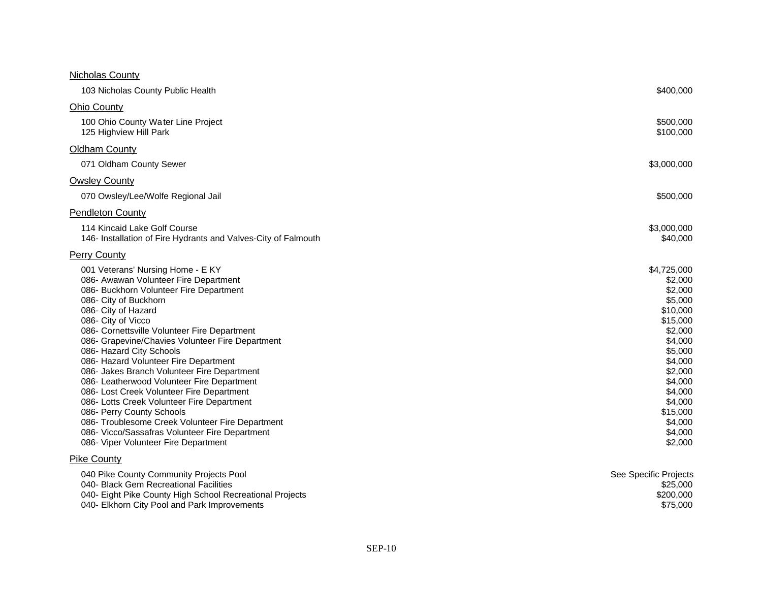Nicholas County

| | |
|---|---|
| 103 Nicholas County Public Health | $400,000 |

Ohio County

| | |
|---|---|
| 100 Ohio County Water Line Project | $500,000 |
| 125 Highview Hill Park | $100,000 |

Oldham County

| | |
|---|---|
| 071 Oldham County Sewer | $3,000,000 |

Owsley County

| | |
|---|---|
| 070 Owsley/Lee/Wolfe Regional Jail | $500,000 |

Pendleton County

| | |
|---|---|
| 114 Kincaid Lake Golf Course | $3,000,000 |
| 146- Installation of Fire Hydrants and Valves-City of Falmouth | $40,000 |

Perry County

| | |
|---|---|
| 001 Veterans' Nursing Home - E KY | $4,725,000 |
| 086- Awawan Volunteer Fire Department | $2,000 |
| 086- Buckhorn Volunteer Fire Department | $2,000 |
| 086- City of Buckhorn | $5,000 |
| 086- City of Hazard | $10,000 |
| 086- City of Vicco | $15,000 |
| 086- Cornettsville Volunteer Fire Department | $2,000 |
| 086- Grapevine/Chavies Volunteer Fire Department | $4,000 |
| 086- Hazard City Schools | $5,000 |
| 086- Hazard Volunteer Fire Department | $4,000 |
| 086- Jakes Branch Volunteer Fire Department | $2,000 |
| 086- Leatherwood Volunteer Fire Department | $4,000 |
| 086- Lost Creek Volunteer Fire Department | $4,000 |
| 086- Lotts Creek Volunteer Fire Department | $4,000 |
| 086- Perry County Schools | $15,000 |
| 086- Troublesome Creek Volunteer Fire Department | $4,000 |
| 086- Vicco/Sassafras Volunteer Fire Department | $4,000 |
| 086- Viper Volunteer Fire Department | $2,000 |

Pike County

| | |
|---|---|
| 040 Pike County Community Projects Pool | See Specific Projects |
| 040- Black Gem Recreational Facilities | $25,000 |
| 040- Eight Pike County High School Recreational Projects | $200,000 |
| 040- Elkhorn City Pool and Park Improvements | $75,000 |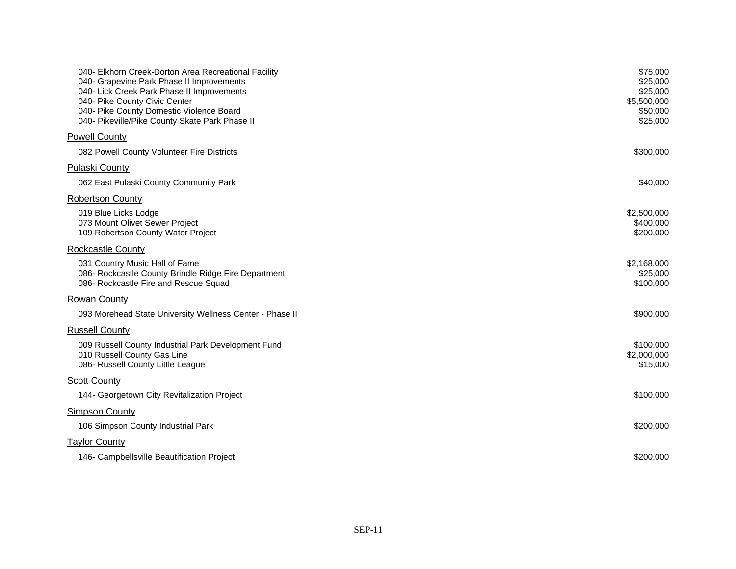| | |
|---|---|
| 040- Elkhorn Creek-Dorton Area Recreational Facility | $75,000 |
| 040- Grapevine Park Phase II Improvements | $25,000 |
| 040- Lick Creek Park Phase II Improvements | $25,000 |
| 040- Pike County Civic Center | $5,500,000 |
| 040- Pike County Domestic Violence Board | $50,000 |
| 040- Pikeville/Pike County Skate Park Phase II | $25,000 |

<u>Powell County</u>

| | |
|---|---|
| 082 Powell County Volunteer Fire Districts | $300,000 |

<u>Pulaski County</u>

| | |
|---|---|
| 062 East Pulaski County Community Park | $40,000 |

<u>Robertson County</u>

| | |
|---|---|
| 019 Blue Licks Lodge | $2,500,000 |
| 073 Mount Olivet Sewer Project | $400,000 |
| 109 Robertson County Water Project | $200,000 |

<u>Rockcastle County</u>

| | |
|---|---|
| 031 Country Music Hall of Fame | $2,168,000 |
| 086- Rockcastle County Brindle Ridge Fire Department | $25,000 |
| 086- Rockcastle Fire and Rescue Squad | $100,000 |

<u>Rowan County</u>

| | |
|---|---|
| 093 Morehead State University Wellness Center - Phase II | $900,000 |

<u>Russell County</u>

| | |
|---|---|
| 009 Russell County Industrial Park Development Fund | $100,000 |
| 010 Russell County Gas Line | $2,000,000 |
| 086- Russell County Little League | $15,000 |

<u>Scott County</u>

| | |
|---|---|
| 144- Georgetown City Revitalization Project | $100,000 |

<u>Simpson County</u>

| | |
|---|---|
| 106 Simpson County Industrial Park | $200,000 |

<u>Taylor County</u>

| | |
|---|---|
| 146- Campbellsville Beautification Project | $200,000 |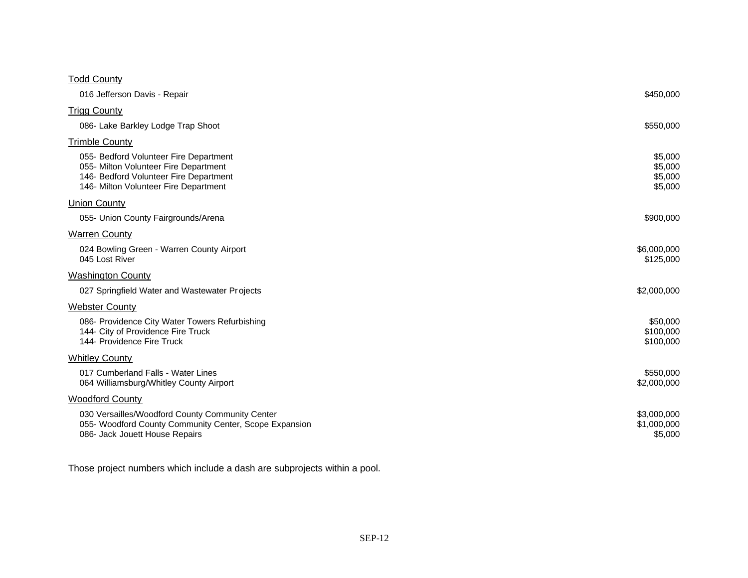Todd County

| | |
|---|---|
| 016 Jefferson Davis - Repair | $450,000 |

Trigg County

| | |
|---|---|
| 086- Lake Barkley Lodge Trap Shoot | $550,000 |

Trimble County

| | |
|---|---|
| 055- Bedford Volunteer Fire Department | $5,000 |
| 055- Milton Volunteer Fire Department | $5,000 |
| 146- Bedford Volunteer Fire Department | $5,000 |
| 146- Milton Volunteer Fire Department | $5,000 |

Union County

| | |
|---|---|
| 055- Union County Fairgrounds/Arena | $900,000 |

Warren County

| | |
|---|---|
| 024 Bowling Green - Warren County Airport | $6,000,000 |
| 045 Lost River | $125,000 |

Washington County

| | |
|---|---|
| 027 Springfield Water and Wastewater Projects | $2,000,000 |

Webster County

| | |
|---|---|
| 086- Providence City Water Towers Refurbishing | $50,000 |
| 144- City of Providence Fire Truck | $100,000 |
| 144- Providence Fire Truck | $100,000 |

Whitley County

| | |
|---|---|
| 017 Cumberland Falls - Water Lines | $550,000 |
| 064 Williamsburg/Whitley County Airport | $2,000,000 |

Woodford County

| | |
|---|---|
| 030 Versailles/Woodford County Community Center | $3,000,000 |
| 055- Woodford County Community Center, Scope Expansion | $1,000,000 |
| 086- Jack Jouett House Repairs | $5,000 |

Those project numbers which include a dash are subprojects within a pool.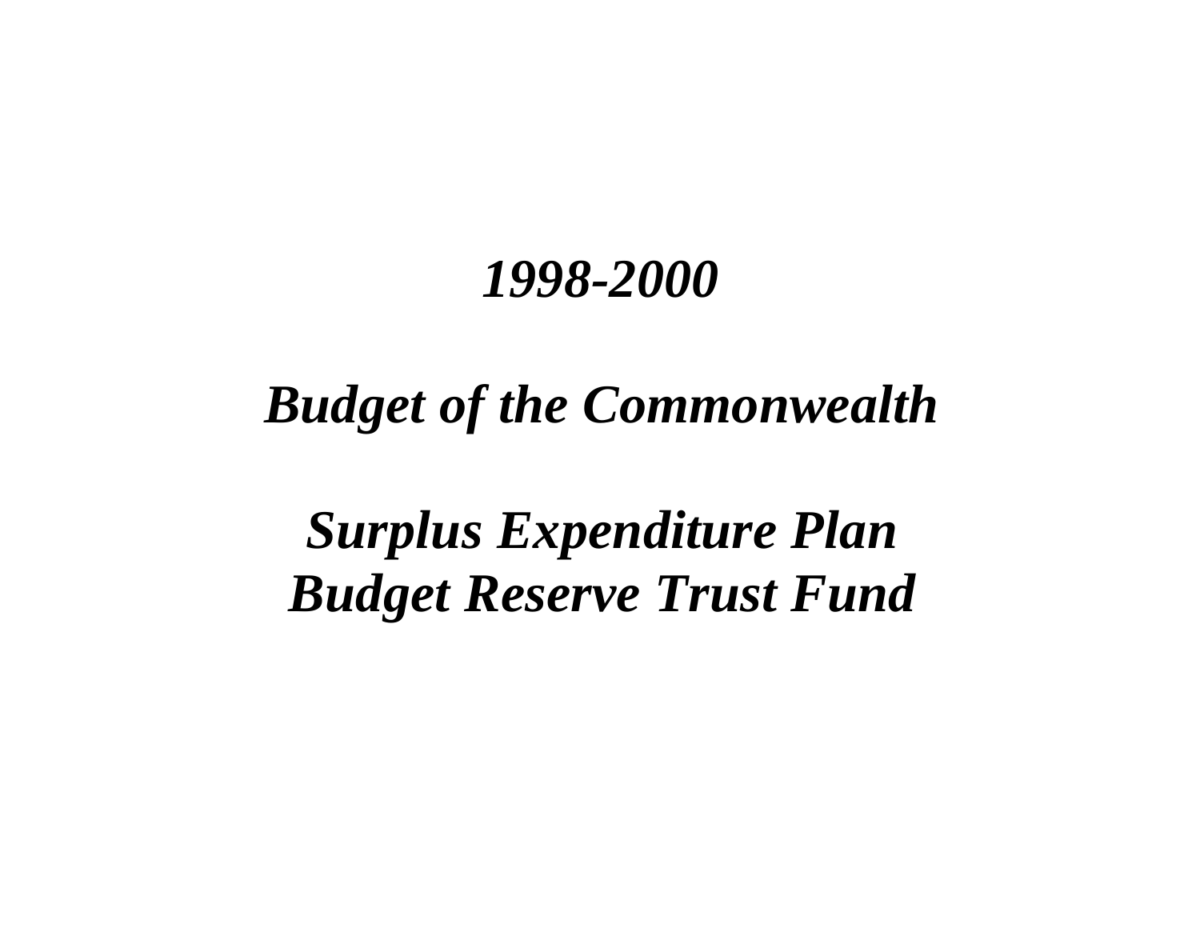# *1998-2000*

# *Budget of the Commonwealth*

# *Surplus Expenditure Plan*
# *Budget Reserve Trust Fund*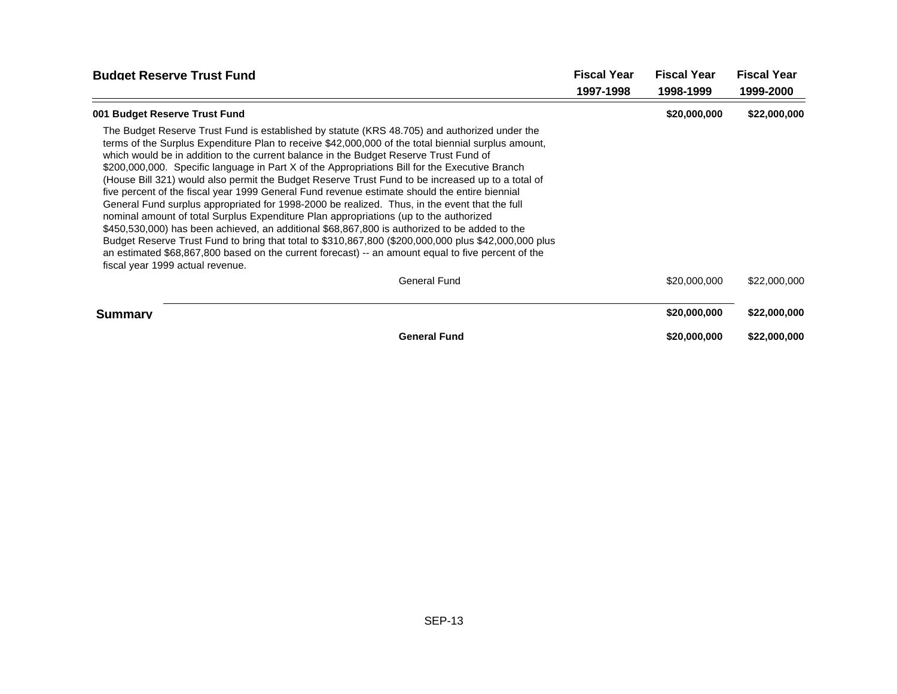| Budget Reserve Trust Fund | Fiscal Year 1997-1998 | Fiscal Year 1998-1999 | Fiscal Year 1999-2000 |
|---|---|---|---|
| **001 Budget Reserve Trust Fund** | | **$20,000,000** | **$22,000,000** |
| The Budget Reserve Trust Fund is established by statute (KRS 48.705) and authorized under the terms of the Surplus Expenditure Plan to receive $42,000,000 of the total biennial surplus amount, which would be in addition to the current balance in the Budget Reserve Trust Fund of $200,000,000. Specific language in Part X of the Appropriations Bill for the Executive Branch (House Bill 321) would also permit the Budget Reserve Trust Fund to be increased up to a total of five percent of the fiscal year 1999 General Fund revenue estimate should the entire biennial General Fund surplus appropriated for 1998-2000 be realized. Thus, in the event that the full nominal amount of total Surplus Expenditure Plan appropriations (up to the authorized $450,530,000) has been achieved, an additional $68,867,800 is authorized to be added to the Budget Reserve Trust Fund to bring that total to $310,867,800 ($200,000,000 plus $42,000,000 plus an estimated $68,867,800 based on the current forecast) -- an amount equal to five percent of the fiscal year 1999 actual revenue. | | | |
| General Fund | | $20,000,000 | $22,000,000 |
| **Summary** | | **$20,000,000** | **$22,000,000** |
| **General Fund** | | **$20,000,000** | **$22,000,000** |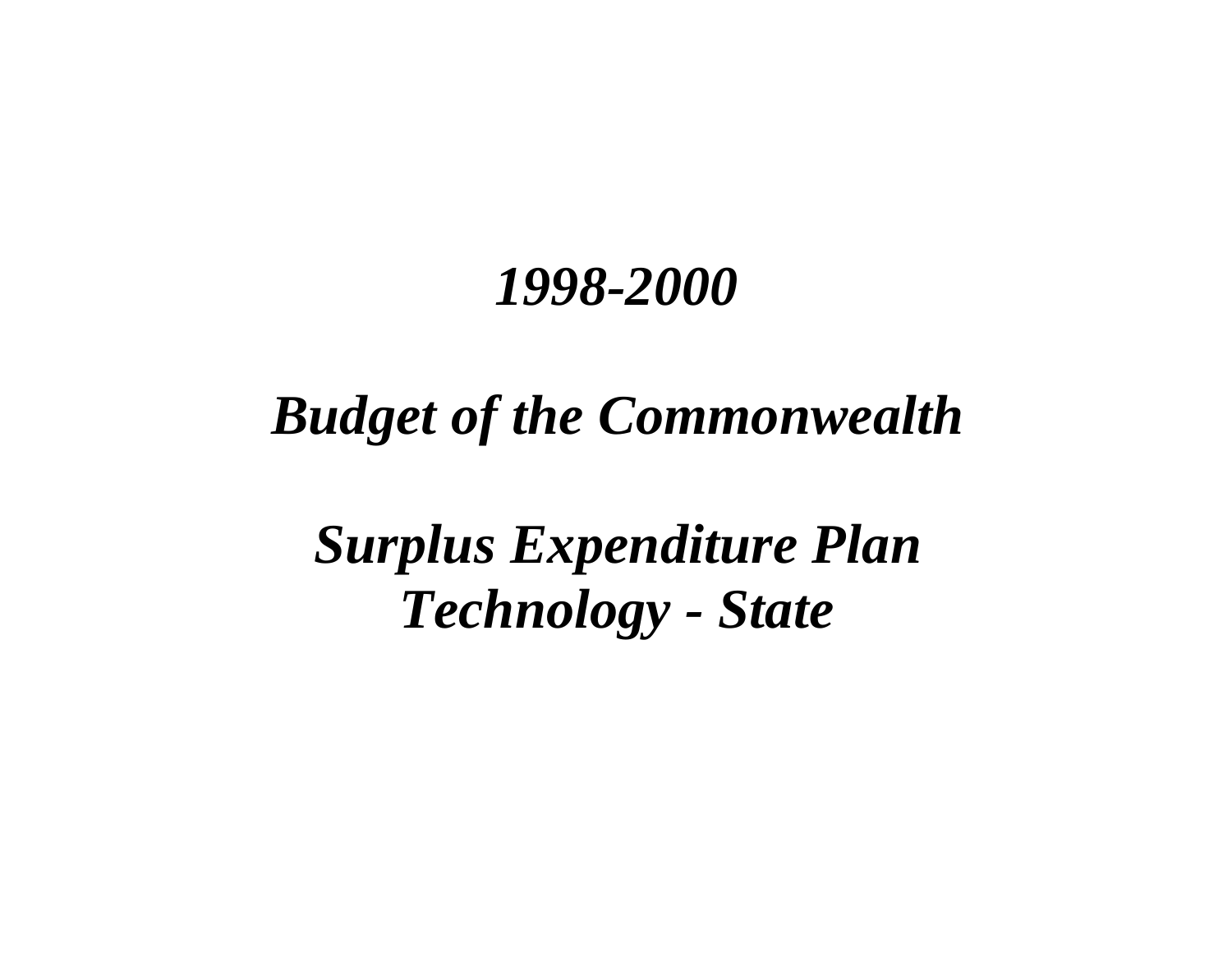# *1998-2000*

# *Budget of the Commonwealth*

# *Surplus Expenditure Plan*
# *Technology - State*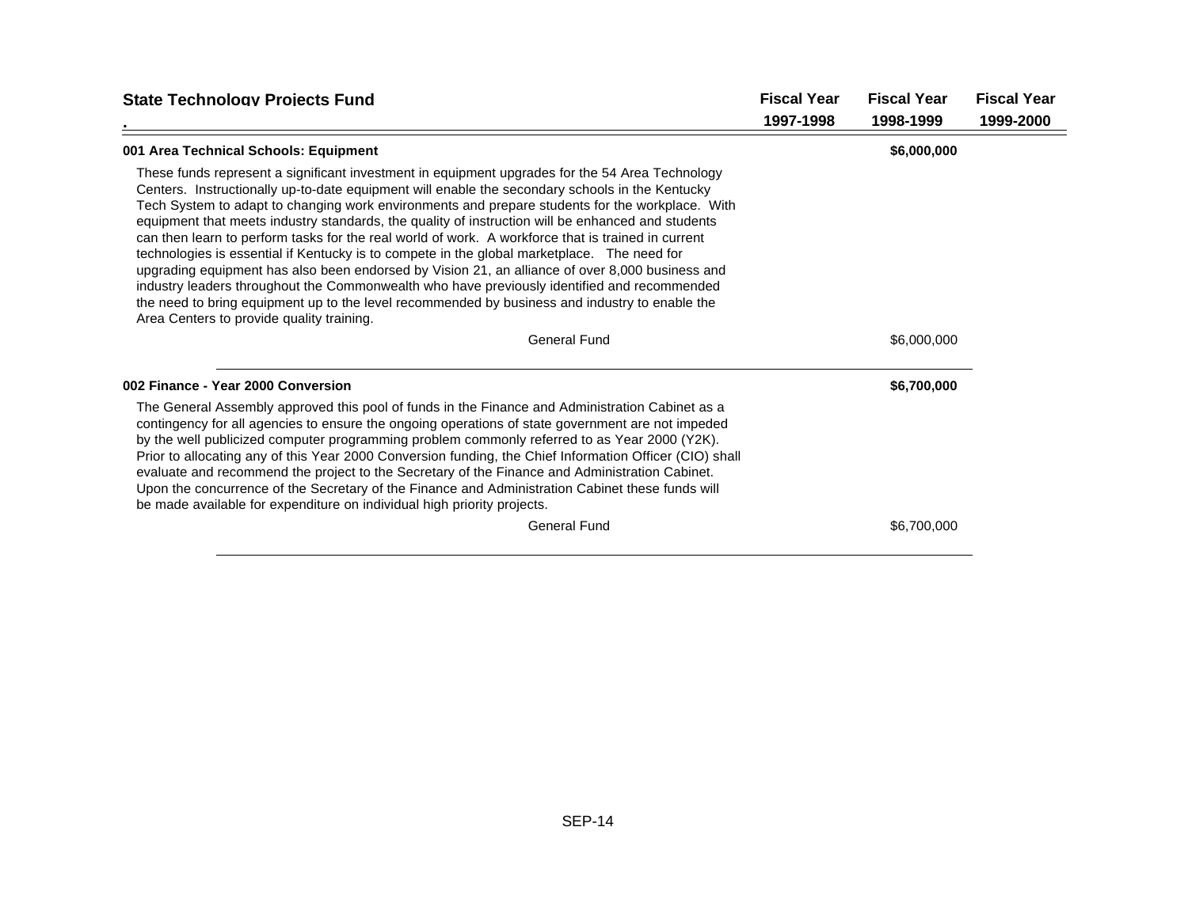| State Technology Projects Fund | Fiscal Year 1997-1998 | Fiscal Year 1998-1999 | Fiscal Year 1999-2000 |
|---|---|---|---|
| **001 Area Technical Schools: Equipment** | | **$6,000,000** | |

These funds represent a significant investment in equipment upgrades for the 54 Area Technology Centers. Instructionally up-to-date equipment will enable the secondary schools in the Kentucky Tech System to adapt to changing work environments and prepare students for the workplace. With equipment that meets industry standards, the quality of instruction will be enhanced and students can then learn to perform tasks for the real world of work. A workforce that is trained in current technologies is essential if Kentucky is to compete in the global marketplace. The need for upgrading equipment has also been endorsed by Vision 21, an alliance of over 8,000 business and industry leaders throughout the Commonwealth who have previously identified and recommended the need to bring equipment up to the level recommended by business and industry to enable the Area Centers to provide quality training.

| | Fiscal Year 1997-1998 | Fiscal Year 1998-1999 | Fiscal Year 1999-2000 |
|---|---|---|---|
| General Fund | | $6,000,000 | |

| | Fiscal Year 1997-1998 | Fiscal Year 1998-1999 | Fiscal Year 1999-2000 |
|---|---|---|---|
| **002 Finance - Year 2000 Conversion** | | **$6,700,000** | |

The General Assembly approved this pool of funds in the Finance and Administration Cabinet as a contingency for all agencies to ensure the ongoing operations of state government are not impeded by the well publicized computer programming problem commonly referred to as Year 2000 (Y2K). Prior to allocating any of this Year 2000 Conversion funding, the Chief Information Officer (CIO) shall evaluate and recommend the project to the Secretary of the Finance and Administration Cabinet. Upon the concurrence of the Secretary of the Finance and Administration Cabinet these funds will be made available for expenditure on individual high priority projects.

| | Fiscal Year 1997-1998 | Fiscal Year 1998-1999 | Fiscal Year 1999-2000 |
|---|---|---|---|
| General Fund | | $6,700,000 | |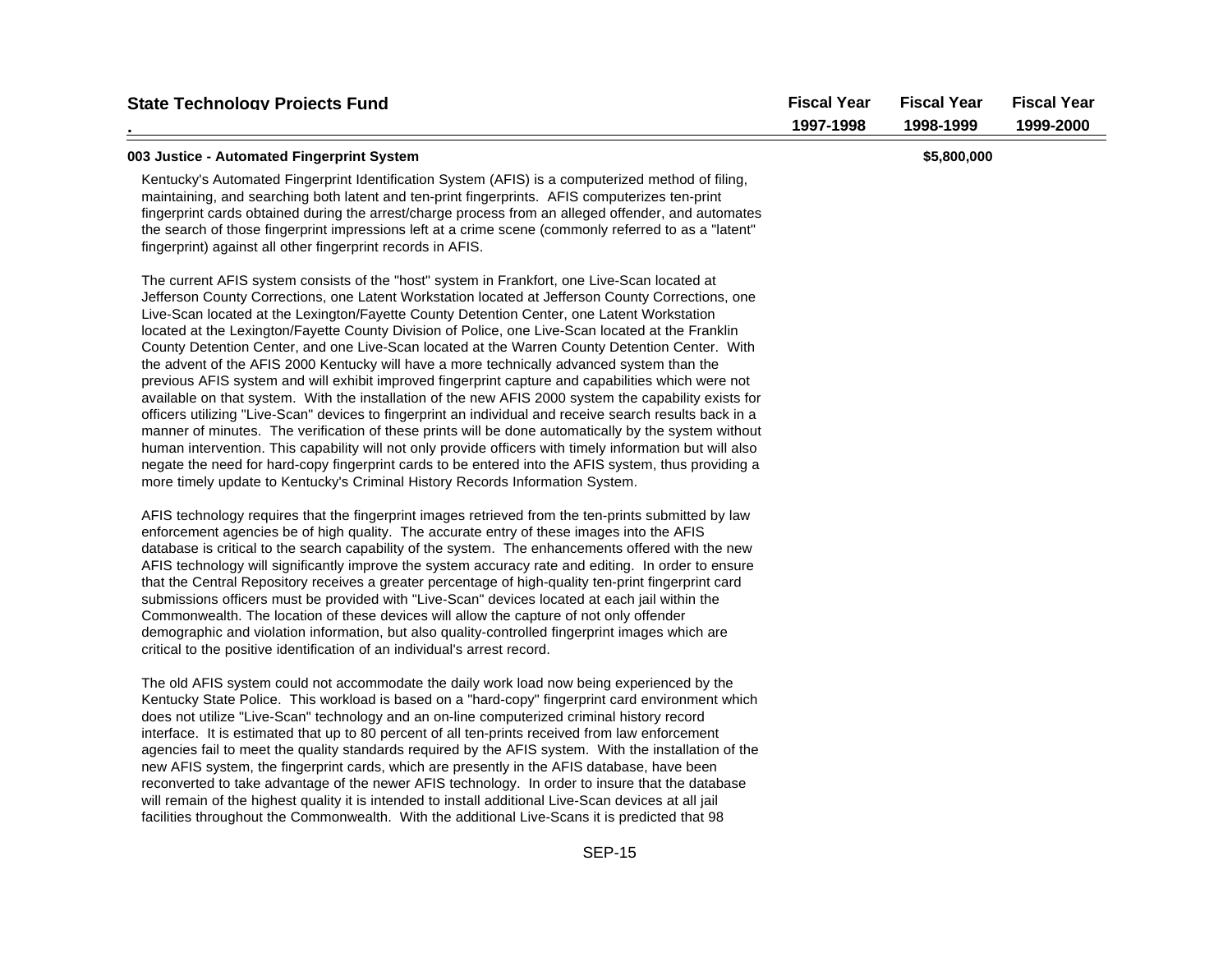| State Technology Projects Fund | Fiscal Year 1997-1998 | Fiscal Year 1998-1999 | Fiscal Year 1999-2000 |
|---|---|---|---|
| **003 Justice - Automated Fingerprint System** | | **$5,800,000** | |

Kentucky's Automated Fingerprint Identification System (AFIS) is a computerized method of filing, maintaining, and searching both latent and ten-print fingerprints. AFIS computerizes ten-print fingerprint cards obtained during the arrest/charge process from an alleged offender, and automates the search of those fingerprint impressions left at a crime scene (commonly referred to as a "latent" fingerprint) against all other fingerprint records in AFIS.

The current AFIS system consists of the "host" system in Frankfort, one Live-Scan located at Jefferson County Corrections, one Latent Workstation located at Jefferson County Corrections, one Live-Scan located at the Lexington/Fayette County Detention Center, one Latent Workstation located at the Lexington/Fayette County Division of Police, one Live-Scan located at the Franklin County Detention Center, and one Live-Scan located at the Warren County Detention Center. With the advent of the AFIS 2000 Kentucky will have a more technically advanced system than the previous AFIS system and will exhibit improved fingerprint capture and capabilities which were not available on that system. With the installation of the new AFIS 2000 system the capability exists for officers utilizing "Live-Scan" devices to fingerprint an individual and receive search results back in a manner of minutes. The verification of these prints will be done automatically by the system without human intervention. This capability will not only provide officers with timely information but will also negate the need for hard-copy fingerprint cards to be entered into the AFIS system, thus providing a more timely update to Kentucky's Criminal History Records Information System.

AFIS technology requires that the fingerprint images retrieved from the ten-prints submitted by law enforcement agencies be of high quality. The accurate entry of these images into the AFIS database is critical to the search capability of the system. The enhancements offered with the new AFIS technology will significantly improve the system accuracy rate and editing. In order to ensure that the Central Repository receives a greater percentage of high-quality ten-print fingerprint card submissions officers must be provided with "Live-Scan" devices located at each jail within the Commonwealth. The location of these devices will allow the capture of not only offender demographic and violation information, but also quality-controlled fingerprint images which are critical to the positive identification of an individual's arrest record.

The old AFIS system could not accommodate the daily work load now being experienced by the Kentucky State Police. This workload is based on a "hard-copy" fingerprint card environment which does not utilize "Live-Scan" technology and an on-line computerized criminal history record interface. It is estimated that up to 80 percent of all ten-prints received from law enforcement agencies fail to meet the quality standards required by the AFIS system. With the installation of the new AFIS system, the fingerprint cards, which are presently in the AFIS database, have been reconverted to take advantage of the newer AFIS technology. In order to insure that the database will remain of the highest quality it is intended to install additional Live-Scan devices at all jail facilities throughout the Commonwealth. With the additional Live-Scans it is predicted that 98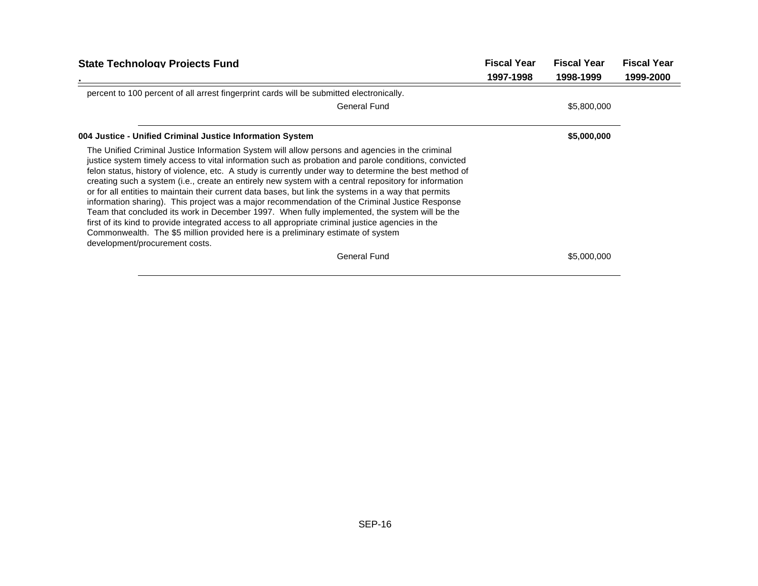| State Technology Projects Fund | Fiscal Year 1997-1998 | Fiscal Year 1998-1999 | Fiscal Year 1999-2000 |
|---|---|---|---|
| percent to 100 percent of all arrest fingerprint cards will be submitted electronically. | | | |
| General Fund | | $5,800,000 | |
| **004 Justice - Unified Criminal Justice Information System** | | **$5,000,000** | |
| The Unified Criminal Justice Information System will allow persons and agencies in the criminal justice system timely access to vital information such as probation and parole conditions, convicted felon status, history of violence, etc. A study is currently under way to determine the best method of creating such a system (i.e., create an entirely new system with a central repository for information or for all entities to maintain their current data bases, but link the systems in a way that permits information sharing). This project was a major recommendation of the Criminal Justice Response Team that concluded its work in December 1997. When fully implemented, the system will be the first of its kind to provide integrated access to all appropriate criminal justice agencies in the Commonwealth. The $5 million provided here is a preliminary estimate of system development/procurement costs. | | | |
| General Fund | | $5,000,000 | |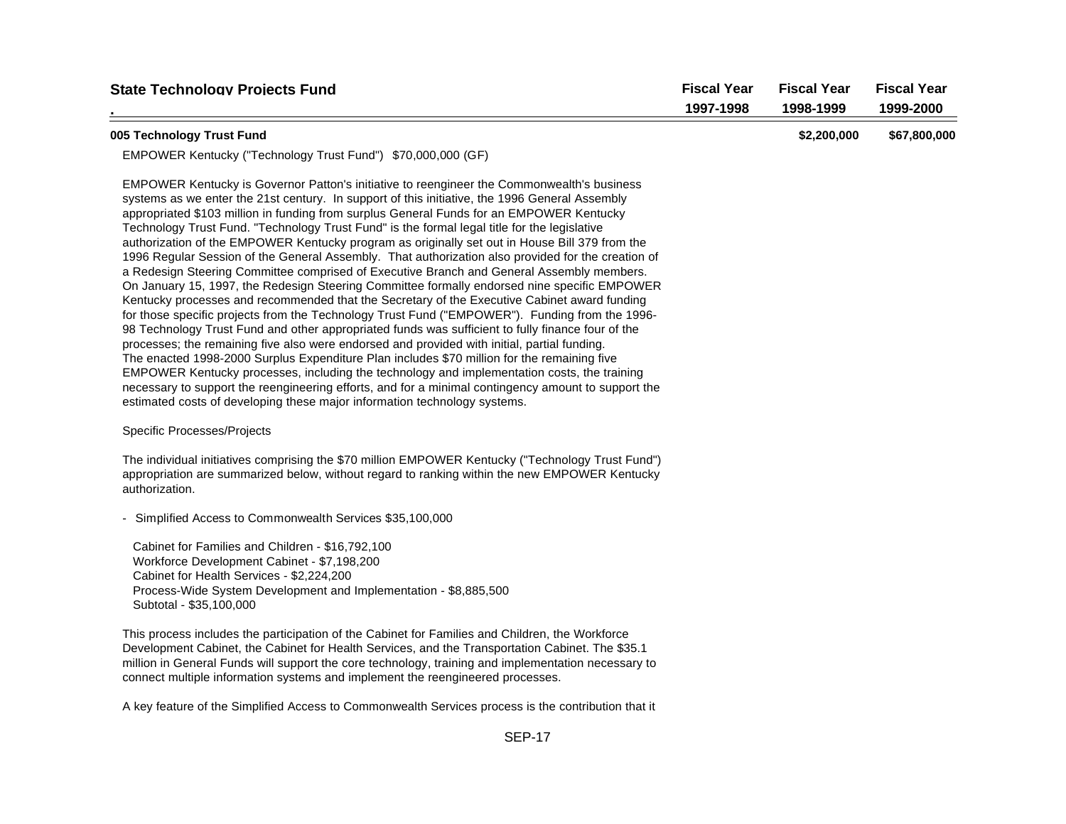| State Technology Projects Fund | Fiscal Year 1997-1998 | Fiscal Year 1998-1999 | Fiscal Year 1999-2000 |
|---|---|---|---|
| **005 Technology Trust Fund** | | **$2,200,000** | **$67,800,000** |

EMPOWER Kentucky ("Technology Trust Fund") $70,000,000 (GF)

EMPOWER Kentucky is Governor Patton's initiative to reengineer the Commonwealth's business systems as we enter the 21st century. In support of this initiative, the 1996 General Assembly appropriated $103 million in funding from surplus General Funds for an EMPOWER Kentucky Technology Trust Fund. "Technology Trust Fund" is the formal legal title for the legislative authorization of the EMPOWER Kentucky program as originally set out in House Bill 379 from the 1996 Regular Session of the General Assembly. That authorization also provided for the creation of a Redesign Steering Committee comprised of Executive Branch and General Assembly members. On January 15, 1997, the Redesign Steering Committee formally endorsed nine specific EMPOWER Kentucky processes and recommended that the Secretary of the Executive Cabinet award funding for those specific projects from the Technology Trust Fund ("EMPOWER"). Funding from the 1996-98 Technology Trust Fund and other appropriated funds was sufficient to fully finance four of the processes; the remaining five also were endorsed and provided with initial, partial funding. The enacted 1998-2000 Surplus Expenditure Plan includes $70 million for the remaining five EMPOWER Kentucky processes, including the technology and implementation costs, the training necessary to support the reengineering efforts, and for a minimal contingency amount to support the estimated costs of developing these major information technology systems.

Specific Processes/Projects

The individual initiatives comprising the $70 million EMPOWER Kentucky ("Technology Trust Fund") appropriation are summarized below, without regard to ranking within the new EMPOWER Kentucky authorization.

- Simplified Access to Commonwealth Services $35,100,000

  Cabinet for Families and Children - $16,792,100
  Workforce Development Cabinet - $7,198,200
  Cabinet for Health Services - $2,224,200
  Process-Wide System Development and Implementation - $8,885,500
  Subtotal - $35,100,000

This process includes the participation of the Cabinet for Families and Children, the Workforce Development Cabinet, the Cabinet for Health Services, and the Transportation Cabinet. The $35.1 million in General Funds will support the core technology, training and implementation necessary to connect multiple information systems and implement the reengineered processes.

A key feature of the Simplified Access to Commonwealth Services process is the contribution that it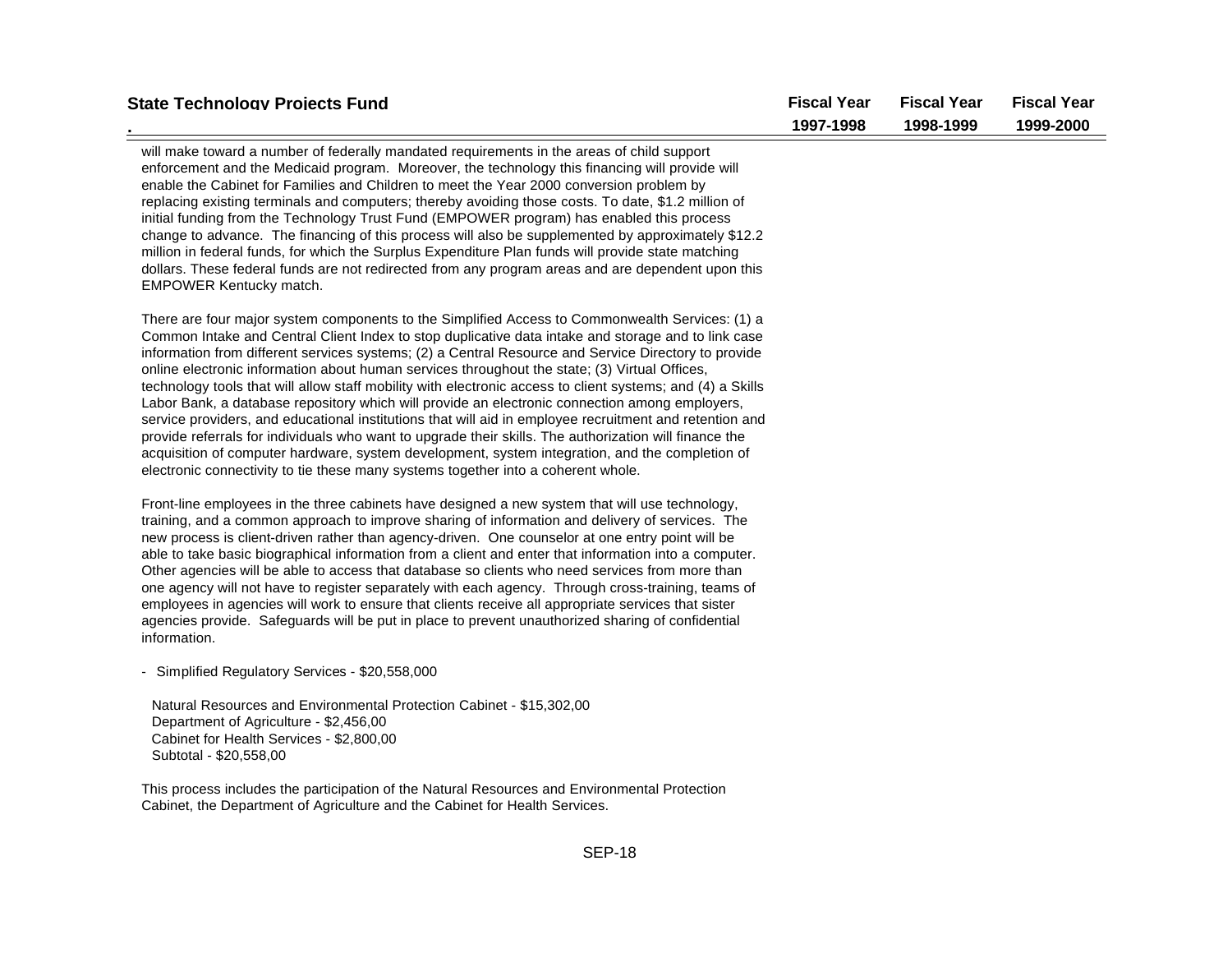## State Technology Projects Fund

| | Fiscal Year 1997-1998 | Fiscal Year 1998-1999 | Fiscal Year 1999-2000 |
|---|---|---|---|

will make toward a number of federally mandated requirements in the areas of child support enforcement and the Medicaid program. Moreover, the technology this financing will provide will enable the Cabinet for Families and Children to meet the Year 2000 conversion problem by replacing existing terminals and computers; thereby avoiding those costs. To date, $1.2 million of initial funding from the Technology Trust Fund (EMPOWER program) has enabled this process change to advance. The financing of this process will also be supplemented by approximately $12.2 million in federal funds, for which the Surplus Expenditure Plan funds will provide state matching dollars. These federal funds are not redirected from any program areas and are dependent upon this EMPOWER Kentucky match.

There are four major system components to the Simplified Access to Commonwealth Services: (1) a Common Intake and Central Client Index to stop duplicative data intake and storage and to link case information from different services systems; (2) a Central Resource and Service Directory to provide online electronic information about human services throughout the state; (3) Virtual Offices, technology tools that will allow staff mobility with electronic access to client systems; and (4) a Skills Labor Bank, a database repository which will provide an electronic connection among employers, service providers, and educational institutions that will aid in employee recruitment and retention and provide referrals for individuals who want to upgrade their skills. The authorization will finance the acquisition of computer hardware, system development, system integration, and the completion of electronic connectivity to tie these many systems together into a coherent whole.

Front-line employees in the three cabinets have designed a new system that will use technology, training, and a common approach to improve sharing of information and delivery of services. The new process is client-driven rather than agency-driven. One counselor at one entry point will be able to take basic biographical information from a client and enter that information into a computer. Other agencies will be able to access that database so clients who need services from more than one agency will not have to register separately with each agency. Through cross-training, teams of employees in agencies will work to ensure that clients receive all appropriate services that sister agencies provide. Safeguards will be put in place to prevent unauthorized sharing of confidential information.

- Simplified Regulatory Services - $20,558,000

  Natural Resources and Environmental Protection Cabinet - $15,302,00
  Department of Agriculture - $2,456,00
  Cabinet for Health Services - $2,800,00
  Subtotal - $20,558,00

This process includes the participation of the Natural Resources and Environmental Protection Cabinet, the Department of Agriculture and the Cabinet for Health Services.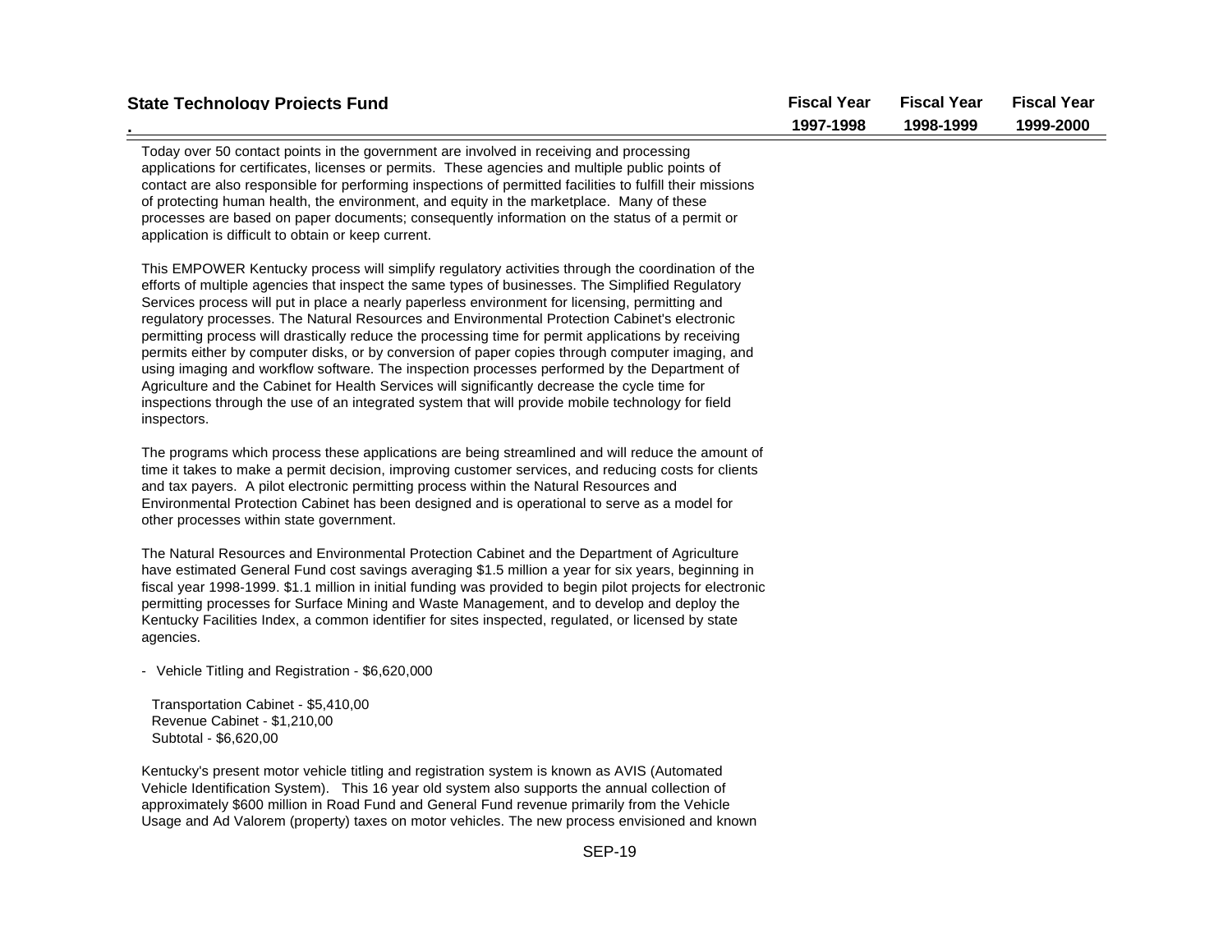## State Technology Projects Fund

| | Fiscal Year 1997-1998 | Fiscal Year 1998-1999 | Fiscal Year 1999-2000 |
|---|---|---|---|

Today over 50 contact points in the government are involved in receiving and processing applications for certificates, licenses or permits. These agencies and multiple public points of contact are also responsible for performing inspections of permitted facilities to fulfill their missions of protecting human health, the environment, and equity in the marketplace. Many of these processes are based on paper documents; consequently information on the status of a permit or application is difficult to obtain or keep current.

This EMPOWER Kentucky process will simplify regulatory activities through the coordination of the efforts of multiple agencies that inspect the same types of businesses. The Simplified Regulatory Services process will put in place a nearly paperless environment for licensing, permitting and regulatory processes. The Natural Resources and Environmental Protection Cabinet's electronic permitting process will drastically reduce the processing time for permit applications by receiving permits either by computer disks, or by conversion of paper copies through computer imaging, and using imaging and workflow software. The inspection processes performed by the Department of Agriculture and the Cabinet for Health Services will significantly decrease the cycle time for inspections through the use of an integrated system that will provide mobile technology for field inspectors.

The programs which process these applications are being streamlined and will reduce the amount of time it takes to make a permit decision, improving customer services, and reducing costs for clients and tax payers. A pilot electronic permitting process within the Natural Resources and Environmental Protection Cabinet has been designed and is operational to serve as a model for other processes within state government.

The Natural Resources and Environmental Protection Cabinet and the Department of Agriculture have estimated General Fund cost savings averaging $1.5 million a year for six years, beginning in fiscal year 1998-1999. $1.1 million in initial funding was provided to begin pilot projects for electronic permitting processes for Surface Mining and Waste Management, and to develop and deploy the Kentucky Facilities Index, a common identifier for sites inspected, regulated, or licensed by state agencies.

- Vehicle Titling and Registration - $6,620,000

Transportation Cabinet - $5,410,00
Revenue Cabinet - $1,210,00
Subtotal - $6,620,00

Kentucky's present motor vehicle titling and registration system is known as AVIS (Automated Vehicle Identification System). This 16 year old system also supports the annual collection of approximately $600 million in Road Fund and General Fund revenue primarily from the Vehicle Usage and Ad Valorem (property) taxes on motor vehicles. The new process envisioned and known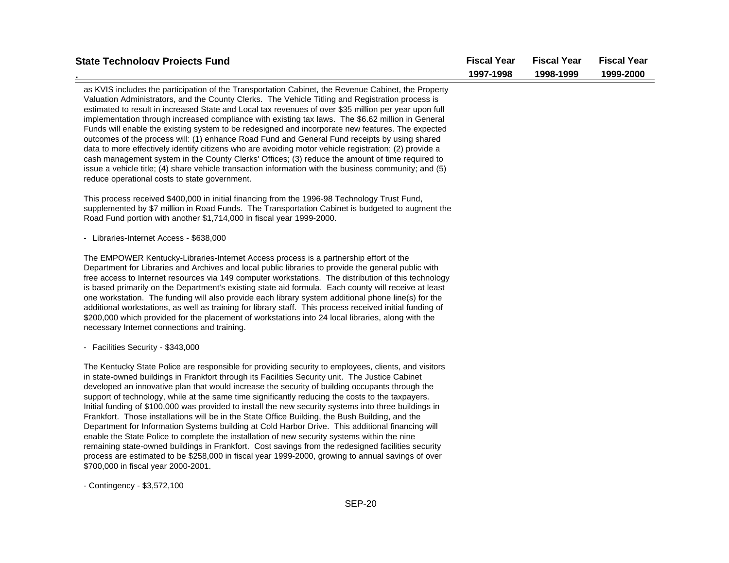| State Technology Projects Fund | Fiscal Year 1997-1998 | Fiscal Year 1998-1999 | Fiscal Year 1999-2000 |
|---|---|---|---|

as KVIS includes the participation of the Transportation Cabinet, the Revenue Cabinet, the Property Valuation Administrators, and the County Clerks. The Vehicle Titling and Registration process is estimated to result in increased State and Local tax revenues of over $35 million per year upon full implementation through increased compliance with existing tax laws. The $6.62 million in General Funds will enable the existing system to be redesigned and incorporate new features. The expected outcomes of the process will: (1) enhance Road Fund and General Fund receipts by using shared data to more effectively identify citizens who are avoiding motor vehicle registration; (2) provide a cash management system in the County Clerks' Offices; (3) reduce the amount of time required to issue a vehicle title; (4) share vehicle transaction information with the business community; and (5) reduce operational costs to state government.

This process received $400,000 in initial financing from the 1996-98 Technology Trust Fund, supplemented by $7 million in Road Funds. The Transportation Cabinet is budgeted to augment the Road Fund portion with another $1,714,000 in fiscal year 1999-2000.

- Libraries-Internet Access - $638,000

The EMPOWER Kentucky-Libraries-Internet Access process is a partnership effort of the Department for Libraries and Archives and local public libraries to provide the general public with free access to Internet resources via 149 computer workstations. The distribution of this technology is based primarily on the Department's existing state aid formula. Each county will receive at least one workstation. The funding will also provide each library system additional phone line(s) for the additional workstations, as well as training for library staff. This process received initial funding of $200,000 which provided for the placement of workstations into 24 local libraries, along with the necessary Internet connections and training.

- Facilities Security - $343,000

The Kentucky State Police are responsible for providing security to employees, clients, and visitors in state-owned buildings in Frankfort through its Facilities Security unit. The Justice Cabinet developed an innovative plan that would increase the security of building occupants through the support of technology, while at the same time significantly reducing the costs to the taxpayers. Initial funding of $100,000 was provided to install the new security systems into three buildings in Frankfort. Those installations will be in the State Office Building, the Bush Building, and the Department for Information Systems building at Cold Harbor Drive. This additional financing will enable the State Police to complete the installation of new security systems within the nine remaining state-owned buildings in Frankfort. Cost savings from the redesigned facilities security process are estimated to be $258,000 in fiscal year 1999-2000, growing to annual savings of over $700,000 in fiscal year 2000-2001.

- Contingency - $3,572,100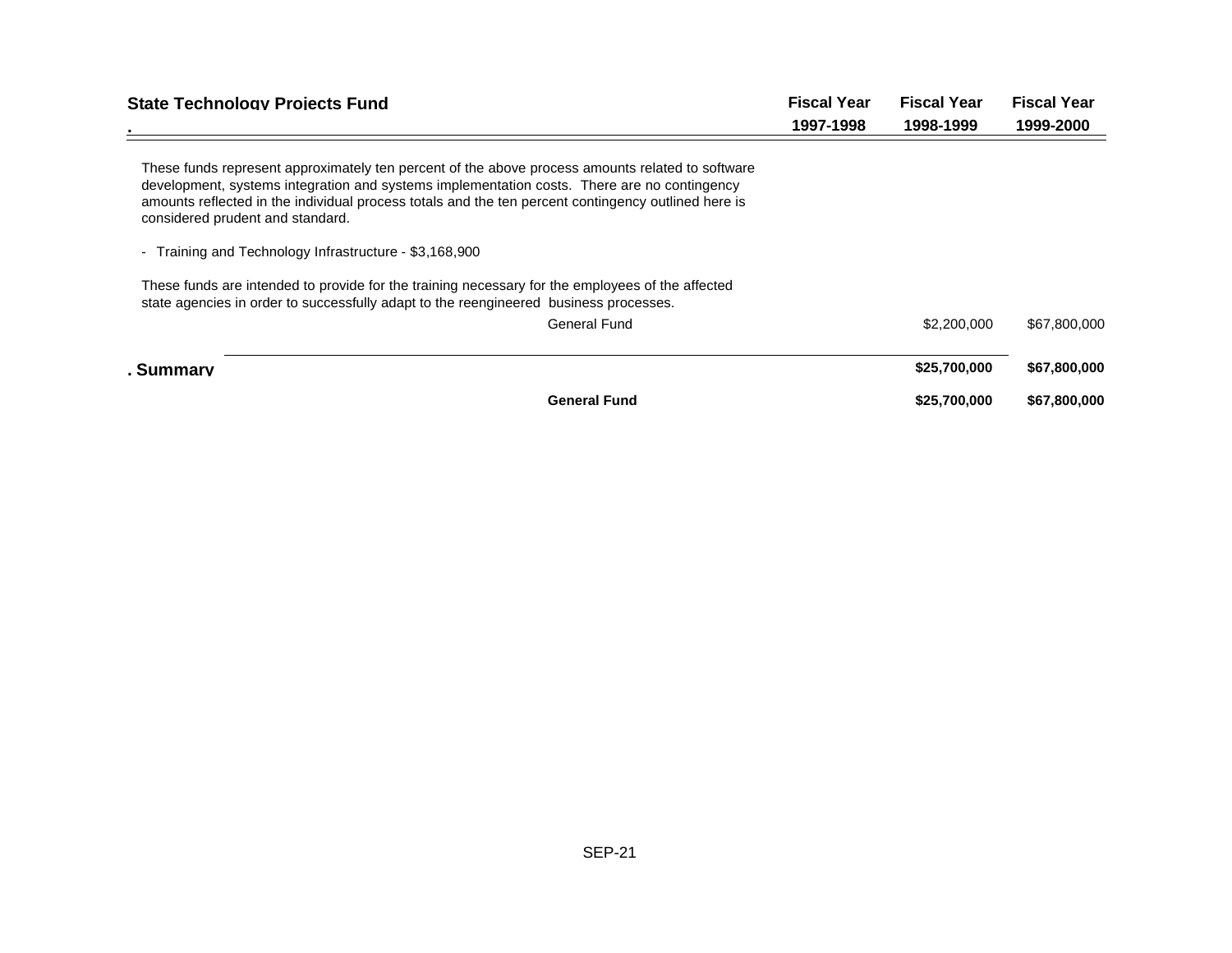| State Technology Projects Fund | | Fiscal Year 1997-1998 | Fiscal Year 1998-1999 | Fiscal Year 1999-2000 |
|---|---|---|---|---|

These funds represent approximately ten percent of the above process amounts related to software development, systems integration and systems implementation costs. There are no contingency amounts reflected in the individual process totals and the ten percent contingency outlined here is considered prudent and standard.

- Training and Technology Infrastructure - $3,168,900

These funds are intended to provide for the training necessary for the employees of the affected state agencies in order to successfully adapt to the reengineered business processes.

| | | Fiscal Year 1997-1998 | Fiscal Year 1998-1999 | Fiscal Year 1999-2000 |
|---|---|---|---|---|
| | General Fund | | $2,200,000 | $67,800,000 |
| **. Summary** | | | **$25,700,000** | **$67,800,000** |
| | **General Fund** | | **$25,700,000** | **$67,800,000** |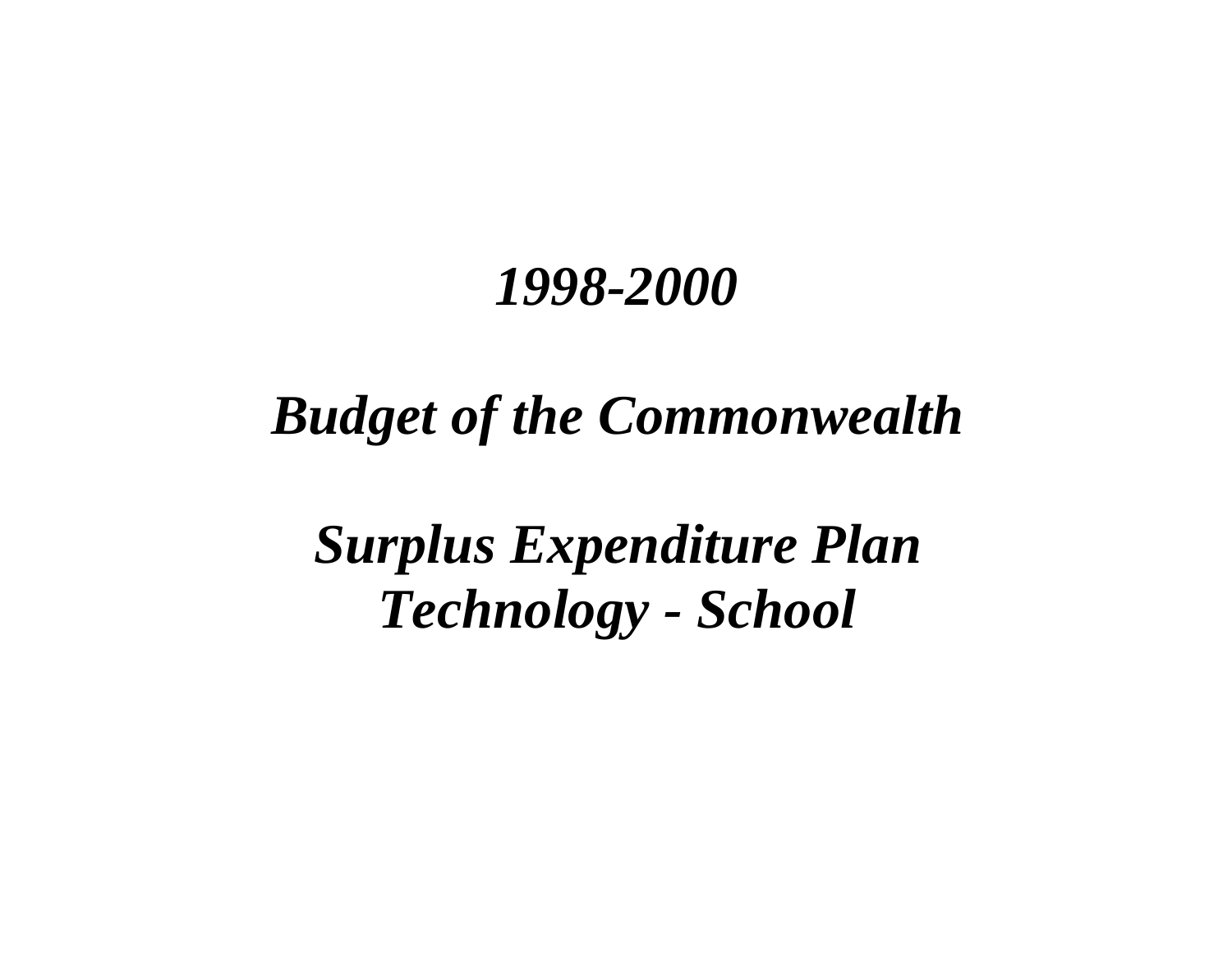# *1998-2000*

# *Budget of the Commonwealth*

# *Surplus Expenditure Plan*
# *Technology - School*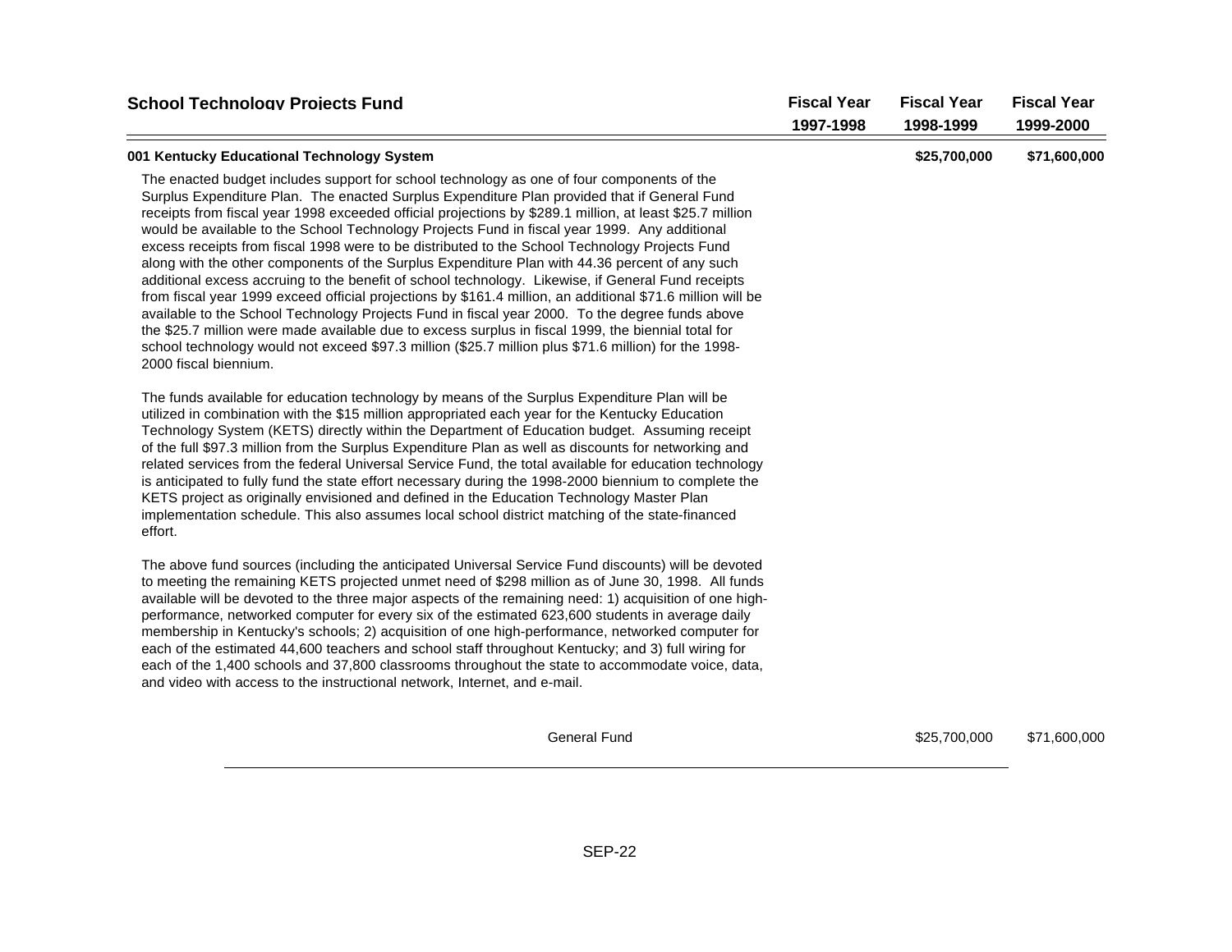| School Technology Projects Fund | Fiscal Year 1997-1998 | Fiscal Year 1998-1999 | Fiscal Year 1999-2000 |
|---|---|---|---|
| **001 Kentucky Educational Technology System** | | **$25,700,000** | **$71,600,000** |

The enacted budget includes support for school technology as one of four components of the Surplus Expenditure Plan. The enacted Surplus Expenditure Plan provided that if General Fund receipts from fiscal year 1998 exceeded official projections by $289.1 million, at least $25.7 million would be available to the School Technology Projects Fund in fiscal year 1999. Any additional excess receipts from fiscal 1998 were to be distributed to the School Technology Projects Fund along with the other components of the Surplus Expenditure Plan with 44.36 percent of any such additional excess accruing to the benefit of school technology. Likewise, if General Fund receipts from fiscal year 1999 exceed official projections by $161.4 million, an additional $71.6 million will be available to the School Technology Projects Fund in fiscal year 2000. To the degree funds above the $25.7 million were made available due to excess surplus in fiscal 1999, the biennial total for school technology would not exceed $97.3 million ($25.7 million plus $71.6 million) for the 1998-2000 fiscal biennium.

The funds available for education technology by means of the Surplus Expenditure Plan will be utilized in combination with the $15 million appropriated each year for the Kentucky Education Technology System (KETS) directly within the Department of Education budget. Assuming receipt of the full $97.3 million from the Surplus Expenditure Plan as well as discounts for networking and related services from the federal Universal Service Fund, the total available for education technology is anticipated to fully fund the state effort necessary during the 1998-2000 biennium to complete the KETS project as originally envisioned and defined in the Education Technology Master Plan implementation schedule. This also assumes local school district matching of the state-financed effort.

The above fund sources (including the anticipated Universal Service Fund discounts) will be devoted to meeting the remaining KETS projected unmet need of $298 million as of June 30, 1998. All funds available will be devoted to the three major aspects of the remaining need: 1) acquisition of one high-performance, networked computer for every six of the estimated 623,600 students in average daily membership in Kentucky's schools; 2) acquisition of one high-performance, networked computer for each of the estimated 44,600 teachers and school staff throughout Kentucky; and 3) full wiring for each of the 1,400 schools and 37,800 classrooms throughout the state to accommodate voice, data, and video with access to the instructional network, Internet, and e-mail.

| | Fiscal Year 1997-1998 | Fiscal Year 1998-1999 | Fiscal Year 1999-2000 |
|---|---|---|---|
| General Fund | | $25,700,000 | $71,600,000 |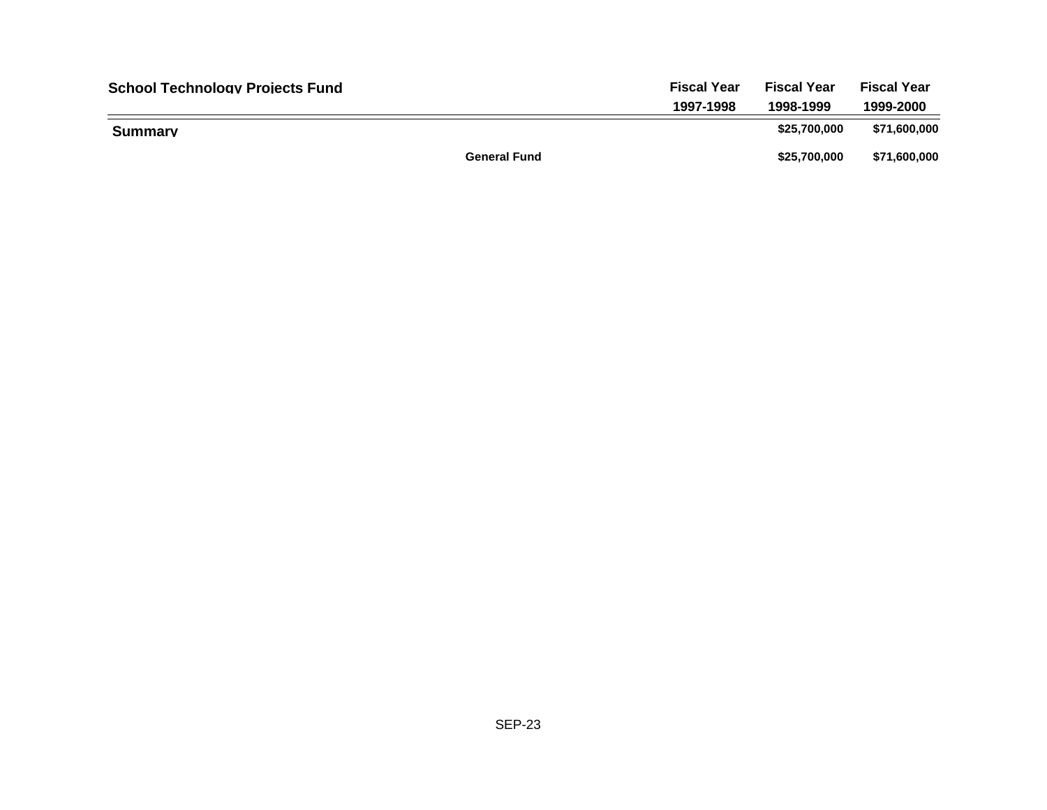| School Technology Projects Fund | | Fiscal Year 1997-1998 | Fiscal Year 1998-1999 | Fiscal Year 1999-2000 |
|---|---|---|---|---|
| **Summary** | | | $25,700,000 | $71,600,000 |
| | General Fund | | $25,700,000 | $71,600,000 |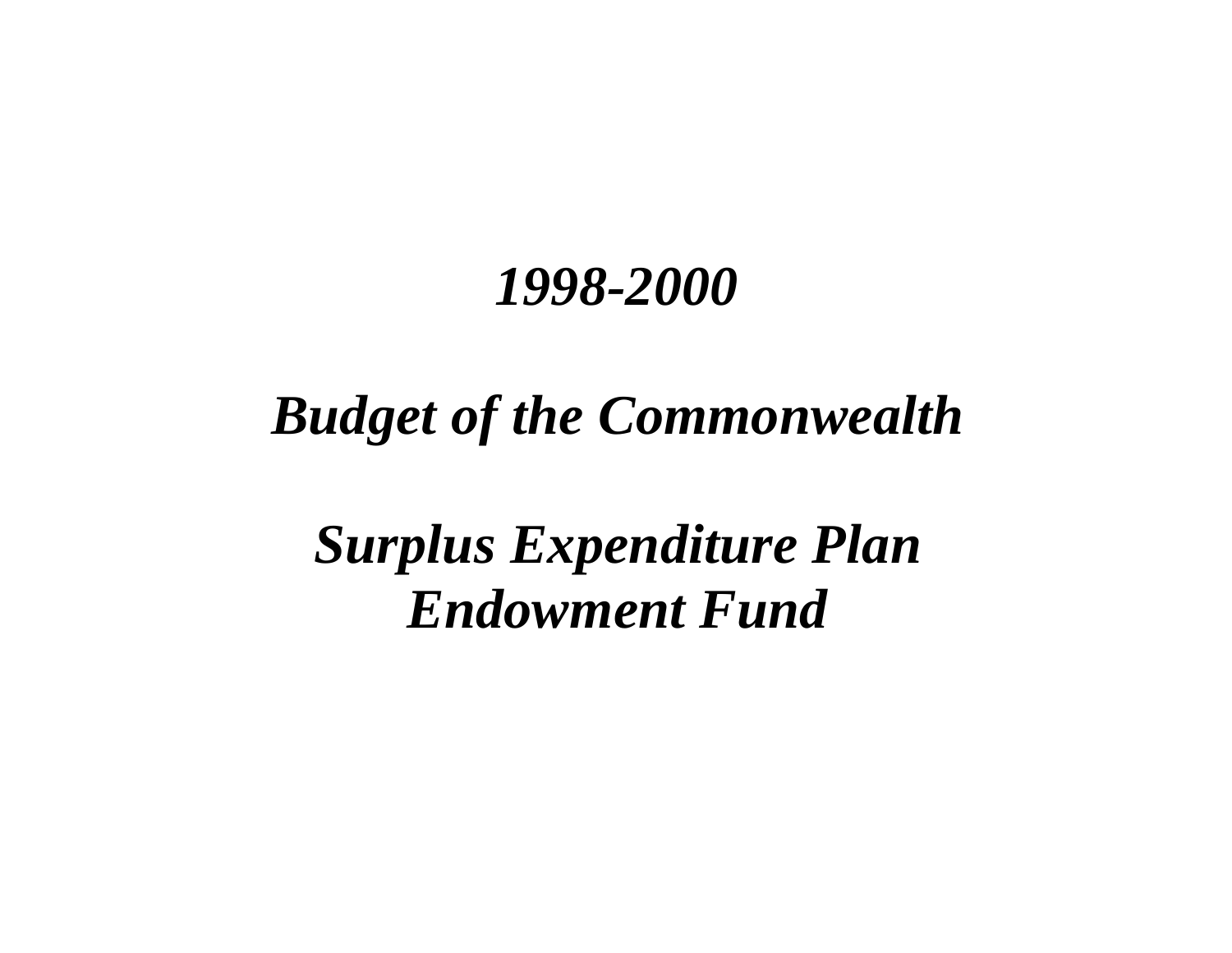# *1998-2000*

# *Budget of the Commonwealth*

# *Surplus Expenditure Plan Endowment Fund*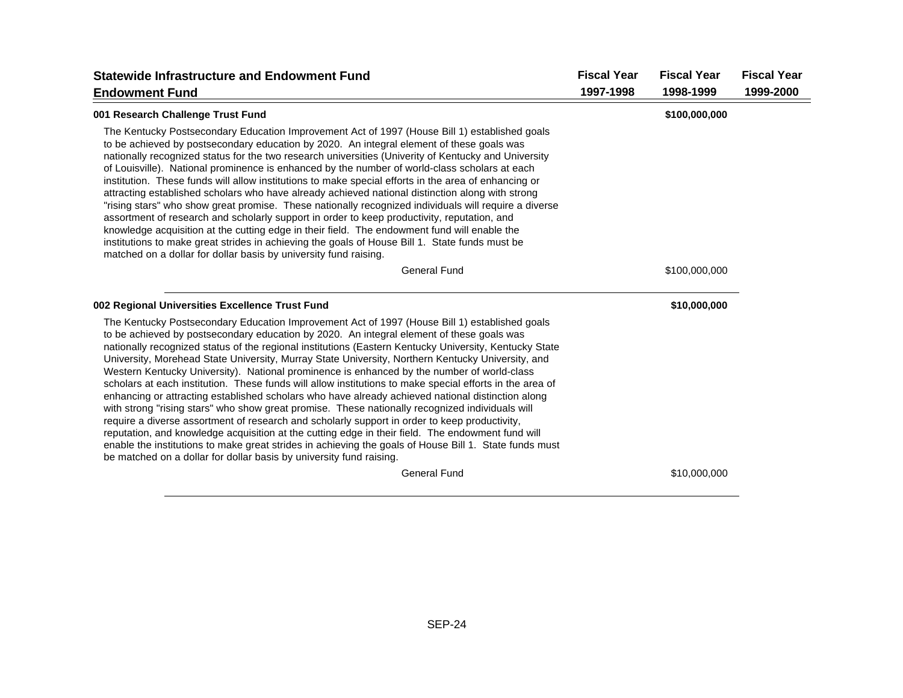| Statewide Infrastructure and Endowment Fund<br>Endowment Fund | Fiscal Year<br>1997-1998 | Fiscal Year<br>1998-1999 | Fiscal Year<br>1999-2000 |
|---|---|---|---|
| **001 Research Challenge Trust Fund** | | **$100,000,000** | |

The Kentucky Postsecondary Education Improvement Act of 1997 (House Bill 1) established goals to be achieved by postsecondary education by 2020. An integral element of these goals was nationally recognized status for the two research universities (Univerity of Kentucky and University of Louisville). National prominence is enhanced by the number of world-class scholars at each institution. These funds will allow institutions to make special efforts in the area of enhancing or attracting established scholars who have already achieved national distinction along with strong "rising stars" who show great promise. These nationally recognized individuals will require a diverse assortment of research and scholarly support in order to keep productivity, reputation, and knowledge acquisition at the cutting edge in their field. The endowment fund will enable the institutions to make great strides in achieving the goals of House Bill 1. State funds must be matched on a dollar for dollar basis by university fund raising.

| | Fiscal Year 1997-1998 | Fiscal Year 1998-1999 | Fiscal Year 1999-2000 |
|---|---|---|---|
| General Fund | | $100,000,000 | |

| | Fiscal Year 1997-1998 | Fiscal Year 1998-1999 | Fiscal Year 1999-2000 |
|---|---|---|---|
| **002 Regional Universities Excellence Trust Fund** | | **$10,000,000** | |

The Kentucky Postsecondary Education Improvement Act of 1997 (House Bill 1) established goals to be achieved by postsecondary education by 2020. An integral element of these goals was nationally recognized status of the regional institutions (Eastern Kentucky University, Kentucky State University, Morehead State University, Murray State University, Northern Kentucky University, and Western Kentucky University). National prominence is enhanced by the number of world-class scholars at each institution. These funds will allow institutions to make special efforts in the area of enhancing or attracting established scholars who have already achieved national distinction along with strong "rising stars" who show great promise. These nationally recognized individuals will require a diverse assortment of research and scholarly support in order to keep productivity, reputation, and knowledge acquisition at the cutting edge in their field. The endowment fund will enable the institutions to make great strides in achieving the goals of House Bill 1. State funds must be matched on a dollar for dollar basis by university fund raising.

| | Fiscal Year 1997-1998 | Fiscal Year 1998-1999 | Fiscal Year 1999-2000 |
|---|---|---|---|
| General Fund | | $10,000,000 | |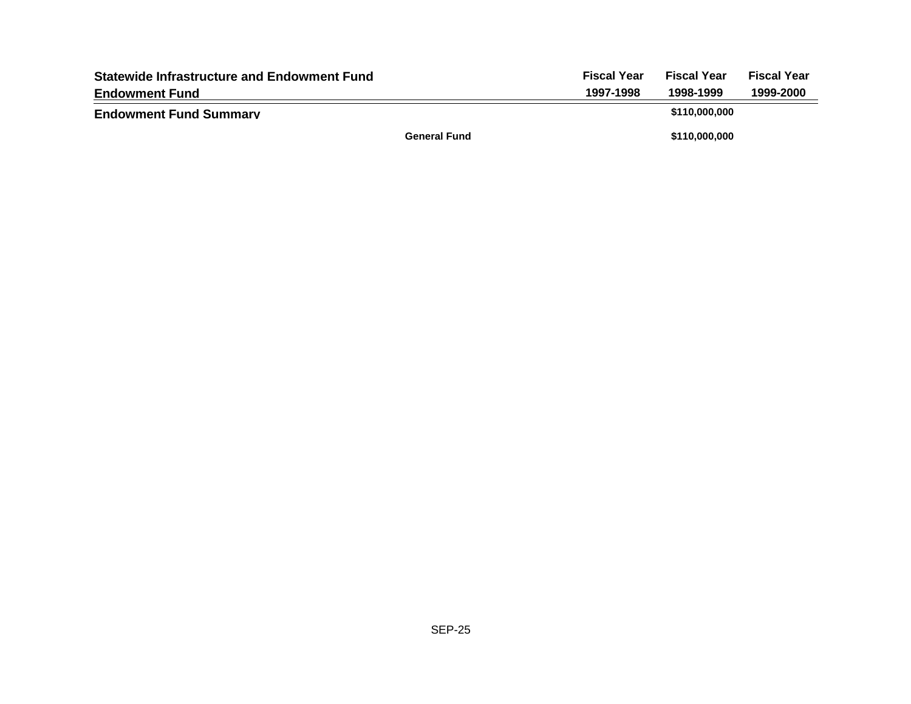| Statewide Infrastructure and Endowment Fund<br>Endowment Fund | | Fiscal Year<br>1997-1998 | Fiscal Year<br>1998-1999 | Fiscal Year<br>1999-2000 |
|---|---|---|---|---|
| **Endowment Fund Summary** | | | $110,000,000 | |
| | General Fund | | $110,000,000 | |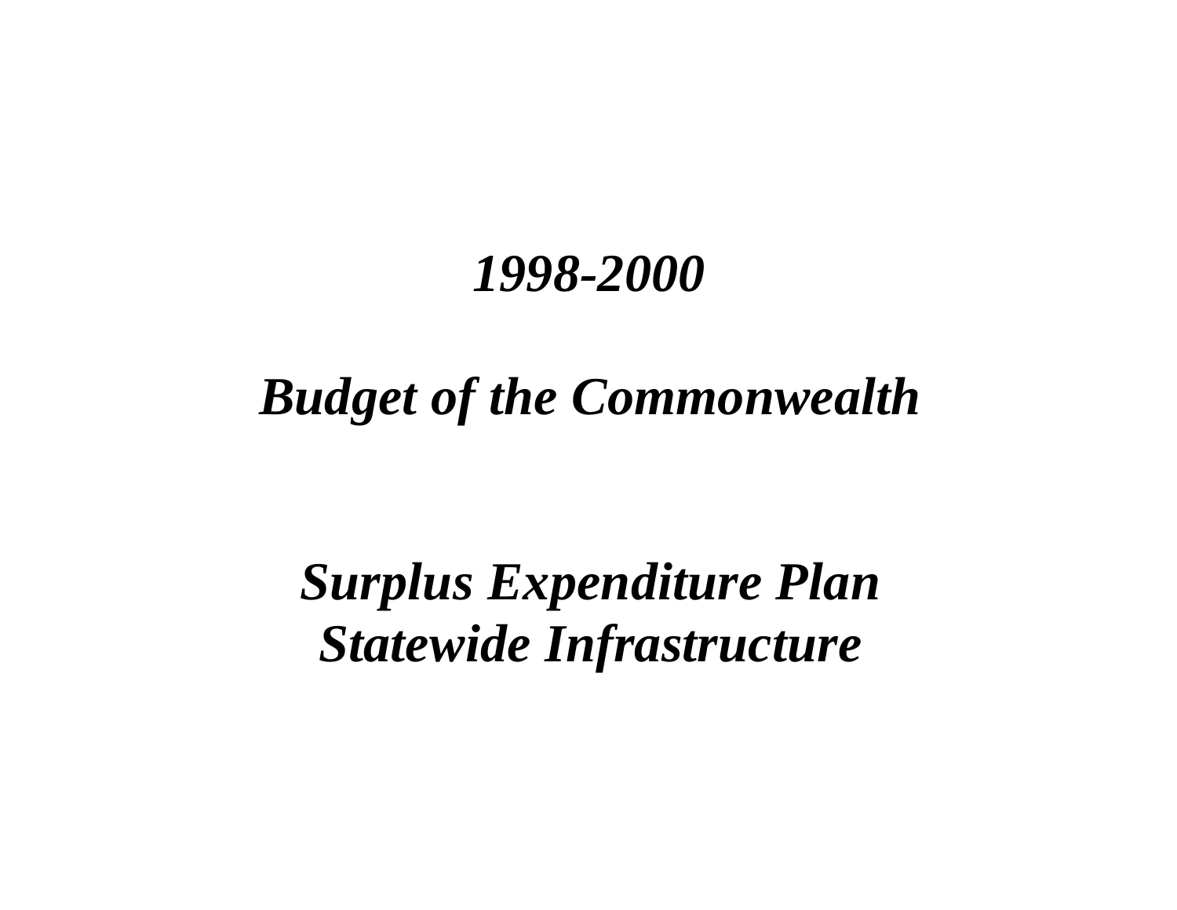# *1998-2000*

# *Budget of the Commonwealth*

# *Surplus Expenditure Plan*
# *Statewide Infrastructure*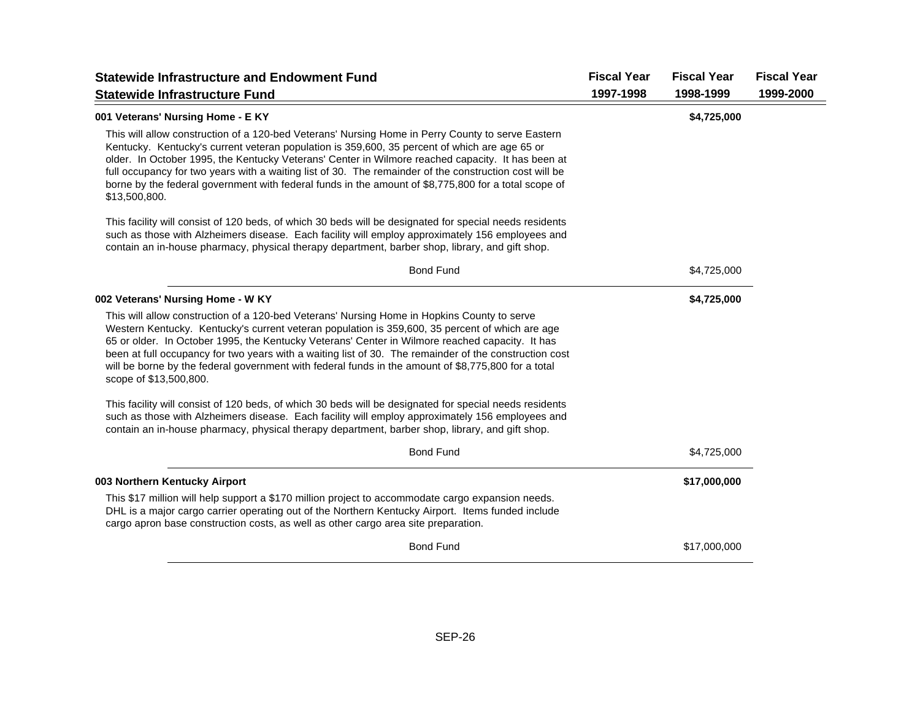| Statewide Infrastructure and Endowment Fund<br>Statewide Infrastructure Fund | Fiscal Year 1997-1998 | Fiscal Year 1998-1999 | Fiscal Year 1999-2000 |
|---|---|---|---|
| **001 Veterans' Nursing Home - E KY** | | **$4,725,000** | |

This will allow construction of a 120-bed Veterans' Nursing Home in Perry County to serve Eastern Kentucky. Kentucky's current veteran population is 359,600, 35 percent of which are age 65 or older. In October 1995, the Kentucky Veterans' Center in Wilmore reached capacity. It has been at full occupancy for two years with a waiting list of 30. The remainder of the construction cost will be borne by the federal government with federal funds in the amount of $8,775,800 for a total scope of $13,500,800.

This facility will consist of 120 beds, of which 30 beds will be designated for special needs residents such as those with Alzheimers disease. Each facility will employ approximately 156 employees and contain an in-house pharmacy, physical therapy department, barber shop, library, and gift shop.

| | Fiscal Year 1997-1998 | Fiscal Year 1998-1999 | Fiscal Year 1999-2000 |
|---|---|---|---|
| Bond Fund | | $4,725,000 | |
| **002 Veterans' Nursing Home - W KY** | | **$4,725,000** | |

This will allow construction of a 120-bed Veterans' Nursing Home in Hopkins County to serve Western Kentucky. Kentucky's current veteran population is 359,600, 35 percent of which are age 65 or older. In October 1995, the Kentucky Veterans' Center in Wilmore reached capacity. It has been at full occupancy for two years with a waiting list of 30. The remainder of the construction cost will be borne by the federal government with federal funds in the amount of $8,775,800 for a total scope of $13,500,800.

This facility will consist of 120 beds, of which 30 beds will be designated for special needs residents such as those with Alzheimers disease. Each facility will employ approximately 156 employees and contain an in-house pharmacy, physical therapy department, barber shop, library, and gift shop.

| | Fiscal Year 1997-1998 | Fiscal Year 1998-1999 | Fiscal Year 1999-2000 |
|---|---|---|---|
| Bond Fund | | $4,725,000 | |
| **003 Northern Kentucky Airport** | | **$17,000,000** | |

This $17 million will help support a $170 million project to accommodate cargo expansion needs. DHL is a major cargo carrier operating out of the Northern Kentucky Airport. Items funded include cargo apron base construction costs, as well as other cargo area site preparation.

| | Fiscal Year 1997-1998 | Fiscal Year 1998-1999 | Fiscal Year 1999-2000 |
|---|---|---|---|
| Bond Fund | | $17,000,000 | |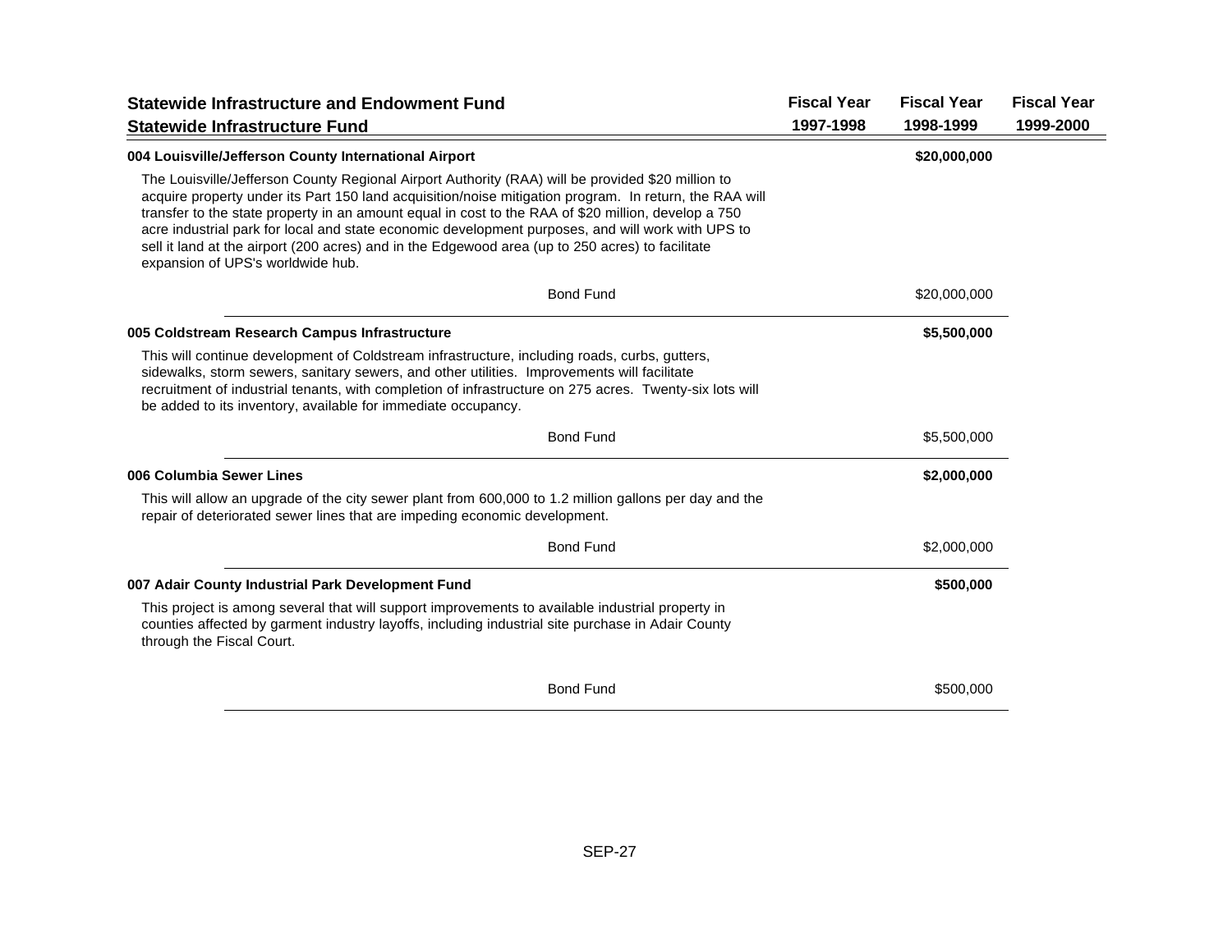## Statewide Infrastructure and Endowment Fund

## Statewide Infrastructure Fund

| | Fiscal Year 1997-1998 | Fiscal Year 1998-1999 | Fiscal Year 1999-2000 |
|---|---|---|---|
| **004 Louisville/Jefferson County International Airport** | | **$20,000,000** | |
| The Louisville/Jefferson County Regional Airport Authority (RAA) will be provided $20 million to acquire property under its Part 150 land acquisition/noise mitigation program. In return, the RAA will transfer to the state property in an amount equal in cost to the RAA of $20 million, develop a 750 acre industrial park for local and state economic development purposes, and will work with UPS to sell it land at the airport (200 acres) and in the Edgewood area (up to 250 acres) to facilitate expansion of UPS's worldwide hub. | | | |
| Bond Fund | | $20,000,000 | |
| **005 Coldstream Research Campus Infrastructure** | | **$5,500,000** | |
| This will continue development of Coldstream infrastructure, including roads, curbs, gutters, sidewalks, storm sewers, sanitary sewers, and other utilities. Improvements will facilitate recruitment of industrial tenants, with completion of infrastructure on 275 acres. Twenty-six lots will be added to its inventory, available for immediate occupancy. | | | |
| Bond Fund | | $5,500,000 | |
| **006 Columbia Sewer Lines** | | **$2,000,000** | |
| This will allow an upgrade of the city sewer plant from 600,000 to 1.2 million gallons per day and the repair of deteriorated sewer lines that are impeding economic development. | | | |
| Bond Fund | | $2,000,000 | |
| **007 Adair County Industrial Park Development Fund** | | **$500,000** | |
| This project is among several that will support improvements to available industrial property in counties affected by garment industry layoffs, including industrial site purchase in Adair County through the Fiscal Court. | | | |
| Bond Fund | | $500,000 | |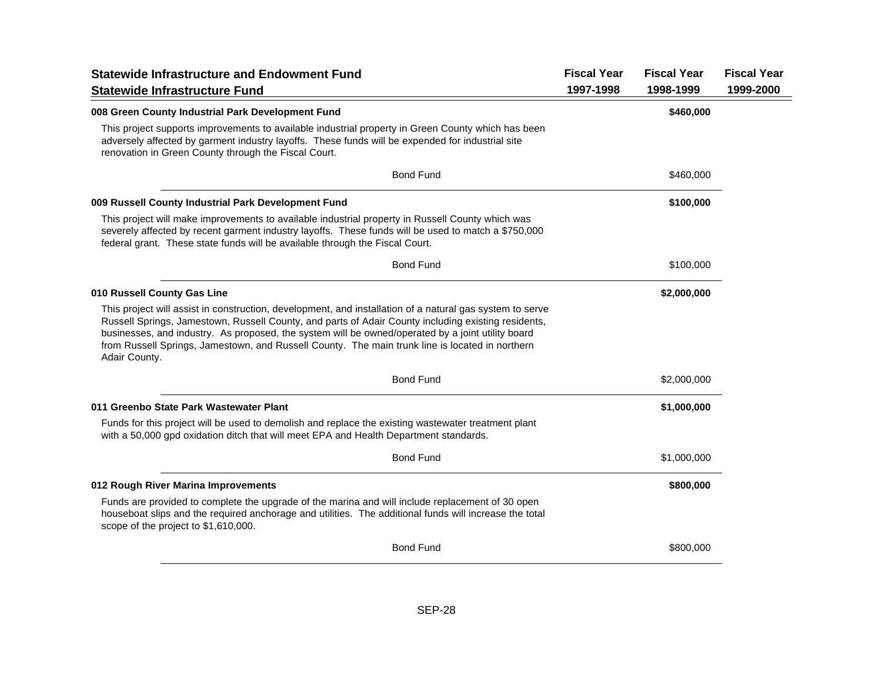| Statewide Infrastructure and Endowment Fund<br>Statewide Infrastructure Fund | Fiscal Year<br>1997-1998 | Fiscal Year<br>1998-1999 | Fiscal Year<br>1999-2000 |
|---|---|---|---|
| **008 Green County Industrial Park Development Fund** | | **$460,000** | |
| This project supports improvements to available industrial property in Green County which has been adversely affected by garment industry layoffs. These funds will be expended for industrial site renovation in Green County through the Fiscal Court. | | | |
| Bond Fund | | $460,000 | |
| **009 Russell County Industrial Park Development Fund** | | **$100,000** | |
| This project will make improvements to available industrial property in Russell County which was severely affected by recent garment industry layoffs. These funds will be used to match a $750,000 federal grant. These state funds will be available through the Fiscal Court. | | | |
| Bond Fund | | $100,000 | |
| **010 Russell County Gas Line** | | **$2,000,000** | |
| This project will assist in construction, development, and installation of a natural gas system to serve Russell Springs, Jamestown, Russell County, and parts of Adair County including existing residents, businesses, and industry. As proposed, the system will be owned/operated by a joint utility board from Russell Springs, Jamestown, and Russell County. The main trunk line is located in northern Adair County. | | | |
| Bond Fund | | $2,000,000 | |
| **011 Greenbo State Park Wastewater Plant** | | **$1,000,000** | |
| Funds for this project will be used to demolish and replace the existing wastewater treatment plant with a 50,000 gpd oxidation ditch that will meet EPA and Health Department standards. | | | |
| Bond Fund | | $1,000,000 | |
| **012 Rough River Marina Improvements** | | **$800,000** | |
| Funds are provided to complete the upgrade of the marina and will include replacement of 30 open houseboat slips and the required anchorage and utilities. The additional funds will increase the total scope of the project to $1,610,000. | | | |
| Bond Fund | | $800,000 | |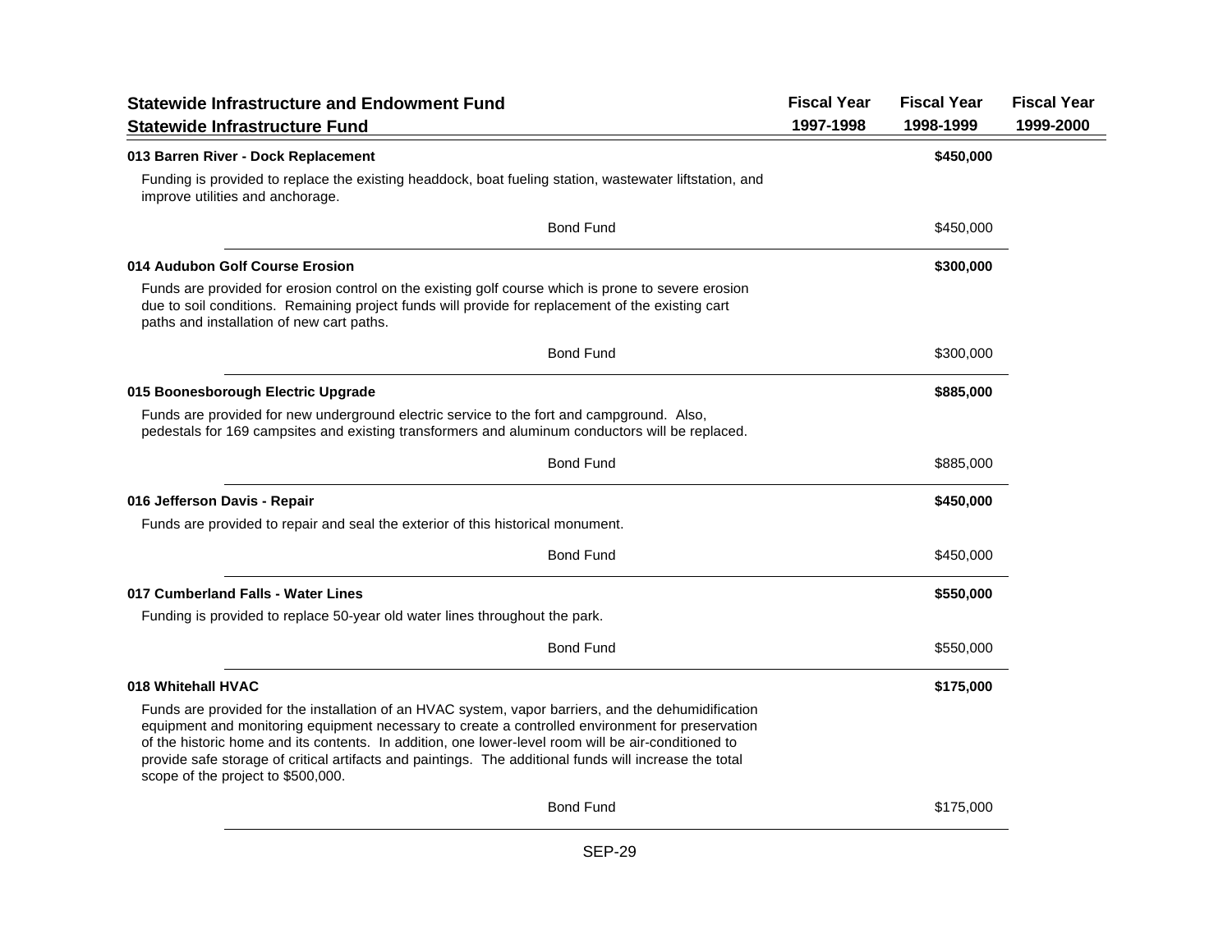| Statewide Infrastructure and Endowment Fund<br>Statewide Infrastructure Fund | Fiscal Year<br>1997-1998 | Fiscal Year<br>1998-1999 | Fiscal Year<br>1999-2000 |
|---|---|---|---|
| **013 Barren River - Dock Replacement** | | **$450,000** | |
| Funding is provided to replace the existing headdock, boat fueling station, wastewater liftstation, and improve utilities and anchorage. | | | |
| Bond Fund | | $450,000 | |
| **014 Audubon Golf Course Erosion** | | **$300,000** | |
| Funds are provided for erosion control on the existing golf course which is prone to severe erosion due to soil conditions. Remaining project funds will provide for replacement of the existing cart paths and installation of new cart paths. | | | |
| Bond Fund | | $300,000 | |
| **015 Boonesborough Electric Upgrade** | | **$885,000** | |
| Funds are provided for new underground electric service to the fort and campground. Also, pedestals for 169 campsites and existing transformers and aluminum conductors will be replaced. | | | |
| Bond Fund | | $885,000 | |
| **016 Jefferson Davis - Repair** | | **$450,000** | |
| Funds are provided to repair and seal the exterior of this historical monument. | | | |
| Bond Fund | | $450,000 | |
| **017 Cumberland Falls - Water Lines** | | **$550,000** | |
| Funding is provided to replace 50-year old water lines throughout the park. | | | |
| Bond Fund | | $550,000 | |
| **018 Whitehall HVAC** | | **$175,000** | |
| Funds are provided for the installation of an HVAC system, vapor barriers, and the dehumidification equipment and monitoring equipment necessary to create a controlled environment for preservation of the historic home and its contents. In addition, one lower-level room will be air-conditioned to provide safe storage of critical artifacts and paintings. The additional funds will increase the total scope of the project to $500,000. | | | |
| Bond Fund | | $175,000 | |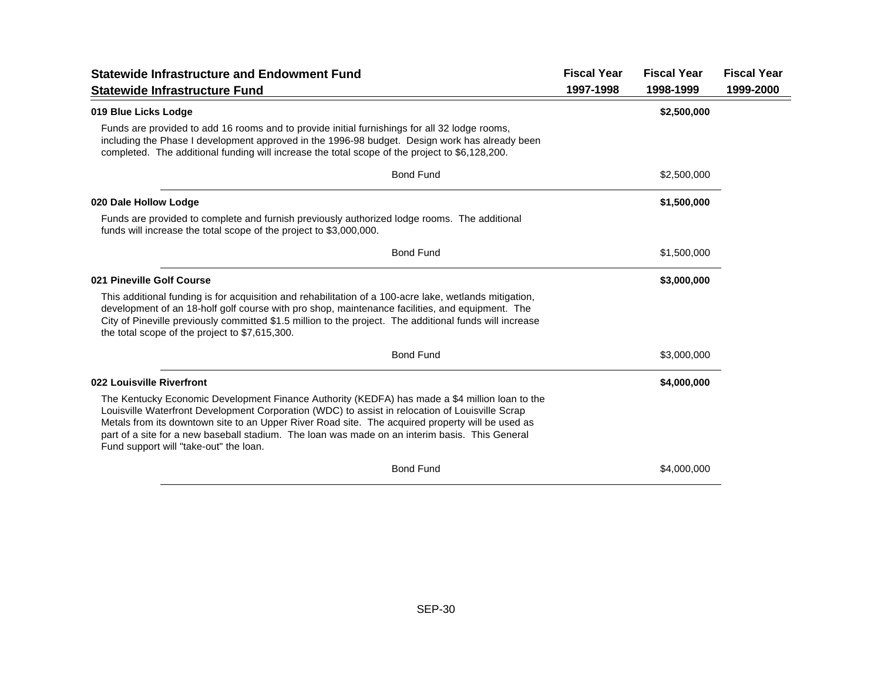| Statewide Infrastructure and Endowment Fund<br>Statewide Infrastructure Fund | Fiscal Year 1997-1998 | Fiscal Year 1998-1999 | Fiscal Year 1999-2000 |
|---|---|---|---|

**019 Blue Licks Lodge** — **$2,500,000** (Fiscal Year 1998-1999)

Funds are provided to add 16 rooms and to provide initial furnishings for all 32 lodge rooms, including the Phase I development approved in the 1996-98 budget. Design work has already been completed. The additional funding will increase the total scope of the project to $6,128,200.

| Source | Fiscal Year 1997-1998 | Fiscal Year 1998-1999 | Fiscal Year 1999-2000 |
|---|---|---|---|
| Bond Fund | | $2,500,000 | |

**020 Dale Hollow Lodge** — **$1,500,000** (Fiscal Year 1998-1999)

Funds are provided to complete and furnish previously authorized lodge rooms. The additional funds will increase the total scope of the project to $3,000,000.

| Source | Fiscal Year 1997-1998 | Fiscal Year 1998-1999 | Fiscal Year 1999-2000 |
|---|---|---|---|
| Bond Fund | | $1,500,000 | |

**021 Pineville Golf Course** — **$3,000,000** (Fiscal Year 1998-1999)

This additional funding is for acquisition and rehabilitation of a 100-acre lake, wetlands mitigation, development of an 18-holf golf course with pro shop, maintenance facilities, and equipment. The City of Pineville previously committed $1.5 million to the project. The additional funds will increase the total scope of the project to $7,615,300.

| Source | Fiscal Year 1997-1998 | Fiscal Year 1998-1999 | Fiscal Year 1999-2000 |
|---|---|---|---|
| Bond Fund | | $3,000,000 | |

**022 Louisville Riverfront** — **$4,000,000** (Fiscal Year 1998-1999)

The Kentucky Economic Development Finance Authority (KEDFA) has made a $4 million loan to the Louisville Waterfront Development Corporation (WDC) to assist in relocation of Louisville Scrap Metals from its downtown site to an Upper River Road site. The acquired property will be used as part of a site for a new baseball stadium. The loan was made on an interim basis. This General Fund support will "take-out" the loan.

| Source | Fiscal Year 1997-1998 | Fiscal Year 1998-1999 | Fiscal Year 1999-2000 |
|---|---|---|---|
| Bond Fund | | $4,000,000 | |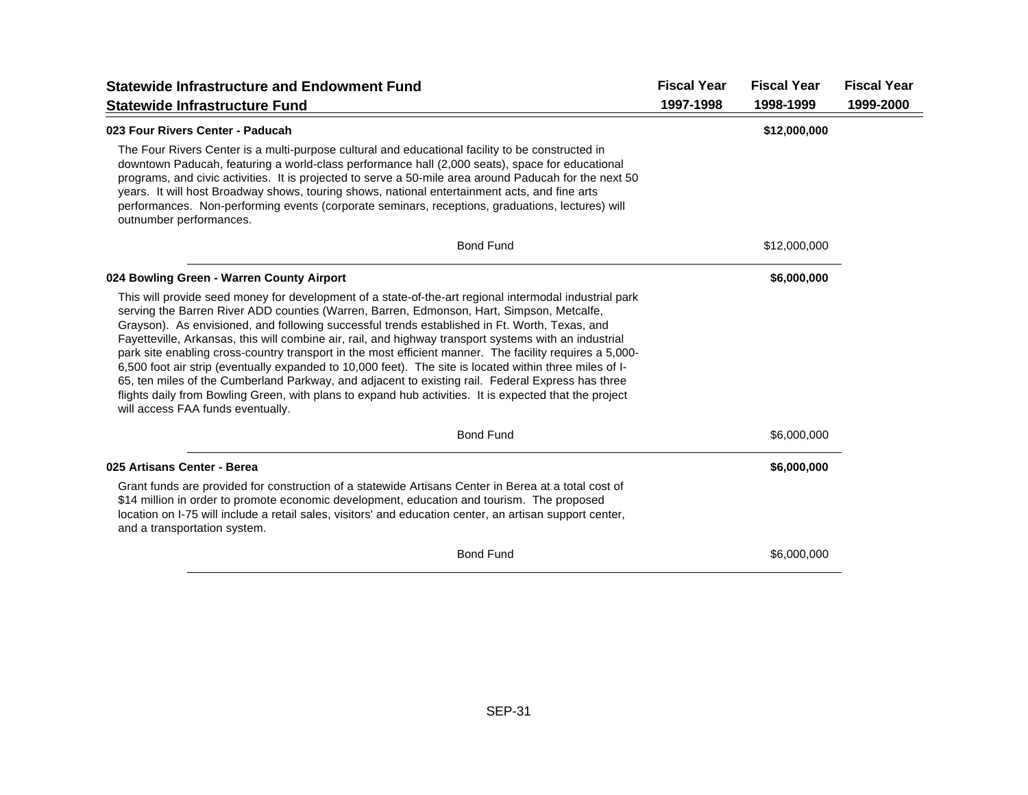| Statewide Infrastructure and Endowment Fund<br>Statewide Infrastructure Fund | Fiscal Year 1997-1998 | Fiscal Year 1998-1999 | Fiscal Year 1999-2000 |
|---|---|---|---|
| **023 Four Rivers Center - Paducah** | | **$12,000,000** | |
| Bond Fund | | $12,000,000 | |

The Four Rivers Center is a multi-purpose cultural and educational facility to be constructed in downtown Paducah, featuring a world-class performance hall (2,000 seats), space for educational programs, and civic activities. It is projected to serve a 50-mile area around Paducah for the next 50 years. It will host Broadway shows, touring shows, national entertainment acts, and fine arts performances. Non-performing events (corporate seminars, receptions, graduations, lectures) will outnumber performances.

| | Fiscal Year 1997-1998 | Fiscal Year 1998-1999 | Fiscal Year 1999-2000 |
|---|---|---|---|
| **024 Bowling Green - Warren County Airport** | | **$6,000,000** | |
| Bond Fund | | $6,000,000 | |

This will provide seed money for development of a state-of-the-art regional intermodal industrial park serving the Barren River ADD counties (Warren, Barren, Edmonson, Hart, Simpson, Metcalfe, Grayson). As envisioned, and following successful trends established in Ft. Worth, Texas, and Fayetteville, Arkansas, this will combine air, rail, and highway transport systems with an industrial park site enabling cross-country transport in the most efficient manner. The facility requires a 5,000-6,500 foot air strip (eventually expanded to 10,000 feet). The site is located within three miles of I-65, ten miles of the Cumberland Parkway, and adjacent to existing rail. Federal Express has three flights daily from Bowling Green, with plans to expand hub activities. It is expected that the project will access FAA funds eventually.

| | Fiscal Year 1997-1998 | Fiscal Year 1998-1999 | Fiscal Year 1999-2000 |
|---|---|---|---|
| **025 Artisans Center - Berea** | | **$6,000,000** | |
| Bond Fund | | $6,000,000 | |

Grant funds are provided for construction of a statewide Artisans Center in Berea at a total cost of $14 million in order to promote economic development, education and tourism. The proposed location on I-75 will include a retail sales, visitors' and education center, an artisan support center, and a transportation system.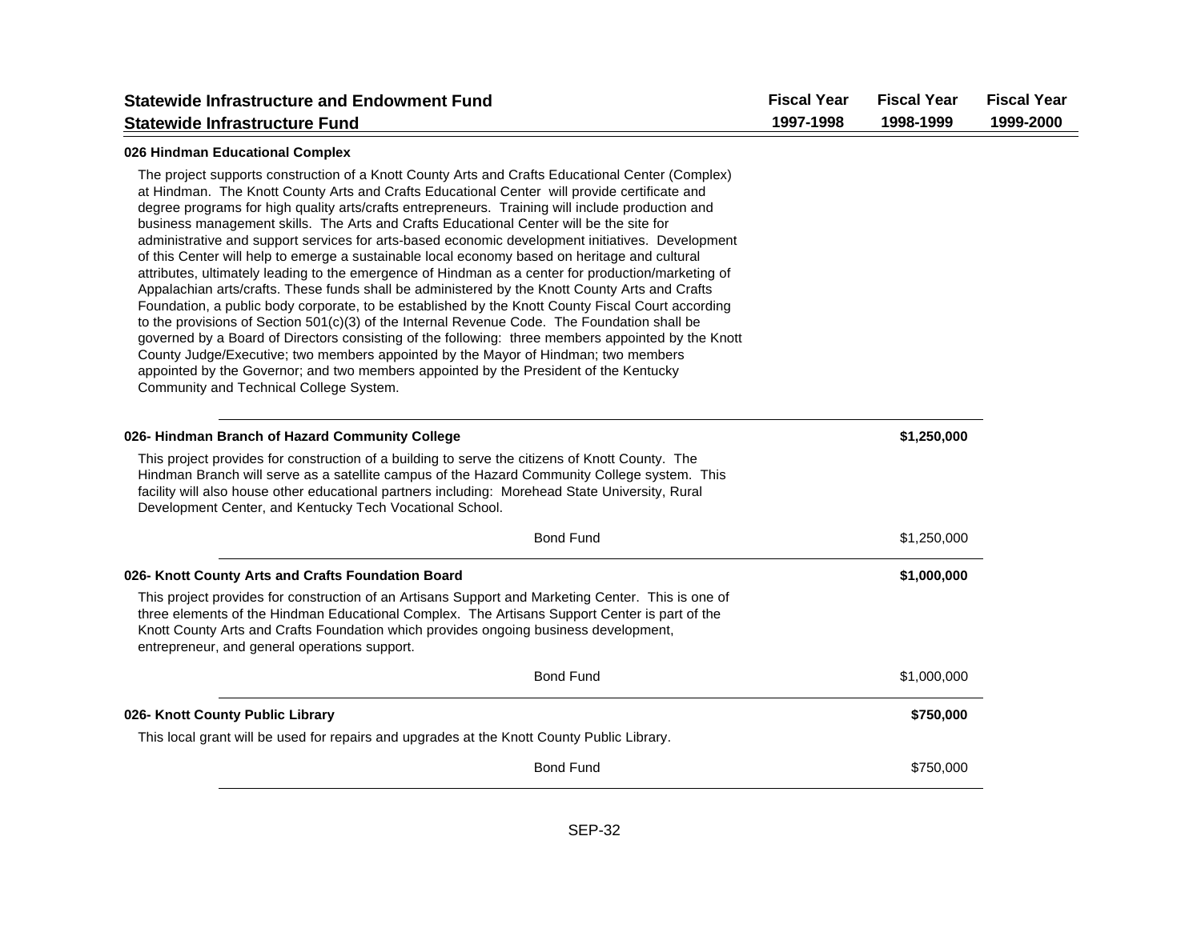| Statewide Infrastructure and Endowment Fund<br>Statewide Infrastructure Fund | Fiscal Year 1997-1998 | Fiscal Year 1998-1999 | Fiscal Year 1999-2000 |
|---|---|---|---|

**026 Hindman Educational Complex**

The project supports construction of a Knott County Arts and Crafts Educational Center (Complex) at Hindman. The Knott County Arts and Crafts Educational Center will provide certificate and degree programs for high quality arts/crafts entrepreneurs. Training will include production and business management skills. The Arts and Crafts Educational Center will be the site for administrative and support services for arts-based economic development initiatives. Development of this Center will help to emerge a sustainable local economy based on heritage and cultural attributes, ultimately leading to the emergence of Hindman as a center for production/marketing of Appalachian arts/crafts. These funds shall be administered by the Knott County Arts and Crafts Foundation, a public body corporate, to be established by the Knott County Fiscal Court according to the provisions of Section 501(c)(3) of the Internal Revenue Code. The Foundation shall be governed by a Board of Directors consisting of the following: three members appointed by the Knott County Judge/Executive; two members appointed by the Mayor of Hindman; two members appointed by the Governor; and two members appointed by the President of the Kentucky Community and Technical College System.

| | Fiscal Year 1997-1998 | Fiscal Year 1998-1999 | Fiscal Year 1999-2000 |
|---|---|---|---|
| **026- Hindman Branch of Hazard Community College** | | **$1,250,000** | |
| Bond Fund | | $1,250,000 | |

This project provides for construction of a building to serve the citizens of Knott County. The Hindman Branch will serve as a satellite campus of the Hazard Community College system. This facility will also house other educational partners including: Morehead State University, Rural Development Center, and Kentucky Tech Vocational School.

| | Fiscal Year 1997-1998 | Fiscal Year 1998-1999 | Fiscal Year 1999-2000 |
|---|---|---|---|
| **026- Knott County Arts and Crafts Foundation Board** | | **$1,000,000** | |
| Bond Fund | | $1,000,000 | |

This project provides for construction of an Artisans Support and Marketing Center. This is one of three elements of the Hindman Educational Complex. The Artisans Support Center is part of the Knott County Arts and Crafts Foundation which provides ongoing business development, entrepreneur, and general operations support.

| | Fiscal Year 1997-1998 | Fiscal Year 1998-1999 | Fiscal Year 1999-2000 |
|---|---|---|---|
| **026- Knott County Public Library** | | **$750,000** | |
| Bond Fund | | $750,000 | |

This local grant will be used for repairs and upgrades at the Knott County Public Library.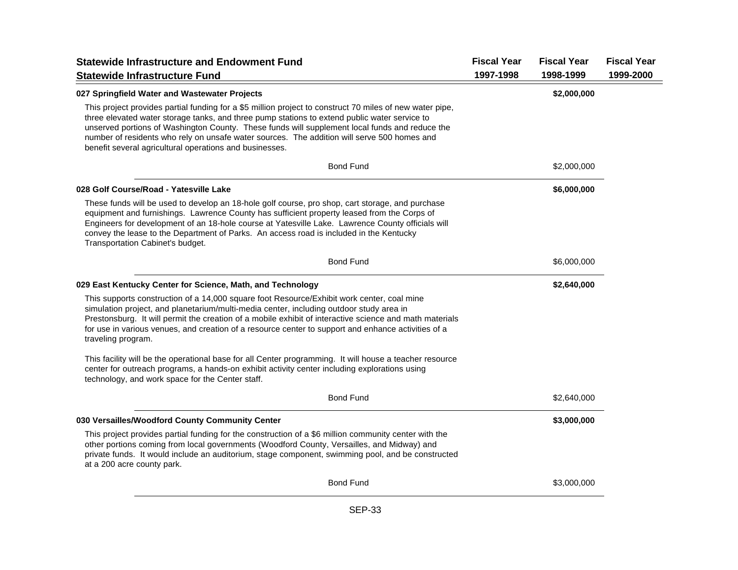| Statewide Infrastructure and Endowment Fund<br>Statewide Infrastructure Fund | Fiscal Year<br>1997-1998 | Fiscal Year<br>1998-1999 | Fiscal Year<br>1999-2000 |
|---|---|---|---|

**027 Springfield Water and Wastewater Projects** — **$2,000,000** (Fiscal Year 1998-1999)

This project provides partial funding for a $5 million project to construct 70 miles of new water pipe, three elevated water storage tanks, and three pump stations to extend public water service to unserved portions of Washington County. These funds will supplement local funds and reduce the number of residents who rely on unsafe water sources. The addition will serve 500 homes and benefit several agricultural operations and businesses.

| | Fiscal Year 1997-1998 | Fiscal Year 1998-1999 | Fiscal Year 1999-2000 |
|---|---|---|---|
| Bond Fund | | $2,000,000 | |

**028 Golf Course/Road - Yatesville Lake** — **$6,000,000** (Fiscal Year 1998-1999)

These funds will be used to develop an 18-hole golf course, pro shop, cart storage, and purchase equipment and furnishings. Lawrence County has sufficient property leased from the Corps of Engineers for development of an 18-hole course at Yatesville Lake. Lawrence County officials will convey the lease to the Department of Parks. An access road is included in the Kentucky Transportation Cabinet's budget.

| | Fiscal Year 1997-1998 | Fiscal Year 1998-1999 | Fiscal Year 1999-2000 |
|---|---|---|---|
| Bond Fund | | $6,000,000 | |

**029 East Kentucky Center for Science, Math, and Technology** — **$2,640,000** (Fiscal Year 1998-1999)

This supports construction of a 14,000 square foot Resource/Exhibit work center, coal mine simulation project, and planetarium/multi-media center, including outdoor study area in Prestonsburg. It will permit the creation of a mobile exhibit of interactive science and math materials for use in various venues, and creation of a resource center to support and enhance activities of a traveling program.

This facility will be the operational base for all Center programming. It will house a teacher resource center for outreach programs, a hands-on exhibit activity center including explorations using technology, and work space for the Center staff.

| | Fiscal Year 1997-1998 | Fiscal Year 1998-1999 | Fiscal Year 1999-2000 |
|---|---|---|---|
| Bond Fund | | $2,640,000 | |

**030 Versailles/Woodford County Community Center** — **$3,000,000** (Fiscal Year 1998-1999)

This project provides partial funding for the construction of a $6 million community center with the other portions coming from local governments (Woodford County, Versailles, and Midway) and private funds. It would include an auditorium, stage component, swimming pool, and be constructed at a 200 acre county park.

| | Fiscal Year 1997-1998 | Fiscal Year 1998-1999 | Fiscal Year 1999-2000 |
|---|---|---|---|
| Bond Fund | | $3,000,000 | |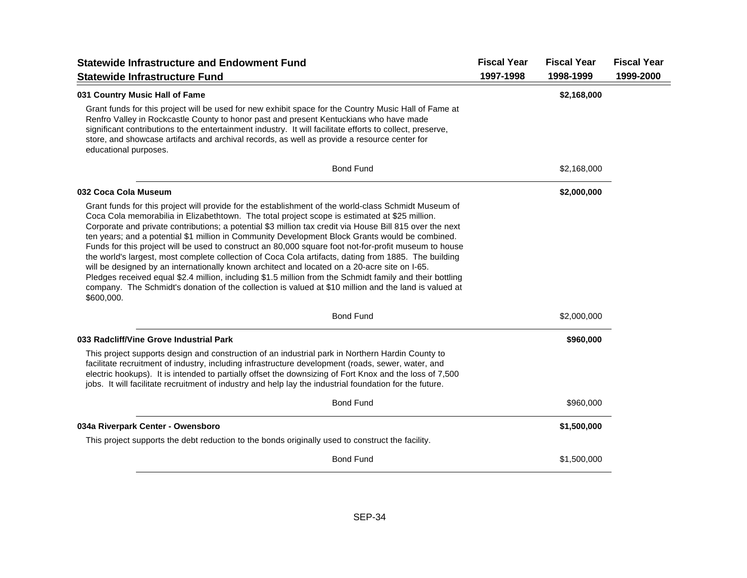| Statewide Infrastructure and Endowment Fund<br>Statewide Infrastructure Fund | Fiscal Year 1997-1998 | Fiscal Year 1998-1999 | Fiscal Year 1999-2000 |
|---|---|---|---|

**031 Country Music Hall of Fame** — **$2,168,000** (Fiscal Year 1998-1999)

Grant funds for this project will be used for new exhibit space for the Country Music Hall of Fame at Renfro Valley in Rockcastle County to honor past and present Kentuckians who have made significant contributions to the entertainment industry. It will facilitate efforts to collect, preserve, store, and showcase artifacts and archival records, as well as provide a resource center for educational purposes.

| | Fiscal Year 1997-1998 | Fiscal Year 1998-1999 | Fiscal Year 1999-2000 |
|---|---|---|---|
| Bond Fund | | $2,168,000 | |

**032 Coca Cola Museum** — **$2,000,000** (Fiscal Year 1998-1999)

Grant funds for this project will provide for the establishment of the world-class Schmidt Museum of Coca Cola memorabilia in Elizabethtown. The total project scope is estimated at $25 million. Corporate and private contributions; a potential $3 million tax credit via House Bill 815 over the next ten years; and a potential $1 million in Community Development Block Grants would be combined. Funds for this project will be used to construct an 80,000 square foot not-for-profit museum to house the world's largest, most complete collection of Coca Cola artifacts, dating from 1885. The building will be designed by an internationally known architect and located on a 20-acre site on I-65. Pledges received equal $2.4 million, including $1.5 million from the Schmidt family and their bottling company. The Schmidt's donation of the collection is valued at $10 million and the land is valued at $600,000.

| | Fiscal Year 1997-1998 | Fiscal Year 1998-1999 | Fiscal Year 1999-2000 |
|---|---|---|---|
| Bond Fund | | $2,000,000 | |

**033 Radcliff/Vine Grove Industrial Park** — **$960,000** (Fiscal Year 1998-1999)

This project supports design and construction of an industrial park in Northern Hardin County to facilitate recruitment of industry, including infrastructure development (roads, sewer, water, and electric hookups). It is intended to partially offset the downsizing of Fort Knox and the loss of 7,500 jobs. It will facilitate recruitment of industry and help lay the industrial foundation for the future.

| | Fiscal Year 1997-1998 | Fiscal Year 1998-1999 | Fiscal Year 1999-2000 |
|---|---|---|---|
| Bond Fund | | $960,000 | |

**034a Riverpark Center - Owensboro** — **$1,500,000** (Fiscal Year 1998-1999)

This project supports the debt reduction to the bonds originally used to construct the facility.

| | Fiscal Year 1997-1998 | Fiscal Year 1998-1999 | Fiscal Year 1999-2000 |
|---|---|---|---|
| Bond Fund | | $1,500,000 | |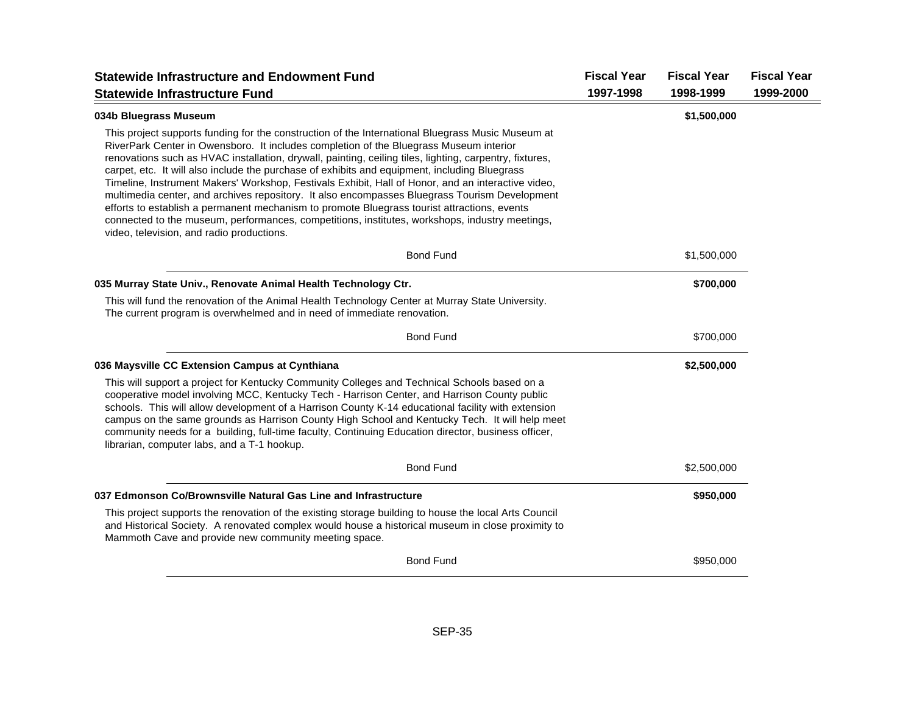| Statewide Infrastructure and Endowment Fund<br>Statewide Infrastructure Fund | Fiscal Year 1997-1998 | Fiscal Year 1998-1999 | Fiscal Year 1999-2000 |
|---|---|---|---|

**034b Bluegrass Museum** — **$1,500,000** (Fiscal Year 1998-1999)

This project supports funding for the construction of the International Bluegrass Music Museum at RiverPark Center in Owensboro. It includes completion of the Bluegrass Museum interior renovations such as HVAC installation, drywall, painting, ceiling tiles, lighting, carpentry, fixtures, carpet, etc. It will also include the purchase of exhibits and equipment, including Bluegrass Timeline, Instrument Makers' Workshop, Festivals Exhibit, Hall of Honor, and an interactive video, multimedia center, and archives repository. It also encompasses Bluegrass Tourism Development efforts to establish a permanent mechanism to promote Bluegrass tourist attractions, events connected to the museum, performances, competitions, institutes, workshops, industry meetings, video, television, and radio productions.

| | Fiscal Year 1997-1998 | Fiscal Year 1998-1999 | Fiscal Year 1999-2000 |
|---|---|---|---|
| Bond Fund | | $1,500,000 | |

**035 Murray State Univ., Renovate Animal Health Technology Ctr.** — **$700,000** (Fiscal Year 1998-1999)

This will fund the renovation of the Animal Health Technology Center at Murray State University. The current program is overwhelmed and in need of immediate renovation.

| | Fiscal Year 1997-1998 | Fiscal Year 1998-1999 | Fiscal Year 1999-2000 |
|---|---|---|---|
| Bond Fund | | $700,000 | |

**036 Maysville CC Extension Campus at Cynthiana** — **$2,500,000** (Fiscal Year 1998-1999)

This will support a project for Kentucky Community Colleges and Technical Schools based on a cooperative model involving MCC, Kentucky Tech - Harrison Center, and Harrison County public schools. This will allow development of a Harrison County K-14 educational facility with extension campus on the same grounds as Harrison County High School and Kentucky Tech. It will help meet community needs for a building, full-time faculty, Continuing Education director, business officer, librarian, computer labs, and a T-1 hookup.

| | Fiscal Year 1997-1998 | Fiscal Year 1998-1999 | Fiscal Year 1999-2000 |
|---|---|---|---|
| Bond Fund | | $2,500,000 | |

**037 Edmonson Co/Brownsville Natural Gas Line and Infrastructure** — **$950,000** (Fiscal Year 1998-1999)

This project supports the renovation of the existing storage building to house the local Arts Council and Historical Society. A renovated complex would house a historical museum in close proximity to Mammoth Cave and provide new community meeting space.

| | Fiscal Year 1997-1998 | Fiscal Year 1998-1999 | Fiscal Year 1999-2000 |
|---|---|---|---|
| Bond Fund | | $950,000 | |

SEP-35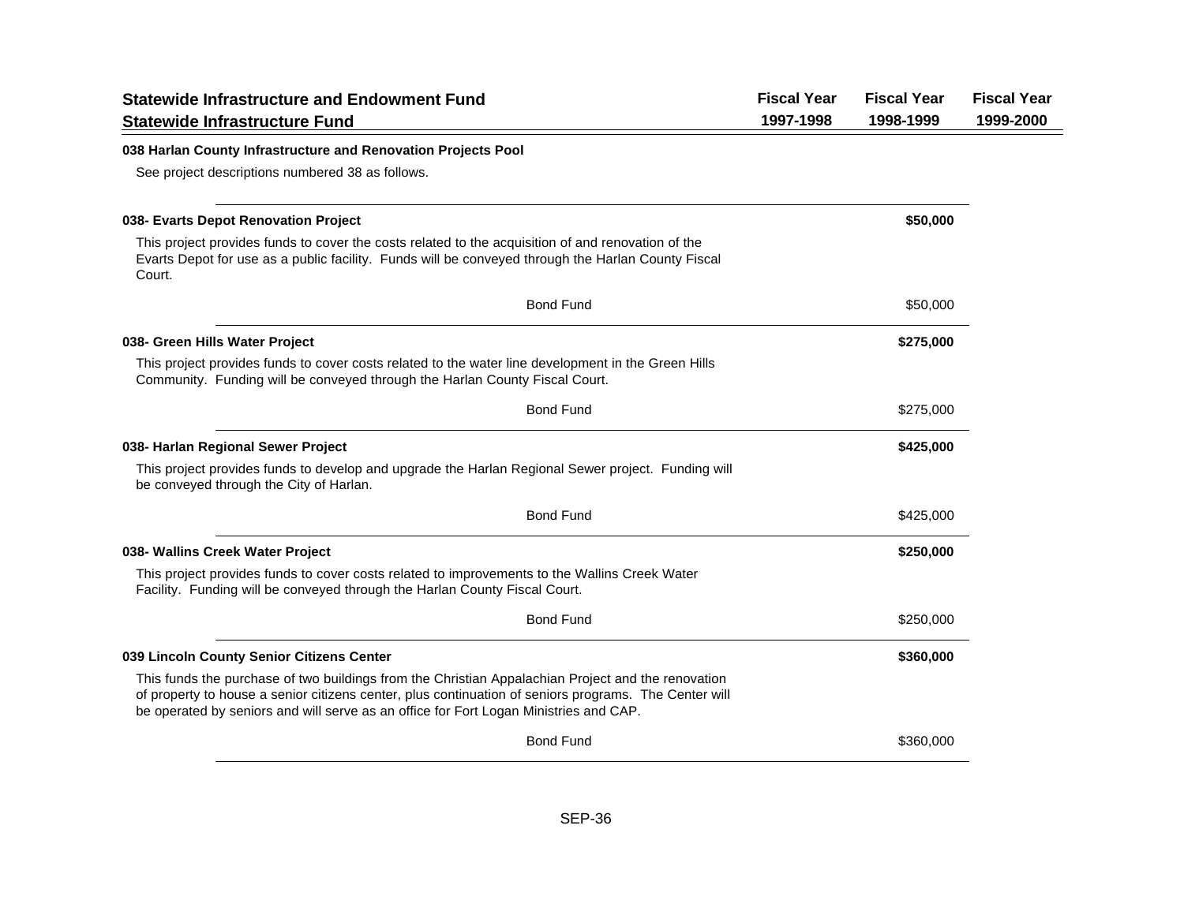| Statewide Infrastructure and Endowment Fund<br>Statewide Infrastructure Fund | Fiscal Year<br>1997-1998 | Fiscal Year<br>1998-1999 | Fiscal Year<br>1999-2000 |
|---|---|---|---|

**038 Harlan County Infrastructure and Renovation Projects Pool**

See project descriptions numbered 38 as follows.

---

**038- Evarts Depot Renovation Project** — **$50,000**

This project provides funds to cover the costs related to the acquisition of and renovation of the Evarts Depot for use as a public facility. Funds will be conveyed through the Harlan County Fiscal Court.

| | Fiscal Year 1997-1998 | Fiscal Year 1998-1999 | Fiscal Year 1999-2000 |
|---|---|---|---|
| Bond Fund | | $50,000 | |

---

**038- Green Hills Water Project** — **$275,000**

This project provides funds to cover costs related to the water line development in the Green Hills Community. Funding will be conveyed through the Harlan County Fiscal Court.

| | Fiscal Year 1997-1998 | Fiscal Year 1998-1999 | Fiscal Year 1999-2000 |
|---|---|---|---|
| Bond Fund | | $275,000 | |

---

**038- Harlan Regional Sewer Project** — **$425,000**

This project provides funds to develop and upgrade the Harlan Regional Sewer project. Funding will be conveyed through the City of Harlan.

| | Fiscal Year 1997-1998 | Fiscal Year 1998-1999 | Fiscal Year 1999-2000 |
|---|---|---|---|
| Bond Fund | | $425,000 | |

---

**038- Wallins Creek Water Project** — **$250,000**

This project provides funds to cover costs related to improvements to the Wallins Creek Water Facility. Funding will be conveyed through the Harlan County Fiscal Court.

| | Fiscal Year 1997-1998 | Fiscal Year 1998-1999 | Fiscal Year 1999-2000 |
|---|---|---|---|
| Bond Fund | | $250,000 | |

---

**039 Lincoln County Senior Citizens Center** — **$360,000**

This funds the purchase of two buildings from the Christian Appalachian Project and the renovation of property to house a senior citizens center, plus continuation of seniors programs. The Center will be operated by seniors and will serve as an office for Fort Logan Ministries and CAP.

| | Fiscal Year 1997-1998 | Fiscal Year 1998-1999 | Fiscal Year 1999-2000 |
|---|---|---|---|
| Bond Fund | | $360,000 | |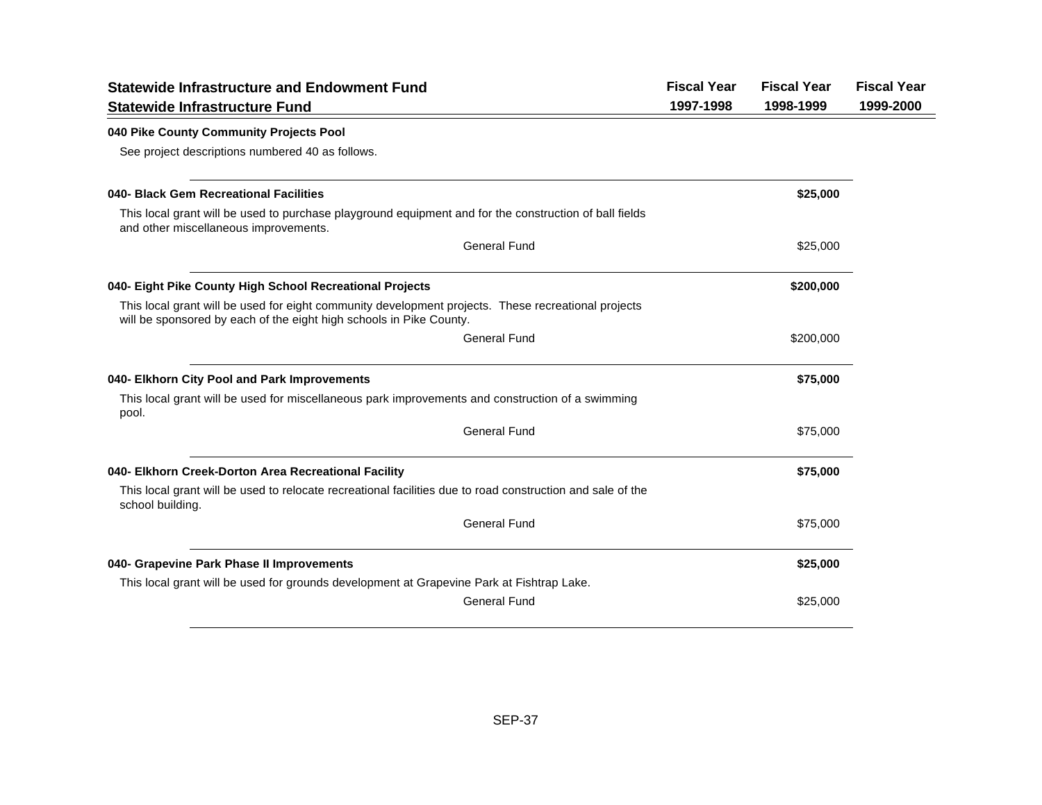| Statewide Infrastructure and Endowment Fund<br>Statewide Infrastructure Fund | Fiscal Year 1997-1998 | Fiscal Year 1998-1999 | Fiscal Year 1999-2000 |
|---|---|---|---|

**040 Pike County Community Projects Pool**

See project descriptions numbered 40 as follows.

---

**040- Black Gem Recreational Facilities** — **$25,000** (Fiscal Year 1998-1999)

This local grant will be used to purchase playground equipment and for the construction of ball fields and other miscellaneous improvements.

| | Fiscal Year 1997-1998 | Fiscal Year 1998-1999 | Fiscal Year 1999-2000 |
|---|---|---|---|
| General Fund | | $25,000 | |

---

**040- Eight Pike County High School Recreational Projects** — **$200,000** (Fiscal Year 1998-1999)

This local grant will be used for eight community development projects. These recreational projects will be sponsored by each of the eight high schools in Pike County.

| | Fiscal Year 1997-1998 | Fiscal Year 1998-1999 | Fiscal Year 1999-2000 |
|---|---|---|---|
| General Fund | | $200,000 | |

---

**040- Elkhorn City Pool and Park Improvements** — **$75,000** (Fiscal Year 1998-1999)

This local grant will be used for miscellaneous park improvements and construction of a swimming pool.

| | Fiscal Year 1997-1998 | Fiscal Year 1998-1999 | Fiscal Year 1999-2000 |
|---|---|---|---|
| General Fund | | $75,000 | |

---

**040- Elkhorn Creek-Dorton Area Recreational Facility** — **$75,000** (Fiscal Year 1998-1999)

This local grant will be used to relocate recreational facilities due to road construction and sale of the school building.

| | Fiscal Year 1997-1998 | Fiscal Year 1998-1999 | Fiscal Year 1999-2000 |
|---|---|---|---|
| General Fund | | $75,000 | |

---

**040- Grapevine Park Phase II Improvements** — **$25,000** (Fiscal Year 1998-1999)

This local grant will be used for grounds development at Grapevine Park at Fishtrap Lake.

| | Fiscal Year 1997-1998 | Fiscal Year 1998-1999 | Fiscal Year 1999-2000 |
|---|---|---|---|
| General Fund | | $25,000 | |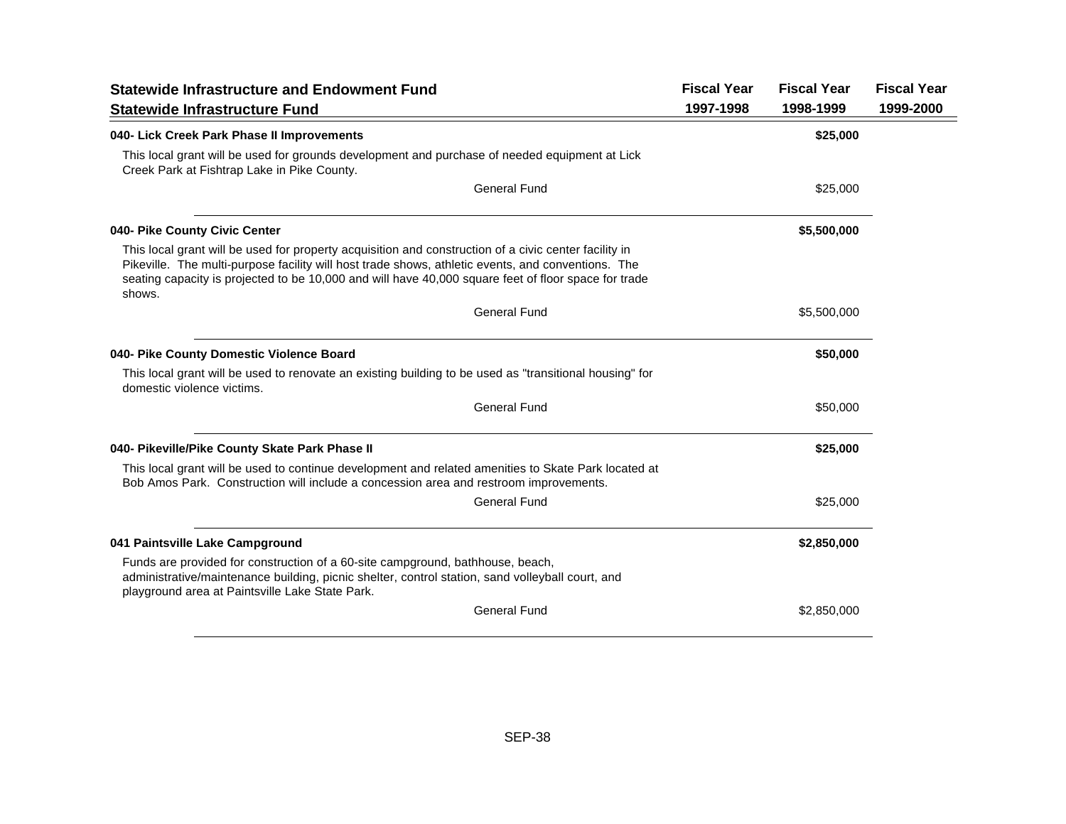| Statewide Infrastructure and Endowment Fund<br>Statewide Infrastructure Fund | Fiscal Year 1997-1998 | Fiscal Year 1998-1999 | Fiscal Year 1999-2000 |
|---|---|---|---|
| **040- Lick Creek Park Phase II Improvements** | | **$25,000** | |
| This local grant will be used for grounds development and purchase of needed equipment at Lick Creek Park at Fishtrap Lake in Pike County. | | | |
| General Fund | | $25,000 | |
| **040- Pike County Civic Center** | | **$5,500,000** | |
| This local grant will be used for property acquisition and construction of a civic center facility in Pikeville. The multi-purpose facility will host trade shows, athletic events, and conventions. The seating capacity is projected to be 10,000 and will have 40,000 square feet of floor space for trade shows. | | | |
| General Fund | | $5,500,000 | |
| **040- Pike County Domestic Violence Board** | | **$50,000** | |
| This local grant will be used to renovate an existing building to be used as "transitional housing" for domestic violence victims. | | | |
| General Fund | | $50,000 | |
| **040- Pikeville/Pike County Skate Park Phase II** | | **$25,000** | |
| This local grant will be used to continue development and related amenities to Skate Park located at Bob Amos Park. Construction will include a concession area and restroom improvements. | | | |
| General Fund | | $25,000 | |
| **041 Paintsville Lake Campground** | | **$2,850,000** | |
| Funds are provided for construction of a 60-site campground, bathhouse, beach, administrative/maintenance building, picnic shelter, control station, sand volleyball court, and playground area at Paintsville Lake State Park. | | | |
| General Fund | | $2,850,000 | |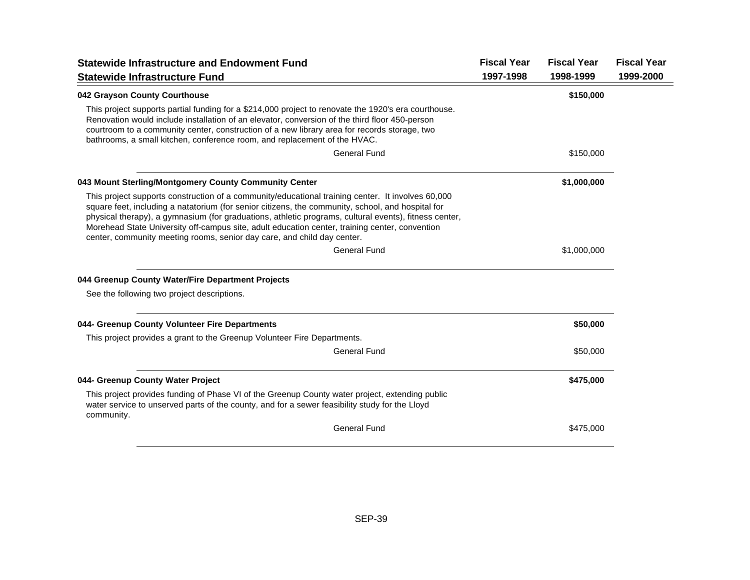## Statewide Infrastructure and Endowment Fund

### Statewide Infrastructure Fund

| | Fiscal Year 1997-1998 | Fiscal Year 1998-1999 | Fiscal Year 1999-2000 |
|---|---|---|---|
| **042 Grayson County Courthouse** | | **$150,000** | |
| This project supports partial funding for a $214,000 project to renovate the 1920's era courthouse. Renovation would include installation of an elevator, conversion of the third floor 450-person courtroom to a community center, construction of a new library area for records storage, two bathrooms, a small kitchen, conference room, and replacement of the HVAC. | | | |
| General Fund | | $150,000 | |
| **043 Mount Sterling/Montgomery County Community Center** | | **$1,000,000** | |
| This project supports construction of a community/educational training center. It involves 60,000 square feet, including a natatorium (for senior citizens, the community, school, and hospital for physical therapy), a gymnasium (for graduations, athletic programs, cultural events), fitness center, Morehead State University off-campus site, adult education center, training center, convention center, community meeting rooms, senior day care, and child day center. | | | |
| General Fund | | $1,000,000 | |
| **044 Greenup County Water/Fire Department Projects** | | | |
| See the following two project descriptions. | | | |
| **044- Greenup County Volunteer Fire Departments** | | **$50,000** | |
| This project provides a grant to the Greenup Volunteer Fire Departments. | | | |
| General Fund | | $50,000 | |
| **044- Greenup County Water Project** | | **$475,000** | |
| This project provides funding of Phase VI of the Greenup County water project, extending public water service to unserved parts of the county, and for a sewer feasibility study for the Lloyd community. | | | |
| General Fund | | $475,000 | |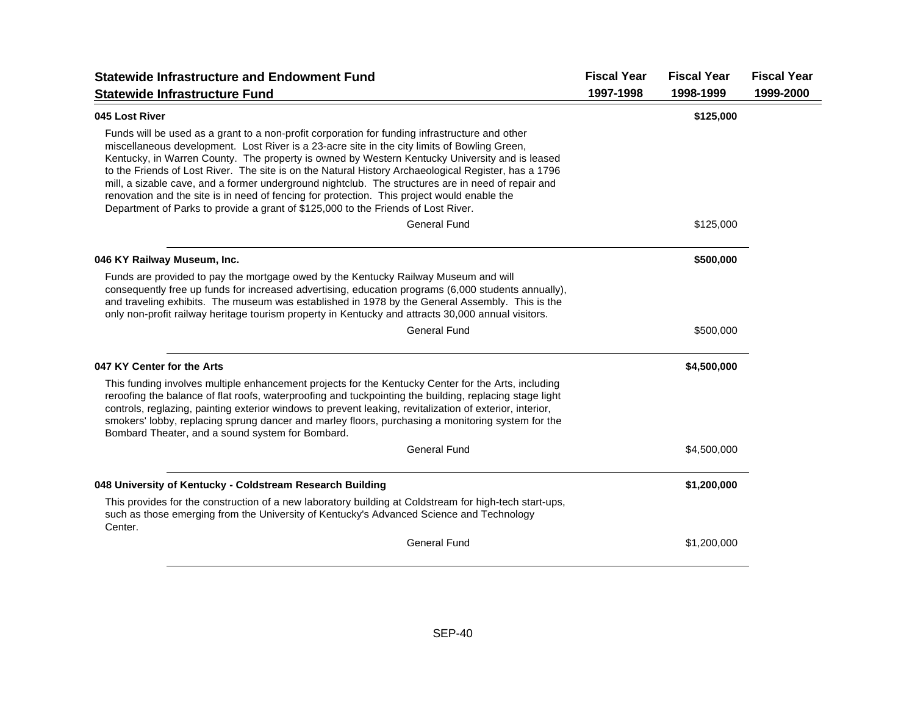| Statewide Infrastructure and Endowment Fund<br>Statewide Infrastructure Fund | Fiscal Year<br>1997-1998 | Fiscal Year<br>1998-1999 | Fiscal Year<br>1999-2000 |
|---|---|---|---|

**045 Lost River** — **$125,000** (Fiscal Year 1998-1999)

Funds will be used as a grant to a non-profit corporation for funding infrastructure and other miscellaneous development. Lost River is a 23-acre site in the city limits of Bowling Green, Kentucky, in Warren County. The property is owned by Western Kentucky University and is leased to the Friends of Lost River. The site is on the Natural History Archaeological Register, has a 1796 mill, a sizable cave, and a former underground nightclub. The structures are in need of repair and renovation and the site is in need of fencing for protection. This project would enable the Department of Parks to provide a grant of $125,000 to the Friends of Lost River.

| | Fiscal Year 1997-1998 | Fiscal Year 1998-1999 | Fiscal Year 1999-2000 |
|---|---|---|---|
| General Fund | | $125,000 | |

**046 KY Railway Museum, Inc.** — **$500,000** (Fiscal Year 1998-1999)

Funds are provided to pay the mortgage owed by the Kentucky Railway Museum and will consequently free up funds for increased advertising, education programs (6,000 students annually), and traveling exhibits. The museum was established in 1978 by the General Assembly. This is the only non-profit railway heritage tourism property in Kentucky and attracts 30,000 annual visitors.

| | Fiscal Year 1997-1998 | Fiscal Year 1998-1999 | Fiscal Year 1999-2000 |
|---|---|---|---|
| General Fund | | $500,000 | |

**047 KY Center for the Arts** — **$4,500,000** (Fiscal Year 1998-1999)

This funding involves multiple enhancement projects for the Kentucky Center for the Arts, including reroofing the balance of flat roofs, waterproofing and tuckpointing the building, replacing stage light controls, reglazing, painting exterior windows to prevent leaking, revitalization of exterior, interior, smokers' lobby, replacing sprung dancer and marley floors, purchasing a monitoring system for the Bombard Theater, and a sound system for Bombard.

| | Fiscal Year 1997-1998 | Fiscal Year 1998-1999 | Fiscal Year 1999-2000 |
|---|---|---|---|
| General Fund | | $4,500,000 | |

**048 University of Kentucky - Coldstream Research Building** — **$1,200,000** (Fiscal Year 1998-1999)

This provides for the construction of a new laboratory building at Coldstream for high-tech start-ups, such as those emerging from the University of Kentucky's Advanced Science and Technology Center.

| | Fiscal Year 1997-1998 | Fiscal Year 1998-1999 | Fiscal Year 1999-2000 |
|---|---|---|---|
| General Fund | | $1,200,000 | |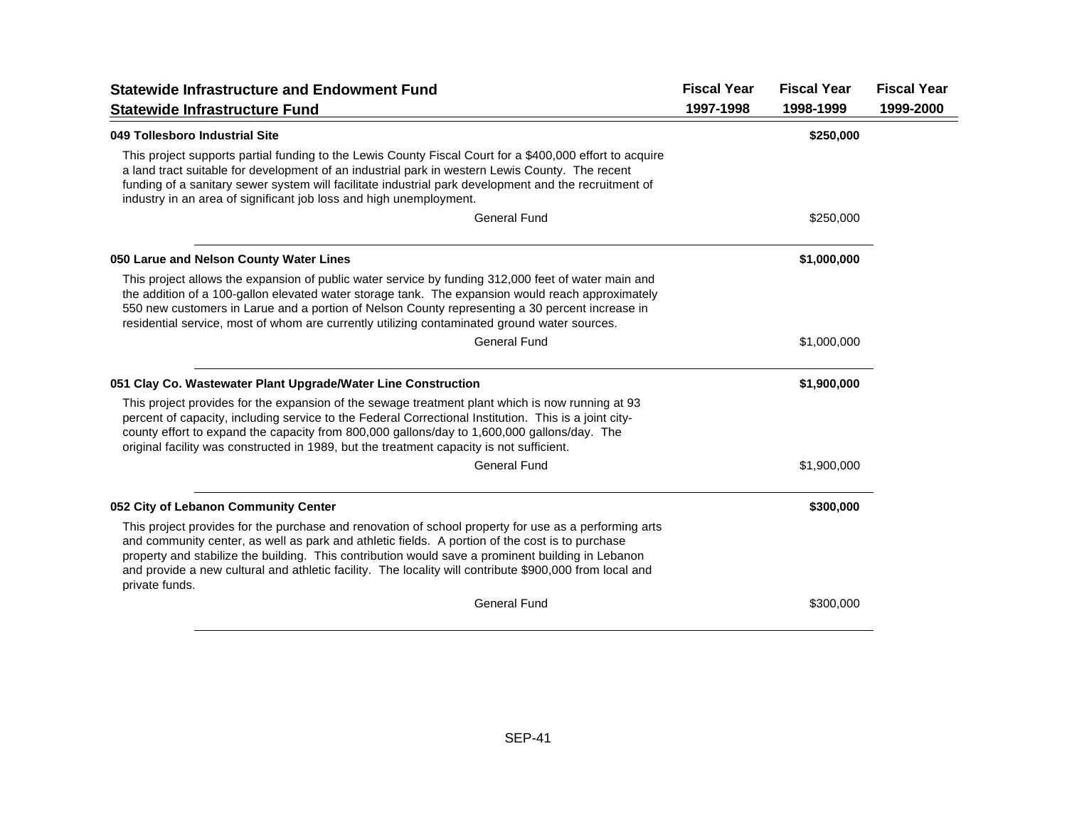## Statewide Infrastructure and Endowment Fund

## Statewide Infrastructure Fund

| | Fiscal Year 1997-1998 | Fiscal Year 1998-1999 | Fiscal Year 1999-2000 |
|---|---|---|---|
| **049 Tollesboro Industrial Site** | | **$250,000** | |
| This project supports partial funding to the Lewis County Fiscal Court for a $400,000 effort to acquire a land tract suitable for development of an industrial park in western Lewis County. The recent funding of a sanitary sewer system will facilitate industrial park development and the recruitment of industry in an area of significant job loss and high unemployment. | | | |
| General Fund | | $250,000 | |
| **050 Larue and Nelson County Water Lines** | | **$1,000,000** | |
| This project allows the expansion of public water service by funding 312,000 feet of water main and the addition of a 100-gallon elevated water storage tank. The expansion would reach approximately 550 new customers in Larue and a portion of Nelson County representing a 30 percent increase in residential service, most of whom are currently utilizing contaminated ground water sources. | | | |
| General Fund | | $1,000,000 | |
| **051 Clay Co. Wastewater Plant Upgrade/Water Line Construction** | | **$1,900,000** | |
| This project provides for the expansion of the sewage treatment plant which is now running at 93 percent of capacity, including service to the Federal Correctional Institution. This is a joint city-county effort to expand the capacity from 800,000 gallons/day to 1,600,000 gallons/day. The original facility was constructed in 1989, but the treatment capacity is not sufficient. | | | |
| General Fund | | $1,900,000 | |
| **052 City of Lebanon Community Center** | | **$300,000** | |
| This project provides for the purchase and renovation of school property for use as a performing arts and community center, as well as park and athletic fields. A portion of the cost is to purchase property and stabilize the building. This contribution would save a prominent building in Lebanon and provide a new cultural and athletic facility. The locality will contribute $900,000 from local and private funds. | | | |
| General Fund | | $300,000 | |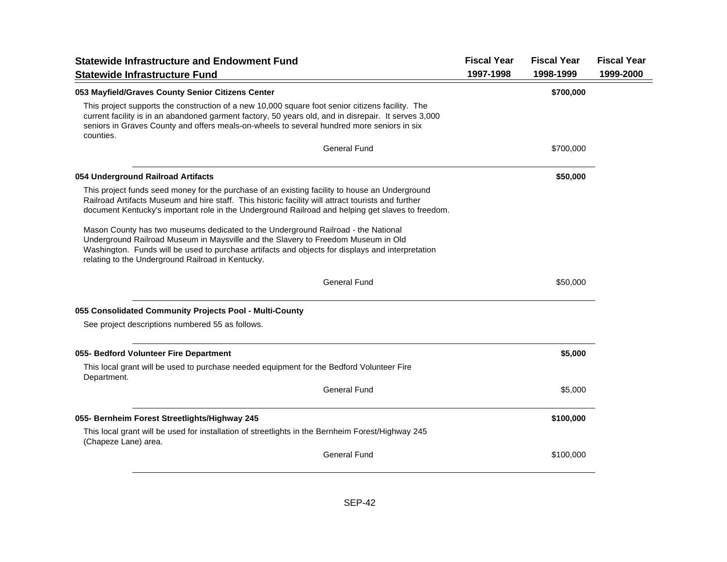## Statewide Infrastructure and Endowment Fund

### Statewide Infrastructure Fund

| | Fiscal Year 1997-1998 | Fiscal Year 1998-1999 | Fiscal Year 1999-2000 |
|---|---|---|---|
| **053 Mayfield/Graves County Senior Citizens Center** | | **$700,000** | |
| This project supports the construction of a new 10,000 square foot senior citizens facility. The current facility is in an abandoned garment factory, 50 years old, and in disrepair. It serves 3,000 seniors in Graves County and offers meals-on-wheels to several hundred more seniors in six counties. | | | |
| General Fund | | $700,000 | |
| **054 Underground Railroad Artifacts** | | **$50,000** | |
| This project funds seed money for the purchase of an existing facility to house an Underground Railroad Artifacts Museum and hire staff. This historic facility will attract tourists and further document Kentucky's important role in the Underground Railroad and helping get slaves to freedom. | | | |
| Mason County has two museums dedicated to the Underground Railroad - the National Underground Railroad Museum in Maysville and the Slavery to Freedom Museum in Old Washington. Funds will be used to purchase artifacts and objects for displays and interpretation relating to the Underground Railroad in Kentucky. | | | |
| General Fund | | $50,000 | |
| **055 Consolidated Community Projects Pool - Multi-County** | | | |
| See project descriptions numbered 55 as follows. | | | |
| **055- Bedford Volunteer Fire Department** | | **$5,000** | |
| This local grant will be used to purchase needed equipment for the Bedford Volunteer Fire Department. | | | |
| General Fund | | $5,000 | |
| **055- Bernheim Forest Streetlights/Highway 245** | | **$100,000** | |
| This local grant will be used for installation of streetlights in the Bernheim Forest/Highway 245 (Chapeze Lane) area. | | | |
| General Fund | | $100,000 | |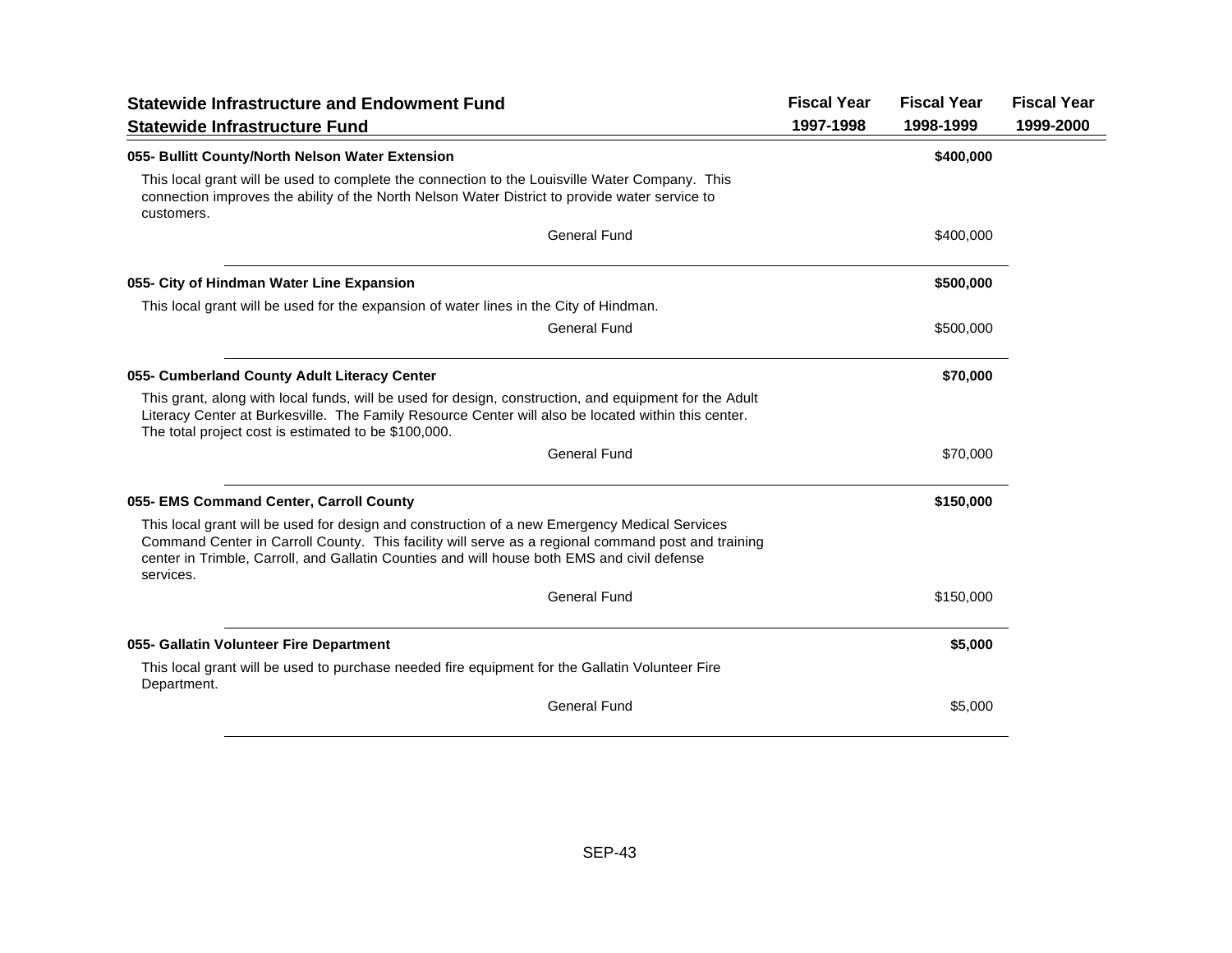| Statewide Infrastructure and Endowment Fund<br>Statewide Infrastructure Fund | Fiscal Year<br>1997-1998 | Fiscal Year<br>1998-1999 | Fiscal Year<br>1999-2000 |
|---|---|---|---|

**055- Bullitt County/North Nelson Water Extension** — **$400,000** (Fiscal Year 1998-1999)

This local grant will be used to complete the connection to the Louisville Water Company. This connection improves the ability of the North Nelson Water District to provide water service to customers.

| | Fiscal Year 1997-1998 | Fiscal Year 1998-1999 | Fiscal Year 1999-2000 |
|---|---|---|---|
| General Fund | | $400,000 | |

**055- City of Hindman Water Line Expansion** — **$500,000** (Fiscal Year 1998-1999)

This local grant will be used for the expansion of water lines in the City of Hindman.

| | Fiscal Year 1997-1998 | Fiscal Year 1998-1999 | Fiscal Year 1999-2000 |
|---|---|---|---|
| General Fund | | $500,000 | |

**055- Cumberland County Adult Literacy Center** — **$70,000** (Fiscal Year 1998-1999)

This grant, along with local funds, will be used for design, construction, and equipment for the Adult Literacy Center at Burkesville. The Family Resource Center will also be located within this center. The total project cost is estimated to be $100,000.

| | Fiscal Year 1997-1998 | Fiscal Year 1998-1999 | Fiscal Year 1999-2000 |
|---|---|---|---|
| General Fund | | $70,000 | |

**055- EMS Command Center, Carroll County** — **$150,000** (Fiscal Year 1998-1999)

This local grant will be used for design and construction of a new Emergency Medical Services Command Center in Carroll County. This facility will serve as a regional command post and training center in Trimble, Carroll, and Gallatin Counties and will house both EMS and civil defense services.

| | Fiscal Year 1997-1998 | Fiscal Year 1998-1999 | Fiscal Year 1999-2000 |
|---|---|---|---|
| General Fund | | $150,000 | |

**055- Gallatin Volunteer Fire Department** — **$5,000** (Fiscal Year 1998-1999)

This local grant will be used to purchase needed fire equipment for the Gallatin Volunteer Fire Department.

| | Fiscal Year 1997-1998 | Fiscal Year 1998-1999 | Fiscal Year 1999-2000 |
|---|---|---|---|
| General Fund | | $5,000 | |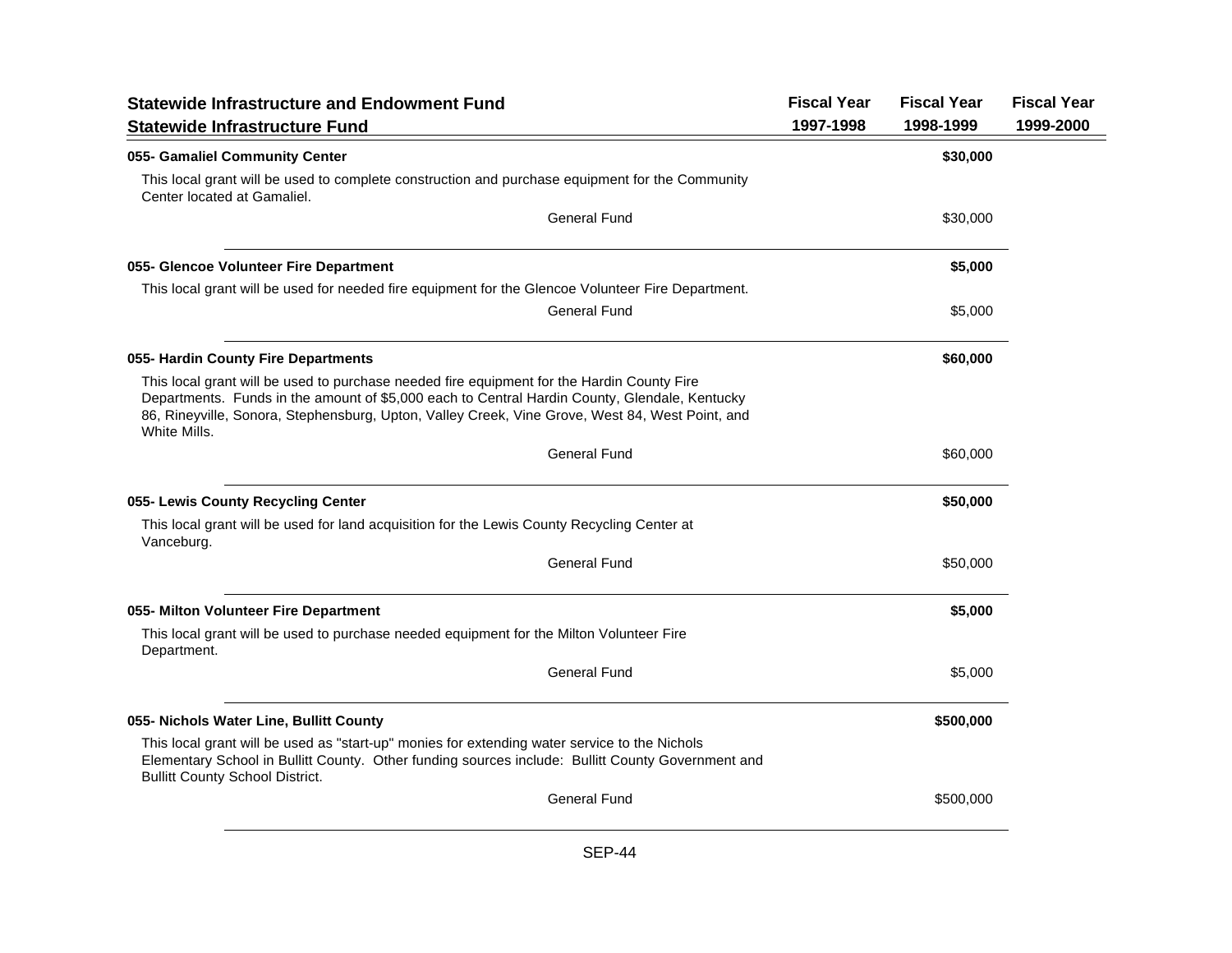| Statewide Infrastructure and Endowment Fund<br>Statewide Infrastructure Fund | Fiscal Year<br>1997-1998 | Fiscal Year<br>1998-1999 | Fiscal Year<br>1999-2000 |
|---|---|---|---|

**055- Gamaliel Community Center** — **$30,000** (Fiscal Year 1998-1999)

This local grant will be used to complete construction and purchase equipment for the Community Center located at Gamaliel.

| | Fiscal Year 1997-1998 | Fiscal Year 1998-1999 | Fiscal Year 1999-2000 |
|---|---|---|---|
| General Fund | | $30,000 | |

**055- Glencoe Volunteer Fire Department** — **$5,000** (Fiscal Year 1998-1999)

This local grant will be used for needed fire equipment for the Glencoe Volunteer Fire Department.

| | Fiscal Year 1997-1998 | Fiscal Year 1998-1999 | Fiscal Year 1999-2000 |
|---|---|---|---|
| General Fund | | $5,000 | |

**055- Hardin County Fire Departments** — **$60,000** (Fiscal Year 1998-1999)

This local grant will be used to purchase needed fire equipment for the Hardin County Fire Departments. Funds in the amount of $5,000 each to Central Hardin County, Glendale, Kentucky 86, Rineyville, Sonora, Stephensburg, Upton, Valley Creek, Vine Grove, West 84, West Point, and White Mills.

| | Fiscal Year 1997-1998 | Fiscal Year 1998-1999 | Fiscal Year 1999-2000 |
|---|---|---|---|
| General Fund | | $60,000 | |

**055- Lewis County Recycling Center** — **$50,000** (Fiscal Year 1998-1999)

This local grant will be used for land acquisition for the Lewis County Recycling Center at Vanceburg.

| | Fiscal Year 1997-1998 | Fiscal Year 1998-1999 | Fiscal Year 1999-2000 |
|---|---|---|---|
| General Fund | | $50,000 | |

**055- Milton Volunteer Fire Department** — **$5,000** (Fiscal Year 1998-1999)

This local grant will be used to purchase needed equipment for the Milton Volunteer Fire Department.

| | Fiscal Year 1997-1998 | Fiscal Year 1998-1999 | Fiscal Year 1999-2000 |
|---|---|---|---|
| General Fund | | $5,000 | |

**055- Nichols Water Line, Bullitt County** — **$500,000** (Fiscal Year 1998-1999)

This local grant will be used as "start-up" monies for extending water service to the Nichols Elementary School in Bullitt County. Other funding sources include: Bullitt County Government and Bullitt County School District.

| | Fiscal Year 1997-1998 | Fiscal Year 1998-1999 | Fiscal Year 1999-2000 |
|---|---|---|---|
| General Fund | | $500,000 | |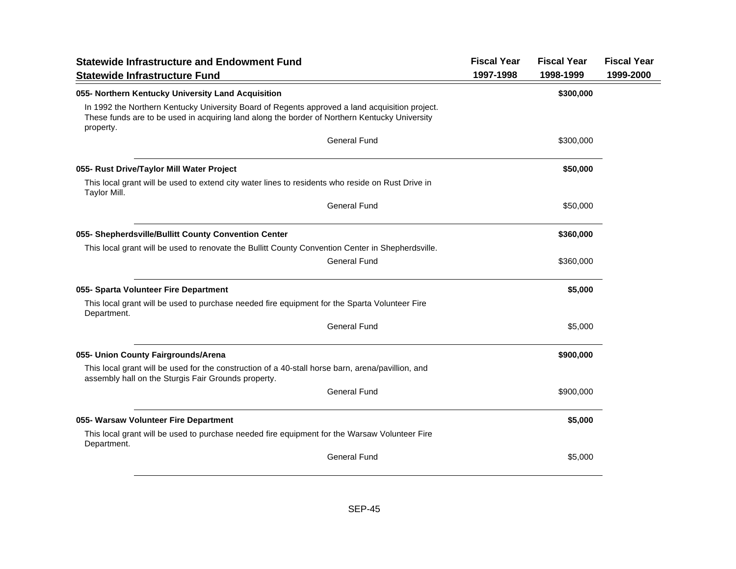| Statewide Infrastructure and Endowment Fund<br>Statewide Infrastructure Fund | Fiscal Year<br>1997-1998 | Fiscal Year<br>1998-1999 | Fiscal Year<br>1999-2000 |
|---|---|---|---|
| **055- Northern Kentucky University Land Acquisition** | | **$300,000** | |
| In 1992 the Northern Kentucky University Board of Regents approved a land acquisition project. These funds are to be used in acquiring land along the border of Northern Kentucky University property. | | | |
| General Fund | | $300,000 | |
| **055- Rust Drive/Taylor Mill Water Project** | | **$50,000** | |
| This local grant will be used to extend city water lines to residents who reside on Rust Drive in Taylor Mill. | | | |
| General Fund | | $50,000 | |
| **055- Shepherdsville/Bullitt County Convention Center** | | **$360,000** | |
| This local grant will be used to renovate the Bullitt County Convention Center in Shepherdsville. | | | |
| General Fund | | $360,000 | |
| **055- Sparta Volunteer Fire Department** | | **$5,000** | |
| This local grant will be used to purchase needed fire equipment for the Sparta Volunteer Fire Department. | | | |
| General Fund | | $5,000 | |
| **055- Union County Fairgrounds/Arena** | | **$900,000** | |
| This local grant will be used for the construction of a 40-stall horse barn, arena/pavillion, and assembly hall on the Sturgis Fair Grounds property. | | | |
| General Fund | | $900,000 | |
| **055- Warsaw Volunteer Fire Department** | | **$5,000** | |
| This local grant will be used to purchase needed fire equipment for the Warsaw Volunteer Fire Department. | | | |
| General Fund | | $5,000 | |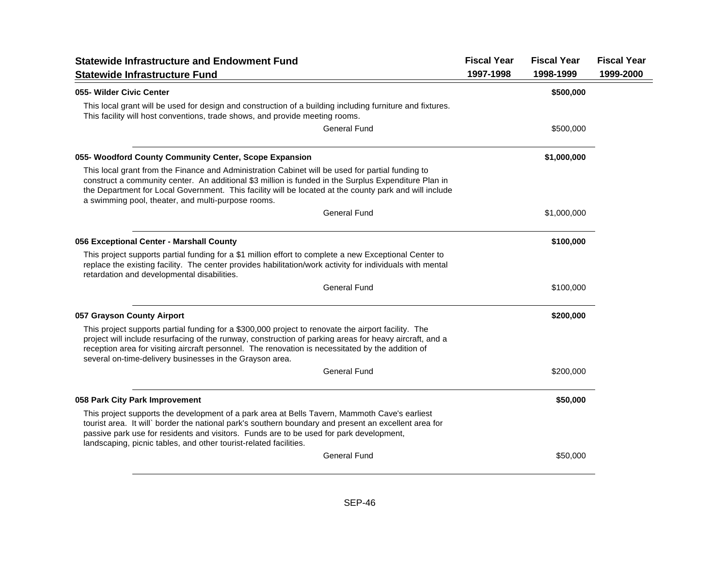| Statewide Infrastructure and Endowment Fund<br>Statewide Infrastructure Fund | Fiscal Year<br>1997-1998 | Fiscal Year<br>1998-1999 | Fiscal Year<br>1999-2000 |
|---|---|---|---|
| **055- Wilder Civic Center** | | **$500,000** | |
| This local grant will be used for design and construction of a building including furniture and fixtures. This facility will host conventions, trade shows, and provide meeting rooms. | | | |
| General Fund | | $500,000 | |
| **055- Woodford County Community Center, Scope Expansion** | | **$1,000,000** | |
| This local grant from the Finance and Administration Cabinet will be used for partial funding to construct a community center. An additional $3 million is funded in the Surplus Expenditure Plan in the Department for Local Government. This facility will be located at the county park and will include a swimming pool, theater, and multi-purpose rooms. | | | |
| General Fund | | $1,000,000 | |
| **056 Exceptional Center - Marshall County** | | **$100,000** | |
| This project supports partial funding for a $1 million effort to complete a new Exceptional Center to replace the existing facility. The center provides habilitation/work activity for individuals with mental retardation and developmental disabilities. | | | |
| General Fund | | $100,000 | |
| **057 Grayson County Airport** | | **$200,000** | |
| This project supports partial funding for a $300,000 project to renovate the airport facility. The project will include resurfacing of the runway, construction of parking areas for heavy aircraft, and a reception area for visiting aircraft personnel. The renovation is necessitated by the addition of several on-time-delivery businesses in the Grayson area. | | | |
| General Fund | | $200,000 | |
| **058 Park City Park Improvement** | | **$50,000** | |
| This project supports the development of a park area at Bells Tavern, Mammoth Cave's earliest tourist area. It will` border the national park's southern boundary and present an excellent area for passive park use for residents and visitors. Funds are to be used for park development, landscaping, picnic tables, and other tourist-related facilities. | | | |
| General Fund | | $50,000 | |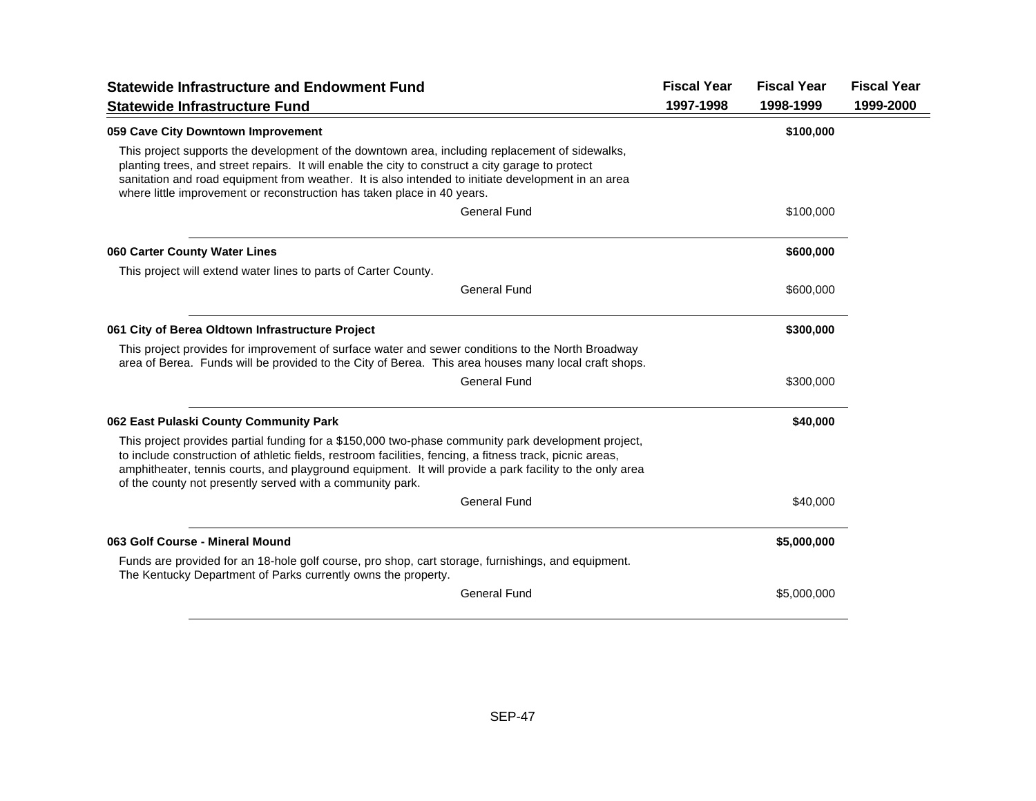| Statewide Infrastructure and Endowment Fund<br>Statewide Infrastructure Fund | Fiscal Year 1997-1998 | Fiscal Year 1998-1999 | Fiscal Year 1999-2000 |
|---|---|---|---|
| **059 Cave City Downtown Improvement** | | **$100,000** | |
| This project supports the development of the downtown area, including replacement of sidewalks, planting trees, and street repairs. It will enable the city to construct a city garage to protect sanitation and road equipment from weather. It is also intended to initiate development in an area where little improvement or reconstruction has taken place in 40 years. | | | |
| General Fund | | $100,000 | |
| **060 Carter County Water Lines** | | **$600,000** | |
| This project will extend water lines to parts of Carter County. | | | |
| General Fund | | $600,000 | |
| **061 City of Berea Oldtown Infrastructure Project** | | **$300,000** | |
| This project provides for improvement of surface water and sewer conditions to the North Broadway area of Berea. Funds will be provided to the City of Berea. This area houses many local craft shops. | | | |
| General Fund | | $300,000 | |
| **062 East Pulaski County Community Park** | | **$40,000** | |
| This project provides partial funding for a $150,000 two-phase community park development project, to include construction of athletic fields, restroom facilities, fencing, a fitness track, picnic areas, amphitheater, tennis courts, and playground equipment. It will provide a park facility to the only area of the county not presently served with a community park. | | | |
| General Fund | | $40,000 | |
| **063 Golf Course - Mineral Mound** | | **$5,000,000** | |
| Funds are provided for an 18-hole golf course, pro shop, cart storage, furnishings, and equipment. The Kentucky Department of Parks currently owns the property. | | | |
| General Fund | | $5,000,000 | |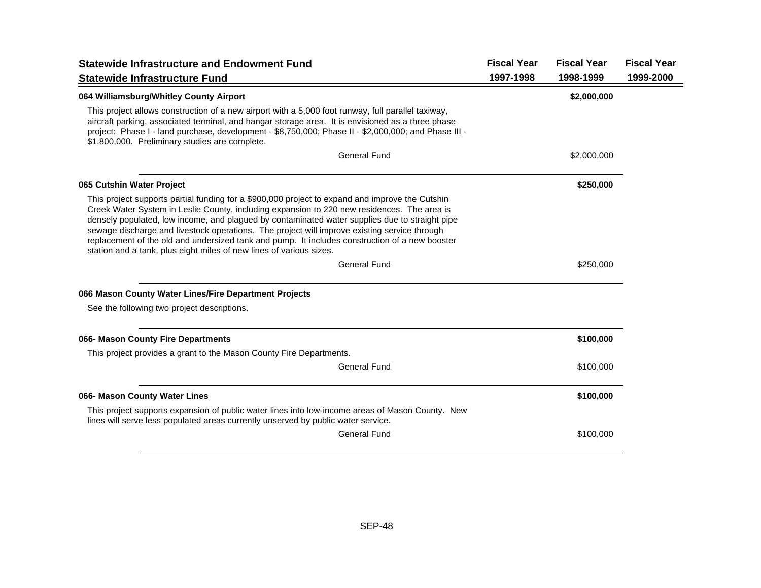| Statewide Infrastructure and Endowment Fund<br>Statewide Infrastructure Fund | Fiscal Year<br>1997-1998 | Fiscal Year<br>1998-1999 | Fiscal Year<br>1999-2000 |
|---|---|---|---|

**064 Williamsburg/Whitley County Airport** — **$2,000,000** (Fiscal Year 1998-1999)

This project allows construction of a new airport with a 5,000 foot runway, full parallel taxiway, aircraft parking, associated terminal, and hangar storage area. It is envisioned as a three phase project: Phase I - land purchase, development - $8,750,000; Phase II - $2,000,000; and Phase III - $1,800,000. Preliminary studies are complete.

| | Fiscal Year 1997-1998 | Fiscal Year 1998-1999 | Fiscal Year 1999-2000 |
|---|---|---|---|
| General Fund | | $2,000,000 | |

**065 Cutshin Water Project** — **$250,000** (Fiscal Year 1998-1999)

This project supports partial funding for a $900,000 project to expand and improve the Cutshin Creek Water System in Leslie County, including expansion to 220 new residences. The area is densely populated, low income, and plagued by contaminated water supplies due to straight pipe sewage discharge and livestock operations. The project will improve existing service through replacement of the old and undersized tank and pump. It includes construction of a new booster station and a tank, plus eight miles of new lines of various sizes.

| | Fiscal Year 1997-1998 | Fiscal Year 1998-1999 | Fiscal Year 1999-2000 |
|---|---|---|---|
| General Fund | | $250,000 | |

**066 Mason County Water Lines/Fire Department Projects**

See the following two project descriptions.

**066- Mason County Fire Departments** — **$100,000** (Fiscal Year 1998-1999)

This project provides a grant to the Mason County Fire Departments.

| | Fiscal Year 1997-1998 | Fiscal Year 1998-1999 | Fiscal Year 1999-2000 |
|---|---|---|---|
| General Fund | | $100,000 | |

**066- Mason County Water Lines** — **$100,000** (Fiscal Year 1998-1999)

This project supports expansion of public water lines into low-income areas of Mason County. New lines will serve less populated areas currently unserved by public water service.

| | Fiscal Year 1997-1998 | Fiscal Year 1998-1999 | Fiscal Year 1999-2000 |
|---|---|---|---|
| General Fund | | $100,000 | |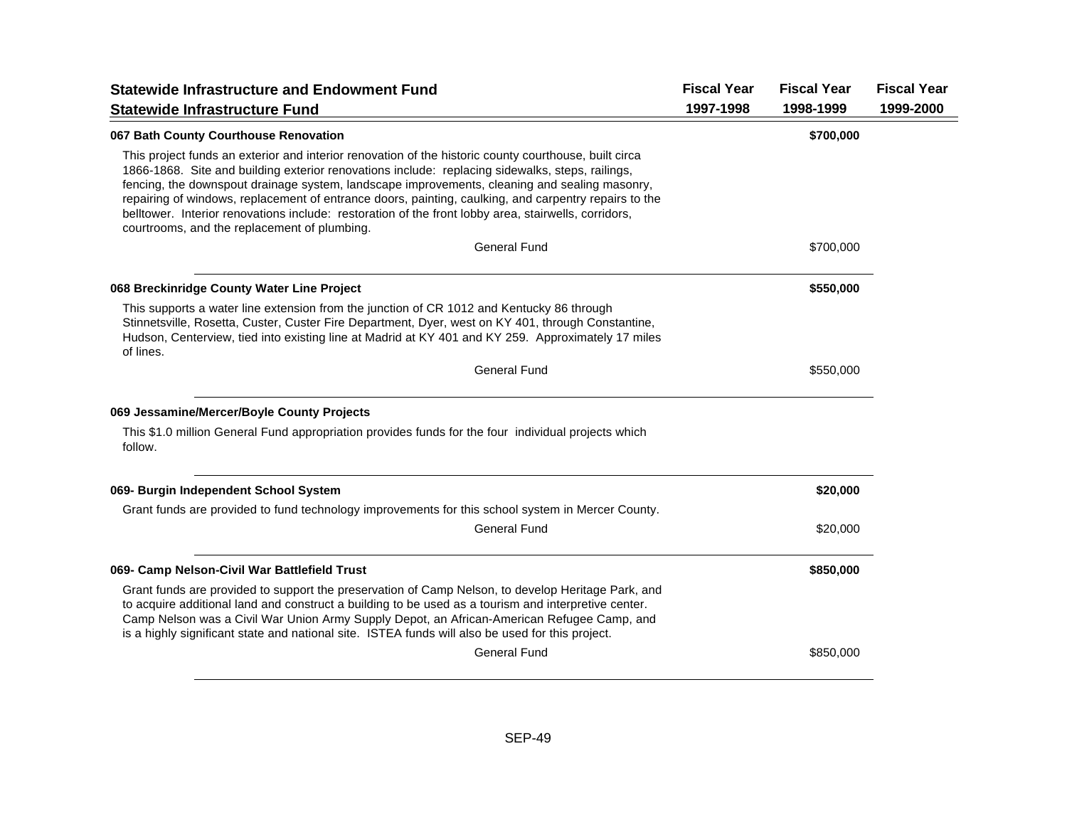| Statewide Infrastructure and Endowment Fund<br>Statewide Infrastructure Fund | Fiscal Year 1997-1998 | Fiscal Year 1998-1999 | Fiscal Year 1999-2000 |
|---|---|---|---|

**067 Bath County Courthouse Renovation** — Fiscal Year 1998-1999: **$700,000**

This project funds an exterior and interior renovation of the historic county courthouse, built circa 1866-1868. Site and building exterior renovations include: replacing sidewalks, steps, railings, fencing, the downspout drainage system, landscape improvements, cleaning and sealing masonry, repairing of windows, replacement of entrance doors, painting, caulking, and carpentry repairs to the belltower. Interior renovations include: restoration of the front lobby area, stairwells, corridors, courtrooms, and the replacement of plumbing.

| Fund Source | Fiscal Year 1997-1998 | Fiscal Year 1998-1999 | Fiscal Year 1999-2000 |
|---|---|---|---|
| General Fund | | $700,000 | |

**068 Breckinridge County Water Line Project** — Fiscal Year 1998-1999: **$550,000**

This supports a water line extension from the junction of CR 1012 and Kentucky 86 through Stinnetsville, Rosetta, Custer, Custer Fire Department, Dyer, west on KY 401, through Constantine, Hudson, Centerview, tied into existing line at Madrid at KY 401 and KY 259. Approximately 17 miles of lines.

| Fund Source | Fiscal Year 1997-1998 | Fiscal Year 1998-1999 | Fiscal Year 1999-2000 |
|---|---|---|---|
| General Fund | | $550,000 | |

**069 Jessamine/Mercer/Boyle County Projects**

This $1.0 million General Fund appropriation provides funds for the four individual projects which follow.

**069- Burgin Independent School System** — Fiscal Year 1998-1999: **$20,000**

Grant funds are provided to fund technology improvements for this school system in Mercer County.

| Fund Source | Fiscal Year 1997-1998 | Fiscal Year 1998-1999 | Fiscal Year 1999-2000 |
|---|---|---|---|
| General Fund | | $20,000 | |

**069- Camp Nelson-Civil War Battlefield Trust** — Fiscal Year 1998-1999: **$850,000**

Grant funds are provided to support the preservation of Camp Nelson, to develop Heritage Park, and to acquire additional land and construct a building to be used as a tourism and interpretive center. Camp Nelson was a Civil War Union Army Supply Depot, an African-American Refugee Camp, and is a highly significant state and national site. ISTEA funds will also be used for this project.

| Fund Source | Fiscal Year 1997-1998 | Fiscal Year 1998-1999 | Fiscal Year 1999-2000 |
|---|---|---|---|
| General Fund | | $850,000 | |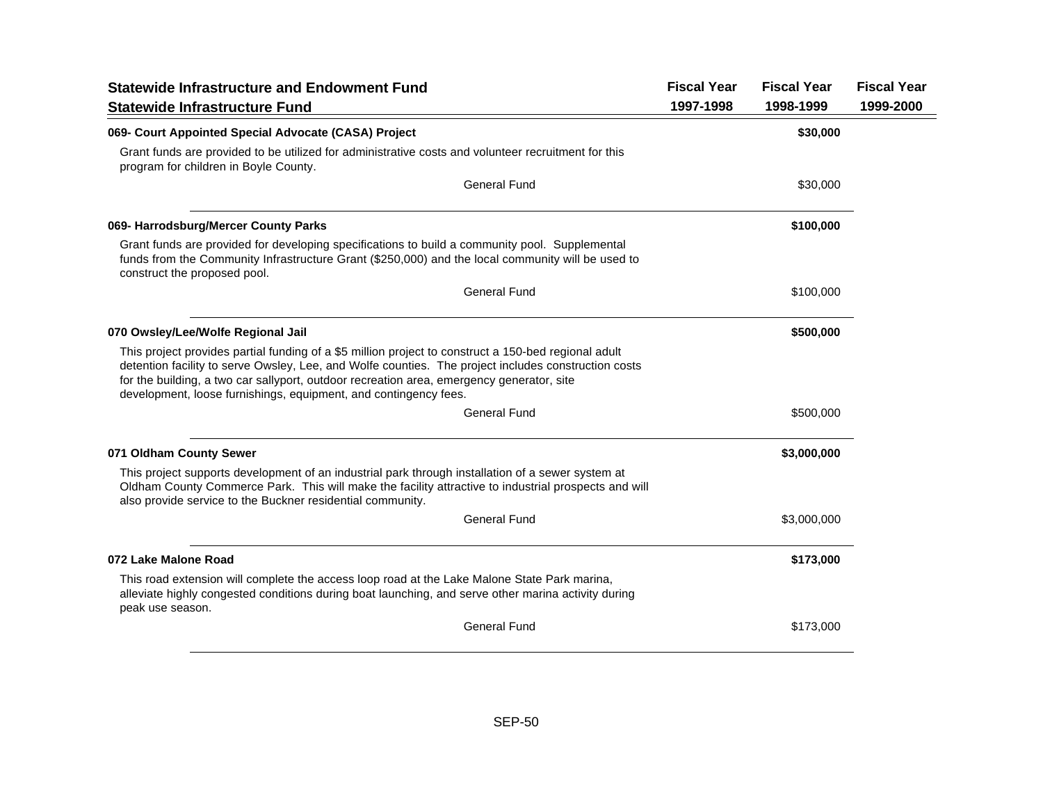| Statewide Infrastructure and Endowment Fund<br>Statewide Infrastructure Fund | Fiscal Year<br>1997-1998 | Fiscal Year<br>1998-1999 | Fiscal Year<br>1999-2000 |
|---|---|---|---|
| **069- Court Appointed Special Advocate (CASA) Project** | | **$30,000** | |
| Grant funds are provided to be utilized for administrative costs and volunteer recruitment for this program for children in Boyle County. | | | |
| General Fund | | $30,000 | |
| **069- Harrodsburg/Mercer County Parks** | | **$100,000** | |
| Grant funds are provided for developing specifications to build a community pool. Supplemental funds from the Community Infrastructure Grant ($250,000) and the local community will be used to construct the proposed pool. | | | |
| General Fund | | $100,000 | |
| **070 Owsley/Lee/Wolfe Regional Jail** | | **$500,000** | |
| This project provides partial funding of a $5 million project to construct a 150-bed regional adult detention facility to serve Owsley, Lee, and Wolfe counties. The project includes construction costs for the building, a two car sallyport, outdoor recreation area, emergency generator, site development, loose furnishings, equipment, and contingency fees. | | | |
| General Fund | | $500,000 | |
| **071 Oldham County Sewer** | | **$3,000,000** | |
| This project supports development of an industrial park through installation of a sewer system at Oldham County Commerce Park. This will make the facility attractive to industrial prospects and will also provide service to the Buckner residential community. | | | |
| General Fund | | $3,000,000 | |
| **072 Lake Malone Road** | | **$173,000** | |
| This road extension will complete the access loop road at the Lake Malone State Park marina, alleviate highly congested conditions during boat launching, and serve other marina activity during peak use season. | | | |
| General Fund | | $173,000 | |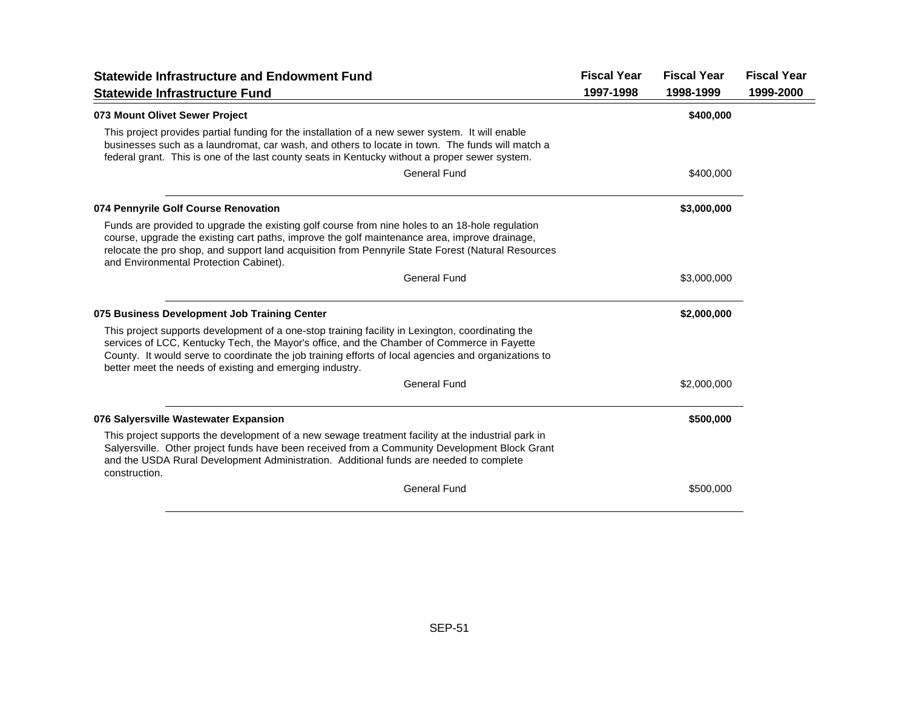| Statewide Infrastructure and Endowment Fund<br>Statewide Infrastructure Fund | Fiscal Year 1997-1998 | Fiscal Year 1998-1999 | Fiscal Year 1999-2000 |
|---|---|---|---|
| **073 Mount Olivet Sewer Project** | | **$400,000** | |

This project provides partial funding for the installation of a new sewer system. It will enable businesses such as a laundromat, car wash, and others to locate in town. The funds will match a federal grant. This is one of the last county seats in Kentucky without a proper sewer system.

| | Fiscal Year 1997-1998 | Fiscal Year 1998-1999 | Fiscal Year 1999-2000 |
|---|---|---|---|
| General Fund | | $400,000 | |
| **074 Pennyrile Golf Course Renovation** | | **$3,000,000** | |

Funds are provided to upgrade the existing golf course from nine holes to an 18-hole regulation course, upgrade the existing cart paths, improve the golf maintenance area, improve drainage, relocate the pro shop, and support land acquisition from Pennyrile State Forest (Natural Resources and Environmental Protection Cabinet).

| | Fiscal Year 1997-1998 | Fiscal Year 1998-1999 | Fiscal Year 1999-2000 |
|---|---|---|---|
| General Fund | | $3,000,000 | |
| **075 Business Development Job Training Center** | | **$2,000,000** | |

This project supports development of a one-stop training facility in Lexington, coordinating the services of LCC, Kentucky Tech, the Mayor's office, and the Chamber of Commerce in Fayette County. It would serve to coordinate the job training efforts of local agencies and organizations to better meet the needs of existing and emerging industry.

| | Fiscal Year 1997-1998 | Fiscal Year 1998-1999 | Fiscal Year 1999-2000 |
|---|---|---|---|
| General Fund | | $2,000,000 | |
| **076 Salyersville Wastewater Expansion** | | **$500,000** | |

This project supports the development of a new sewage treatment facility at the industrial park in Salyersville. Other project funds have been received from a Community Development Block Grant and the USDA Rural Development Administration. Additional funds are needed to complete construction.

| | Fiscal Year 1997-1998 | Fiscal Year 1998-1999 | Fiscal Year 1999-2000 |
|---|---|---|---|
| General Fund | | $500,000 | |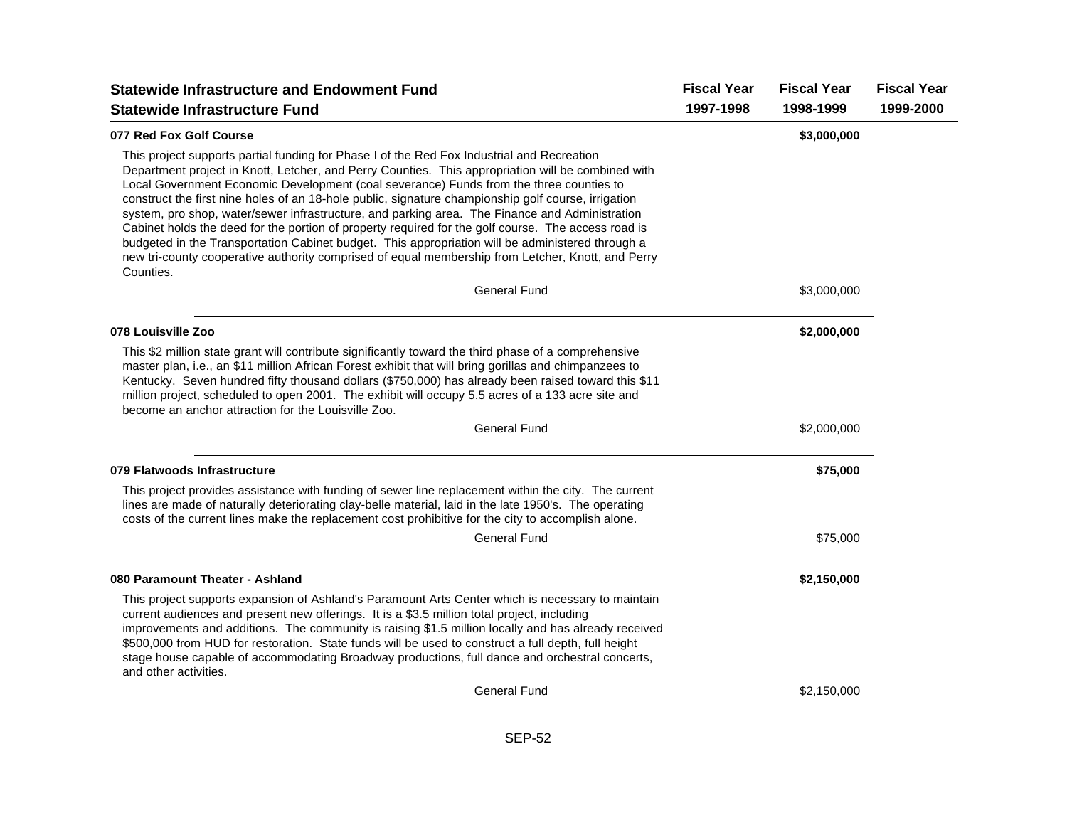| Statewide Infrastructure and Endowment Fund<br>Statewide Infrastructure Fund | Fiscal Year 1997-1998 | Fiscal Year 1998-1999 | Fiscal Year 1999-2000 |
|---|---|---|---|

**077 Red Fox Golf Course** — **$3,000,000** (Fiscal Year 1998-1999)

This project supports partial funding for Phase I of the Red Fox Industrial and Recreation Department project in Knott, Letcher, and Perry Counties. This appropriation will be combined with Local Government Economic Development (coal severance) Funds from the three counties to construct the first nine holes of an 18-hole public, signature championship golf course, irrigation system, pro shop, water/sewer infrastructure, and parking area. The Finance and Administration Cabinet holds the deed for the portion of property required for the golf course. The access road is budgeted in the Transportation Cabinet budget. This appropriation will be administered through a new tri-county cooperative authority comprised of equal membership from Letcher, Knott, and Perry Counties.

| | Fiscal Year 1997-1998 | Fiscal Year 1998-1999 | Fiscal Year 1999-2000 |
|---|---|---|---|
| General Fund | | $3,000,000 | |

**078 Louisville Zoo** — **$2,000,000** (Fiscal Year 1998-1999)

This $2 million state grant will contribute significantly toward the third phase of a comprehensive master plan, i.e., an $11 million African Forest exhibit that will bring gorillas and chimpanzees to Kentucky. Seven hundred fifty thousand dollars ($750,000) has already been raised toward this $11 million project, scheduled to open 2001. The exhibit will occupy 5.5 acres of a 133 acre site and become an anchor attraction for the Louisville Zoo.

| | Fiscal Year 1997-1998 | Fiscal Year 1998-1999 | Fiscal Year 1999-2000 |
|---|---|---|---|
| General Fund | | $2,000,000 | |

**079 Flatwoods Infrastructure** — **$75,000** (Fiscal Year 1998-1999)

This project provides assistance with funding of sewer line replacement within the city. The current lines are made of naturally deteriorating clay-belle material, laid in the late 1950's. The operating costs of the current lines make the replacement cost prohibitive for the city to accomplish alone.

| | Fiscal Year 1997-1998 | Fiscal Year 1998-1999 | Fiscal Year 1999-2000 |
|---|---|---|---|
| General Fund | | $75,000 | |

**080 Paramount Theater - Ashland** — **$2,150,000** (Fiscal Year 1998-1999)

This project supports expansion of Ashland's Paramount Arts Center which is necessary to maintain current audiences and present new offerings. It is a $3.5 million total project, including improvements and additions. The community is raising $1.5 million locally and has already received $500,000 from HUD for restoration. State funds will be used to construct a full depth, full height stage house capable of accommodating Broadway productions, full dance and orchestral concerts, and other activities.

| | Fiscal Year 1997-1998 | Fiscal Year 1998-1999 | Fiscal Year 1999-2000 |
|---|---|---|---|
| General Fund | | $2,150,000 | |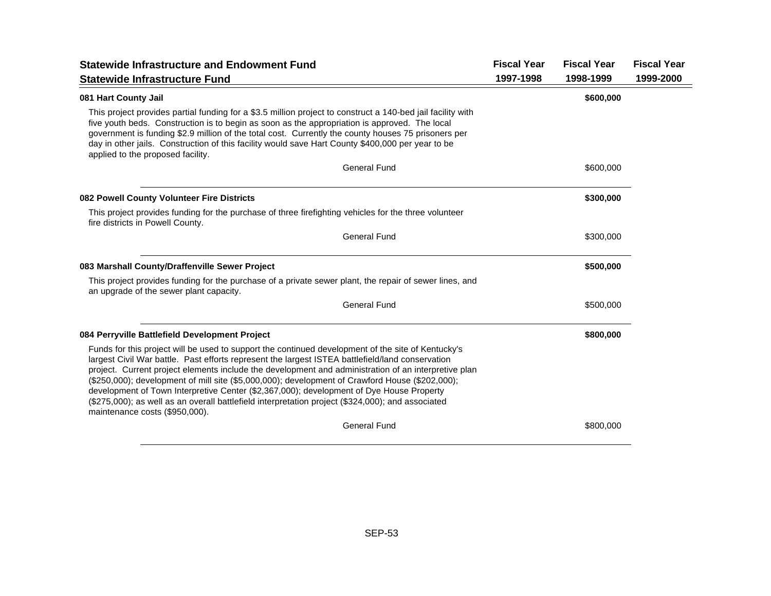## Statewide Infrastructure and Endowment Fund

### Statewide Infrastructure Fund

| | Fiscal Year 1997-1998 | Fiscal Year 1998-1999 | Fiscal Year 1999-2000 |
|---|---|---|---|
| **081 Hart County Jail** | | **$600,000** | |
| This project provides partial funding for a $3.5 million project to construct a 140-bed jail facility with five youth beds. Construction is to begin as soon as the appropriation is approved. The local government is funding $2.9 million of the total cost. Currently the county houses 75 prisoners per day in other jails. Construction of this facility would save Hart County $400,000 per year to be applied to the proposed facility. | | | |
| General Fund | | $600,000 | |
| **082 Powell County Volunteer Fire Districts** | | **$300,000** | |
| This project provides funding for the purchase of three firefighting vehicles for the three volunteer fire districts in Powell County. | | | |
| General Fund | | $300,000 | |
| **083 Marshall County/Draffenville Sewer Project** | | **$500,000** | |
| This project provides funding for the purchase of a private sewer plant, the repair of sewer lines, and an upgrade of the sewer plant capacity. | | | |
| General Fund | | $500,000 | |
| **084 Perryville Battlefield Development Project** | | **$800,000** | |
| Funds for this project will be used to support the continued development of the site of Kentucky's largest Civil War battle. Past efforts represent the largest ISTEA battlefield/land conservation project. Current project elements include the development and administration of an interpretive plan ($250,000); development of mill site ($5,000,000); development of Crawford House ($202,000); development of Town Interpretive Center ($2,367,000); development of Dye House Property ($275,000); as well as an overall battlefield interpretation project ($324,000); and associated maintenance costs ($950,000). | | | |
| General Fund | | $800,000 | |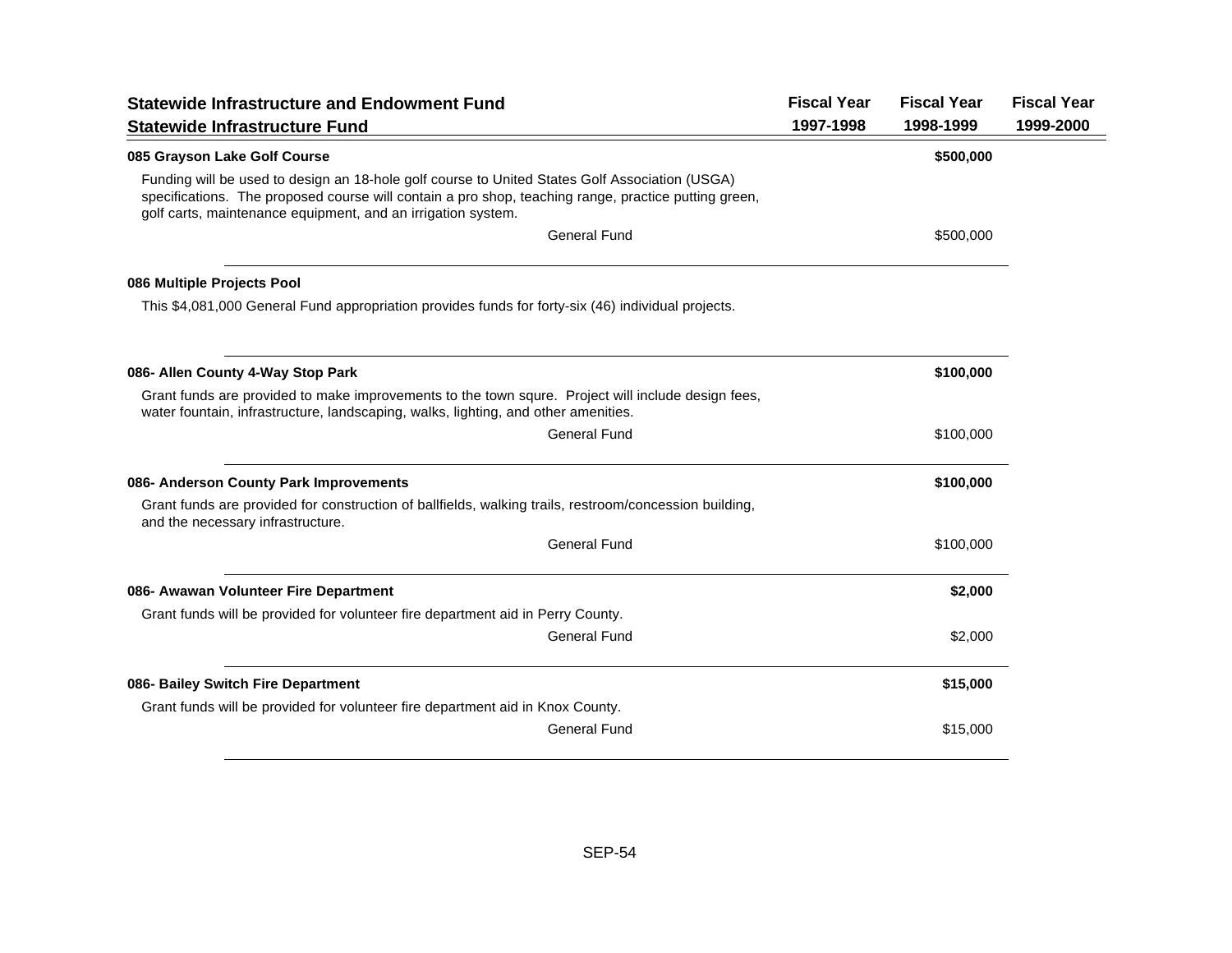| Statewide Infrastructure and Endowment Fund<br>Statewide Infrastructure Fund | Fiscal Year<br>1997-1998 | Fiscal Year<br>1998-1999 | Fiscal Year<br>1999-2000 |
|---|---|---|---|

**085 Grayson Lake Golf Course** — **$500,000** (Fiscal Year 1998-1999)

Funding will be used to design an 18-hole golf course to United States Golf Association (USGA) specifications. The proposed course will contain a pro shop, teaching range, practice putting green, golf carts, maintenance equipment, and an irrigation system.

| Source | Fiscal Year 1997-1998 | Fiscal Year 1998-1999 | Fiscal Year 1999-2000 |
|---|---|---|---|
| General Fund | | $500,000 | |

**086 Multiple Projects Pool**

This $4,081,000 General Fund appropriation provides funds for forty-six (46) individual projects.

**086- Allen County 4-Way Stop Park** — **$100,000** (Fiscal Year 1998-1999)

Grant funds are provided to make improvements to the town squre. Project will include design fees, water fountain, infrastructure, landscaping, walks, lighting, and other amenities.

| Source | Fiscal Year 1997-1998 | Fiscal Year 1998-1999 | Fiscal Year 1999-2000 |
|---|---|---|---|
| General Fund | | $100,000 | |

**086- Anderson County Park Improvements** — **$100,000** (Fiscal Year 1998-1999)

Grant funds are provided for construction of ballfields, walking trails, restroom/concession building, and the necessary infrastructure.

| Source | Fiscal Year 1997-1998 | Fiscal Year 1998-1999 | Fiscal Year 1999-2000 |
|---|---|---|---|
| General Fund | | $100,000 | |

**086- Awawan Volunteer Fire Department** — **$2,000** (Fiscal Year 1998-1999)

Grant funds will be provided for volunteer fire department aid in Perry County.

| Source | Fiscal Year 1997-1998 | Fiscal Year 1998-1999 | Fiscal Year 1999-2000 |
|---|---|---|---|
| General Fund | | $2,000 | |

**086- Bailey Switch Fire Department** — **$15,000** (Fiscal Year 1998-1999)

Grant funds will be provided for volunteer fire department aid in Knox County.

| Source | Fiscal Year 1997-1998 | Fiscal Year 1998-1999 | Fiscal Year 1999-2000 |
|---|---|---|---|
| General Fund | | $15,000 | |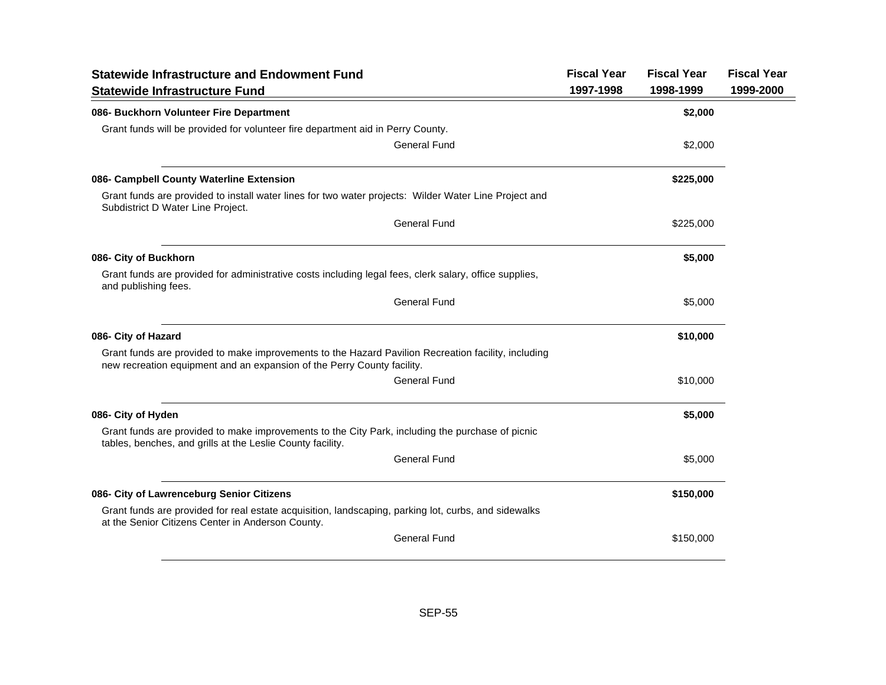| Statewide Infrastructure and Endowment Fund<br>Statewide Infrastructure Fund | Fiscal Year 1997-1998 | Fiscal Year 1998-1999 | Fiscal Year 1999-2000 |
|---|---|---|---|
| **086- Buckhorn Volunteer Fire Department** | | **$2,000** | |
| Grant funds will be provided for volunteer fire department aid in Perry County. | | | |
| General Fund | | $2,000 | |
| **086- Campbell County Waterline Extension** | | **$225,000** | |
| Grant funds are provided to install water lines for two water projects: Wilder Water Line Project and Subdistrict D Water Line Project. | | | |
| General Fund | | $225,000 | |
| **086- City of Buckhorn** | | **$5,000** | |
| Grant funds are provided for administrative costs including legal fees, clerk salary, office supplies, and publishing fees. | | | |
| General Fund | | $5,000 | |
| **086- City of Hazard** | | **$10,000** | |
| Grant funds are provided to make improvements to the Hazard Pavilion Recreation facility, including new recreation equipment and an expansion of the Perry County facility. | | | |
| General Fund | | $10,000 | |
| **086- City of Hyden** | | **$5,000** | |
| Grant funds are provided to make improvements to the City Park, including the purchase of picnic tables, benches, and grills at the Leslie County facility. | | | |
| General Fund | | $5,000 | |
| **086- City of Lawrenceburg Senior Citizens** | | **$150,000** | |
| Grant funds are provided for real estate acquisition, landscaping, parking lot, curbs, and sidewalks at the Senior Citizens Center in Anderson County. | | | |
| General Fund | | $150,000 | |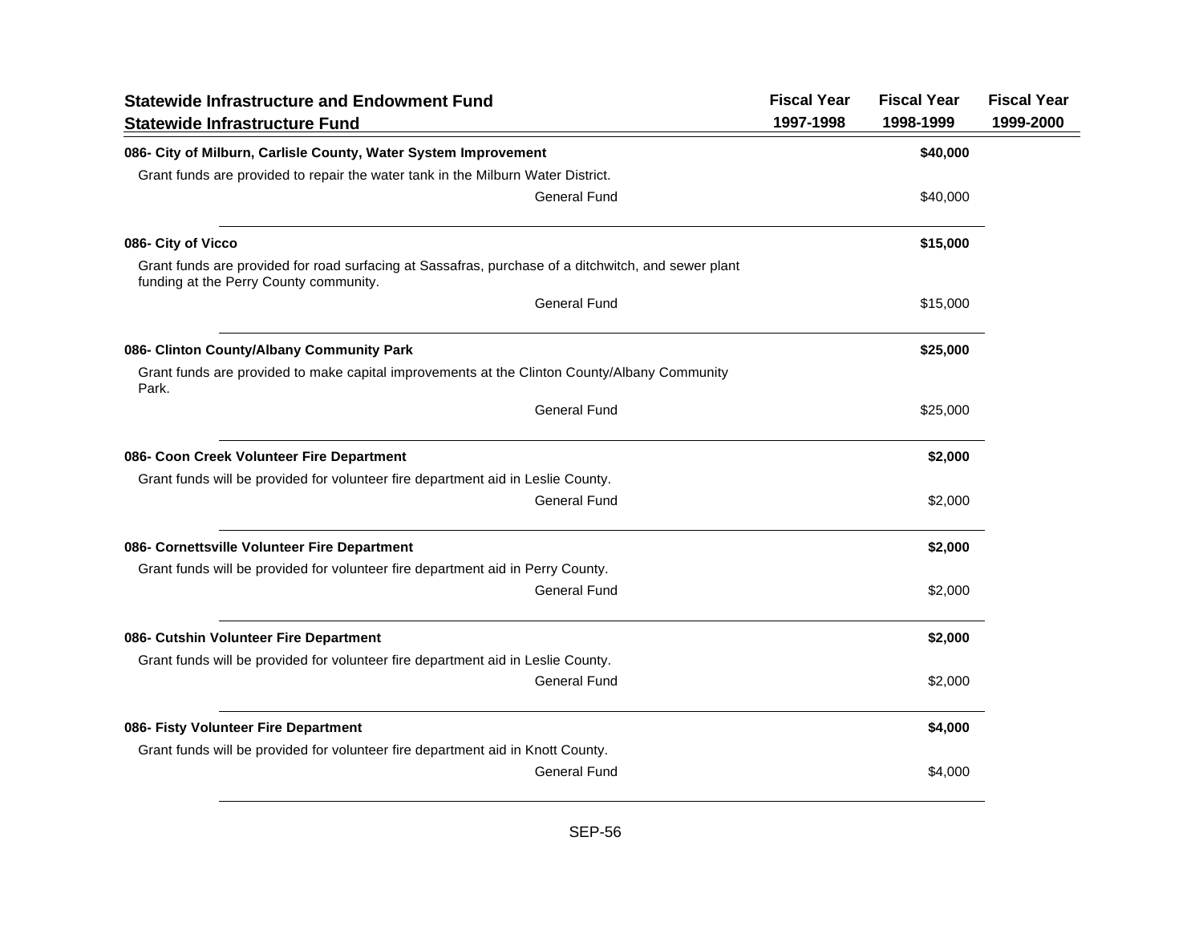| Statewide Infrastructure and Endowment Fund<br>Statewide Infrastructure Fund | Fiscal Year 1997-1998 | Fiscal Year 1998-1999 | Fiscal Year 1999-2000 |
|---|---|---|---|
| **086- City of Milburn, Carlisle County, Water System Improvement** | | **$40,000** | |
| Grant funds are provided to repair the water tank in the Milburn Water District. | | | |
| General Fund | | $40,000 | |
| **086- City of Vicco** | | **$15,000** | |
| Grant funds are provided for road surfacing at Sassafras, purchase of a ditchwitch, and sewer plant funding at the Perry County community. | | | |
| General Fund | | $15,000 | |
| **086- Clinton County/Albany Community Park** | | **$25,000** | |
| Grant funds are provided to make capital improvements at the Clinton County/Albany Community Park. | | | |
| General Fund | | $25,000 | |
| **086- Coon Creek Volunteer Fire Department** | | **$2,000** | |
| Grant funds will be provided for volunteer fire department aid in Leslie County. | | | |
| General Fund | | $2,000 | |
| **086- Cornettsville Volunteer Fire Department** | | **$2,000** | |
| Grant funds will be provided for volunteer fire department aid in Perry County. | | | |
| General Fund | | $2,000 | |
| **086- Cutshin Volunteer Fire Department** | | **$2,000** | |
| Grant funds will be provided for volunteer fire department aid in Leslie County. | | | |
| General Fund | | $2,000 | |
| **086- Fisty Volunteer Fire Department** | | **$4,000** | |
| Grant funds will be provided for volunteer fire department aid in Knott County. | | | |
| General Fund | | $4,000 | |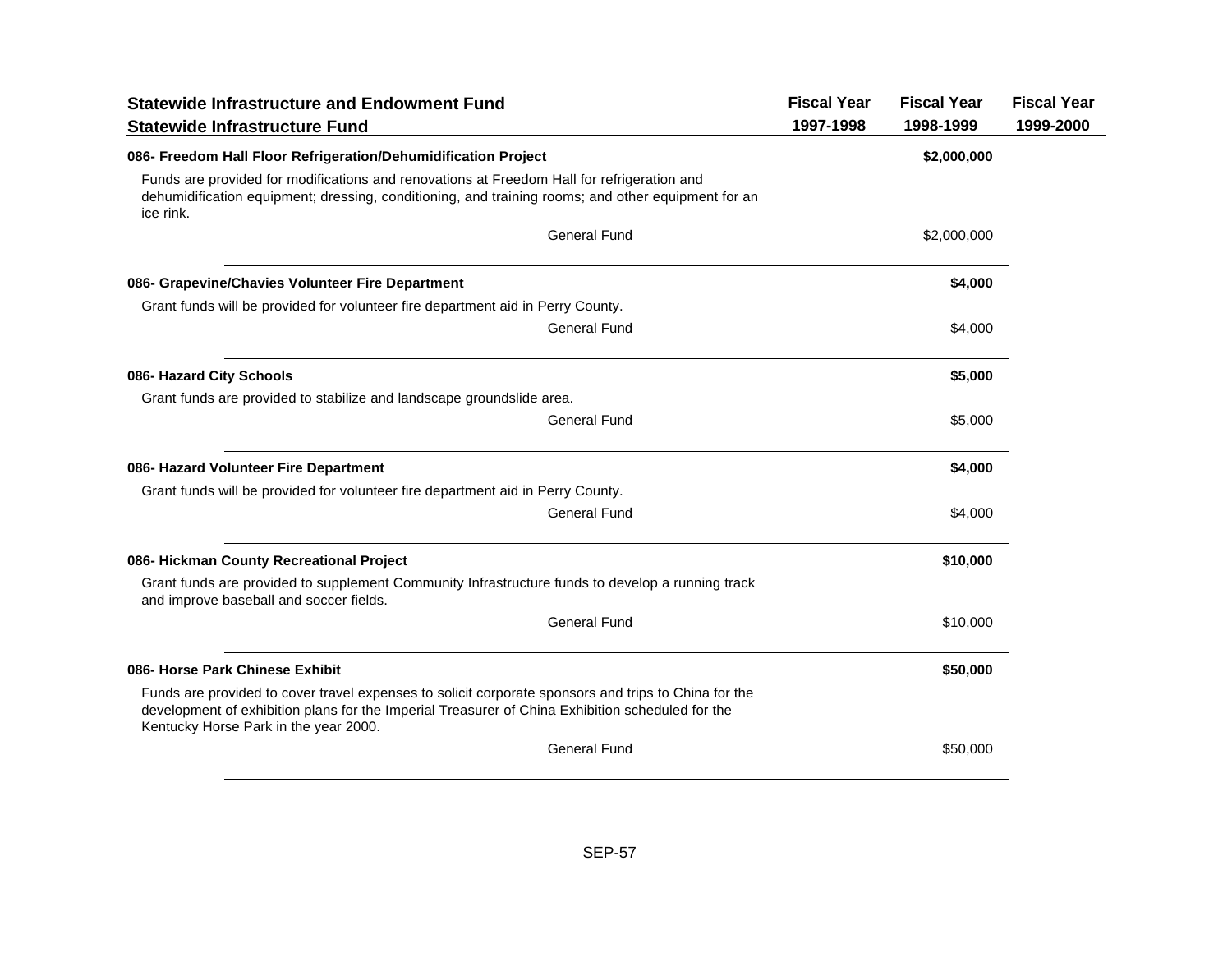| Statewide Infrastructure and Endowment Fund<br>Statewide Infrastructure Fund | Fiscal Year<br>1997-1998 | Fiscal Year<br>1998-1999 | Fiscal Year<br>1999-2000 |
|---|---|---|---|
| **086- Freedom Hall Floor Refrigeration/Dehumidification Project** | | **$2,000,000** | |
| Funds are provided for modifications and renovations at Freedom Hall for refrigeration and dehumidification equipment; dressing, conditioning, and training rooms; and other equipment for an ice rink. | | | |
| General Fund | | $2,000,000 | |
| **086- Grapevine/Chavies Volunteer Fire Department** | | **$4,000** | |
| Grant funds will be provided for volunteer fire department aid in Perry County. | | | |
| General Fund | | $4,000 | |
| **086- Hazard City Schools** | | **$5,000** | |
| Grant funds are provided to stabilize and landscape groundslide area. | | | |
| General Fund | | $5,000 | |
| **086- Hazard Volunteer Fire Department** | | **$4,000** | |
| Grant funds will be provided for volunteer fire department aid in Perry County. | | | |
| General Fund | | $4,000 | |
| **086- Hickman County Recreational Project** | | **$10,000** | |
| Grant funds are provided to supplement Community Infrastructure funds to develop a running track and improve baseball and soccer fields. | | | |
| General Fund | | $10,000 | |
| **086- Horse Park Chinese Exhibit** | | **$50,000** | |
| Funds are provided to cover travel expenses to solicit corporate sponsors and trips to China for the development of exhibition plans for the Imperial Treasurer of China Exhibition scheduled for the Kentucky Horse Park in the year 2000. | | | |
| General Fund | | $50,000 | |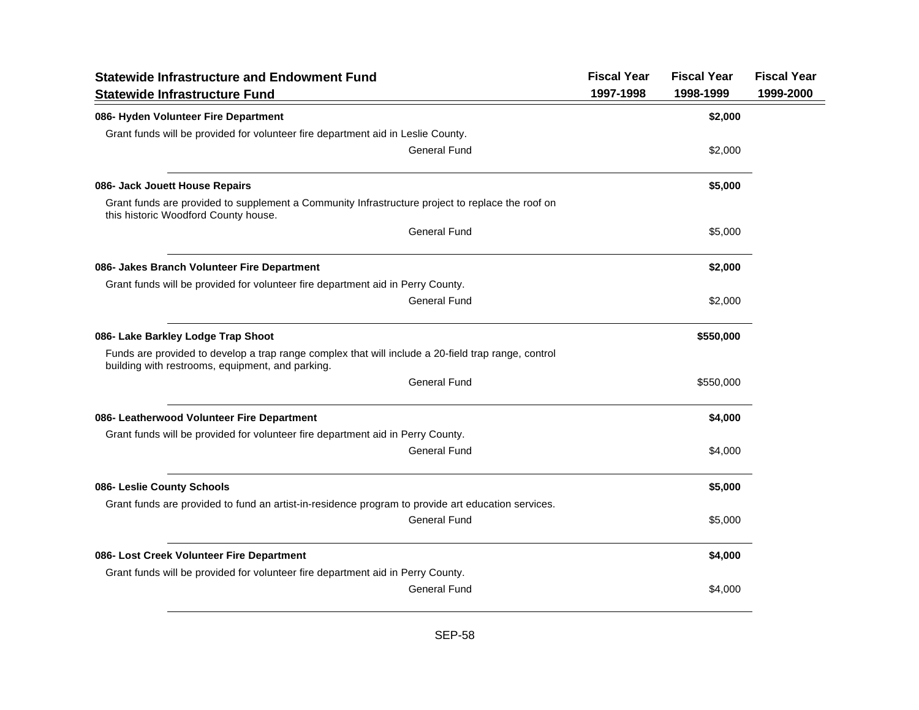| Statewide Infrastructure and Endowment Fund<br>Statewide Infrastructure Fund | | Fiscal Year<br>1997-1998 | Fiscal Year<br>1998-1999 | Fiscal Year<br>1999-2000 |
|---|---|---|---|---|
| **086- Hyden Volunteer Fire Department** | | | **$2,000** | |
| Grant funds will be provided for volunteer fire department aid in Leslie County. | | | | |
| | General Fund | | $2,000 | |
| **086- Jack Jouett House Repairs** | | | **$5,000** | |
| Grant funds are provided to supplement a Community Infrastructure project to replace the roof on this historic Woodford County house. | | | | |
| | General Fund | | $5,000 | |
| **086- Jakes Branch Volunteer Fire Department** | | | **$2,000** | |
| Grant funds will be provided for volunteer fire department aid in Perry County. | | | | |
| | General Fund | | $2,000 | |
| **086- Lake Barkley Lodge Trap Shoot** | | | **$550,000** | |
| Funds are provided to develop a trap range complex that will include a 20-field trap range, control building with restrooms, equipment, and parking. | | | | |
| | General Fund | | $550,000 | |
| **086- Leatherwood Volunteer Fire Department** | | | **$4,000** | |
| Grant funds will be provided for volunteer fire department aid in Perry County. | | | | |
| | General Fund | | $4,000 | |
| **086- Leslie County Schools** | | | **$5,000** | |
| Grant funds are provided to fund an artist-in-residence program to provide art education services. | | | | |
| | General Fund | | $5,000 | |
| **086- Lost Creek Volunteer Fire Department** | | | **$4,000** | |
| Grant funds will be provided for volunteer fire department aid in Perry County. | | | | |
| | General Fund | | $4,000 | |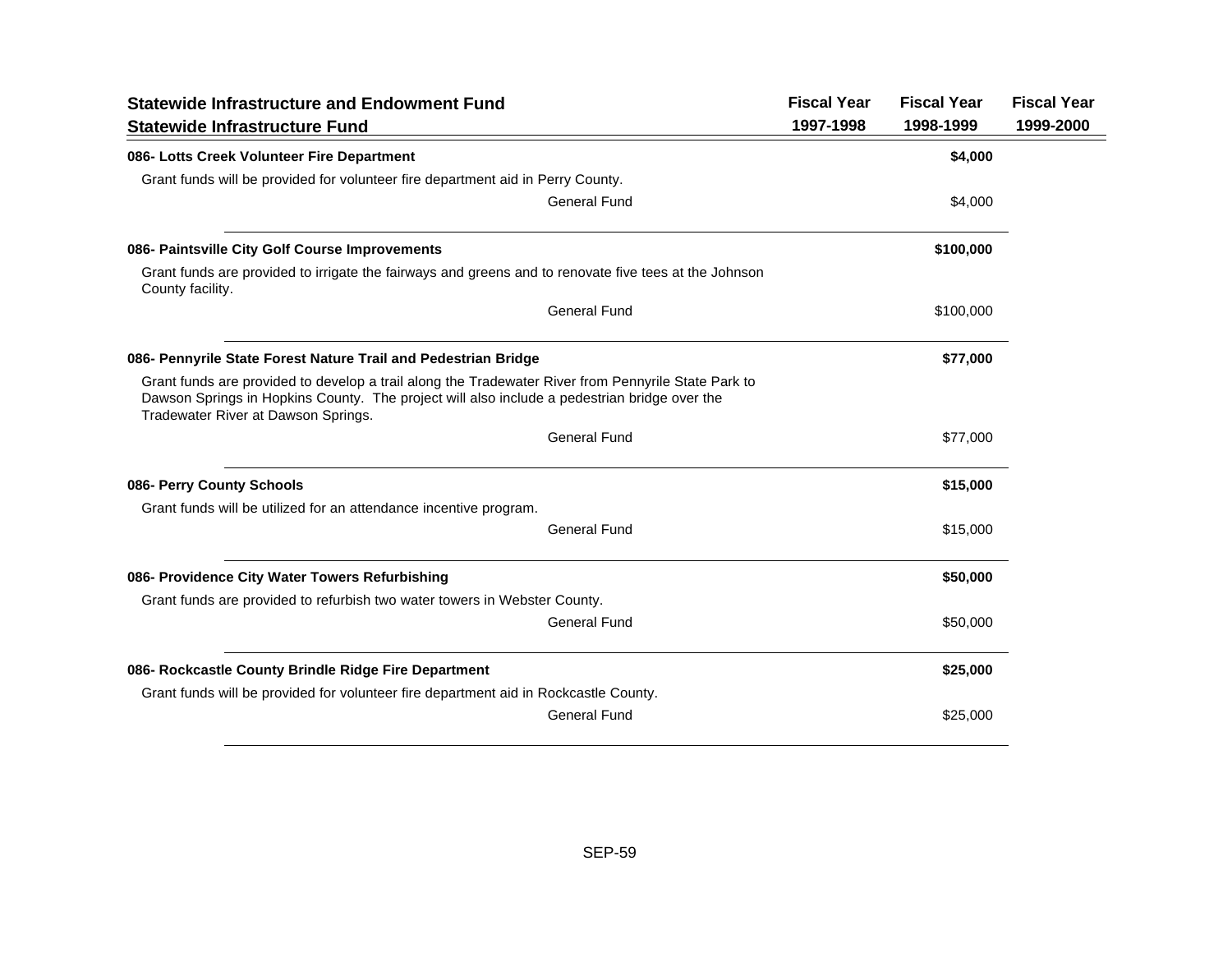| Statewide Infrastructure and Endowment Fund<br>Statewide Infrastructure Fund | Fiscal Year<br>1997-1998 | Fiscal Year<br>1998-1999 | Fiscal Year<br>1999-2000 |
|---|---|---|---|
| **086- Lotts Creek Volunteer Fire Department** | | **$4,000** | |
| Grant funds will be provided for volunteer fire department aid in Perry County. | | | |
| General Fund | | $4,000 | |
| **086- Paintsville City Golf Course Improvements** | | **$100,000** | |
| Grant funds are provided to irrigate the fairways and greens and to renovate five tees at the Johnson County facility. | | | |
| General Fund | | $100,000 | |
| **086- Pennyrile State Forest Nature Trail and Pedestrian Bridge** | | **$77,000** | |
| Grant funds are provided to develop a trail along the Tradewater River from Pennyrile State Park to Dawson Springs in Hopkins County. The project will also include a pedestrian bridge over the Tradewater River at Dawson Springs. | | | |
| General Fund | | $77,000 | |
| **086- Perry County Schools** | | **$15,000** | |
| Grant funds will be utilized for an attendance incentive program. | | | |
| General Fund | | $15,000 | |
| **086- Providence City Water Towers Refurbishing** | | **$50,000** | |
| Grant funds are provided to refurbish two water towers in Webster County. | | | |
| General Fund | | $50,000 | |
| **086- Rockcastle County Brindle Ridge Fire Department** | | **$25,000** | |
| Grant funds will be provided for volunteer fire department aid in Rockcastle County. | | | |
| General Fund | | $25,000 | |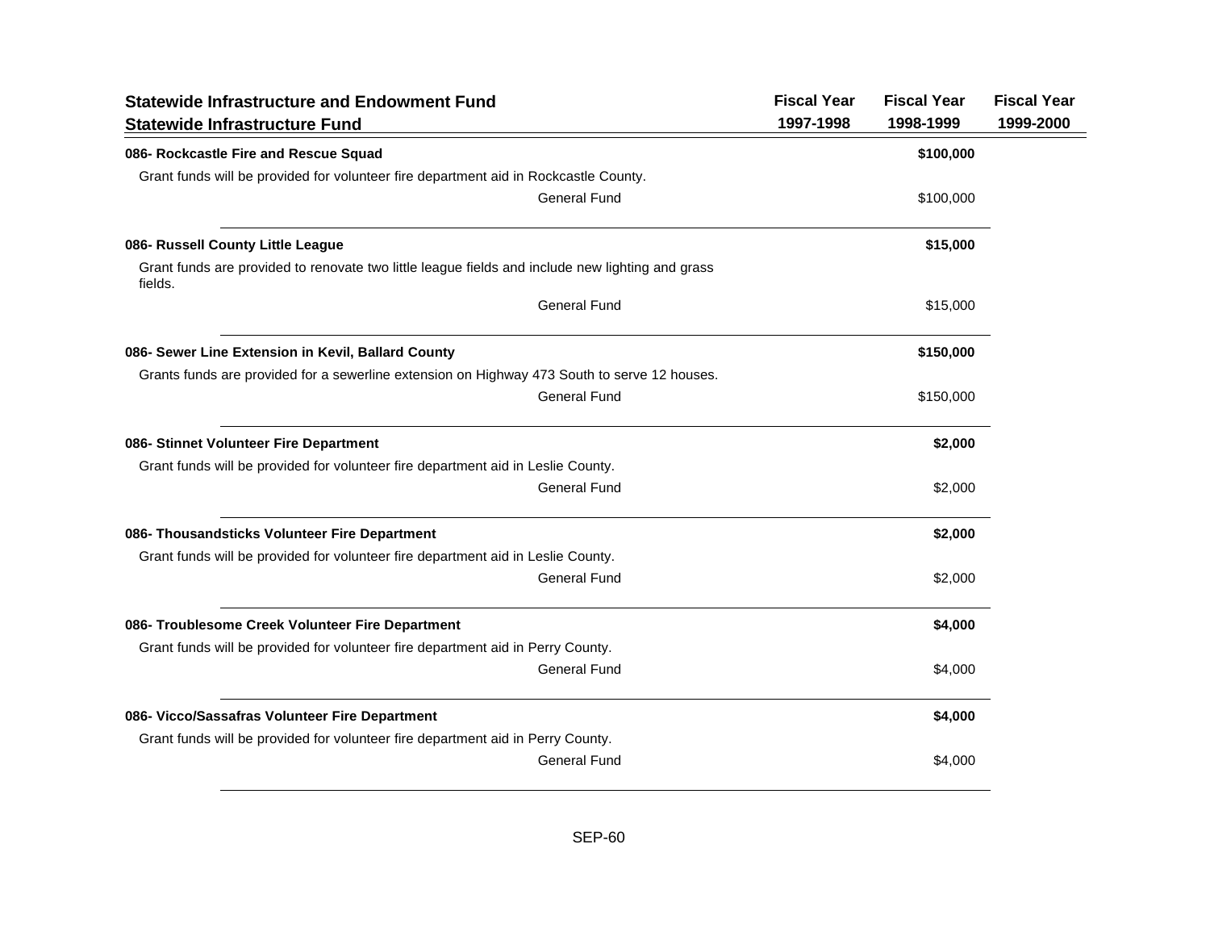| Statewide Infrastructure and Endowment Fund<br>Statewide Infrastructure Fund | Fiscal Year 1997-1998 | Fiscal Year 1998-1999 | Fiscal Year 1999-2000 |
|---|---|---|---|
| **086- Rockcastle Fire and Rescue Squad** | | **$100,000** | |
| Grant funds will be provided for volunteer fire department aid in Rockcastle County. | | | |
| General Fund | | $100,000 | |
| **086- Russell County Little League** | | **$15,000** | |
| Grant funds are provided to renovate two little league fields and include new lighting and grass fields. | | | |
| General Fund | | $15,000 | |
| **086- Sewer Line Extension in Kevil, Ballard County** | | **$150,000** | |
| Grants funds are provided for a sewerline extension on Highway 473 South to serve 12 houses. | | | |
| General Fund | | $150,000 | |
| **086- Stinnet Volunteer Fire Department** | | **$2,000** | |
| Grant funds will be provided for volunteer fire department aid in Leslie County. | | | |
| General Fund | | $2,000 | |
| **086- Thousandsticks Volunteer Fire Department** | | **$2,000** | |
| Grant funds will be provided for volunteer fire department aid in Leslie County. | | | |
| General Fund | | $2,000 | |
| **086- Troublesome Creek Volunteer Fire Department** | | **$4,000** | |
| Grant funds will be provided for volunteer fire department aid in Perry County. | | | |
| General Fund | | $4,000 | |
| **086- Vicco/Sassafras Volunteer Fire Department** | | **$4,000** | |
| Grant funds will be provided for volunteer fire department aid in Perry County. | | | |
| General Fund | | $4,000 | |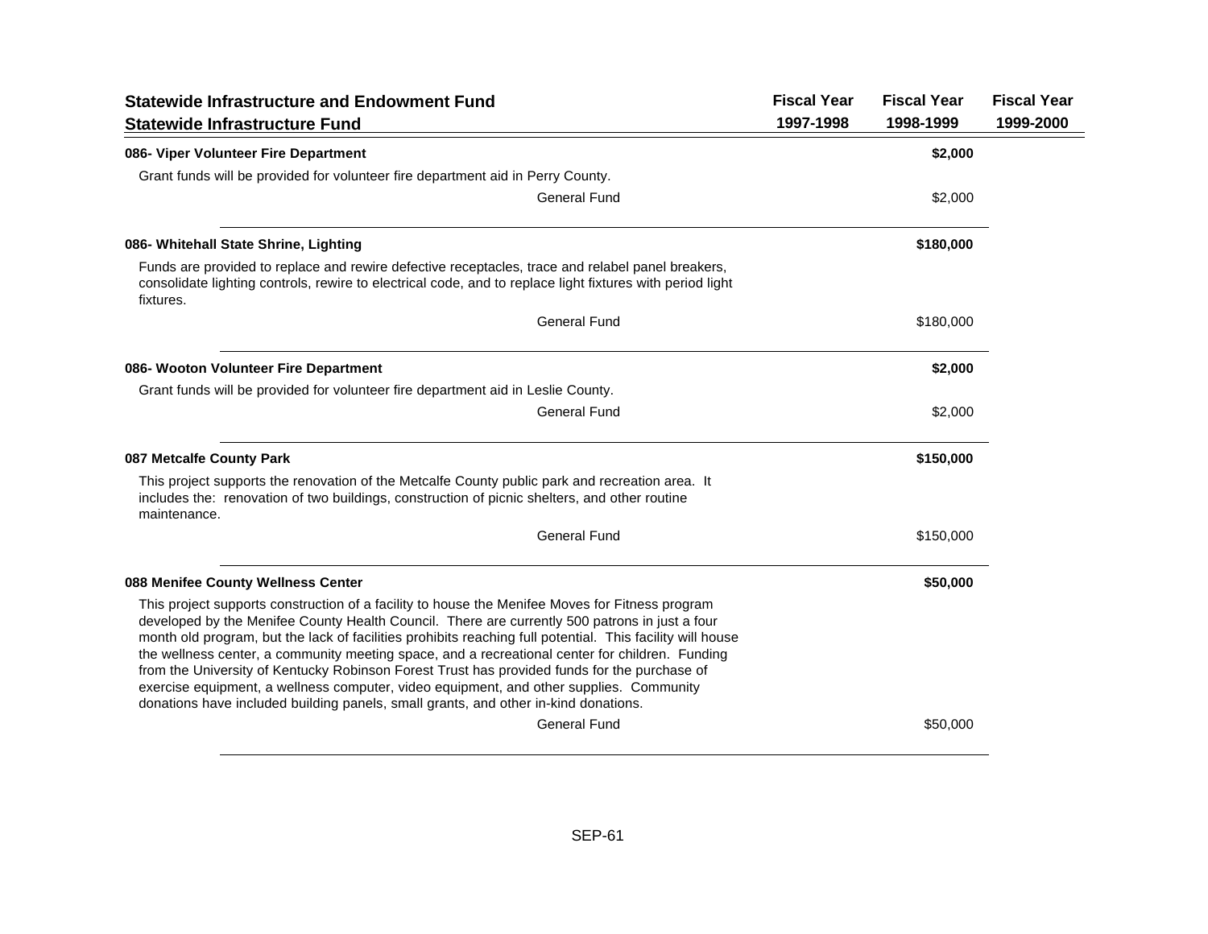| Statewide Infrastructure and Endowment Fund<br>Statewide Infrastructure Fund | Fiscal Year 1997-1998 | Fiscal Year 1998-1999 | Fiscal Year 1999-2000 |
|---|---|---|---|
| **086- Viper Volunteer Fire Department** | | **$2,000** | |
| Grant funds will be provided for volunteer fire department aid in Perry County. | | | |
| General Fund | | $2,000 | |
| **086- Whitehall State Shrine, Lighting** | | **$180,000** | |
| Funds are provided to replace and rewire defective receptacles, trace and relabel panel breakers, consolidate lighting controls, rewire to electrical code, and to replace light fixtures with period light fixtures. | | | |
| General Fund | | $180,000 | |
| **086- Wooton Volunteer Fire Department** | | **$2,000** | |
| Grant funds will be provided for volunteer fire department aid in Leslie County. | | | |
| General Fund | | $2,000 | |
| **087 Metcalfe County Park** | | **$150,000** | |
| This project supports the renovation of the Metcalfe County public park and recreation area. It includes the: renovation of two buildings, construction of picnic shelters, and other routine maintenance. | | | |
| General Fund | | $150,000 | |
| **088 Menifee County Wellness Center** | | **$50,000** | |
| This project supports construction of a facility to house the Menifee Moves for Fitness program developed by the Menifee County Health Council. There are currently 500 patrons in just a four month old program, but the lack of facilities prohibits reaching full potential. This facility will house the wellness center, a community meeting space, and a recreational center for children. Funding from the University of Kentucky Robinson Forest Trust has provided funds for the purchase of exercise equipment, a wellness computer, video equipment, and other supplies. Community donations have included building panels, small grants, and other in-kind donations. | | | |
| General Fund | | $50,000 | |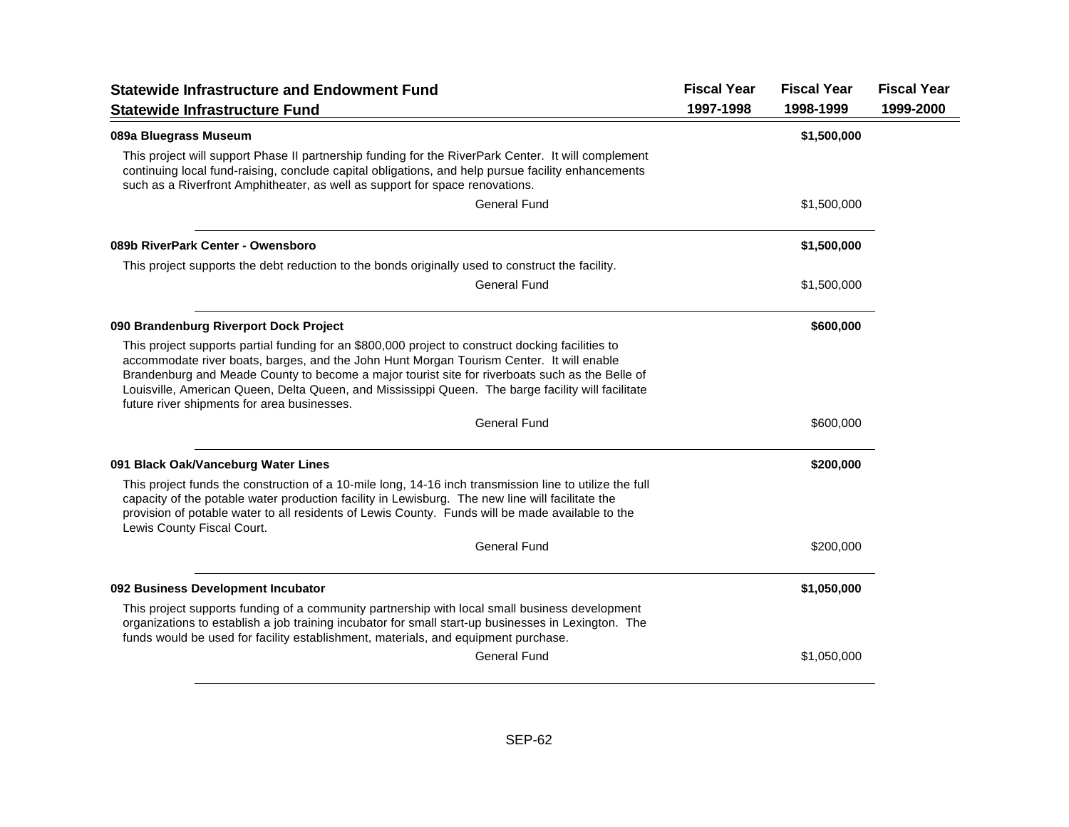| Statewide Infrastructure and Endowment Fund<br>Statewide Infrastructure Fund | Fiscal Year 1997-1998 | Fiscal Year 1998-1999 | Fiscal Year 1999-2000 |
|---|---|---|---|
| **089a Bluegrass Museum** | | **$1,500,000** | |
| This project will support Phase II partnership funding for the RiverPark Center. It will complement continuing local fund-raising, conclude capital obligations, and help pursue facility enhancements such as a Riverfront Amphitheater, as well as support for space renovations. | | | |
| General Fund | | $1,500,000 | |
| **089b RiverPark Center - Owensboro** | | **$1,500,000** | |
| This project supports the debt reduction to the bonds originally used to construct the facility. | | | |
| General Fund | | $1,500,000 | |
| **090 Brandenburg Riverport Dock Project** | | **$600,000** | |
| This project supports partial funding for an $800,000 project to construct docking facilities to accommodate river boats, barges, and the John Hunt Morgan Tourism Center. It will enable Brandenburg and Meade County to become a major tourist site for riverboats such as the Belle of Louisville, American Queen, Delta Queen, and Mississippi Queen. The barge facility will facilitate future river shipments for area businesses. | | | |
| General Fund | | $600,000 | |
| **091 Black Oak/Vanceburg Water Lines** | | **$200,000** | |
| This project funds the construction of a 10-mile long, 14-16 inch transmission line to utilize the full capacity of the potable water production facility in Lewisburg. The new line will facilitate the provision of potable water to all residents of Lewis County. Funds will be made available to the Lewis County Fiscal Court. | | | |
| General Fund | | $200,000 | |
| **092 Business Development Incubator** | | **$1,050,000** | |
| This project supports funding of a community partnership with local small business development organizations to establish a job training incubator for small start-up businesses in Lexington. The funds would be used for facility establishment, materials, and equipment purchase. | | | |
| General Fund | | $1,050,000 | |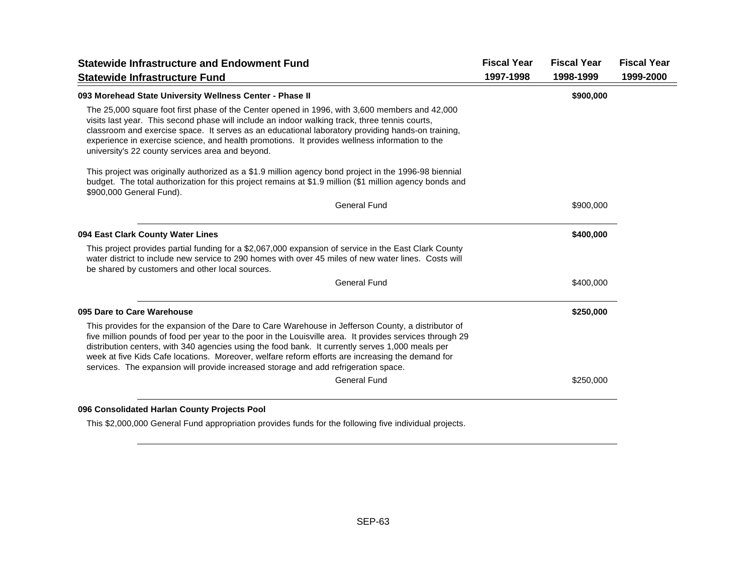| Statewide Infrastructure and Endowment Fund<br>Statewide Infrastructure Fund | Fiscal Year 1997-1998 | Fiscal Year 1998-1999 | Fiscal Year 1999-2000 |
|---|---|---|---|

**093 Morehead State University Wellness Center - Phase II** — **$900,000** (Fiscal Year 1998-1999)

The 25,000 square foot first phase of the Center opened in 1996, with 3,600 members and 42,000 visits last year. This second phase will include an indoor walking track, three tennis courts, classroom and exercise space. It serves as an educational laboratory providing hands-on training, experience in exercise science, and health promotions. It provides wellness information to the university's 22 county services area and beyond.

This project was originally authorized as a $1.9 million agency bond project in the 1996-98 biennial budget. The total authorization for this project remains at $1.9 million ($1 million agency bonds and $900,000 General Fund).

| | Fiscal Year 1997-1998 | Fiscal Year 1998-1999 | Fiscal Year 1999-2000 |
|---|---|---|---|
| General Fund | | $900,000 | |

**094 East Clark County Water Lines** — **$400,000** (Fiscal Year 1998-1999)

This project provides partial funding for a $2,067,000 expansion of service in the East Clark County water district to include new service to 290 homes with over 45 miles of new water lines. Costs will be shared by customers and other local sources.

| | Fiscal Year 1997-1998 | Fiscal Year 1998-1999 | Fiscal Year 1999-2000 |
|---|---|---|---|
| General Fund | | $400,000 | |

**095 Dare to Care Warehouse** — **$250,000** (Fiscal Year 1998-1999)

This provides for the expansion of the Dare to Care Warehouse in Jefferson County, a distributor of five million pounds of food per year to the poor in the Louisville area. It provides services through 29 distribution centers, with 340 agencies using the food bank. It currently serves 1,000 meals per week at five Kids Cafe locations. Moreover, welfare reform efforts are increasing the demand for services. The expansion will provide increased storage and add refrigeration space.

| | Fiscal Year 1997-1998 | Fiscal Year 1998-1999 | Fiscal Year 1999-2000 |
|---|---|---|---|
| General Fund | | $250,000 | |

**096 Consolidated Harlan County Projects Pool**

This $2,000,000 General Fund appropriation provides funds for the following five individual projects.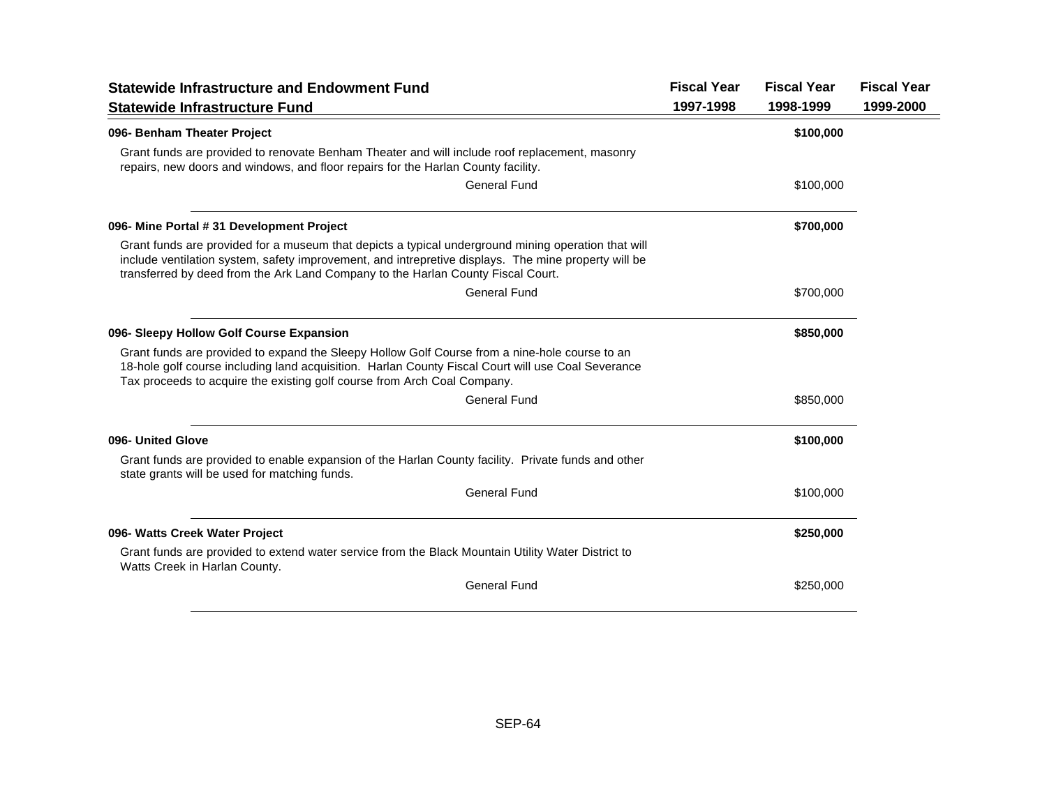| Statewide Infrastructure and Endowment Fund<br>Statewide Infrastructure Fund | Fiscal Year<br>1997-1998 | Fiscal Year<br>1998-1999 | Fiscal Year<br>1999-2000 |
|---|---|---|---|
| **096- Benham Theater Project** | | **$100,000** | |
| Grant funds are provided to renovate Benham Theater and will include roof replacement, masonry repairs, new doors and windows, and floor repairs for the Harlan County facility. | | | |
| General Fund | | $100,000 | |
| **096- Mine Portal # 31 Development Project** | | **$700,000** | |
| Grant funds are provided for a museum that depicts a typical underground mining operation that will include ventilation system, safety improvement, and intrepretive displays. The mine property will be transferred by deed from the Ark Land Company to the Harlan County Fiscal Court. | | | |
| General Fund | | $700,000 | |
| **096- Sleepy Hollow Golf Course Expansion** | | **$850,000** | |
| Grant funds are provided to expand the Sleepy Hollow Golf Course from a nine-hole course to an 18-hole golf course including land acquisition. Harlan County Fiscal Court will use Coal Severance Tax proceeds to acquire the existing golf course from Arch Coal Company. | | | |
| General Fund | | $850,000 | |
| **096- United Glove** | | **$100,000** | |
| Grant funds are provided to enable expansion of the Harlan County facility. Private funds and other state grants will be used for matching funds. | | | |
| General Fund | | $100,000 | |
| **096- Watts Creek Water Project** | | **$250,000** | |
| Grant funds are provided to extend water service from the Black Mountain Utility Water District to Watts Creek in Harlan County. | | | |
| General Fund | | $250,000 | |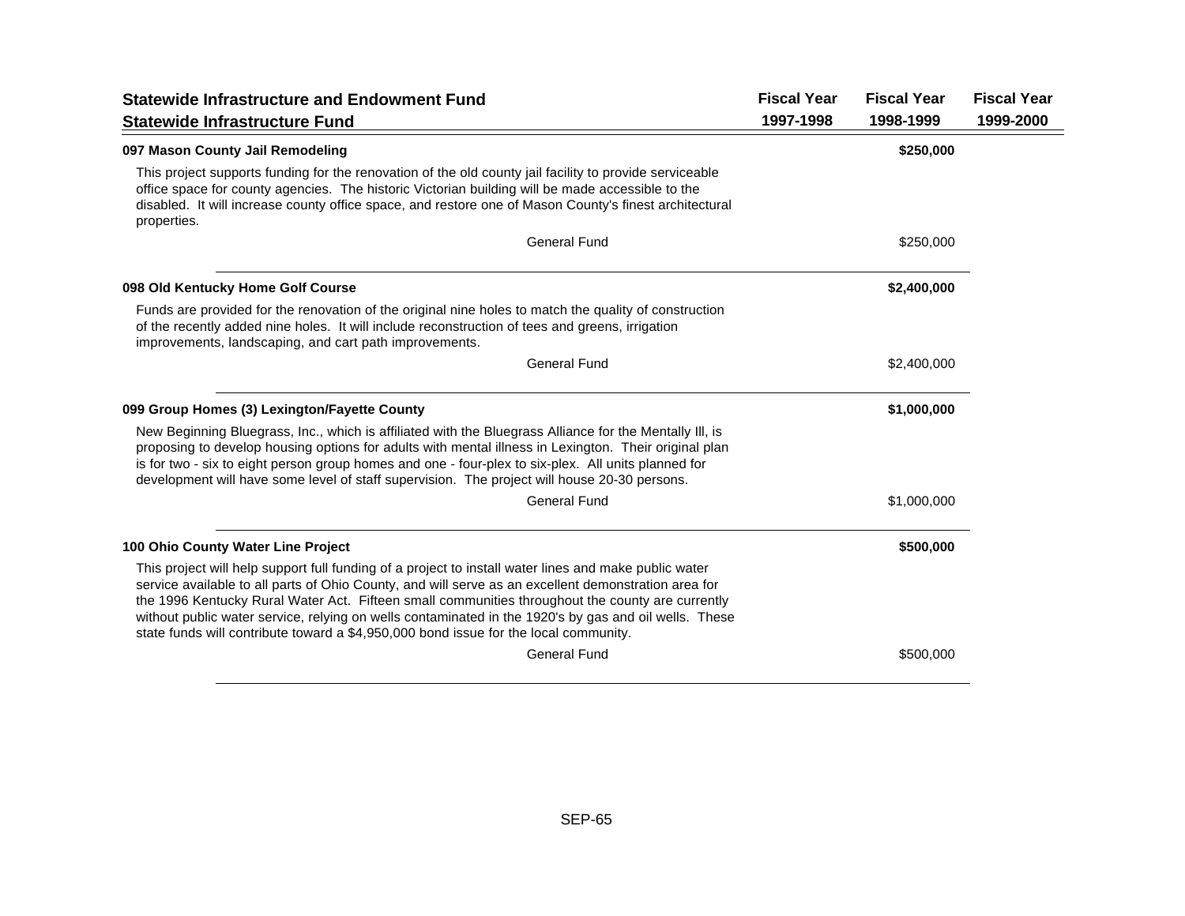| Statewide Infrastructure and Endowment Fund<br>Statewide Infrastructure Fund | Fiscal Year<br>1997-1998 | Fiscal Year<br>1998-1999 | Fiscal Year<br>1999-2000 |
|---|---|---|---|

**097 Mason County Jail Remodeling** — 1998-1999: **$250,000**

This project supports funding for the renovation of the old county jail facility to provide serviceable office space for county agencies. The historic Victorian building will be made accessible to the disabled. It will increase county office space, and restore one of Mason County's finest architectural properties.

| | Fiscal Year 1997-1998 | Fiscal Year 1998-1999 | Fiscal Year 1999-2000 |
|---|---|---|---|
| General Fund | | $250,000 | |

**098 Old Kentucky Home Golf Course** — 1998-1999: **$2,400,000**

Funds are provided for the renovation of the original nine holes to match the quality of construction of the recently added nine holes. It will include reconstruction of tees and greens, irrigation improvements, landscaping, and cart path improvements.

| | Fiscal Year 1997-1998 | Fiscal Year 1998-1999 | Fiscal Year 1999-2000 |
|---|---|---|---|
| General Fund | | $2,400,000 | |

**099 Group Homes (3) Lexington/Fayette County** — 1998-1999: **$1,000,000**

New Beginning Bluegrass, Inc., which is affiliated with the Bluegrass Alliance for the Mentally Ill, is proposing to develop housing options for adults with mental illness in Lexington. Their original plan is for two - six to eight person group homes and one - four-plex to six-plex. All units planned for development will have some level of staff supervision. The project will house 20-30 persons.

| | Fiscal Year 1997-1998 | Fiscal Year 1998-1999 | Fiscal Year 1999-2000 |
|---|---|---|---|
| General Fund | | $1,000,000 | |

**100 Ohio County Water Line Project** — 1998-1999: **$500,000**

This project will help support full funding of a project to install water lines and make public water service available to all parts of Ohio County, and will serve as an excellent demonstration area for the 1996 Kentucky Rural Water Act. Fifteen small communities throughout the county are currently without public water service, relying on wells contaminated in the 1920's by gas and oil wells. These state funds will contribute toward a $4,950,000 bond issue for the local community.

| | Fiscal Year 1997-1998 | Fiscal Year 1998-1999 | Fiscal Year 1999-2000 |
|---|---|---|---|
| General Fund | | $500,000 | |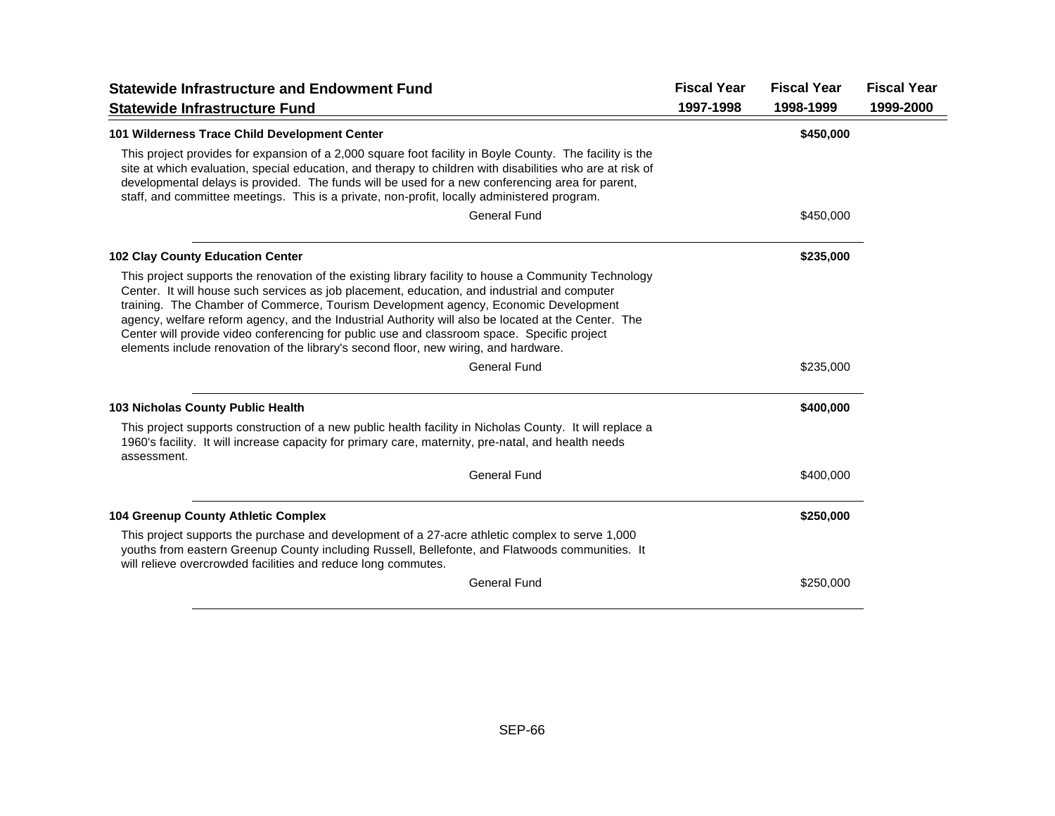| Statewide Infrastructure and Endowment Fund<br>Statewide Infrastructure Fund | Fiscal Year<br>1997-1998 | Fiscal Year<br>1998-1999 | Fiscal Year<br>1999-2000 |
|---|---|---|---|

**101 Wilderness Trace Child Development Center** — **$450,000** (Fiscal Year 1998-1999)

This project provides for expansion of a 2,000 square foot facility in Boyle County. The facility is the site at which evaluation, special education, and therapy to children with disabilities who are at risk of developmental delays is provided. The funds will be used for a new conferencing area for parent, staff, and committee meetings. This is a private, non-profit, locally administered program.

| | Fiscal Year 1997-1998 | Fiscal Year 1998-1999 | Fiscal Year 1999-2000 |
|---|---|---|---|
| General Fund | | $450,000 | |

**102 Clay County Education Center** — **$235,000** (Fiscal Year 1998-1999)

This project supports the renovation of the existing library facility to house a Community Technology Center. It will house such services as job placement, education, and industrial and computer training. The Chamber of Commerce, Tourism Development agency, Economic Development agency, welfare reform agency, and the Industrial Authority will also be located at the Center. The Center will provide video conferencing for public use and classroom space. Specific project elements include renovation of the library's second floor, new wiring, and hardware.

| | Fiscal Year 1997-1998 | Fiscal Year 1998-1999 | Fiscal Year 1999-2000 |
|---|---|---|---|
| General Fund | | $235,000 | |

**103 Nicholas County Public Health** — **$400,000** (Fiscal Year 1998-1999)

This project supports construction of a new public health facility in Nicholas County. It will replace a 1960's facility. It will increase capacity for primary care, maternity, pre-natal, and health needs assessment.

| | Fiscal Year 1997-1998 | Fiscal Year 1998-1999 | Fiscal Year 1999-2000 |
|---|---|---|---|
| General Fund | | $400,000 | |

**104 Greenup County Athletic Complex** — **$250,000** (Fiscal Year 1998-1999)

This project supports the purchase and development of a 27-acre athletic complex to serve 1,000 youths from eastern Greenup County including Russell, Bellefonte, and Flatwoods communities. It will relieve overcrowded facilities and reduce long commutes.

| | Fiscal Year 1997-1998 | Fiscal Year 1998-1999 | Fiscal Year 1999-2000 |
|---|---|---|---|
| General Fund | | $250,000 | |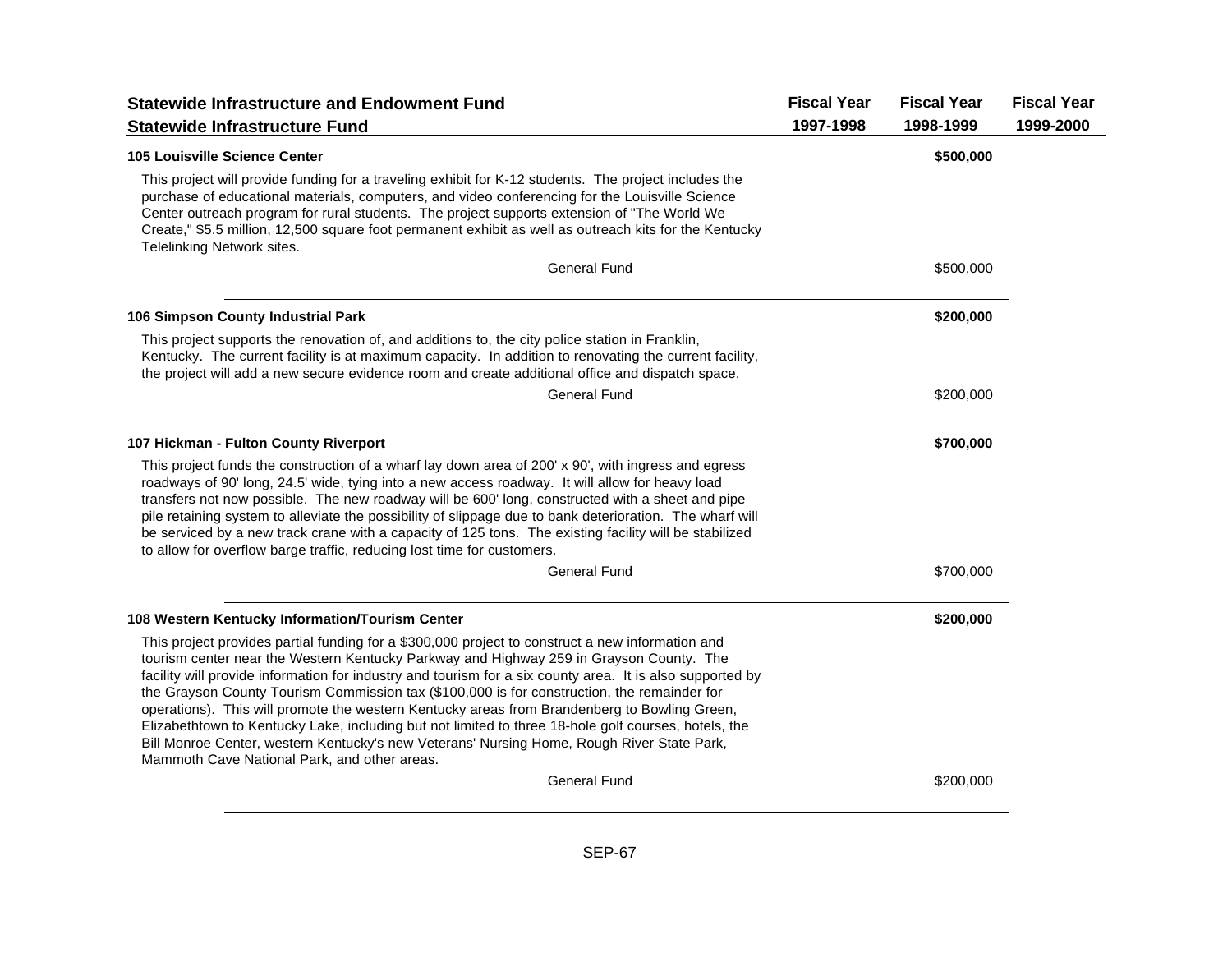## Statewide Infrastructure and Endowment Fund

## Statewide Infrastructure Fund

| | Fiscal Year 1997-1998 | Fiscal Year 1998-1999 | Fiscal Year 1999-2000 |
|---|---|---|---|
| **105 Louisville Science Center** | | **$500,000** | |
| This project will provide funding for a traveling exhibit for K-12 students. The project includes the purchase of educational materials, computers, and video conferencing for the Louisville Science Center outreach program for rural students. The project supports extension of "The World We Create," $5.5 million, 12,500 square foot permanent exhibit as well as outreach kits for the Kentucky Telelinking Network sites. | | | |
| General Fund | | $500,000 | |
| **106 Simpson County Industrial Park** | | **$200,000** | |
| This project supports the renovation of, and additions to, the city police station in Franklin, Kentucky. The current facility is at maximum capacity. In addition to renovating the current facility, the project will add a new secure evidence room and create additional office and dispatch space. | | | |
| General Fund | | $200,000 | |
| **107 Hickman - Fulton County Riverport** | | **$700,000** | |
| This project funds the construction of a wharf lay down area of 200' x 90', with ingress and egress roadways of 90' long, 24.5' wide, tying into a new access roadway. It will allow for heavy load transfers not now possible. The new roadway will be 600' long, constructed with a sheet and pipe pile retaining system to alleviate the possibility of slippage due to bank deterioration. The wharf will be serviced by a new track crane with a capacity of 125 tons. The existing facility will be stabilized to allow for overflow barge traffic, reducing lost time for customers. | | | |
| General Fund | | $700,000 | |
| **108 Western Kentucky Information/Tourism Center** | | **$200,000** | |
| This project provides partial funding for a $300,000 project to construct a new information and tourism center near the Western Kentucky Parkway and Highway 259 in Grayson County. The facility will provide information for industry and tourism for a six county area. It is also supported by the Grayson County Tourism Commission tax ($100,000 is for construction, the remainder for operations). This will promote the western Kentucky areas from Brandenberg to Bowling Green, Elizabethtown to Kentucky Lake, including but not limited to three 18-hole golf courses, hotels, the Bill Monroe Center, western Kentucky's new Veterans' Nursing Home, Rough River State Park, Mammoth Cave National Park, and other areas. | | | |
| General Fund | | $200,000 | |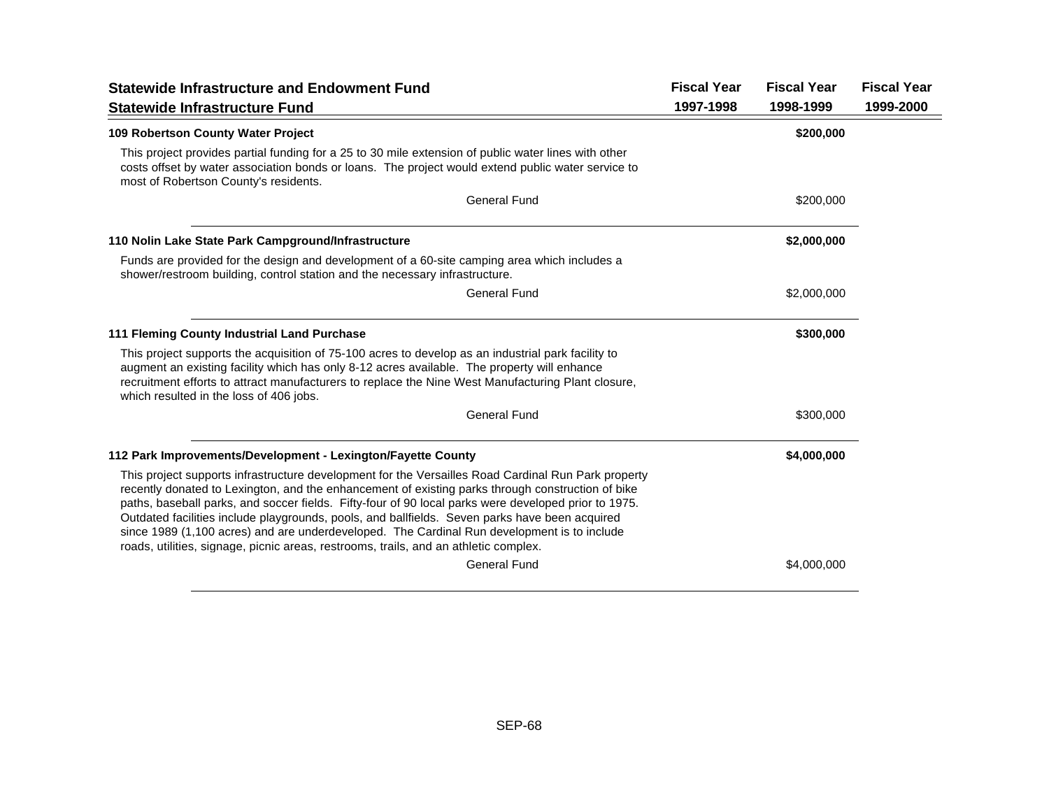| Statewide Infrastructure and Endowment Fund<br>Statewide Infrastructure Fund | Fiscal Year<br>1997-1998 | Fiscal Year<br>1998-1999 | Fiscal Year<br>1999-2000 |
|---|---|---|---|

**109 Robertson County Water Project** — **$200,000** (Fiscal Year 1998-1999)

This project provides partial funding for a 25 to 30 mile extension of public water lines with other costs offset by water association bonds or loans. The project would extend public water service to most of Robertson County's residents.

| | Fiscal Year 1997-1998 | Fiscal Year 1998-1999 | Fiscal Year 1999-2000 |
|---|---|---|---|
| General Fund | | $200,000 | |

**110 Nolin Lake State Park Campground/Infrastructure** — **$2,000,000** (Fiscal Year 1998-1999)

Funds are provided for the design and development of a 60-site camping area which includes a shower/restroom building, control station and the necessary infrastructure.

| | Fiscal Year 1997-1998 | Fiscal Year 1998-1999 | Fiscal Year 1999-2000 |
|---|---|---|---|
| General Fund | | $2,000,000 | |

**111 Fleming County Industrial Land Purchase** — **$300,000** (Fiscal Year 1998-1999)

This project supports the acquisition of 75-100 acres to develop as an industrial park facility to augment an existing facility which has only 8-12 acres available. The property will enhance recruitment efforts to attract manufacturers to replace the Nine West Manufacturing Plant closure, which resulted in the loss of 406 jobs.

| | Fiscal Year 1997-1998 | Fiscal Year 1998-1999 | Fiscal Year 1999-2000 |
|---|---|---|---|
| General Fund | | $300,000 | |

**112 Park Improvements/Development - Lexington/Fayette County** — **$4,000,000** (Fiscal Year 1998-1999)

This project supports infrastructure development for the Versailles Road Cardinal Run Park property recently donated to Lexington, and the enhancement of existing parks through construction of bike paths, baseball parks, and soccer fields. Fifty-four of 90 local parks were developed prior to 1975. Outdated facilities include playgrounds, pools, and ballfields. Seven parks have been acquired since 1989 (1,100 acres) and are underdeveloped. The Cardinal Run development is to include roads, utilities, signage, picnic areas, restrooms, trails, and an athletic complex.

| | Fiscal Year 1997-1998 | Fiscal Year 1998-1999 | Fiscal Year 1999-2000 |
|---|---|---|---|
| General Fund | | $4,000,000 | |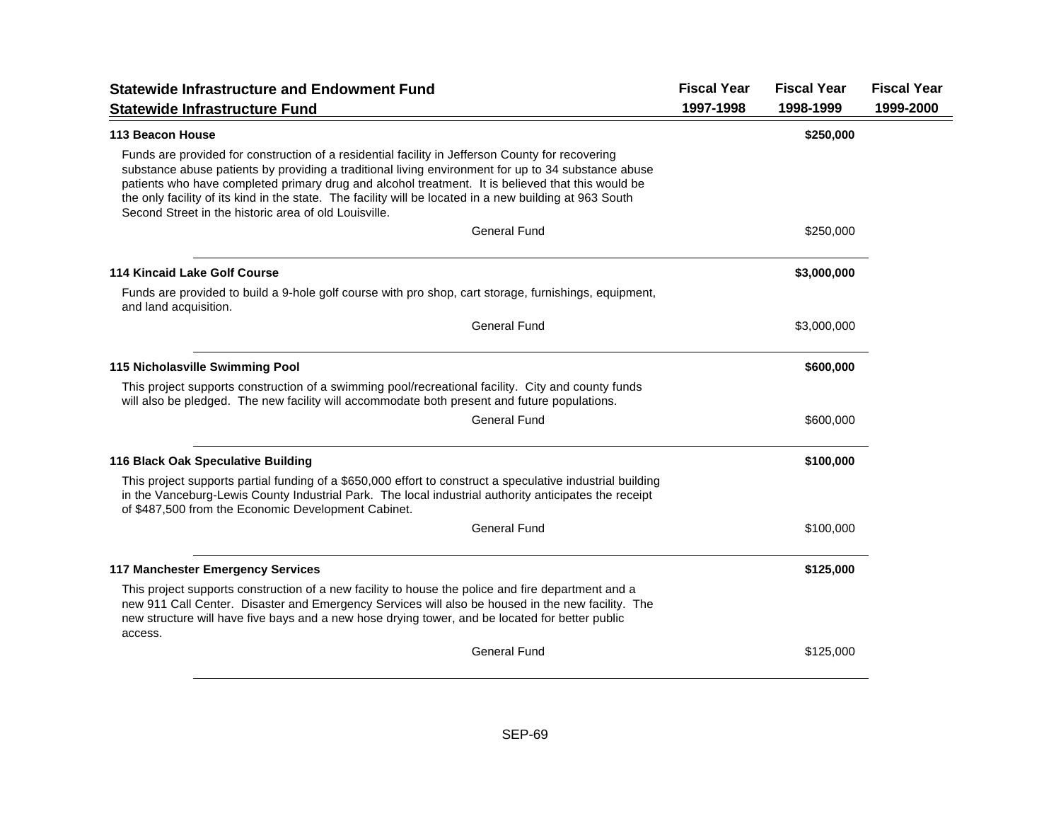| Statewide Infrastructure and Endowment Fund<br>Statewide Infrastructure Fund | Fiscal Year<br>1997-1998 | Fiscal Year<br>1998-1999 | Fiscal Year<br>1999-2000 |
|---|---|---|---|

**113 Beacon House** — **$250,000** (Fiscal Year 1998-1999)

Funds are provided for construction of a residential facility in Jefferson County for recovering substance abuse patients by providing a traditional living environment for up to 34 substance abuse patients who have completed primary drug and alcohol treatment. It is believed that this would be the only facility of its kind in the state. The facility will be located in a new building at 963 South Second Street in the historic area of old Louisville.

| | Fiscal Year 1997-1998 | Fiscal Year 1998-1999 | Fiscal Year 1999-2000 |
|---|---|---|---|
| General Fund | | $250,000 | |

**114 Kincaid Lake Golf Course** — **$3,000,000** (Fiscal Year 1998-1999)

Funds are provided to build a 9-hole golf course with pro shop, cart storage, furnishings, equipment, and land acquisition.

| | Fiscal Year 1997-1998 | Fiscal Year 1998-1999 | Fiscal Year 1999-2000 |
|---|---|---|---|
| General Fund | | $3,000,000 | |

**115 Nicholasville Swimming Pool** — **$600,000** (Fiscal Year 1998-1999)

This project supports construction of a swimming pool/recreational facility. City and county funds will also be pledged. The new facility will accommodate both present and future populations.

| | Fiscal Year 1997-1998 | Fiscal Year 1998-1999 | Fiscal Year 1999-2000 |
|---|---|---|---|
| General Fund | | $600,000 | |

**116 Black Oak Speculative Building** — **$100,000** (Fiscal Year 1998-1999)

This project supports partial funding of a $650,000 effort to construct a speculative industrial building in the Vanceburg-Lewis County Industrial Park. The local industrial authority anticipates the receipt of $487,500 from the Economic Development Cabinet.

| | Fiscal Year 1997-1998 | Fiscal Year 1998-1999 | Fiscal Year 1999-2000 |
|---|---|---|---|
| General Fund | | $100,000 | |

**117 Manchester Emergency Services** — **$125,000** (Fiscal Year 1998-1999)

This project supports construction of a new facility to house the police and fire department and a new 911 Call Center. Disaster and Emergency Services will also be housed in the new facility. The new structure will have five bays and a new hose drying tower, and be located for better public access.

| | Fiscal Year 1997-1998 | Fiscal Year 1998-1999 | Fiscal Year 1999-2000 |
|---|---|---|---|
| General Fund | | $125,000 | |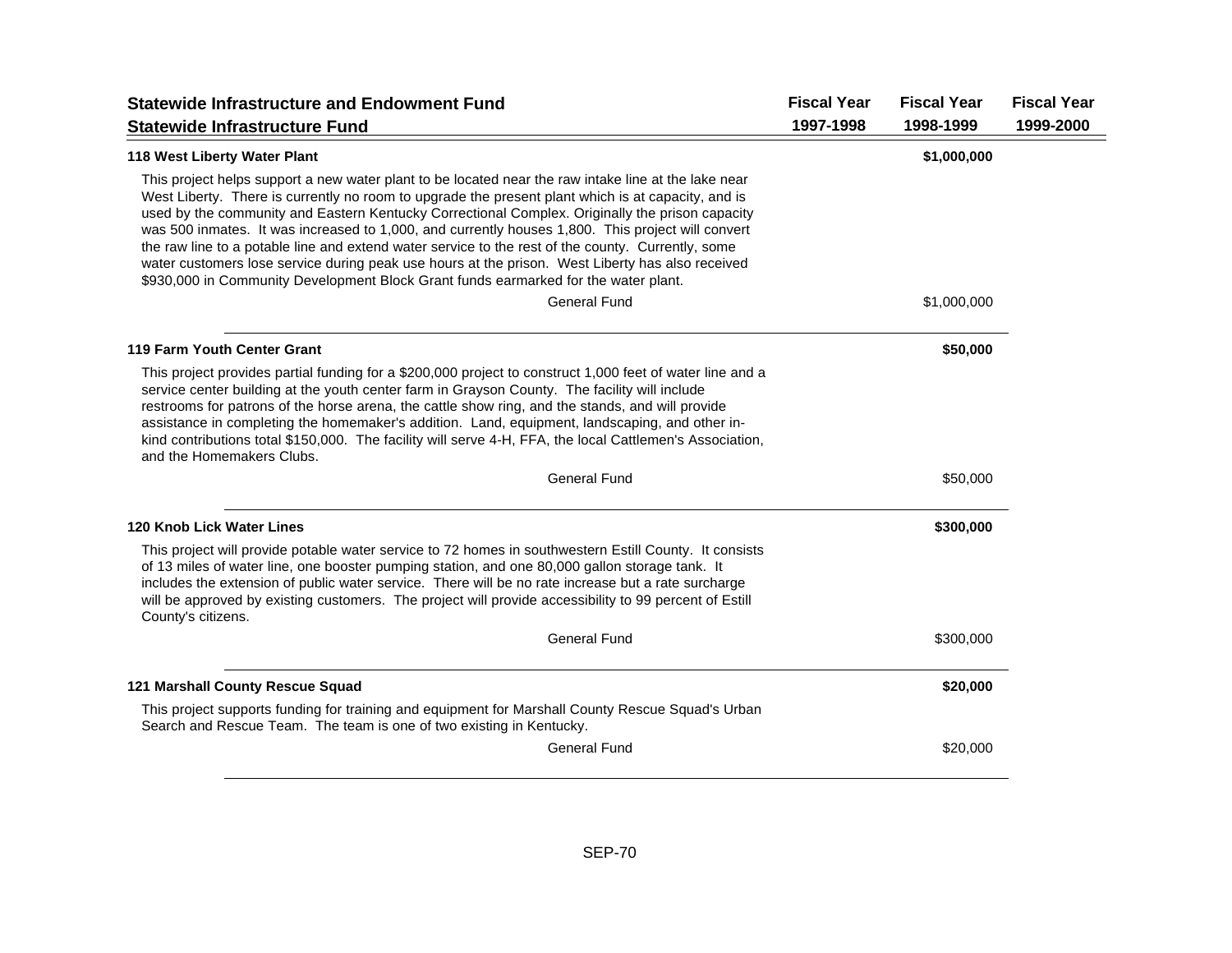| Statewide Infrastructure and Endowment Fund<br>Statewide Infrastructure Fund | Fiscal Year<br>1997-1998 | Fiscal Year<br>1998-1999 | Fiscal Year<br>1999-2000 |
|---|---|---|---|

**118 West Liberty Water Plant** — **$1,000,000** (Fiscal Year 1998-1999)

This project helps support a new water plant to be located near the raw intake line at the lake near West Liberty. There is currently no room to upgrade the present plant which is at capacity, and is used by the community and Eastern Kentucky Correctional Complex. Originally the prison capacity was 500 inmates. It was increased to 1,000, and currently houses 1,800. This project will convert the raw line to a potable line and extend water service to the rest of the county. Currently, some water customers lose service during peak use hours at the prison. West Liberty has also received $930,000 in Community Development Block Grant funds earmarked for the water plant.

| | Fiscal Year 1997-1998 | Fiscal Year 1998-1999 | Fiscal Year 1999-2000 |
|---|---|---|---|
| General Fund | | $1,000,000 | |

**119 Farm Youth Center Grant** — **$50,000** (Fiscal Year 1998-1999)

This project provides partial funding for a $200,000 project to construct 1,000 feet of water line and a service center building at the youth center farm in Grayson County. The facility will include restrooms for patrons of the horse arena, the cattle show ring, and the stands, and will provide assistance in completing the homemaker's addition. Land, equipment, landscaping, and other in-kind contributions total $150,000. The facility will serve 4-H, FFA, the local Cattlemen's Association, and the Homemakers Clubs.

| | Fiscal Year 1997-1998 | Fiscal Year 1998-1999 | Fiscal Year 1999-2000 |
|---|---|---|---|
| General Fund | | $50,000 | |

**120 Knob Lick Water Lines** — **$300,000** (Fiscal Year 1998-1999)

This project will provide potable water service to 72 homes in southwestern Estill County. It consists of 13 miles of water line, one booster pumping station, and one 80,000 gallon storage tank. It includes the extension of public water service. There will be no rate increase but a rate surcharge will be approved by existing customers. The project will provide accessibility to 99 percent of Estill County's citizens.

| | Fiscal Year 1997-1998 | Fiscal Year 1998-1999 | Fiscal Year 1999-2000 |
|---|---|---|---|
| General Fund | | $300,000 | |

**121 Marshall County Rescue Squad** — **$20,000** (Fiscal Year 1998-1999)

This project supports funding for training and equipment for Marshall County Rescue Squad's Urban Search and Rescue Team. The team is one of two existing in Kentucky.

| | Fiscal Year 1997-1998 | Fiscal Year 1998-1999 | Fiscal Year 1999-2000 |
|---|---|---|---|
| General Fund | | $20,000 | |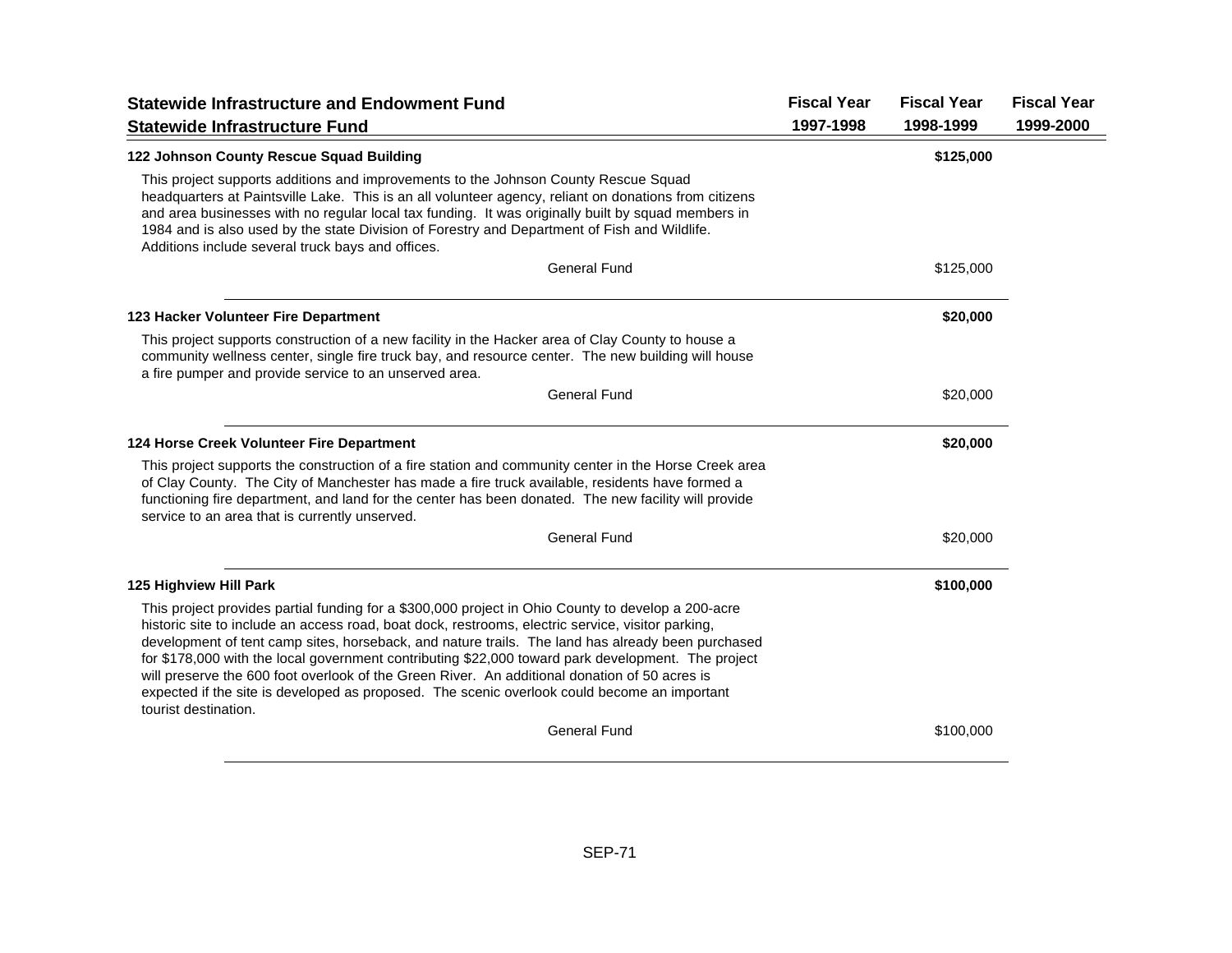| Statewide Infrastructure and Endowment Fund<br>Statewide Infrastructure Fund | Fiscal Year<br>1997-1998 | Fiscal Year<br>1998-1999 | Fiscal Year<br>1999-2000 |
|---|---|---|---|
| **122 Johnson County Rescue Squad Building** | | **$125,000** | |
| This project supports additions and improvements to the Johnson County Rescue Squad headquarters at Paintsville Lake. This is an all volunteer agency, reliant on donations from citizens and area businesses with no regular local tax funding. It was originally built by squad members in 1984 and is also used by the state Division of Forestry and Department of Fish and Wildlife. Additions include several truck bays and offices. | | | |
| General Fund | | $125,000 | |
| **123 Hacker Volunteer Fire Department** | | **$20,000** | |
| This project supports construction of a new facility in the Hacker area of Clay County to house a community wellness center, single fire truck bay, and resource center. The new building will house a fire pumper and provide service to an unserved area. | | | |
| General Fund | | $20,000 | |
| **124 Horse Creek Volunteer Fire Department** | | **$20,000** | |
| This project supports the construction of a fire station and community center in the Horse Creek area of Clay County. The City of Manchester has made a fire truck available, residents have formed a functioning fire department, and land for the center has been donated. The new facility will provide service to an area that is currently unserved. | | | |
| General Fund | | $20,000 | |
| **125 Highview Hill Park** | | **$100,000** | |
| This project provides partial funding for a $300,000 project in Ohio County to develop a 200-acre historic site to include an access road, boat dock, restrooms, electric service, visitor parking, development of tent camp sites, horseback, and nature trails. The land has already been purchased for $178,000 with the local government contributing $22,000 toward park development. The project will preserve the 600 foot overlook of the Green River. An additional donation of 50 acres is expected if the site is developed as proposed. The scenic overlook could become an important tourist destination. | | | |
| General Fund | | $100,000 | |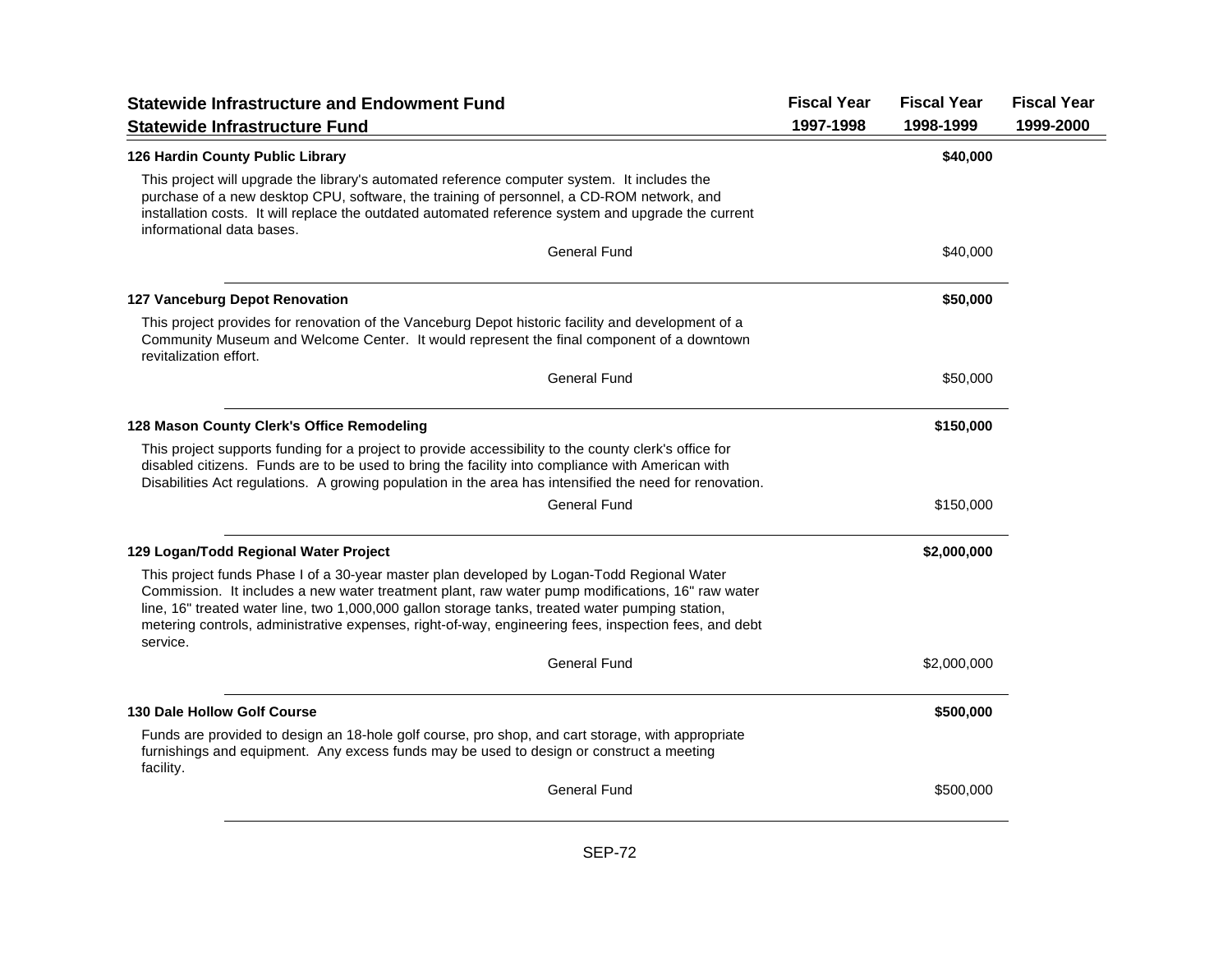| Statewide Infrastructure and Endowment Fund<br>Statewide Infrastructure Fund | Fiscal Year 1997-1998 | Fiscal Year 1998-1999 | Fiscal Year 1999-2000 |
|---|---|---|---|

**126 Hardin County Public Library** — **$40,000** (Fiscal Year 1998-1999)

This project will upgrade the library's automated reference computer system. It includes the purchase of a new desktop CPU, software, the training of personnel, a CD-ROM network, and installation costs. It will replace the outdated automated reference system and upgrade the current informational data bases.

| | Fiscal Year 1997-1998 | Fiscal Year 1998-1999 | Fiscal Year 1999-2000 |
|---|---|---|---|
| General Fund | | $40,000 | |

**127 Vanceburg Depot Renovation** — **$50,000** (Fiscal Year 1998-1999)

This project provides for renovation of the Vanceburg Depot historic facility and development of a Community Museum and Welcome Center. It would represent the final component of a downtown revitalization effort.

| | Fiscal Year 1997-1998 | Fiscal Year 1998-1999 | Fiscal Year 1999-2000 |
|---|---|---|---|
| General Fund | | $50,000 | |

**128 Mason County Clerk's Office Remodeling** — **$150,000** (Fiscal Year 1998-1999)

This project supports funding for a project to provide accessibility to the county clerk's office for disabled citizens. Funds are to be used to bring the facility into compliance with American with Disabilities Act regulations. A growing population in the area has intensified the need for renovation.

| | Fiscal Year 1997-1998 | Fiscal Year 1998-1999 | Fiscal Year 1999-2000 |
|---|---|---|---|
| General Fund | | $150,000 | |

**129 Logan/Todd Regional Water Project** — **$2,000,000** (Fiscal Year 1998-1999)

This project funds Phase I of a 30-year master plan developed by Logan-Todd Regional Water Commission. It includes a new water treatment plant, raw water pump modifications, 16" raw water line, 16" treated water line, two 1,000,000 gallon storage tanks, treated water pumping station, metering controls, administrative expenses, right-of-way, engineering fees, inspection fees, and debt service.

| | Fiscal Year 1997-1998 | Fiscal Year 1998-1999 | Fiscal Year 1999-2000 |
|---|---|---|---|
| General Fund | | $2,000,000 | |

**130 Dale Hollow Golf Course** — **$500,000** (Fiscal Year 1998-1999)

Funds are provided to design an 18-hole golf course, pro shop, and cart storage, with appropriate furnishings and equipment. Any excess funds may be used to design or construct a meeting facility.

| | Fiscal Year 1997-1998 | Fiscal Year 1998-1999 | Fiscal Year 1999-2000 |
|---|---|---|---|
| General Fund | | $500,000 | |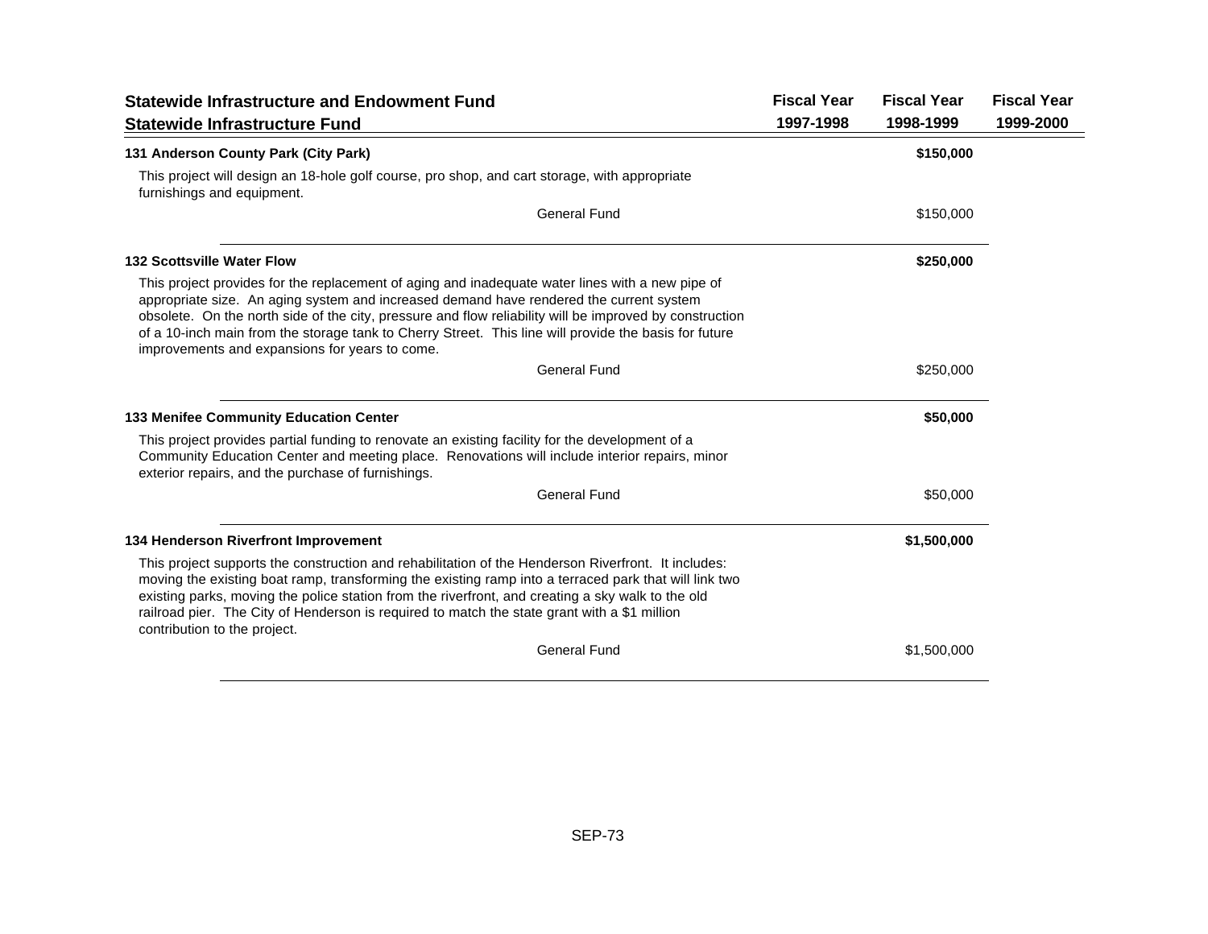| Statewide Infrastructure and Endowment Fund<br>Statewide Infrastructure Fund | Fiscal Year<br>1997-1998 | Fiscal Year<br>1998-1999 | Fiscal Year<br>1999-2000 |
|---|---|---|---|

**131 Anderson County Park (City Park)** — **$150,000**

This project will design an 18-hole golf course, pro shop, and cart storage, with appropriate furnishings and equipment.

| | Fiscal Year 1997-1998 | Fiscal Year 1998-1999 | Fiscal Year 1999-2000 |
|---|---|---|---|
| General Fund | | $150,000 | |

**132 Scottsville Water Flow** — **$250,000**

This project provides for the replacement of aging and inadequate water lines with a new pipe of appropriate size. An aging system and increased demand have rendered the current system obsolete. On the north side of the city, pressure and flow reliability will be improved by construction of a 10-inch main from the storage tank to Cherry Street. This line will provide the basis for future improvements and expansions for years to come.

| | Fiscal Year 1997-1998 | Fiscal Year 1998-1999 | Fiscal Year 1999-2000 |
|---|---|---|---|
| General Fund | | $250,000 | |

**133 Menifee Community Education Center** — **$50,000**

This project provides partial funding to renovate an existing facility for the development of a Community Education Center and meeting place. Renovations will include interior repairs, minor exterior repairs, and the purchase of furnishings.

| | Fiscal Year 1997-1998 | Fiscal Year 1998-1999 | Fiscal Year 1999-2000 |
|---|---|---|---|
| General Fund | | $50,000 | |

**134 Henderson Riverfront Improvement** — **$1,500,000**

This project supports the construction and rehabilitation of the Henderson Riverfront. It includes: moving the existing boat ramp, transforming the existing ramp into a terraced park that will link two existing parks, moving the police station from the riverfront, and creating a sky walk to the old railroad pier. The City of Henderson is required to match the state grant with a $1 million contribution to the project.

| | Fiscal Year 1997-1998 | Fiscal Year 1998-1999 | Fiscal Year 1999-2000 |
|---|---|---|---|
| General Fund | | $1,500,000 | |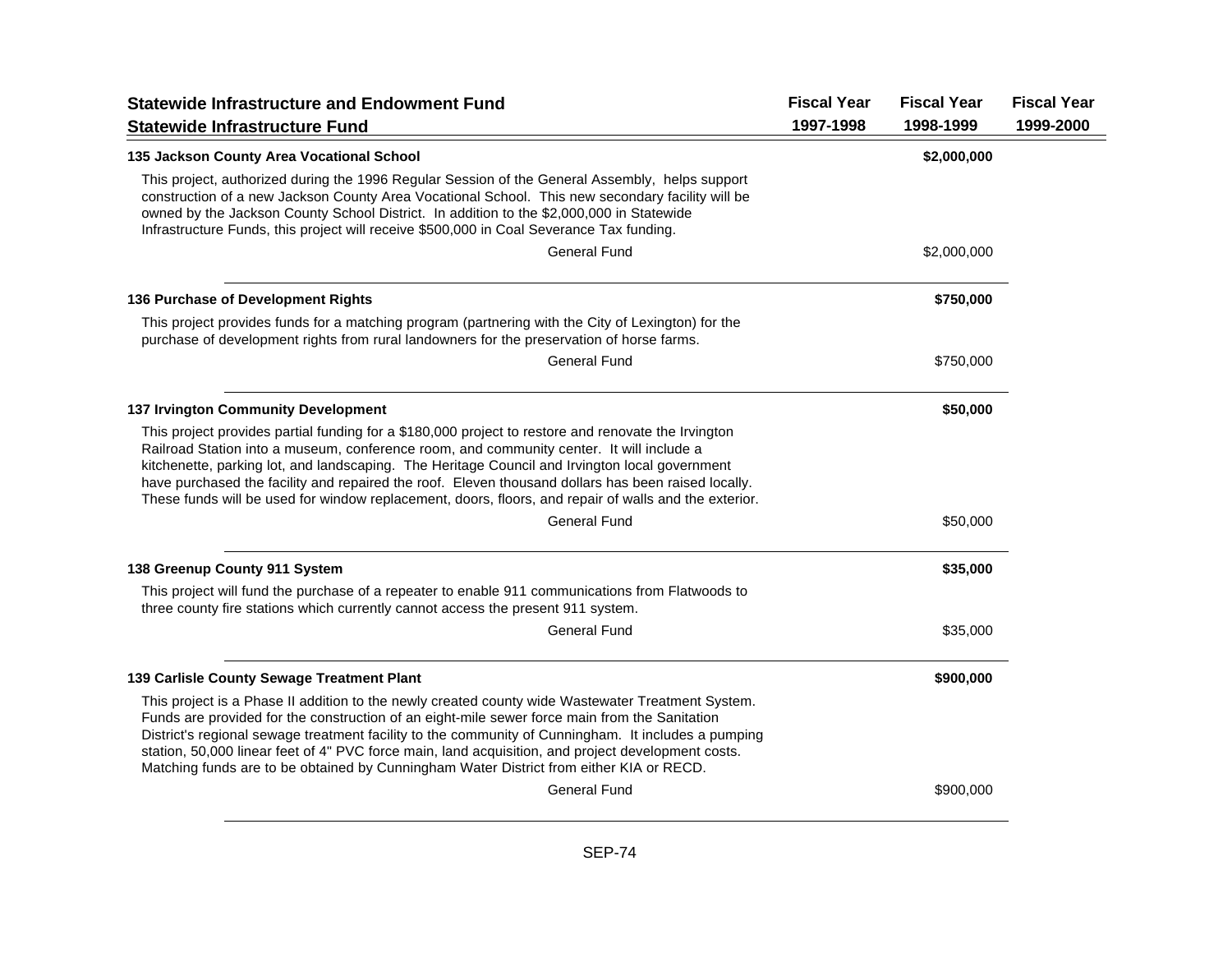| Statewide Infrastructure and Endowment Fund<br>Statewide Infrastructure Fund | Fiscal Year 1997-1998 | Fiscal Year 1998-1999 | Fiscal Year 1999-2000 |
|---|---|---|---|

**135 Jackson County Area Vocational School** — **$2,000,000** (Fiscal Year 1998-1999)

This project, authorized during the 1996 Regular Session of the General Assembly, helps support construction of a new Jackson County Area Vocational School. This new secondary facility will be owned by the Jackson County School District. In addition to the $2,000,000 in Statewide Infrastructure Funds, this project will receive $500,000 in Coal Severance Tax funding.

| | Fiscal Year 1997-1998 | Fiscal Year 1998-1999 | Fiscal Year 1999-2000 |
|---|---|---|---|
| General Fund | | $2,000,000 | |

**136 Purchase of Development Rights** — **$750,000** (Fiscal Year 1998-1999)

This project provides funds for a matching program (partnering with the City of Lexington) for the purchase of development rights from rural landowners for the preservation of horse farms.

| | Fiscal Year 1997-1998 | Fiscal Year 1998-1999 | Fiscal Year 1999-2000 |
|---|---|---|---|
| General Fund | | $750,000 | |

**137 Irvington Community Development** — **$50,000** (Fiscal Year 1998-1999)

This project provides partial funding for a $180,000 project to restore and renovate the Irvington Railroad Station into a museum, conference room, and community center. It will include a kitchenette, parking lot, and landscaping. The Heritage Council and Irvington local government have purchased the facility and repaired the roof. Eleven thousand dollars has been raised locally. These funds will be used for window replacement, doors, floors, and repair of walls and the exterior.

| | Fiscal Year 1997-1998 | Fiscal Year 1998-1999 | Fiscal Year 1999-2000 |
|---|---|---|---|
| General Fund | | $50,000 | |

**138 Greenup County 911 System** — **$35,000** (Fiscal Year 1998-1999)

This project will fund the purchase of a repeater to enable 911 communications from Flatwoods to three county fire stations which currently cannot access the present 911 system.

| | Fiscal Year 1997-1998 | Fiscal Year 1998-1999 | Fiscal Year 1999-2000 |
|---|---|---|---|
| General Fund | | $35,000 | |

**139 Carlisle County Sewage Treatment Plant** — **$900,000** (Fiscal Year 1998-1999)

This project is a Phase II addition to the newly created county wide Wastewater Treatment System. Funds are provided for the construction of an eight-mile sewer force main from the Sanitation District's regional sewage treatment facility to the community of Cunningham. It includes a pumping station, 50,000 linear feet of 4" PVC force main, land acquisition, and project development costs. Matching funds are to be obtained by Cunningham Water District from either KIA or RECD.

| | Fiscal Year 1997-1998 | Fiscal Year 1998-1999 | Fiscal Year 1999-2000 |
|---|---|---|---|
| General Fund | | $900,000 | |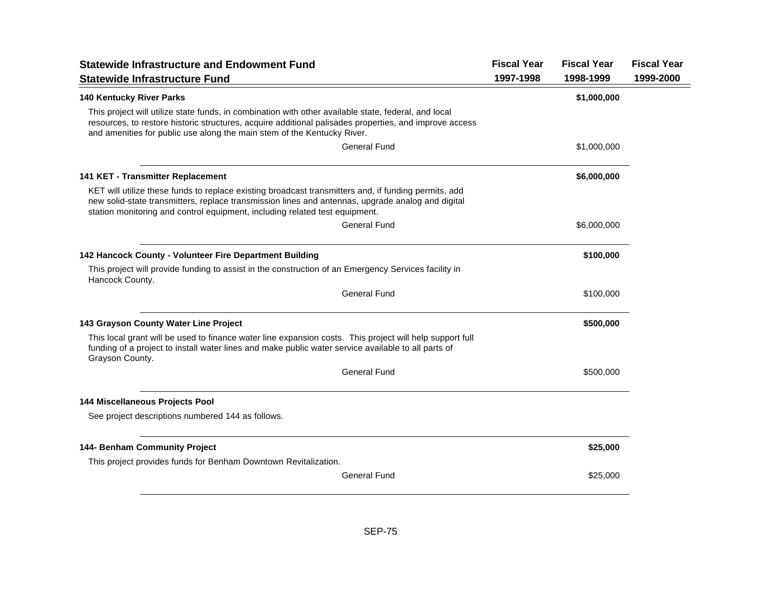| Statewide Infrastructure and Endowment Fund<br>Statewide Infrastructure Fund | Fiscal Year<br>1997-1998 | Fiscal Year<br>1998-1999 | Fiscal Year<br>1999-2000 |
|---|---|---|---|

**140 Kentucky River Parks** — **$1,000,000** (Fiscal Year 1998-1999)

This project will utilize state funds, in combination with other available state, federal, and local resources, to restore historic structures, acquire additional palisades properties, and improve access and amenities for public use along the main stem of the Kentucky River.

| | Fiscal Year 1997-1998 | Fiscal Year 1998-1999 | Fiscal Year 1999-2000 |
|---|---|---|---|
| General Fund | | $1,000,000 | |

**141 KET - Transmitter Replacement** — **$6,000,000** (Fiscal Year 1998-1999)

KET will utilize these funds to replace existing broadcast transmitters and, if funding permits, add new solid-state transmitters, replace transmission lines and antennas, upgrade analog and digital station monitoring and control equipment, including related test equipment.

| | Fiscal Year 1997-1998 | Fiscal Year 1998-1999 | Fiscal Year 1999-2000 |
|---|---|---|---|
| General Fund | | $6,000,000 | |

**142 Hancock County - Volunteer Fire Department Building** — **$100,000** (Fiscal Year 1998-1999)

This project will provide funding to assist in the construction of an Emergency Services facility in Hancock County.

| | Fiscal Year 1997-1998 | Fiscal Year 1998-1999 | Fiscal Year 1999-2000 |
|---|---|---|---|
| General Fund | | $100,000 | |

**143 Grayson County Water Line Project** — **$500,000** (Fiscal Year 1998-1999)

This local grant will be used to finance water line expansion costs. This project will help support full funding of a project to install water lines and make public water service available to all parts of Grayson County.

| | Fiscal Year 1997-1998 | Fiscal Year 1998-1999 | Fiscal Year 1999-2000 |
|---|---|---|---|
| General Fund | | $500,000 | |

**144 Miscellaneous Projects Pool**

See project descriptions numbered 144 as follows.

**144- Benham Community Project** — **$25,000** (Fiscal Year 1998-1999)

This project provides funds for Benham Downtown Revitalization.

| | Fiscal Year 1997-1998 | Fiscal Year 1998-1999 | Fiscal Year 1999-2000 |
|---|---|---|---|
| General Fund | | $25,000 | |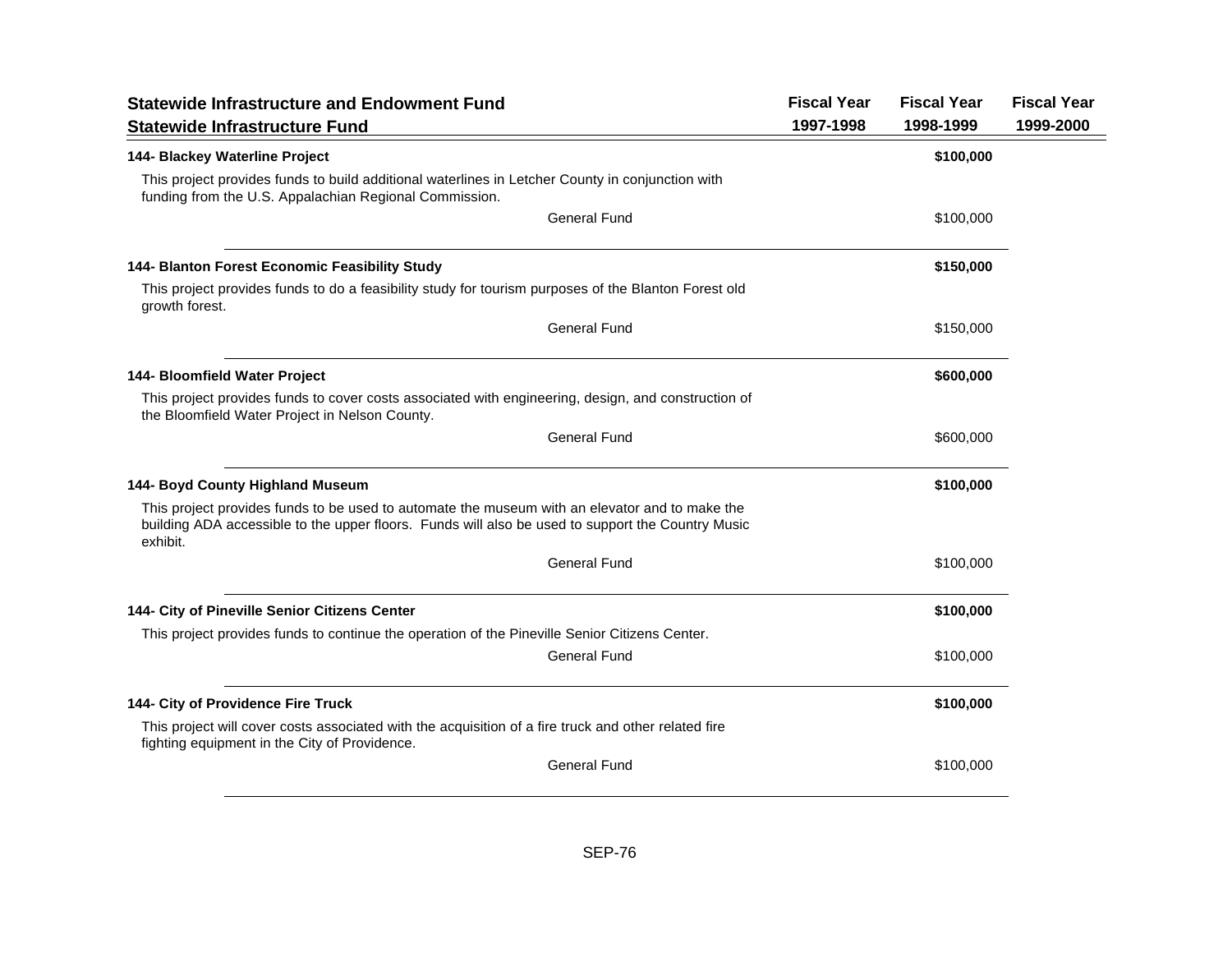| Statewide Infrastructure and Endowment Fund<br>Statewide Infrastructure Fund | Fiscal Year 1997-1998 | Fiscal Year 1998-1999 | Fiscal Year 1999-2000 |
|---|---|---|---|
| **144- Blackey Waterline Project** | | **$100,000** | |
| This project provides funds to build additional waterlines in Letcher County in conjunction with funding from the U.S. Appalachian Regional Commission. | | | |
| General Fund | | $100,000 | |
| **144- Blanton Forest Economic Feasibility Study** | | **$150,000** | |
| This project provides funds to do a feasibility study for tourism purposes of the Blanton Forest old growth forest. | | | |
| General Fund | | $150,000 | |
| **144- Bloomfield Water Project** | | **$600,000** | |
| This project provides funds to cover costs associated with engineering, design, and construction of the Bloomfield Water Project in Nelson County. | | | |
| General Fund | | $600,000 | |
| **144- Boyd County Highland Museum** | | **$100,000** | |
| This project provides funds to be used to automate the museum with an elevator and to make the building ADA accessible to the upper floors. Funds will also be used to support the Country Music exhibit. | | | |
| General Fund | | $100,000 | |
| **144- City of Pineville Senior Citizens Center** | | **$100,000** | |
| This project provides funds to continue the operation of the Pineville Senior Citizens Center. | | | |
| General Fund | | $100,000 | |
| **144- City of Providence Fire Truck** | | **$100,000** | |
| This project will cover costs associated with the acquisition of a fire truck and other related fire fighting equipment in the City of Providence. | | | |
| General Fund | | $100,000 | |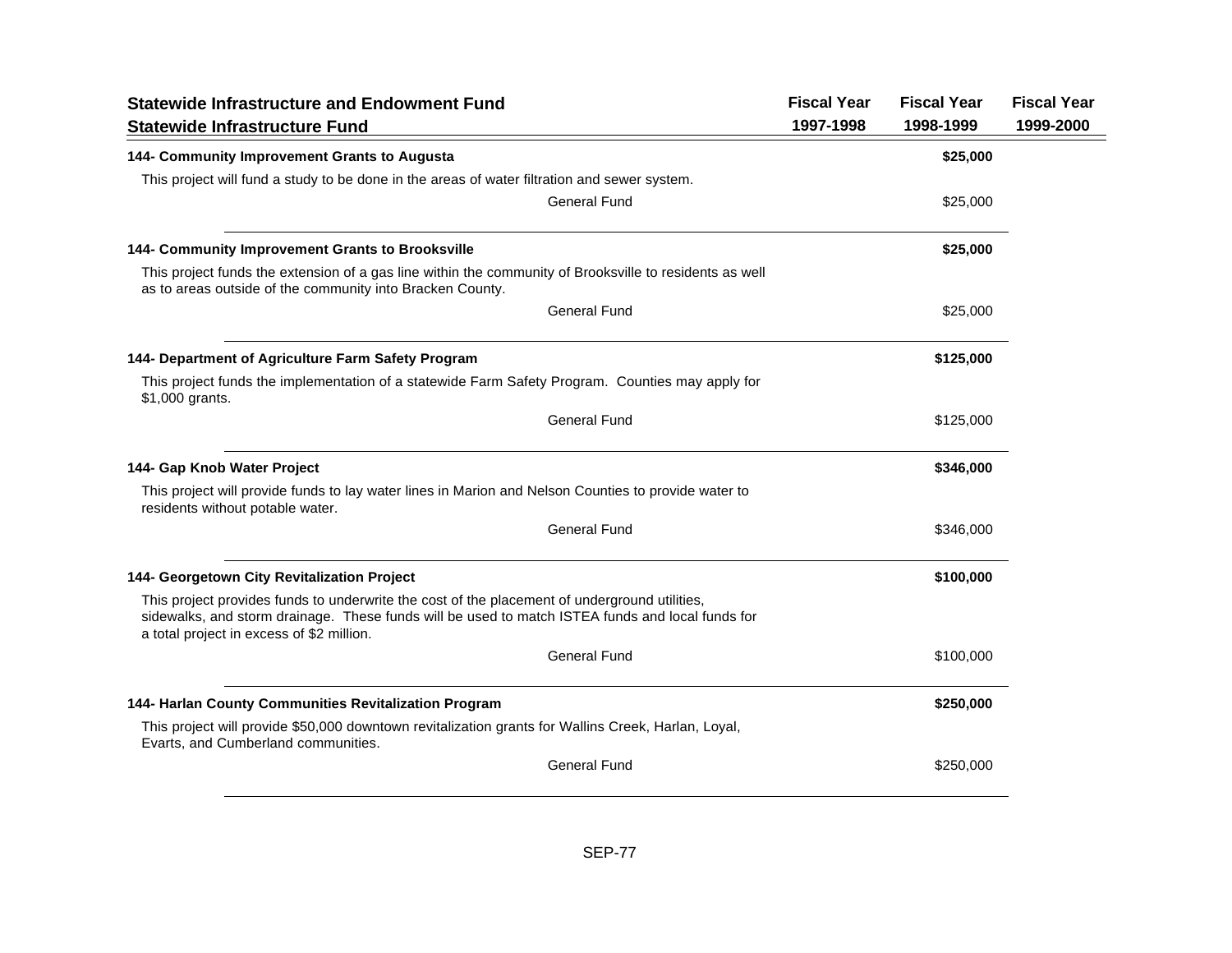| Statewide Infrastructure and Endowment Fund<br>Statewide Infrastructure Fund | Fiscal Year 1997-1998 | Fiscal Year 1998-1999 | Fiscal Year 1999-2000 |
|---|---|---|---|
| **144- Community Improvement Grants to Augusta** | | **$25,000** | |
| This project will fund a study to be done in the areas of water filtration and sewer system. | | | |
| General Fund | | $25,000 | |
| **144- Community Improvement Grants to Brooksville** | | **$25,000** | |
| This project funds the extension of a gas line within the community of Brooksville to residents as well as to areas outside of the community into Bracken County. | | | |
| General Fund | | $25,000 | |
| **144- Department of Agriculture Farm Safety Program** | | **$125,000** | |
| This project funds the implementation of a statewide Farm Safety Program. Counties may apply for $1,000 grants. | | | |
| General Fund | | $125,000 | |
| **144- Gap Knob Water Project** | | **$346,000** | |
| This project will provide funds to lay water lines in Marion and Nelson Counties to provide water to residents without potable water. | | | |
| General Fund | | $346,000 | |
| **144- Georgetown City Revitalization Project** | | **$100,000** | |
| This project provides funds to underwrite the cost of the placement of underground utilities, sidewalks, and storm drainage. These funds will be used to match ISTEA funds and local funds for a total project in excess of $2 million. | | | |
| General Fund | | $100,000 | |
| **144- Harlan County Communities Revitalization Program** | | **$250,000** | |
| This project will provide $50,000 downtown revitalization grants for Wallins Creek, Harlan, Loyal, Evarts, and Cumberland communities. | | | |
| General Fund | | $250,000 | |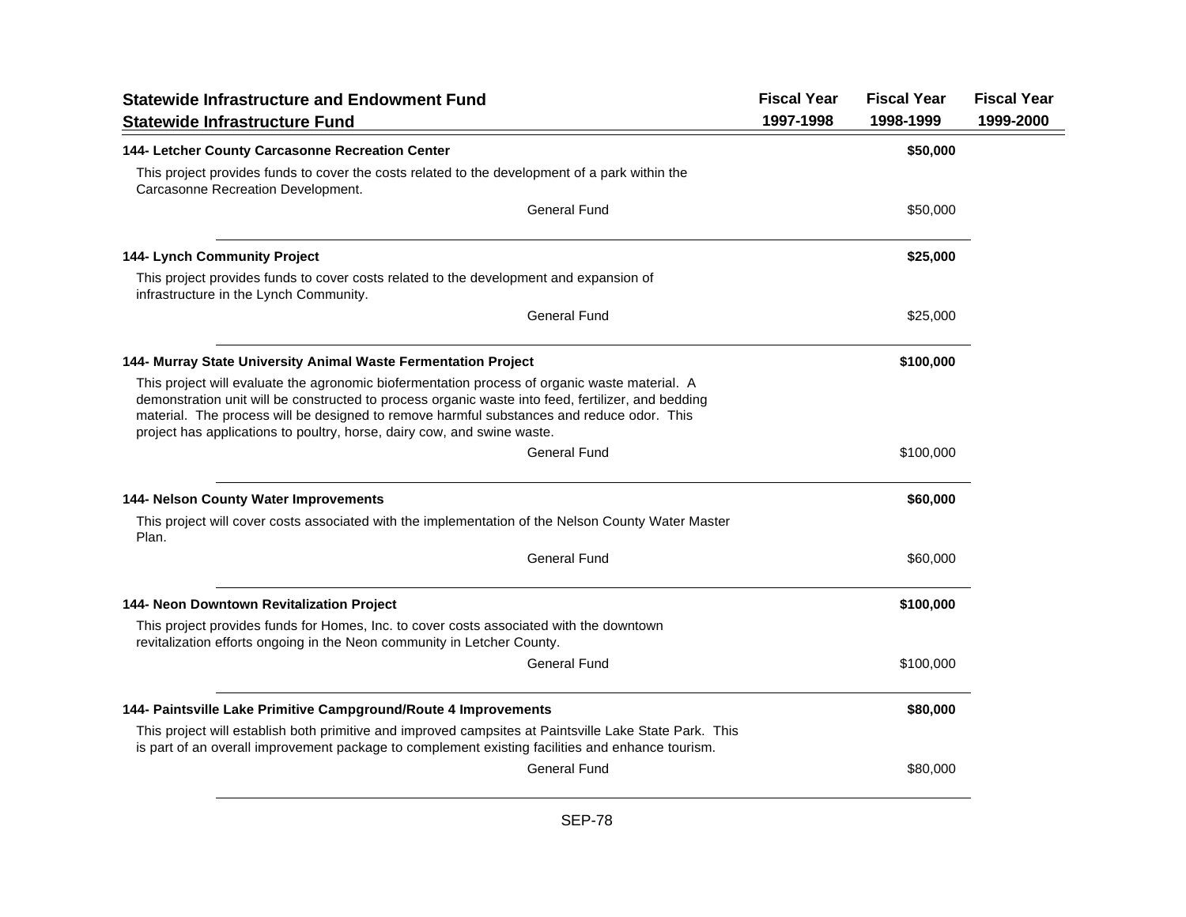| Statewide Infrastructure and Endowment Fund<br>Statewide Infrastructure Fund | Fiscal Year 1997-1998 | Fiscal Year 1998-1999 | Fiscal Year 1999-2000 |
|---|---|---|---|
| **144- Letcher County Carcasonne Recreation Center** | | **$50,000** | |
| This project provides funds to cover the costs related to the development of a park within the Carcasonne Recreation Development. | | | |
| General Fund | | $50,000 | |
| **144- Lynch Community Project** | | **$25,000** | |
| This project provides funds to cover costs related to the development and expansion of infrastructure in the Lynch Community. | | | |
| General Fund | | $25,000 | |
| **144- Murray State University Animal Waste Fermentation Project** | | **$100,000** | |
| This project will evaluate the agronomic biofermentation process of organic waste material. A demonstration unit will be constructed to process organic waste into feed, fertilizer, and bedding material. The process will be designed to remove harmful substances and reduce odor. This project has applications to poultry, horse, dairy cow, and swine waste. | | | |
| General Fund | | $100,000 | |
| **144- Nelson County Water Improvements** | | **$60,000** | |
| This project will cover costs associated with the implementation of the Nelson County Water Master Plan. | | | |
| General Fund | | $60,000 | |
| **144- Neon Downtown Revitalization Project** | | **$100,000** | |
| This project provides funds for Homes, Inc. to cover costs associated with the downtown revitalization efforts ongoing in the Neon community in Letcher County. | | | |
| General Fund | | $100,000 | |
| **144- Paintsville Lake Primitive Campground/Route 4 Improvements** | | **$80,000** | |
| This project will establish both primitive and improved campsites at Paintsville Lake State Park. This is part of an overall improvement package to complement existing facilities and enhance tourism. | | | |
| General Fund | | $80,000 | |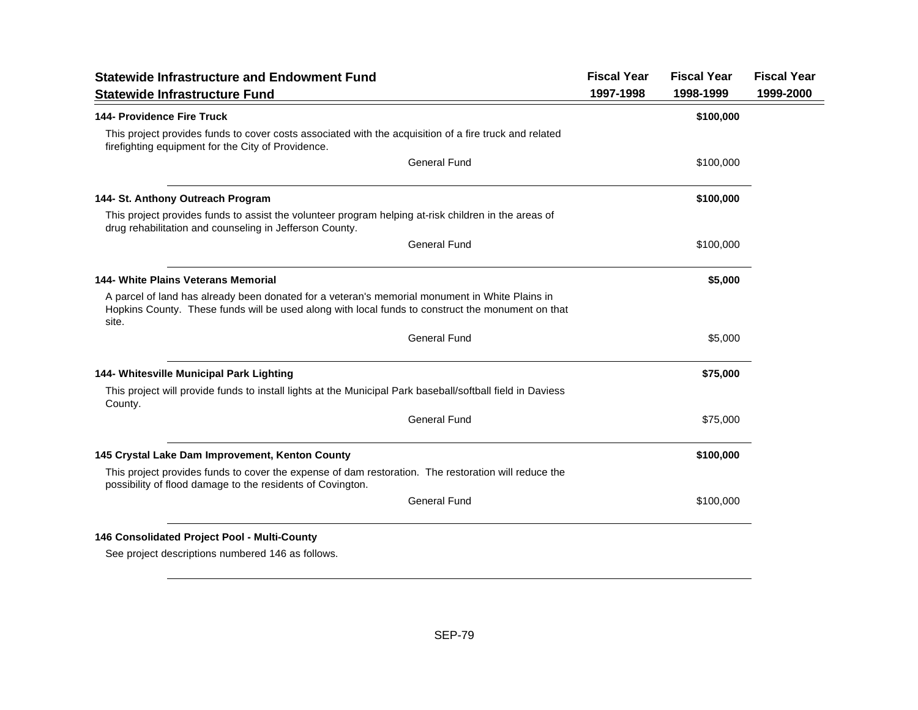| Statewide Infrastructure and Endowment Fund<br>Statewide Infrastructure Fund | Fiscal Year<br>1997-1998 | Fiscal Year<br>1998-1999 | Fiscal Year<br>1999-2000 |
|---|---|---|---|

**144- Providence Fire Truck** — **$100,000** (Fiscal Year 1998-1999)

This project provides funds to cover costs associated with the acquisition of a fire truck and related firefighting equipment for the City of Providence.

| | Fiscal Year 1997-1998 | Fiscal Year 1998-1999 | Fiscal Year 1999-2000 |
|---|---|---|---|
| General Fund | | $100,000 | |

**144- St. Anthony Outreach Program** — **$100,000** (Fiscal Year 1998-1999)

This project provides funds to assist the volunteer program helping at-risk children in the areas of drug rehabilitation and counseling in Jefferson County.

| | Fiscal Year 1997-1998 | Fiscal Year 1998-1999 | Fiscal Year 1999-2000 |
|---|---|---|---|
| General Fund | | $100,000 | |

**144- White Plains Veterans Memorial** — **$5,000** (Fiscal Year 1998-1999)

A parcel of land has already been donated for a veteran's memorial monument in White Plains in Hopkins County. These funds will be used along with local funds to construct the monument on that site.

| | Fiscal Year 1997-1998 | Fiscal Year 1998-1999 | Fiscal Year 1999-2000 |
|---|---|---|---|
| General Fund | | $5,000 | |

**144- Whitesville Municipal Park Lighting** — **$75,000** (Fiscal Year 1998-1999)

This project will provide funds to install lights at the Municipal Park baseball/softball field in Daviess County.

| | Fiscal Year 1997-1998 | Fiscal Year 1998-1999 | Fiscal Year 1999-2000 |
|---|---|---|---|
| General Fund | | $75,000 | |

**145 Crystal Lake Dam Improvement, Kenton County** — **$100,000** (Fiscal Year 1998-1999)

This project provides funds to cover the expense of dam restoration. The restoration will reduce the possibility of flood damage to the residents of Covington.

| | Fiscal Year 1997-1998 | Fiscal Year 1998-1999 | Fiscal Year 1999-2000 |
|---|---|---|---|
| General Fund | | $100,000 | |

**146 Consolidated Project Pool - Multi-County**

See project descriptions numbered 146 as follows.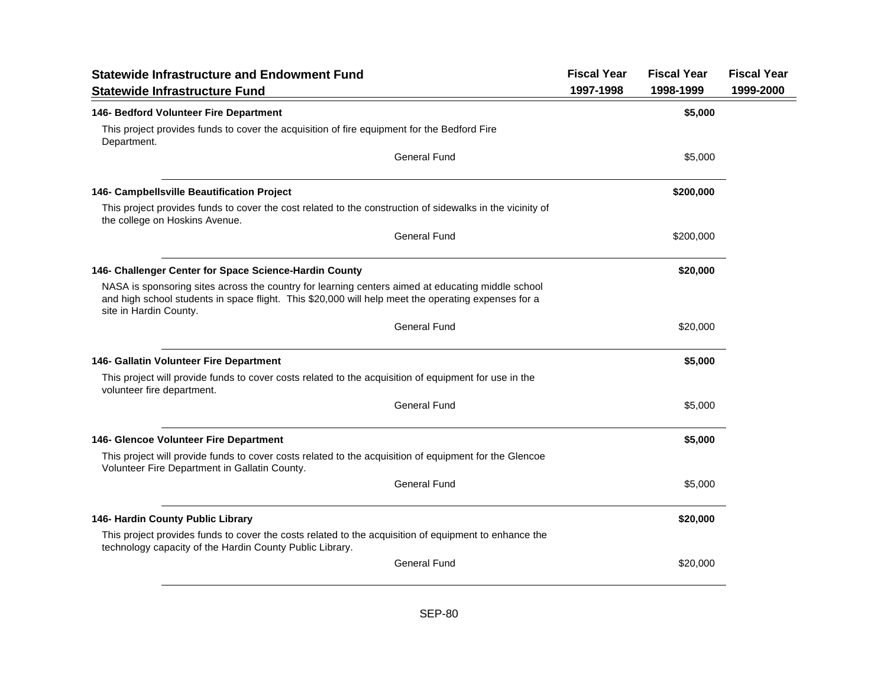| Statewide Infrastructure and Endowment Fund<br>Statewide Infrastructure Fund | Fiscal Year<br>1997-1998 | Fiscal Year<br>1998-1999 | Fiscal Year<br>1999-2000 |
|---|---|---|---|
| **146- Bedford Volunteer Fire Department** | | **$5,000** | |
| This project provides funds to cover the acquisition of fire equipment for the Bedford Fire Department. | | | |
| General Fund | | $5,000 | |
| **146- Campbellsville Beautification Project** | | **$200,000** | |
| This project provides funds to cover the cost related to the construction of sidewalks in the vicinity of the college on Hoskins Avenue. | | | |
| General Fund | | $200,000 | |
| **146- Challenger Center for Space Science-Hardin County** | | **$20,000** | |
| NASA is sponsoring sites across the country for learning centers aimed at educating middle school and high school students in space flight. This $20,000 will help meet the operating expenses for a site in Hardin County. | | | |
| General Fund | | $20,000 | |
| **146- Gallatin Volunteer Fire Department** | | **$5,000** | |
| This project will provide funds to cover costs related to the acquisition of equipment for use in the volunteer fire department. | | | |
| General Fund | | $5,000 | |
| **146- Glencoe Volunteer Fire Department** | | **$5,000** | |
| This project will provide funds to cover costs related to the acquisition of equipment for the Glencoe Volunteer Fire Department in Gallatin County. | | | |
| General Fund | | $5,000 | |
| **146- Hardin County Public Library** | | **$20,000** | |
| This project provides funds to cover the costs related to the acquisition of equipment to enhance the technology capacity of the Hardin County Public Library. | | | |
| General Fund | | $20,000 | |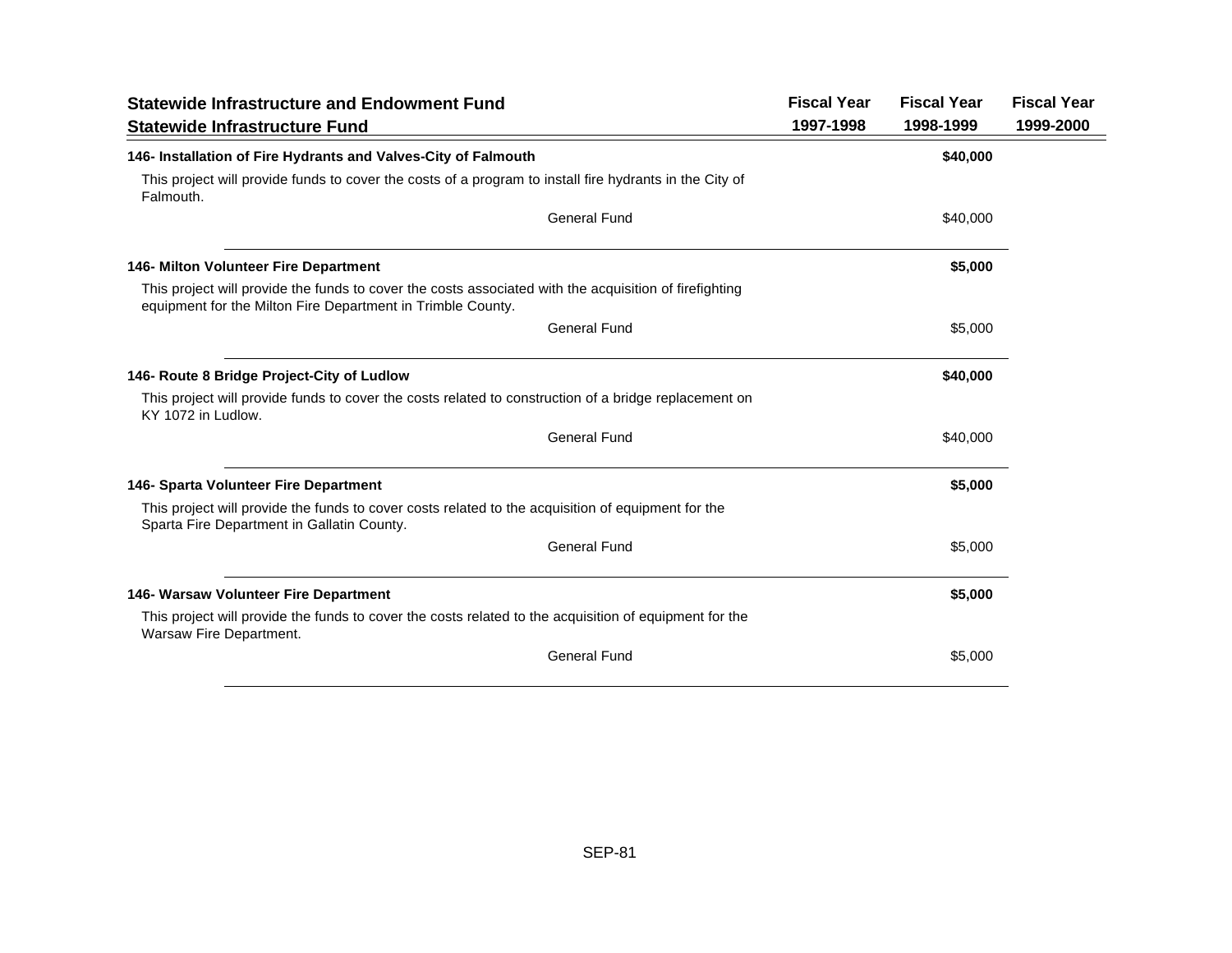| Statewide Infrastructure and Endowment Fund<br>Statewide Infrastructure Fund | Fiscal Year 1997-1998 | Fiscal Year 1998-1999 | Fiscal Year 1999-2000 |
|---|---|---|---|
| **146- Installation of Fire Hydrants and Valves-City of Falmouth** | | **$40,000** | |
| This project will provide funds to cover the costs of a program to install fire hydrants in the City of Falmouth. | | | |
| General Fund | | $40,000 | |
| **146- Milton Volunteer Fire Department** | | **$5,000** | |
| This project will provide the funds to cover the costs associated with the acquisition of firefighting equipment for the Milton Fire Department in Trimble County. | | | |
| General Fund | | $5,000 | |
| **146- Route 8 Bridge Project-City of Ludlow** | | **$40,000** | |
| This project will provide funds to cover the costs related to construction of a bridge replacement on KY 1072 in Ludlow. | | | |
| General Fund | | $40,000 | |
| **146- Sparta Volunteer Fire Department** | | **$5,000** | |
| This project will provide the funds to cover costs related to the acquisition of equipment for the Sparta Fire Department in Gallatin County. | | | |
| General Fund | | $5,000 | |
| **146- Warsaw Volunteer Fire Department** | | **$5,000** | |
| This project will provide the funds to cover the costs related to the acquisition of equipment for the Warsaw Fire Department. | | | |
| General Fund | | $5,000 | |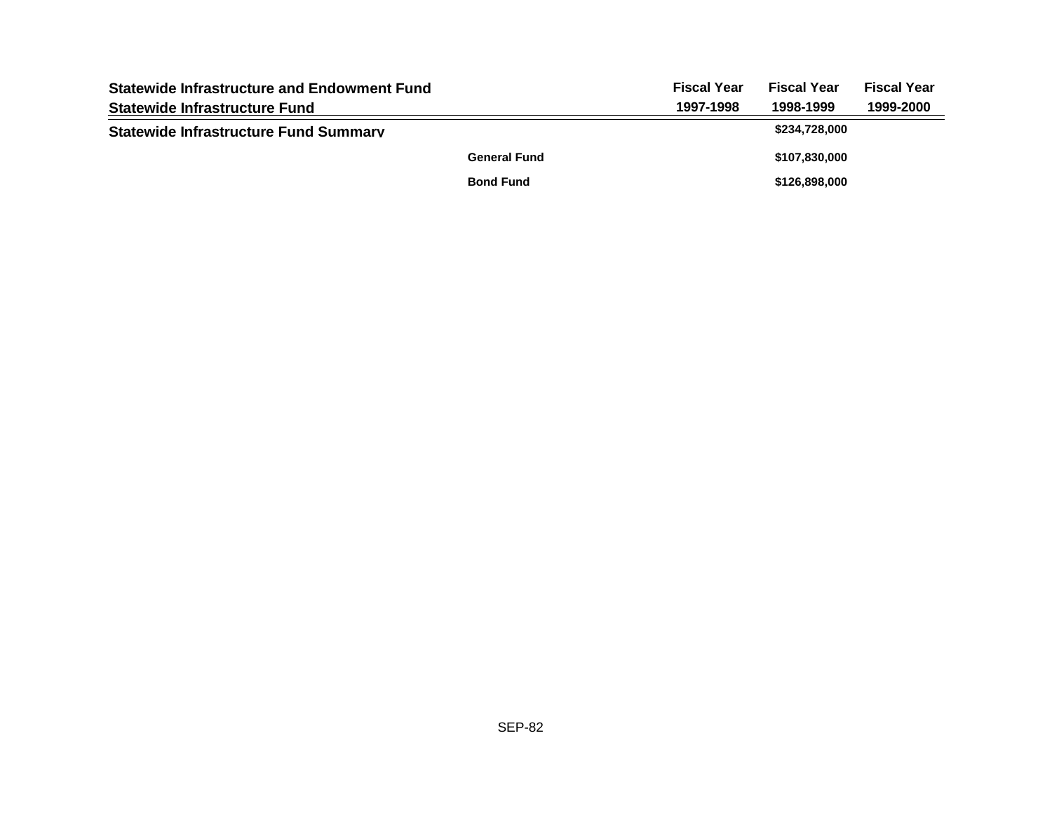| Statewide Infrastructure and Endowment Fund<br>Statewide Infrastructure Fund | | Fiscal Year<br>1997-1998 | Fiscal Year<br>1998-1999 | Fiscal Year<br>1999-2000 |
|---|---|---|---|---|
| **Statewide Infrastructure Fund Summary** | | | $234,728,000 | |
| | **General Fund** | | $107,830,000 | |
| | **Bond Fund** | | $126,898,000 | |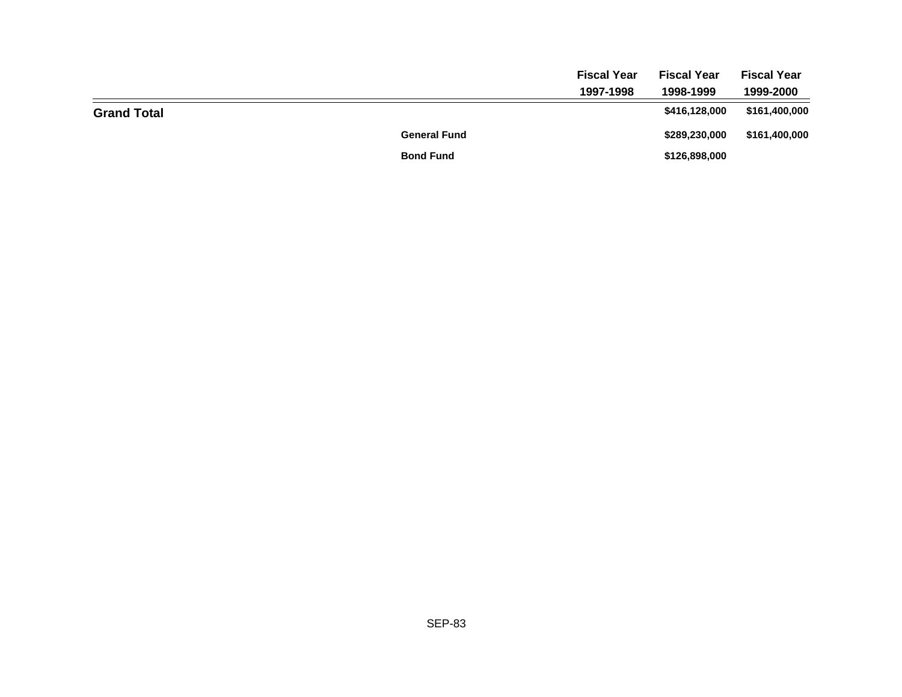| | | Fiscal Year 1997-1998 | Fiscal Year 1998-1999 | Fiscal Year 1999-2000 |
|---|---|---|---|---|
| **Grand Total** | | | $416,128,000 | $161,400,000 |
| | General Fund | | $289,230,000 | $161,400,000 |
| | Bond Fund | | $126,898,000 | |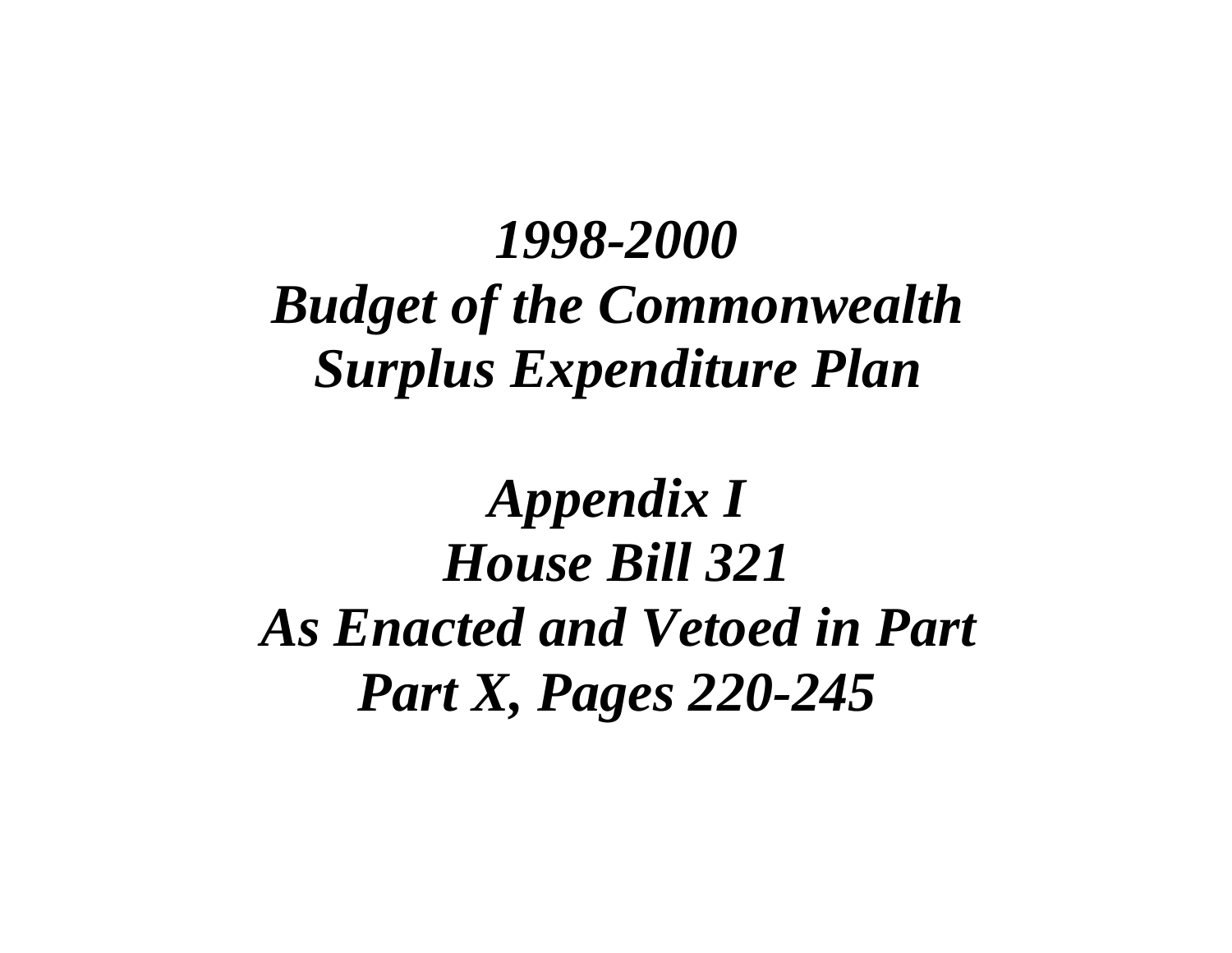# *1998-2000*
# *Budget of the Commonwealth*
# *Surplus Expenditure Plan*

## *Appendix I*
## *House Bill 321*
## *As Enacted and Vetoed in Part*
## *Part X, Pages 220-245*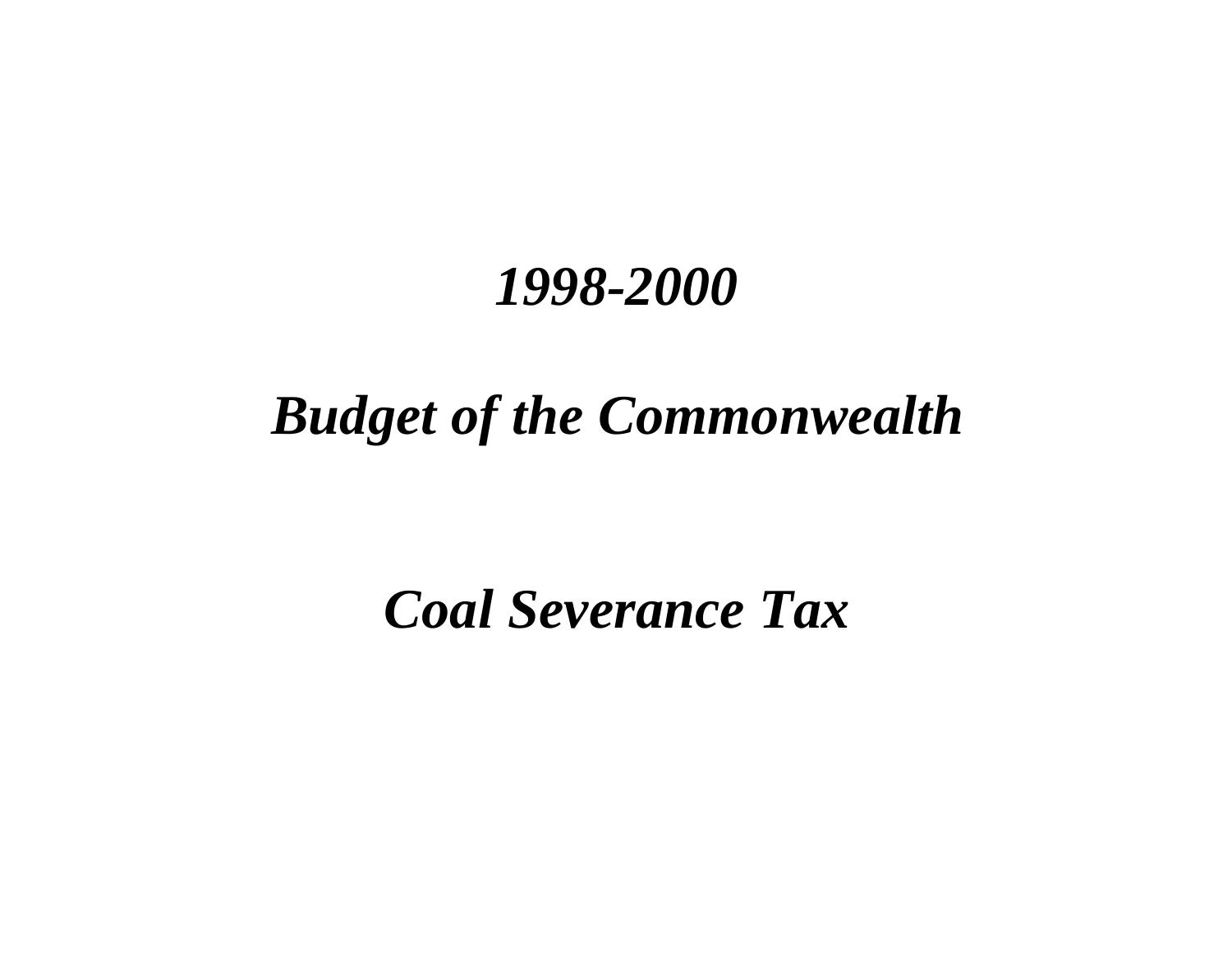# *1998-2000*

# *Budget of the Commonwealth*

# *Coal Severance Tax*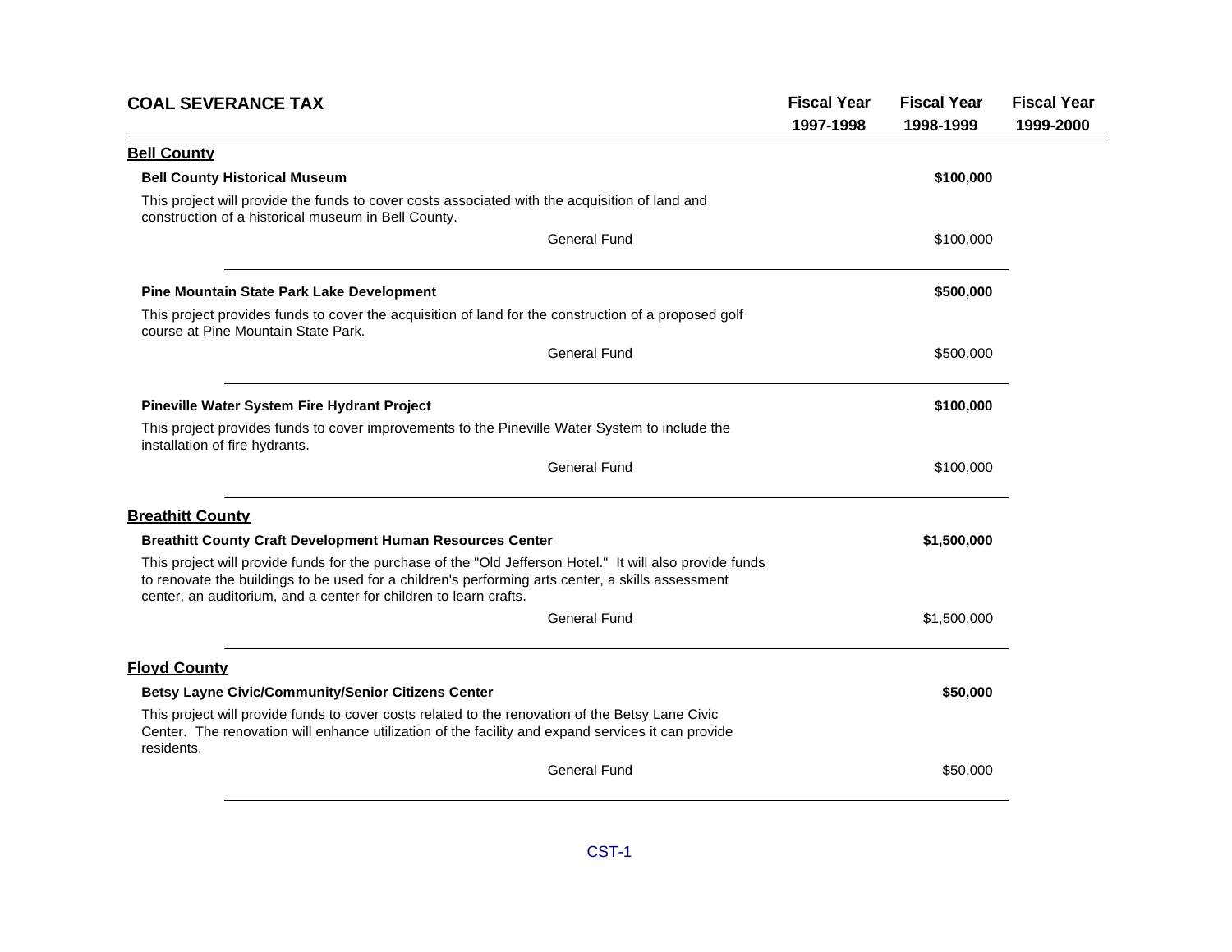| COAL SEVERANCE TAX | Fiscal Year 1997-1998 | Fiscal Year 1998-1999 | Fiscal Year 1999-2000 |
|---|---|---|---|
| **Bell County** | | | |
| **Bell County Historical Museum** | | **$100,000** | |
| This project will provide the funds to cover costs associated with the acquisition of land and construction of a historical museum in Bell County. | | | |
| General Fund | | $100,000 | |
| **Pine Mountain State Park Lake Development** | | **$500,000** | |
| This project provides funds to cover the acquisition of land for the construction of a proposed golf course at Pine Mountain State Park. | | | |
| General Fund | | $500,000 | |
| **Pineville Water System Fire Hydrant Project** | | **$100,000** | |
| This project provides funds to cover improvements to the Pineville Water System to include the installation of fire hydrants. | | | |
| General Fund | | $100,000 | |
| **Breathitt County** | | | |
| **Breathitt County Craft Development Human Resources Center** | | **$1,500,000** | |
| This project will provide funds for the purchase of the "Old Jefferson Hotel." It will also provide funds to renovate the buildings to be used for a children's performing arts center, a skills assessment center, an auditorium, and a center for children to learn crafts. | | | |
| General Fund | | $1,500,000 | |
| **Floyd County** | | | |
| **Betsy Layne Civic/Community/Senior Citizens Center** | | **$50,000** | |
| This project will provide funds to cover costs related to the renovation of the Betsy Lane Civic Center. The renovation will enhance utilization of the facility and expand services it can provide residents. | | | |
| General Fund | | $50,000 | |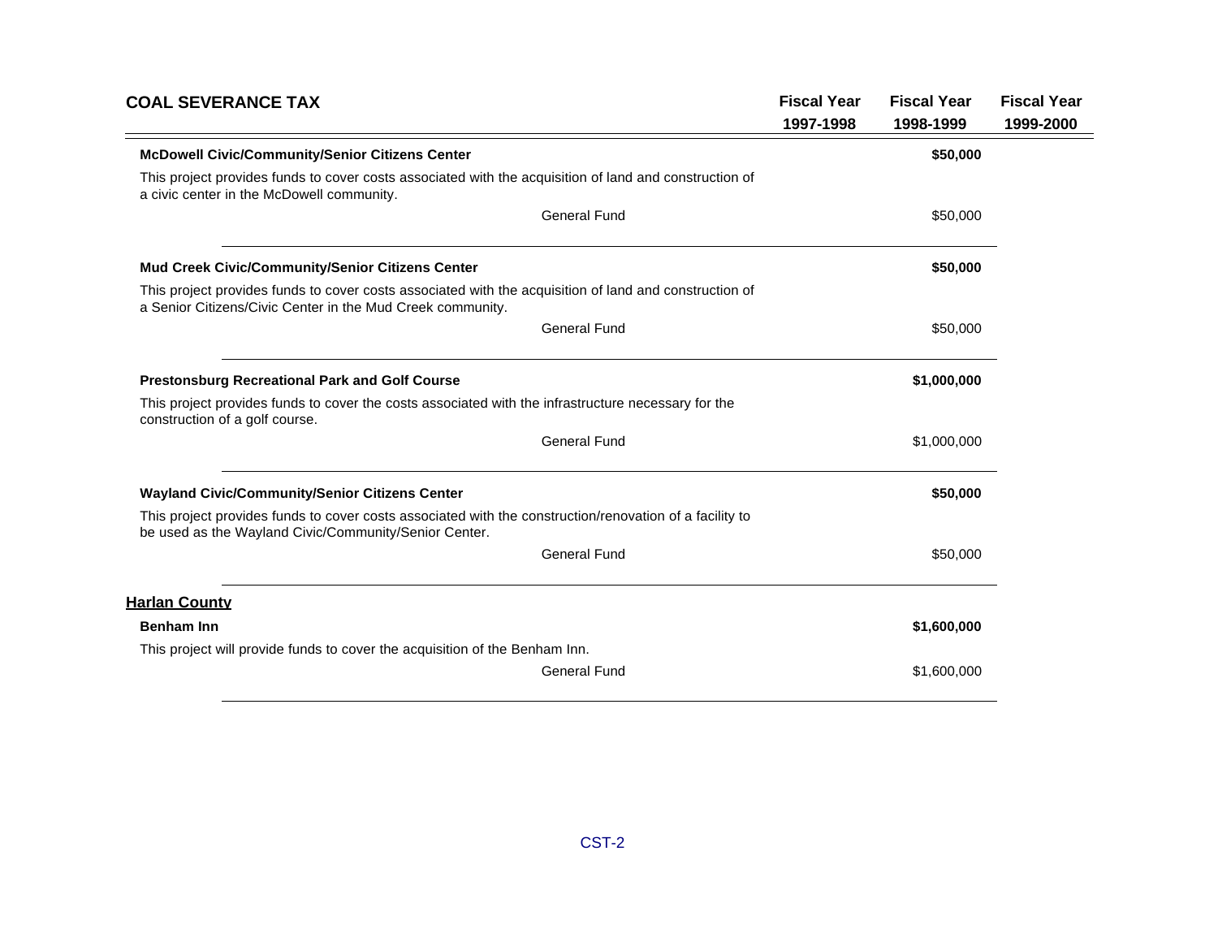## COAL SEVERANCE TAX

| | Fiscal Year 1997-1998 | Fiscal Year 1998-1999 | Fiscal Year 1999-2000 |
|---|---|---|---|
| **McDowell Civic/Community/Senior Citizens Center** | | **$50,000** | |
| This project provides funds to cover costs associated with the acquisition of land and construction of a civic center in the McDowell community. | | | |
| General Fund | | $50,000 | |
| **Mud Creek Civic/Community/Senior Citizens Center** | | **$50,000** | |
| This project provides funds to cover costs associated with the acquisition of land and construction of a Senior Citizens/Civic Center in the Mud Creek community. | | | |
| General Fund | | $50,000 | |
| **Prestonsburg Recreational Park and Golf Course** | | **$1,000,000** | |
| This project provides funds to cover the costs associated with the infrastructure necessary for the construction of a golf course. | | | |
| General Fund | | $1,000,000 | |
| **Wayland Civic/Community/Senior Citizens Center** | | **$50,000** | |
| This project provides funds to cover costs associated with the construction/renovation of a facility to be used as the Wayland Civic/Community/Senior Center. | | | |
| General Fund | | $50,000 | |

### Harlan County

| | Fiscal Year 1997-1998 | Fiscal Year 1998-1999 | Fiscal Year 1999-2000 |
|---|---|---|---|
| **Benham Inn** | | **$1,600,000** | |
| This project will provide funds to cover the acquisition of the Benham Inn. | | | |
| General Fund | | $1,600,000 | |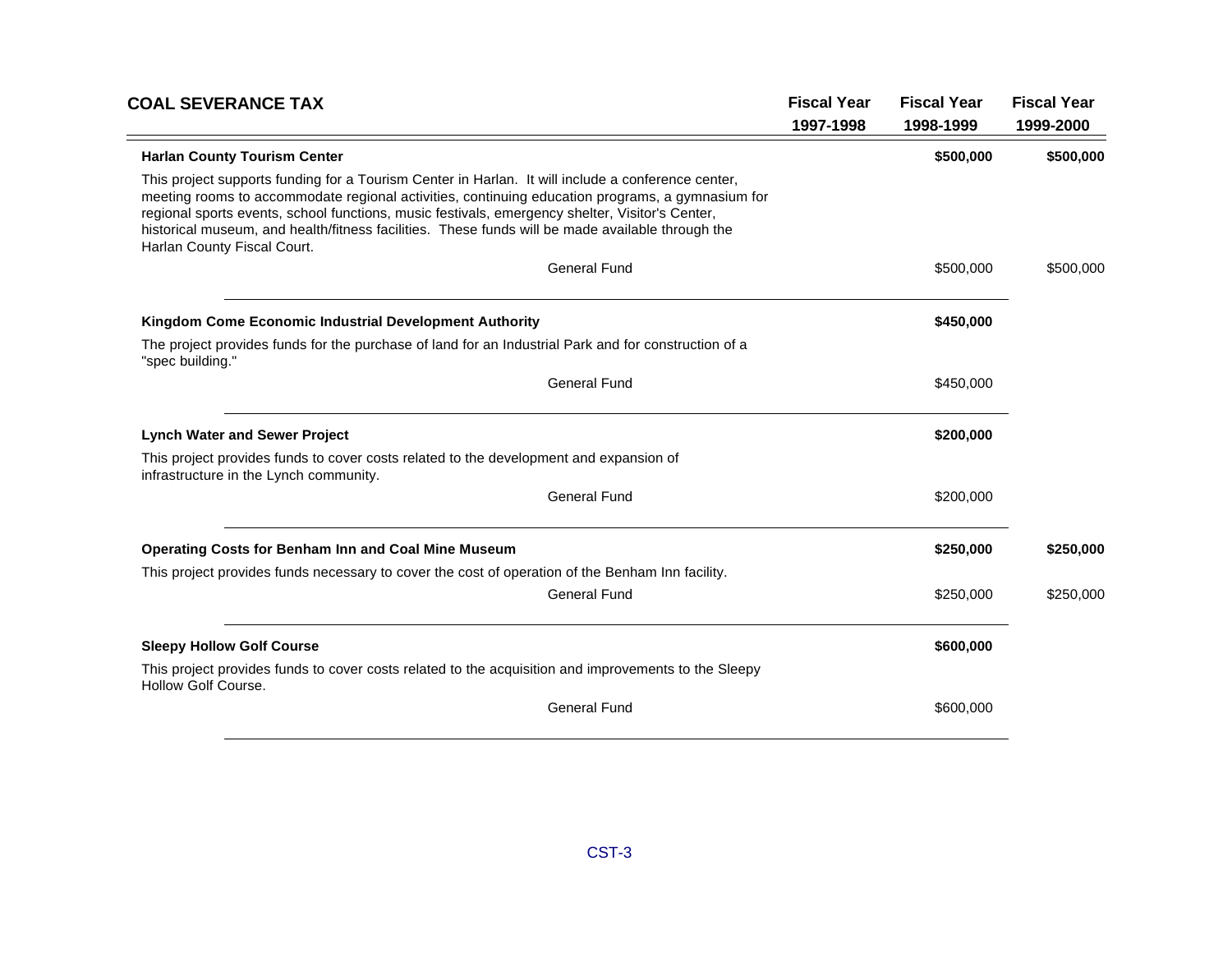## COAL SEVERANCE TAX

| | Fiscal Year 1997-1998 | Fiscal Year 1998-1999 | Fiscal Year 1999-2000 |
|---|---|---|---|
| **Harlan County Tourism Center** | | **$500,000** | **$500,000** |
| This project supports funding for a Tourism Center in Harlan. It will include a conference center, meeting rooms to accommodate regional activities, continuing education programs, a gymnasium for regional sports events, school functions, music festivals, emergency shelter, Visitor's Center, historical museum, and health/fitness facilities. These funds will be made available through the Harlan County Fiscal Court. | | | |
| General Fund | | $500,000 | $500,000 |
| **Kingdom Come Economic Industrial Development Authority** | | **$450,000** | |
| The project provides funds for the purchase of land for an Industrial Park and for construction of a "spec building." | | | |
| General Fund | | $450,000 | |
| **Lynch Water and Sewer Project** | | **$200,000** | |
| This project provides funds to cover costs related to the development and expansion of infrastructure in the Lynch community. | | | |
| General Fund | | $200,000 | |
| **Operating Costs for Benham Inn and Coal Mine Museum** | | **$250,000** | **$250,000** |
| This project provides funds necessary to cover the cost of operation of the Benham Inn facility. | | | |
| General Fund | | $250,000 | $250,000 |
| **Sleepy Hollow Golf Course** | | **$600,000** | |
| This project provides funds to cover costs related to the acquisition and improvements to the Sleepy Hollow Golf Course. | | | |
| General Fund | | $600,000 | |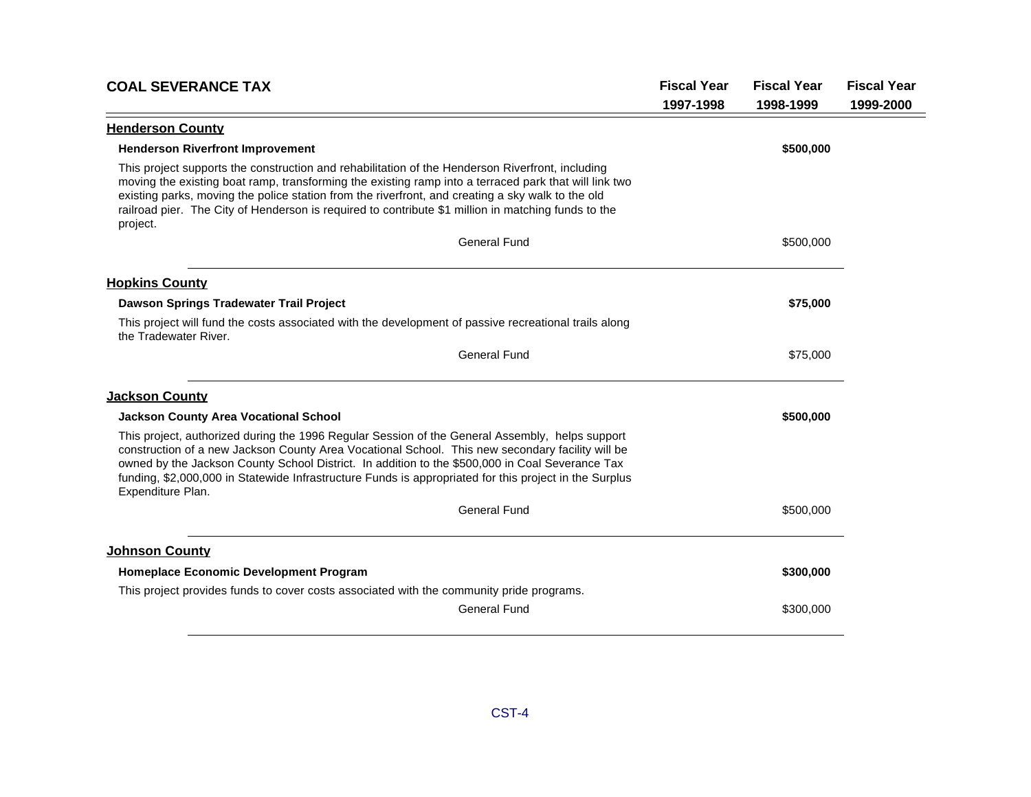| COAL SEVERANCE TAX | Fiscal Year 1997-1998 | Fiscal Year 1998-1999 | Fiscal Year 1999-2000 |
|---|---|---|---|

## Henderson County

**Henderson Riverfront Improvement** — **$500,000** (Fiscal Year 1998-1999)

This project supports the construction and rehabilitation of the Henderson Riverfront, including moving the existing boat ramp, transforming the existing ramp into a terraced park that will link two existing parks, moving the police station from the riverfront, and creating a sky walk to the old railroad pier. The City of Henderson is required to contribute $1 million in matching funds to the project.

| | Fiscal Year 1997-1998 | Fiscal Year 1998-1999 | Fiscal Year 1999-2000 |
|---|---|---|---|
| General Fund | | $500,000 | |

## Hopkins County

**Dawson Springs Tradewater Trail Project** — **$75,000** (Fiscal Year 1998-1999)

This project will fund the costs associated with the development of passive recreational trails along the Tradewater River.

| | Fiscal Year 1997-1998 | Fiscal Year 1998-1999 | Fiscal Year 1999-2000 |
|---|---|---|---|
| General Fund | | $75,000 | |

## Jackson County

**Jackson County Area Vocational School** — **$500,000** (Fiscal Year 1998-1999)

This project, authorized during the 1996 Regular Session of the General Assembly, helps support construction of a new Jackson County Area Vocational School. This new secondary facility will be owned by the Jackson County School District. In addition to the $500,000 in Coal Severance Tax funding, $2,000,000 in Statewide Infrastructure Funds is appropriated for this project in the Surplus Expenditure Plan.

| | Fiscal Year 1997-1998 | Fiscal Year 1998-1999 | Fiscal Year 1999-2000 |
|---|---|---|---|
| General Fund | | $500,000 | |

## Johnson County

**Homeplace Economic Development Program** — **$300,000** (Fiscal Year 1998-1999)

This project provides funds to cover costs associated with the community pride programs.

| | Fiscal Year 1997-1998 | Fiscal Year 1998-1999 | Fiscal Year 1999-2000 |
|---|---|---|---|
| General Fund | | $300,000 | |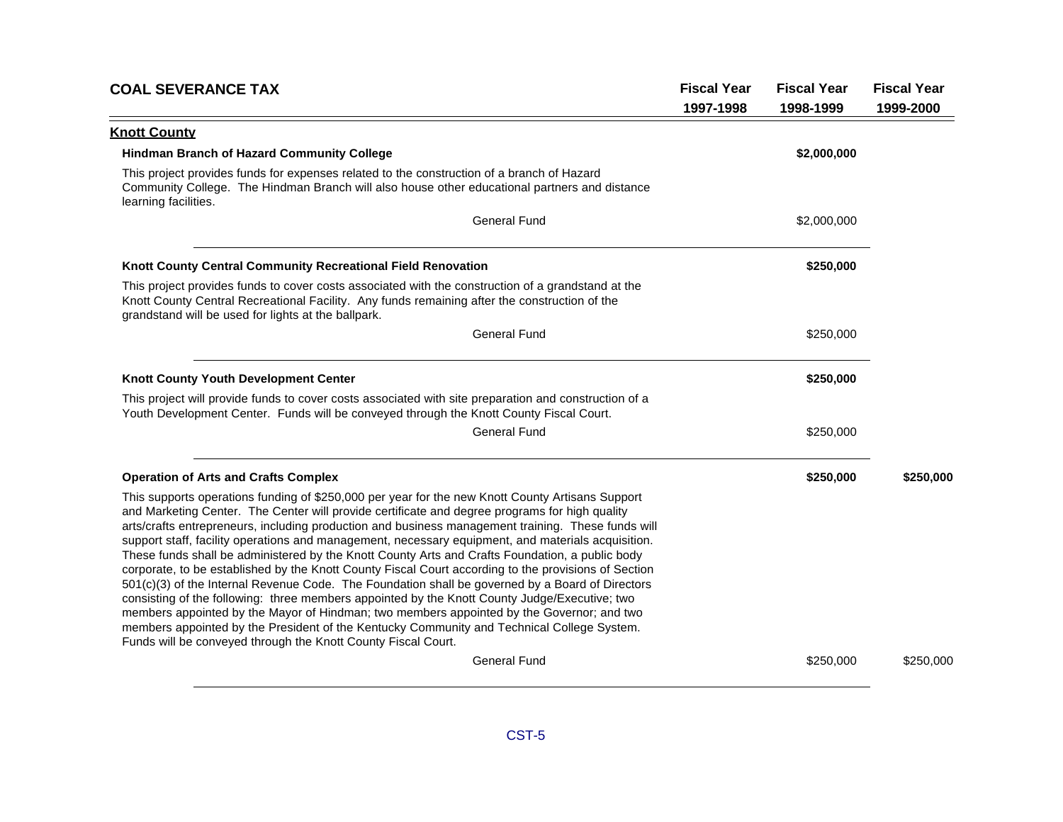| COAL SEVERANCE TAX | Fiscal Year 1997-1998 | Fiscal Year 1998-1999 | Fiscal Year 1999-2000 |
|---|---|---|---|

## Knott County

**Hindman Branch of Hazard Community College** — **$2,000,000** (Fiscal Year 1998-1999)

This project provides funds for expenses related to the construction of a branch of Hazard Community College. The Hindman Branch will also house other educational partners and distance learning facilities.

| | Fiscal Year 1997-1998 | Fiscal Year 1998-1999 | Fiscal Year 1999-2000 |
|---|---|---|---|
| General Fund | | $2,000,000 | |

**Knott County Central Community Recreational Field Renovation** — **$250,000** (Fiscal Year 1998-1999)

This project provides funds to cover costs associated with the construction of a grandstand at the Knott County Central Recreational Facility. Any funds remaining after the construction of the grandstand will be used for lights at the ballpark.

| | Fiscal Year 1997-1998 | Fiscal Year 1998-1999 | Fiscal Year 1999-2000 |
|---|---|---|---|
| General Fund | | $250,000 | |

**Knott County Youth Development Center** — **$250,000** (Fiscal Year 1998-1999)

This project will provide funds to cover costs associated with site preparation and construction of a Youth Development Center. Funds will be conveyed through the Knott County Fiscal Court.

| | Fiscal Year 1997-1998 | Fiscal Year 1998-1999 | Fiscal Year 1999-2000 |
|---|---|---|---|
| General Fund | | $250,000 | |

**Operation of Arts and Crafts Complex** — **$250,000** (Fiscal Year 1998-1999); **$250,000** (Fiscal Year 1999-2000)

This supports operations funding of $250,000 per year for the new Knott County Artisans Support and Marketing Center. The Center will provide certificate and degree programs for high quality arts/crafts entrepreneurs, including production and business management training. These funds will support staff, facility operations and management, necessary equipment, and materials acquisition. These funds shall be administered by the Knott County Arts and Crafts Foundation, a public body corporate, to be established by the Knott County Fiscal Court according to the provisions of Section 501(c)(3) of the Internal Revenue Code. The Foundation shall be governed by a Board of Directors consisting of the following: three members appointed by the Knott County Judge/Executive; two members appointed by the Mayor of Hindman; two members appointed by the Governor; and two members appointed by the President of the Kentucky Community and Technical College System. Funds will be conveyed through the Knott County Fiscal Court.

| | Fiscal Year 1997-1998 | Fiscal Year 1998-1999 | Fiscal Year 1999-2000 |
|---|---|---|---|
| General Fund | | $250,000 | $250,000 |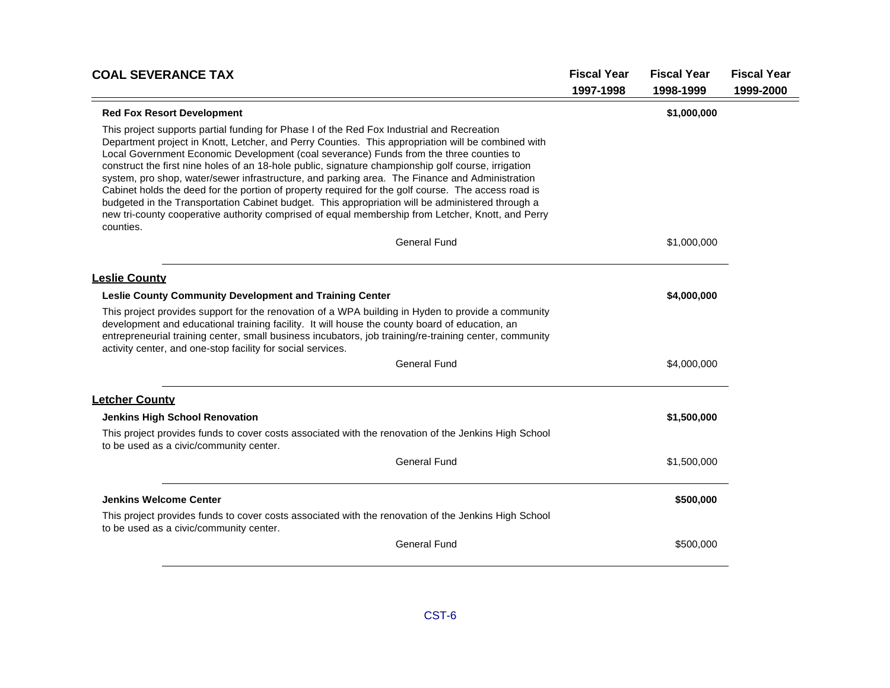| COAL SEVERANCE TAX | Fiscal Year 1997-1998 | Fiscal Year 1998-1999 | Fiscal Year 1999-2000 |
|---|---|---|---|

**Red Fox Resort Development** — **$1,000,000** (Fiscal Year 1998-1999)

This project supports partial funding for Phase I of the Red Fox Industrial and Recreation Department project in Knott, Letcher, and Perry Counties. This appropriation will be combined with Local Government Economic Development (coal severance) Funds from the three counties to construct the first nine holes of an 18-hole public, signature championship golf course, irrigation system, pro shop, water/sewer infrastructure, and parking area. The Finance and Administration Cabinet holds the deed for the portion of property required for the golf course. The access road is budgeted in the Transportation Cabinet budget. This appropriation will be administered through a new tri-county cooperative authority comprised of equal membership from Letcher, Knott, and Perry counties.

| | Fiscal Year 1997-1998 | Fiscal Year 1998-1999 | Fiscal Year 1999-2000 |
|---|---|---|---|
| General Fund | | $1,000,000 | |

## Leslie County

**Leslie County Community Development and Training Center** — **$4,000,000** (Fiscal Year 1998-1999)

This project provides support for the renovation of a WPA building in Hyden to provide a community development and educational training facility. It will house the county board of education, an entrepreneurial training center, small business incubators, job training/re-training center, community activity center, and one-stop facility for social services.

| | Fiscal Year 1997-1998 | Fiscal Year 1998-1999 | Fiscal Year 1999-2000 |
|---|---|---|---|
| General Fund | | $4,000,000 | |

## Letcher County

**Jenkins High School Renovation** — **$1,500,000** (Fiscal Year 1998-1999)

This project provides funds to cover costs associated with the renovation of the Jenkins High School to be used as a civic/community center.

| | Fiscal Year 1997-1998 | Fiscal Year 1998-1999 | Fiscal Year 1999-2000 |
|---|---|---|---|
| General Fund | | $1,500,000 | |

**Jenkins Welcome Center** — **$500,000** (Fiscal Year 1998-1999)

This project provides funds to cover costs associated with the renovation of the Jenkins High School to be used as a civic/community center.

| | Fiscal Year 1997-1998 | Fiscal Year 1998-1999 | Fiscal Year 1999-2000 |
|---|---|---|---|
| General Fund | | $500,000 | |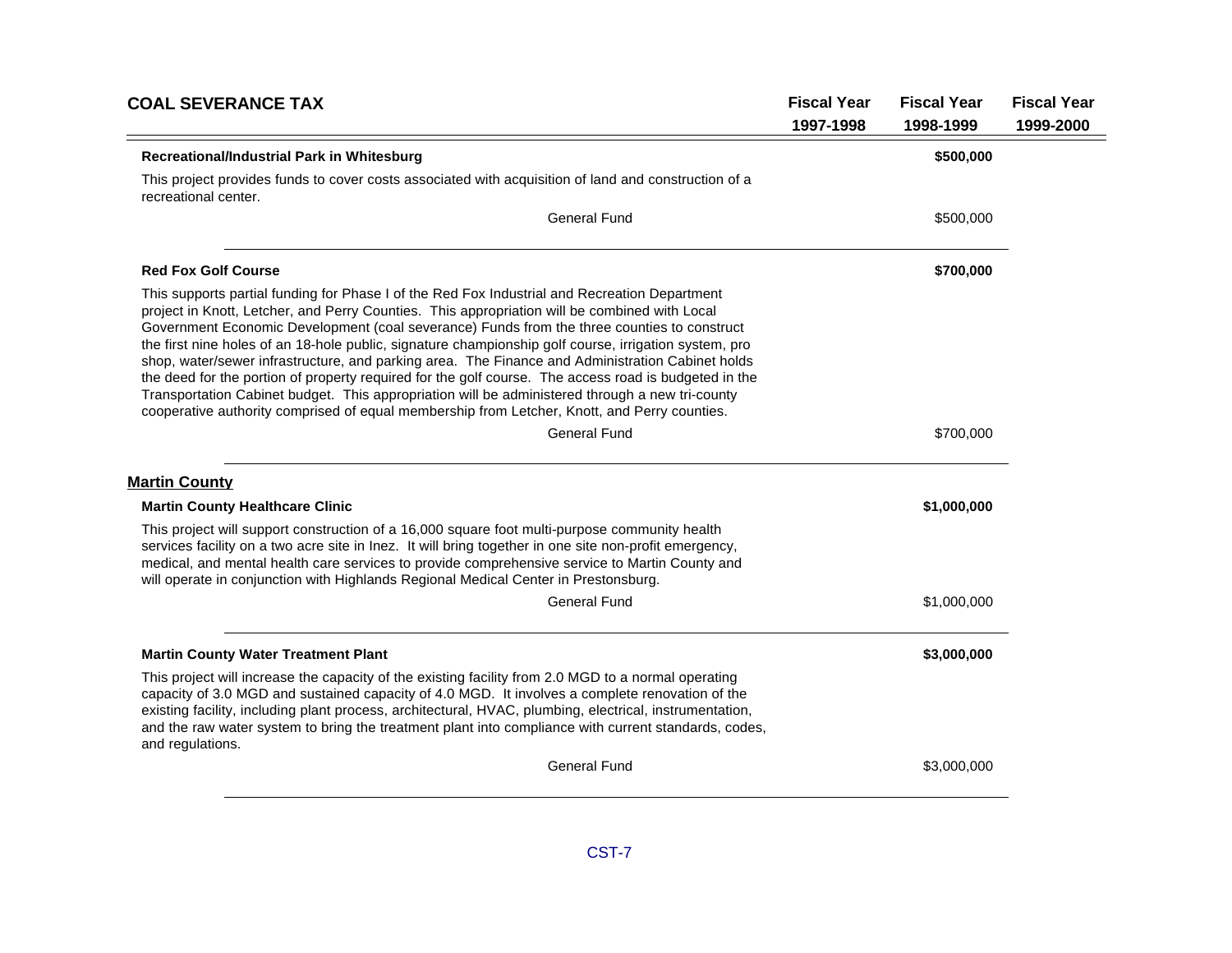## COAL SEVERANCE TAX

| | Fiscal Year 1997-1998 | Fiscal Year 1998-1999 | Fiscal Year 1999-2000 |
|---|---|---|---|

**Recreational/Industrial Park in Whitesburg** — **$500,000** (Fiscal Year 1998-1999)

This project provides funds to cover costs associated with acquisition of land and construction of a recreational center.

| | Fiscal Year 1997-1998 | Fiscal Year 1998-1999 | Fiscal Year 1999-2000 |
|---|---|---|---|
| General Fund | | $500,000 | |

---

**Red Fox Golf Course** — **$700,000** (Fiscal Year 1998-1999)

This supports partial funding for Phase I of the Red Fox Industrial and Recreation Department project in Knott, Letcher, and Perry Counties. This appropriation will be combined with Local Government Economic Development (coal severance) Funds from the three counties to construct the first nine holes of an 18-hole public, signature championship golf course, irrigation system, pro shop, water/sewer infrastructure, and parking area. The Finance and Administration Cabinet holds the deed for the portion of property required for the golf course. The access road is budgeted in the Transportation Cabinet budget. This appropriation will be administered through a new tri-county cooperative authority comprised of equal membership from Letcher, Knott, and Perry counties.

| | Fiscal Year 1997-1998 | Fiscal Year 1998-1999 | Fiscal Year 1999-2000 |
|---|---|---|---|
| General Fund | | $700,000 | |

---

### Martin County

**Martin County Healthcare Clinic** — **$1,000,000** (Fiscal Year 1998-1999)

This project will support construction of a 16,000 square foot multi-purpose community health services facility on a two acre site in Inez. It will bring together in one site non-profit emergency, medical, and mental health care services to provide comprehensive service to Martin County and will operate in conjunction with Highlands Regional Medical Center in Prestonsburg.

| | Fiscal Year 1997-1998 | Fiscal Year 1998-1999 | Fiscal Year 1999-2000 |
|---|---|---|---|
| General Fund | | $1,000,000 | |

---

**Martin County Water Treatment Plant** — **$3,000,000** (Fiscal Year 1998-1999)

This project will increase the capacity of the existing facility from 2.0 MGD to a normal operating capacity of 3.0 MGD and sustained capacity of 4.0 MGD. It involves a complete renovation of the existing facility, including plant process, architectural, HVAC, plumbing, electrical, instrumentation, and the raw water system to bring the treatment plant into compliance with current standards, codes, and regulations.

| | Fiscal Year 1997-1998 | Fiscal Year 1998-1999 | Fiscal Year 1999-2000 |
|---|---|---|---|
| General Fund | | $3,000,000 | |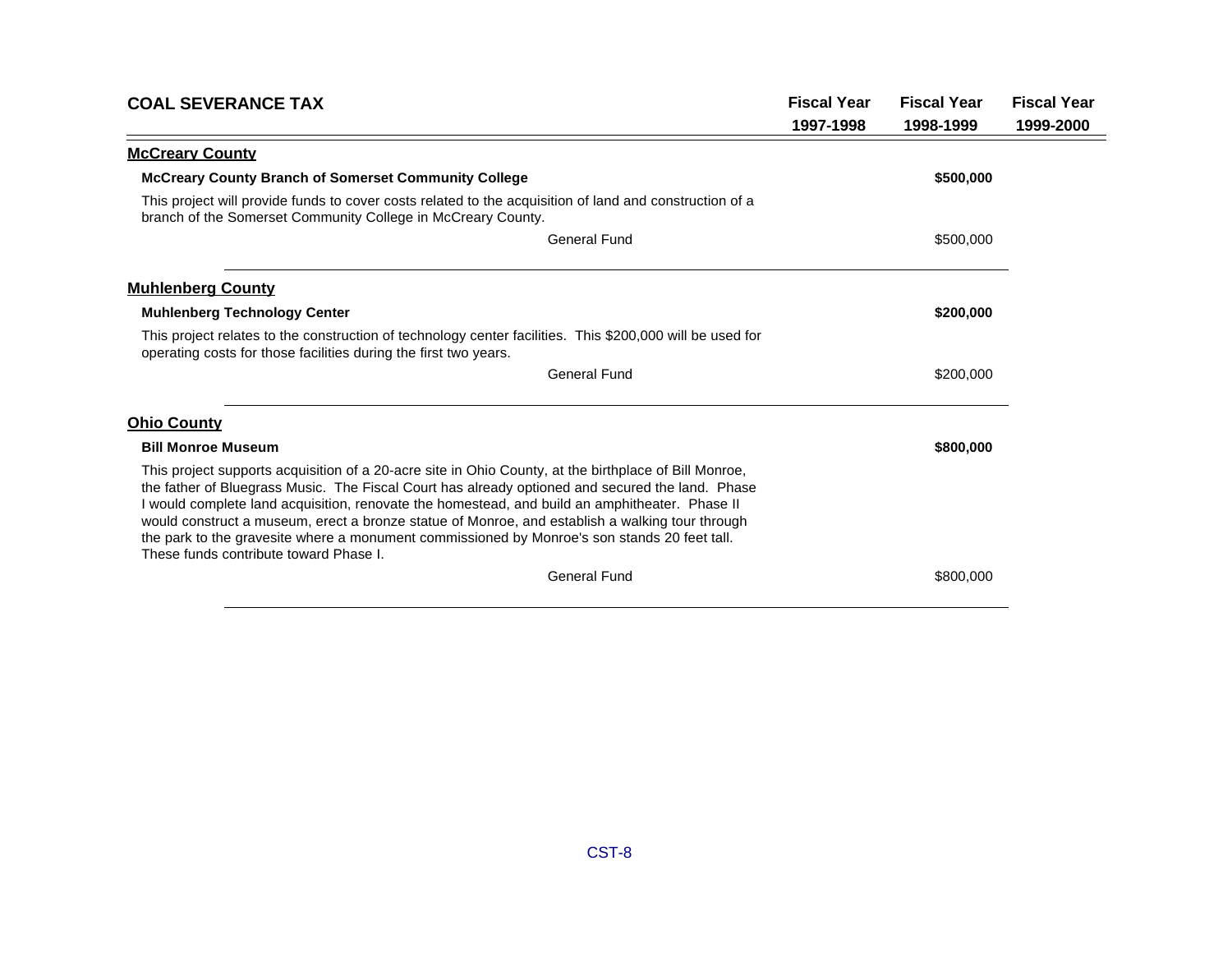| COAL SEVERANCE TAX | Fiscal Year 1997-1998 | Fiscal Year 1998-1999 | Fiscal Year 1999-2000 |
|---|---|---|---|

## McCreary County

**McCreary County Branch of Somerset Community College** — **$500,000** (Fiscal Year 1998-1999)

This project will provide funds to cover costs related to the acquisition of land and construction of a branch of the Somerset Community College in McCreary County.

| | Fiscal Year 1997-1998 | Fiscal Year 1998-1999 | Fiscal Year 1999-2000 |
|---|---|---|---|
| General Fund | | $500,000 | |

## Muhlenberg County

**Muhlenberg Technology Center** — **$200,000** (Fiscal Year 1998-1999)

This project relates to the construction of technology center facilities. This $200,000 will be used for operating costs for those facilities during the first two years.

| | Fiscal Year 1997-1998 | Fiscal Year 1998-1999 | Fiscal Year 1999-2000 |
|---|---|---|---|
| General Fund | | $200,000 | |

## Ohio County

**Bill Monroe Museum** — **$800,000** (Fiscal Year 1998-1999)

This project supports acquisition of a 20-acre site in Ohio County, at the birthplace of Bill Monroe, the father of Bluegrass Music. The Fiscal Court has already optioned and secured the land. Phase I would complete land acquisition, renovate the homestead, and build an amphitheater. Phase II would construct a museum, erect a bronze statue of Monroe, and establish a walking tour through the park to the gravesite where a monument commissioned by Monroe's son stands 20 feet tall. These funds contribute toward Phase I.

| | Fiscal Year 1997-1998 | Fiscal Year 1998-1999 | Fiscal Year 1999-2000 |
|---|---|---|---|
| General Fund | | $800,000 | |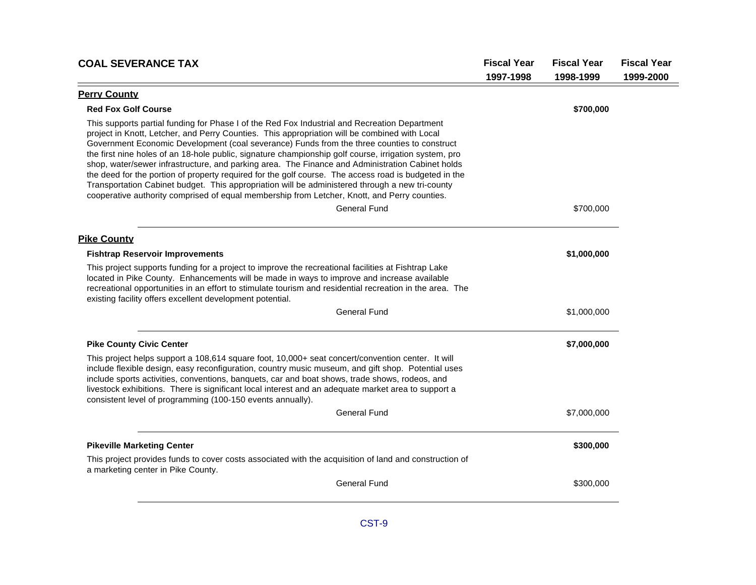| COAL SEVERANCE TAX | Fiscal Year 1997-1998 | Fiscal Year 1998-1999 | Fiscal Year 1999-2000 |
|---|---|---|---|

## Perry County

**Red Fox Golf Course** — **$700,000** (Fiscal Year 1998-1999)

This supports partial funding for Phase I of the Red Fox Industrial and Recreation Department project in Knott, Letcher, and Perry Counties. This appropriation will be combined with Local Government Economic Development (coal severance) Funds from the three counties to construct the first nine holes of an 18-hole public, signature championship golf course, irrigation system, pro shop, water/sewer infrastructure, and parking area. The Finance and Administration Cabinet holds the deed for the portion of property required for the golf course. The access road is budgeted in the Transportation Cabinet budget. This appropriation will be administered through a new tri-county cooperative authority comprised of equal membership from Letcher, Knott, and Perry counties.

| | Fiscal Year 1997-1998 | Fiscal Year 1998-1999 | Fiscal Year 1999-2000 |
|---|---|---|---|
| General Fund | | $700,000 | |

## Pike County

**Fishtrap Reservoir Improvements** — **$1,000,000** (Fiscal Year 1998-1999)

This project supports funding for a project to improve the recreational facilities at Fishtrap Lake located in Pike County. Enhancements will be made in ways to improve and increase available recreational opportunities in an effort to stimulate tourism and residential recreation in the area. The existing facility offers excellent development potential.

| | Fiscal Year 1997-1998 | Fiscal Year 1998-1999 | Fiscal Year 1999-2000 |
|---|---|---|---|
| General Fund | | $1,000,000 | |

**Pike County Civic Center** — **$7,000,000** (Fiscal Year 1998-1999)

This project helps support a 108,614 square foot, 10,000+ seat concert/convention center. It will include flexible design, easy reconfiguration, country music museum, and gift shop. Potential uses include sports activities, conventions, banquets, car and boat shows, trade shows, rodeos, and livestock exhibitions. There is significant local interest and an adequate market area to support a consistent level of programming (100-150 events annually).

| | Fiscal Year 1997-1998 | Fiscal Year 1998-1999 | Fiscal Year 1999-2000 |
|---|---|---|---|
| General Fund | | $7,000,000 | |

**Pikeville Marketing Center** — **$300,000** (Fiscal Year 1998-1999)

This project provides funds to cover costs associated with the acquisition of land and construction of a marketing center in Pike County.

| | Fiscal Year 1997-1998 | Fiscal Year 1998-1999 | Fiscal Year 1999-2000 |
|---|---|---|---|
| General Fund | | $300,000 | |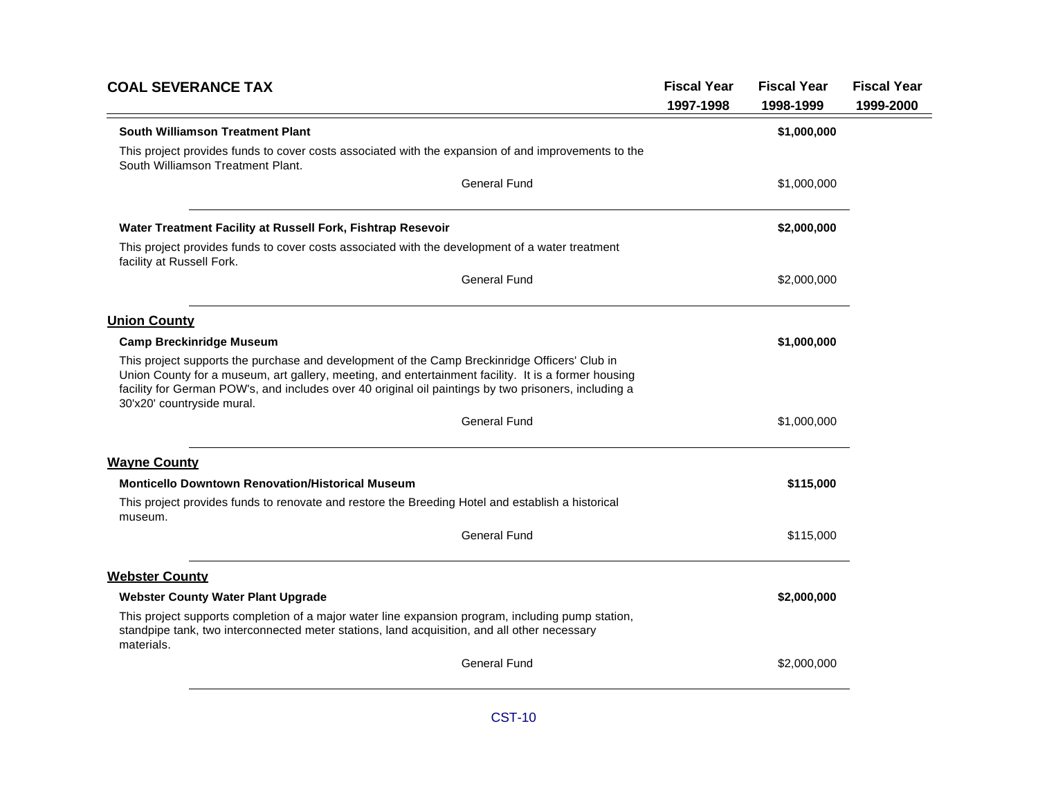## COAL SEVERANCE TAX

| | Fiscal Year 1997-1998 | Fiscal Year 1998-1999 | Fiscal Year 1999-2000 |
|---|---|---|---|

**South Williamson Treatment Plant** — **$1,000,000** (Fiscal Year 1998-1999)

This project provides funds to cover costs associated with the expansion of and improvements to the South Williamson Treatment Plant.

| | Fiscal Year 1997-1998 | Fiscal Year 1998-1999 | Fiscal Year 1999-2000 |
|---|---|---|---|
| General Fund | | $1,000,000 | |

**Water Treatment Facility at Russell Fork, Fishtrap Resevoir** — **$2,000,000** (Fiscal Year 1998-1999)

This project provides funds to cover costs associated with the development of a water treatment facility at Russell Fork.

| | Fiscal Year 1997-1998 | Fiscal Year 1998-1999 | Fiscal Year 1999-2000 |
|---|---|---|---|
| General Fund | | $2,000,000 | |

### Union County

**Camp Breckinridge Museum** — **$1,000,000** (Fiscal Year 1998-1999)

This project supports the purchase and development of the Camp Breckinridge Officers' Club in Union County for a museum, art gallery, meeting, and entertainment facility. It is a former housing facility for German POW's, and includes over 40 original oil paintings by two prisoners, including a 30'x20' countryside mural.

| | Fiscal Year 1997-1998 | Fiscal Year 1998-1999 | Fiscal Year 1999-2000 |
|---|---|---|---|
| General Fund | | $1,000,000 | |

### Wayne County

**Monticello Downtown Renovation/Historical Museum** — **$115,000** (Fiscal Year 1998-1999)

This project provides funds to renovate and restore the Breeding Hotel and establish a historical museum.

| | Fiscal Year 1997-1998 | Fiscal Year 1998-1999 | Fiscal Year 1999-2000 |
|---|---|---|---|
| General Fund | | $115,000 | |

### Webster County

**Webster County Water Plant Upgrade** — **$2,000,000** (Fiscal Year 1998-1999)

This project supports completion of a major water line expansion program, including pump station, standpipe tank, two interconnected meter stations, land acquisition, and all other necessary materials.

| | Fiscal Year 1997-1998 | Fiscal Year 1998-1999 | Fiscal Year 1999-2000 |
|---|---|---|---|
| General Fund | | $2,000,000 | |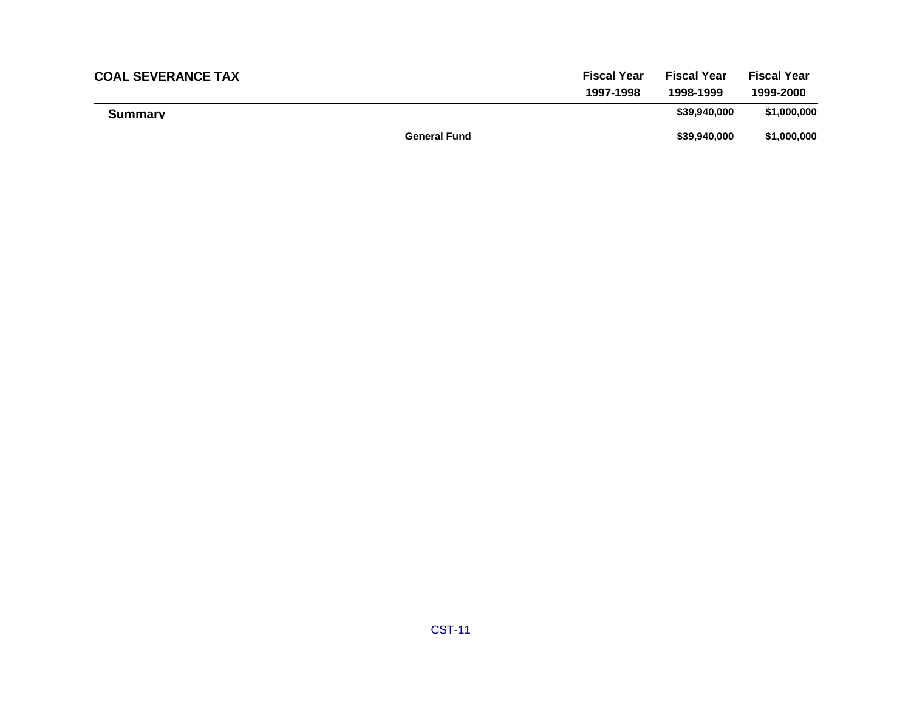| COAL SEVERANCE TAX | | Fiscal Year 1997-1998 | Fiscal Year 1998-1999 | Fiscal Year 1999-2000 |
|---|---|---|---|---|
| **Summary** | | | $39,940,000 | $1,000,000 |
| | **General Fund** | | $39,940,000 | $1,000,000 |

CST-11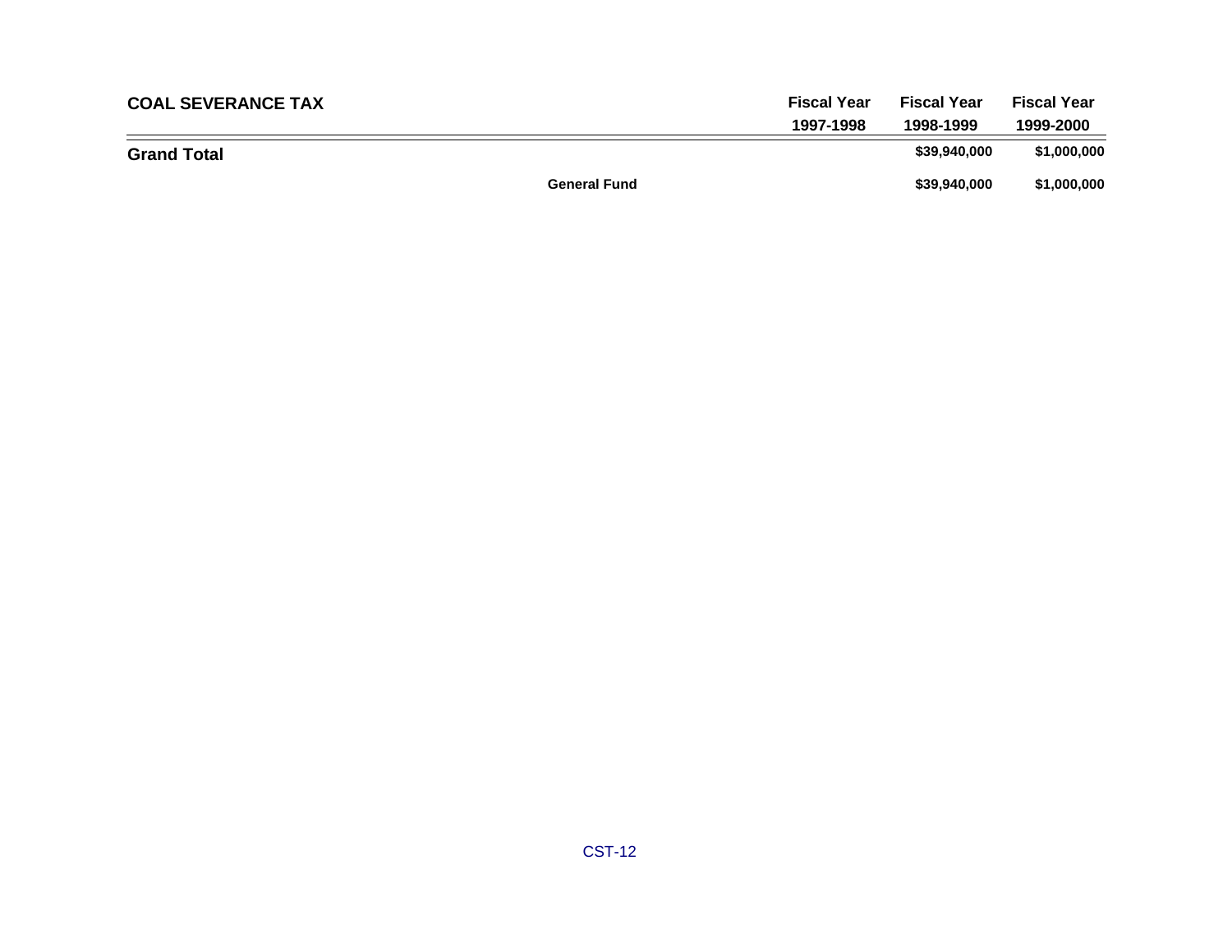| COAL SEVERANCE TAX | | Fiscal Year 1997-1998 | Fiscal Year 1998-1999 | Fiscal Year 1999-2000 |
|---|---|---|---|---|
| **Grand Total** | | | $39,940,000 | $1,000,000 |
| | General Fund | | $39,940,000 | $1,000,000 |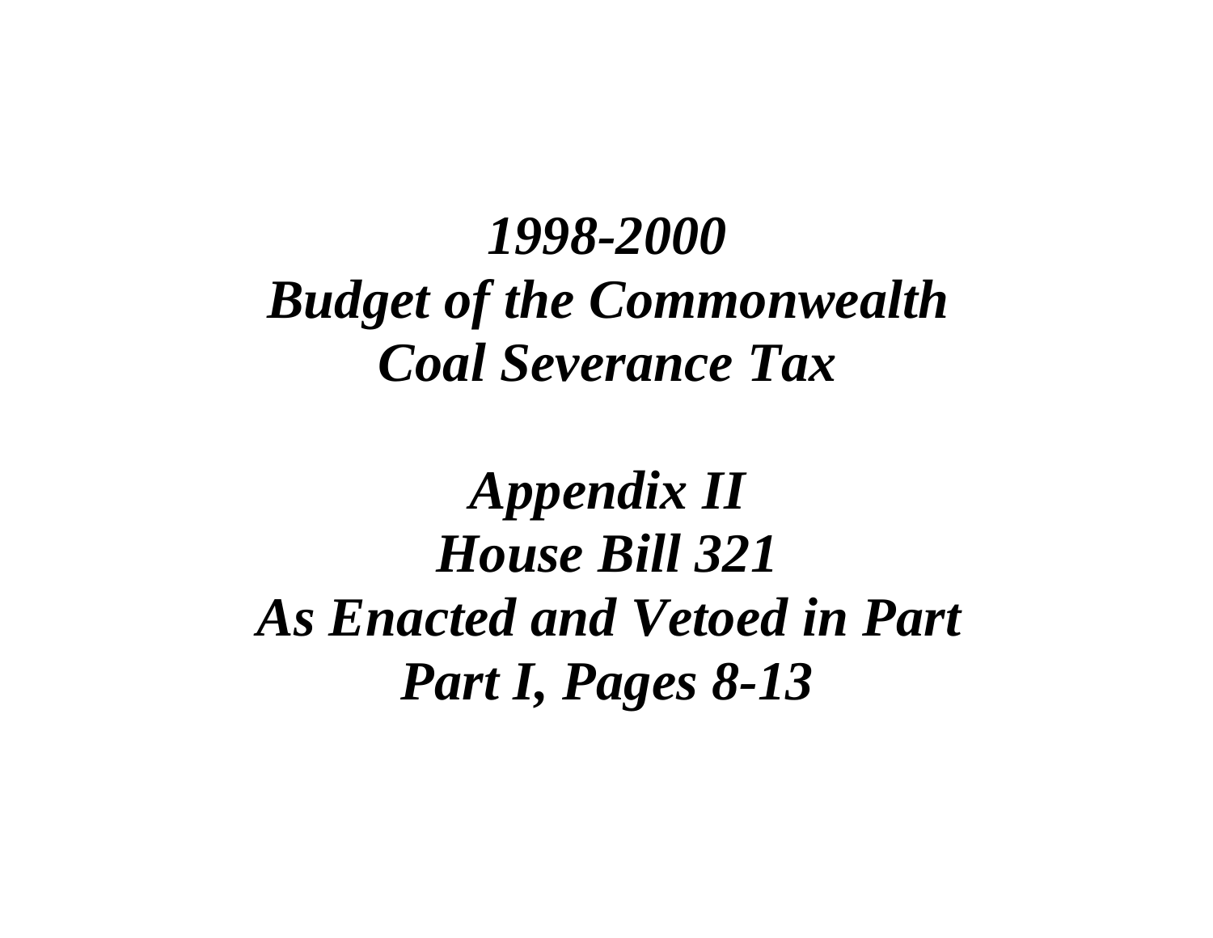# *1998-2000*
# *Budget of the Commonwealth*
# *Coal Severance Tax*

# *Appendix II*
# *House Bill 321*
# *As Enacted and Vetoed in Part*
# *Part I, Pages 8-13*